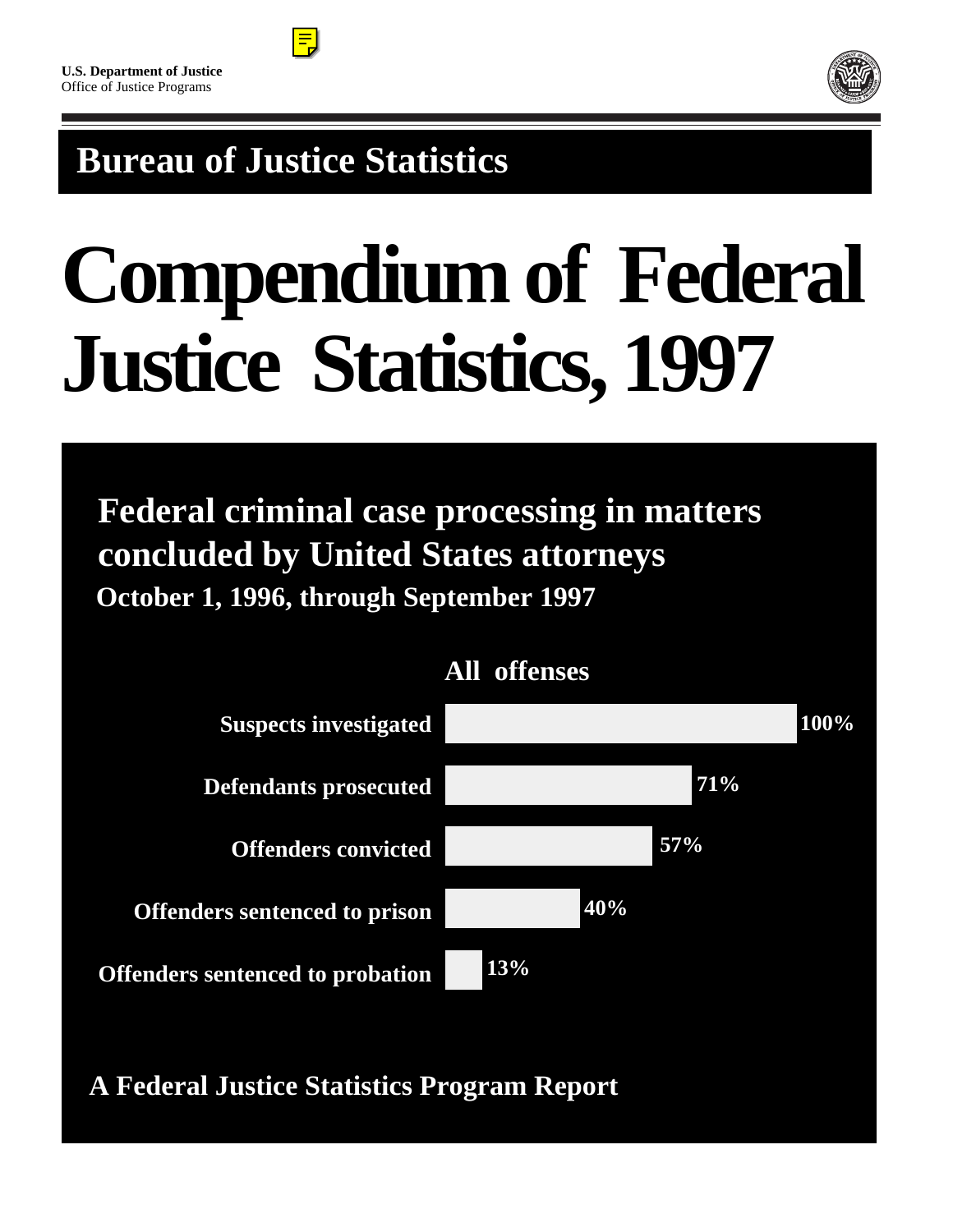**U.S. Department of Justice**
Office of Justice Programs

## Bureau of Justice Statistics

# Compendium of Federal Justice Statistics, 1997

## Federal criminal case processing in matters concluded by United States attorneys

**October 1, 1996, through September 1997**

**All offenses**

| | |
|---|---|
| Suspects investigated | 100% |
| Defendants prosecuted | 71% |
| Offenders convicted | 57% |
| Offenders sentenced to prison | 40% |
| Offenders sentenced to probation | 13% |

**A Federal Justice Statistics Program Report**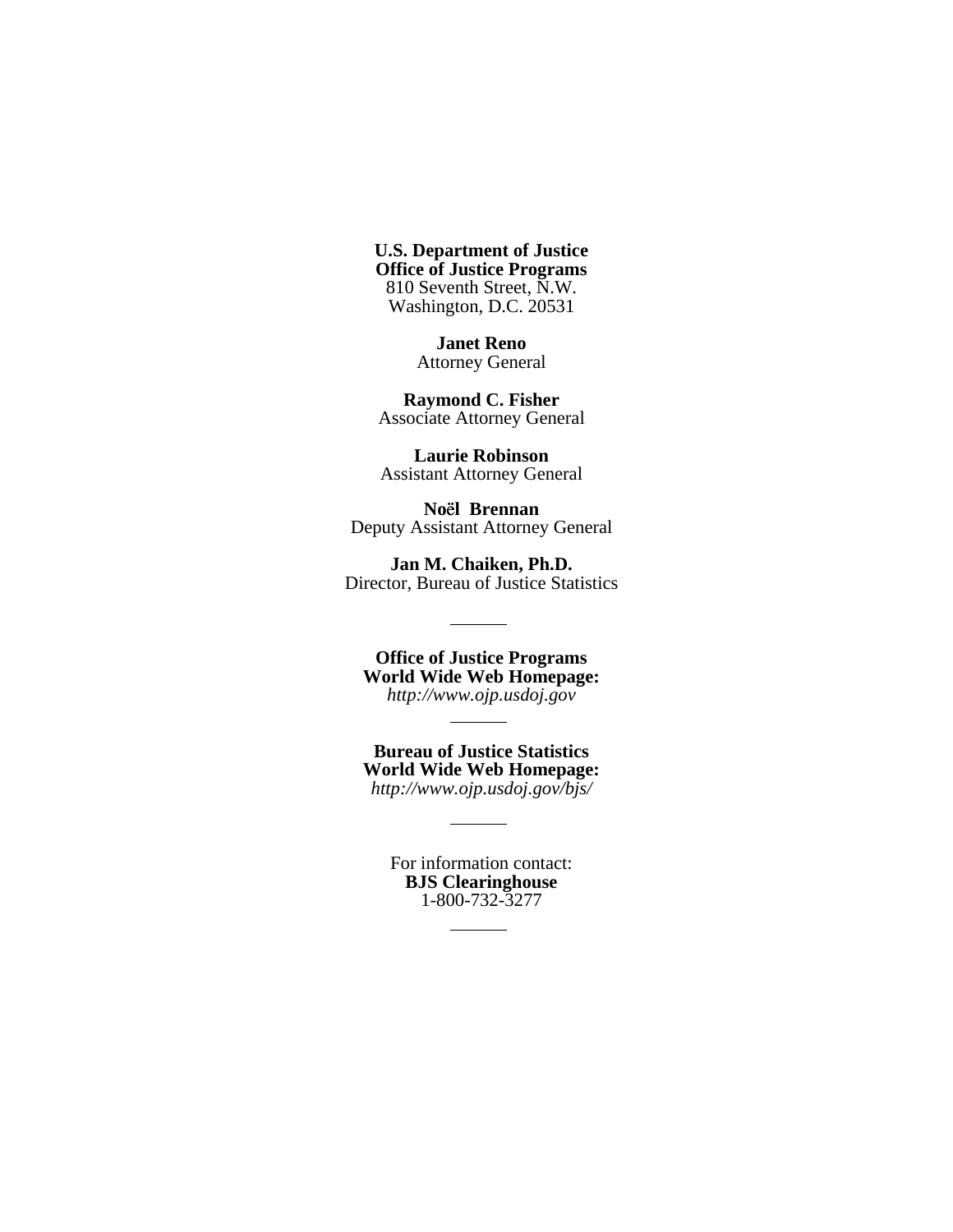**U.S. Department of Justice**
**Office of Justice Programs**
810 Seventh Street, N.W.
Washington, D.C. 20531

**Janet Reno**
Attorney General

**Raymond C. Fisher**
Associate Attorney General

**Laurie Robinson**
Assistant Attorney General

**Noël Brennan**
Deputy Assistant Attorney General

**Jan M. Chaiken, Ph.D.**
Director, Bureau of Justice Statistics

---

**Office of Justice Programs**
**World Wide Web Homepage:**
*http://www.ojp.usdoj.gov*

---

**Bureau of Justice Statistics**
**World Wide Web Homepage:**
*http://www.ojp.usdoj.gov/bjs/*

---

For information contact:
**BJS Clearinghouse**
1-800-732-3277

---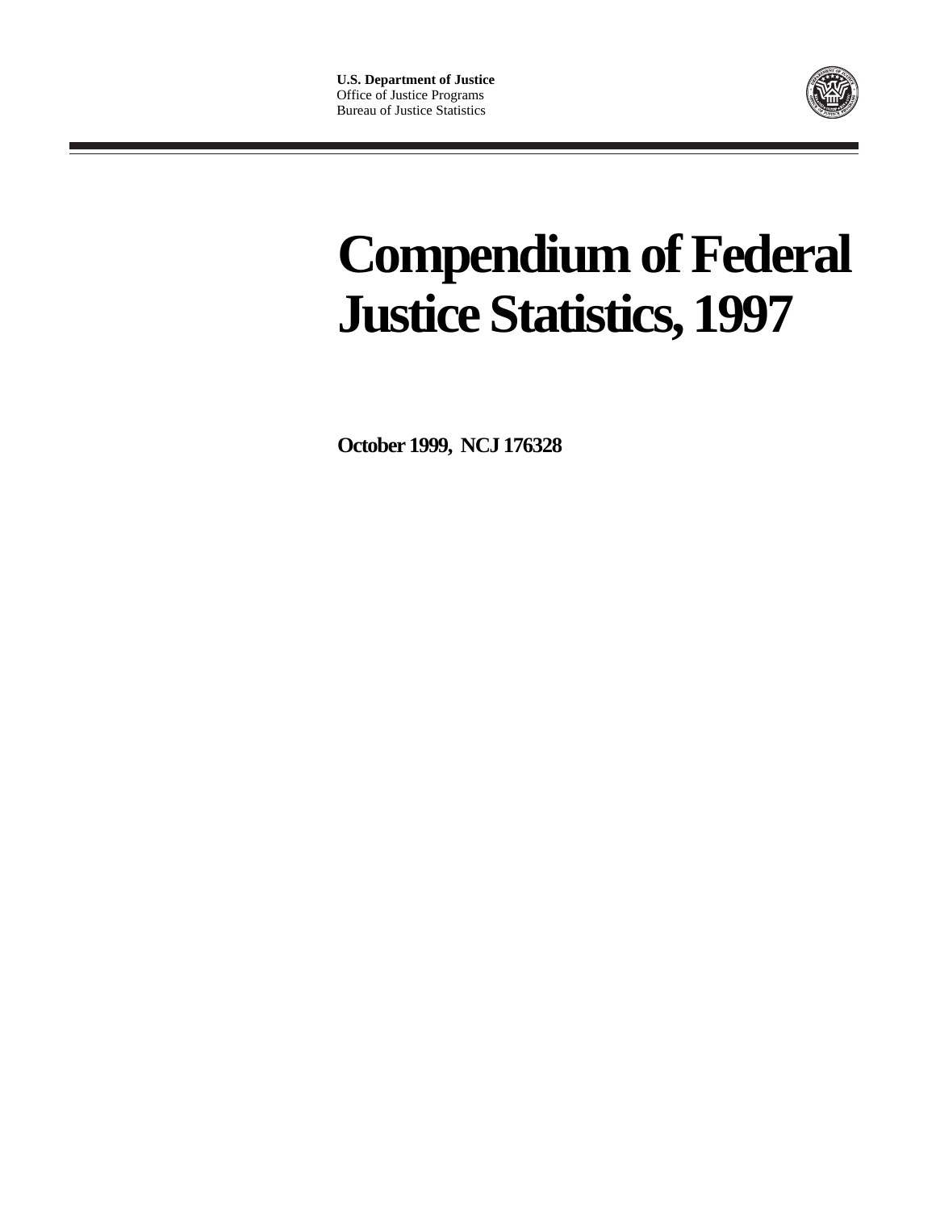**U.S. Department of Justice**
Office of Justice Programs
Bureau of Justice Statistics

# Compendium of Federal Justice Statistics, 1997

**October 1999, NCJ 176328**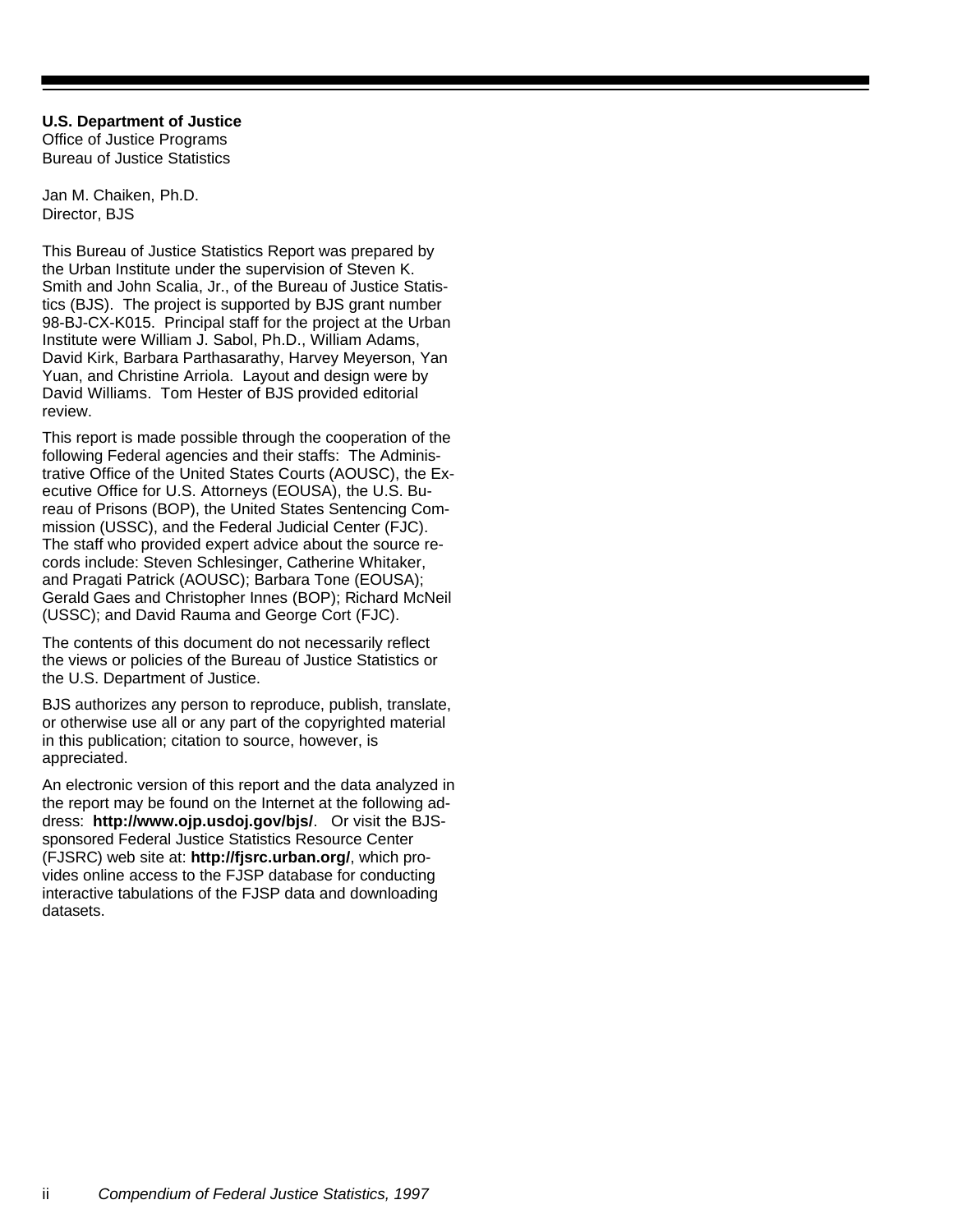**U.S. Department of Justice**
Office of Justice Programs
Bureau of Justice Statistics

Jan M. Chaiken, Ph.D.
Director, BJS

This Bureau of Justice Statistics Report was prepared by the Urban Institute under the supervision of Steven K. Smith and John Scalia, Jr., of the Bureau of Justice Statistics (BJS). The project is supported by BJS grant number 98-BJ-CX-K015. Principal staff for the project at the Urban Institute were William J. Sabol, Ph.D., William Adams, David Kirk, Barbara Parthasarathy, Harvey Meyerson, Yan Yuan, and Christine Arriola. Layout and design were by David Williams. Tom Hester of BJS provided editorial review.

This report is made possible through the cooperation of the following Federal agencies and their staffs: The Administrative Office of the United States Courts (AOUSC), the Executive Office for U.S. Attorneys (EOUSA), the U.S. Bureau of Prisons (BOP), the United States Sentencing Commission (USSC), and the Federal Judicial Center (FJC). The staff who provided expert advice about the source records include: Steven Schlesinger, Catherine Whitaker, and Pragati Patrick (AOUSC); Barbara Tone (EOUSA); Gerald Gaes and Christopher Innes (BOP); Richard McNeil (USSC); and David Rauma and George Cort (FJC).

The contents of this document do not necessarily reflect the views or policies of the Bureau of Justice Statistics or the U.S. Department of Justice.

BJS authorizes any person to reproduce, publish, translate, or otherwise use all or any part of the copyrighted material in this publication; citation to source, however, is appreciated.

An electronic version of this report and the data analyzed in the report may be found on the Internet at the following address: **http://www.ojp.usdoj.gov/bjs/**. Or visit the BJS-sponsored Federal Justice Statistics Resource Center (FJSRC) web site at: **http://fjsrc.urban.org/**, which provides online access to the FJSP database for conducting interactive tabulations of the FJSP data and downloading datasets.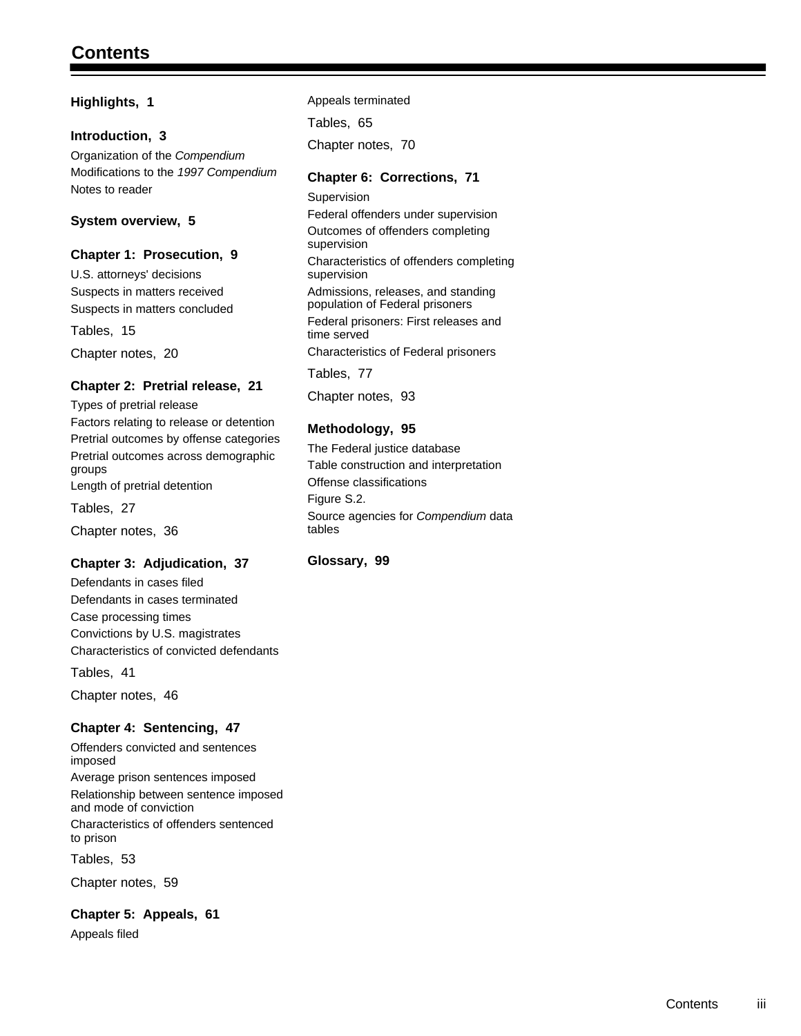# Contents

**Highlights, 1**

**Introduction, 3**

Organization of the *Compendium*
Modifications to the *1997 Compendium*
Notes to reader

**System overview, 5**

**Chapter 1: Prosecution, 9**

U.S. attorneys' decisions
Suspects in matters received
Suspects in matters concluded

Tables, 15

Chapter notes, 20

**Chapter 2: Pretrial release, 21**

Types of pretrial release
Factors relating to release or detention
Pretrial outcomes by offense categories
Pretrial outcomes across demographic groups
Length of pretrial detention

Tables, 27

Chapter notes, 36

**Chapter 3: Adjudication, 37**

Defendants in cases filed
Defendants in cases terminated
Case processing times
Convictions by U.S. magistrates
Characteristics of convicted defendants

Tables, 41

Chapter notes, 46

**Chapter 4: Sentencing, 47**

Offenders convicted and sentences imposed
Average prison sentences imposed
Relationship between sentence imposed and mode of conviction
Characteristics of offenders sentenced to prison

Tables, 53

Chapter notes, 59

**Chapter 5: Appeals, 61**

Appeals filed
Appeals terminated

Tables, 65

Chapter notes, 70

**Chapter 6: Corrections, 71**

Supervision
Federal offenders under supervision
Outcomes of offenders completing supervision
Characteristics of offenders completing supervision
Admissions, releases, and standing population of Federal prisoners
Federal prisoners: First releases and time served
Characteristics of Federal prisoners

Tables, 77

Chapter notes, 93

**Methodology, 95**

The Federal justice database
Table construction and interpretation
Offense classifications
Figure S.2.
Source agencies for *Compendium* data tables

**Glossary, 99**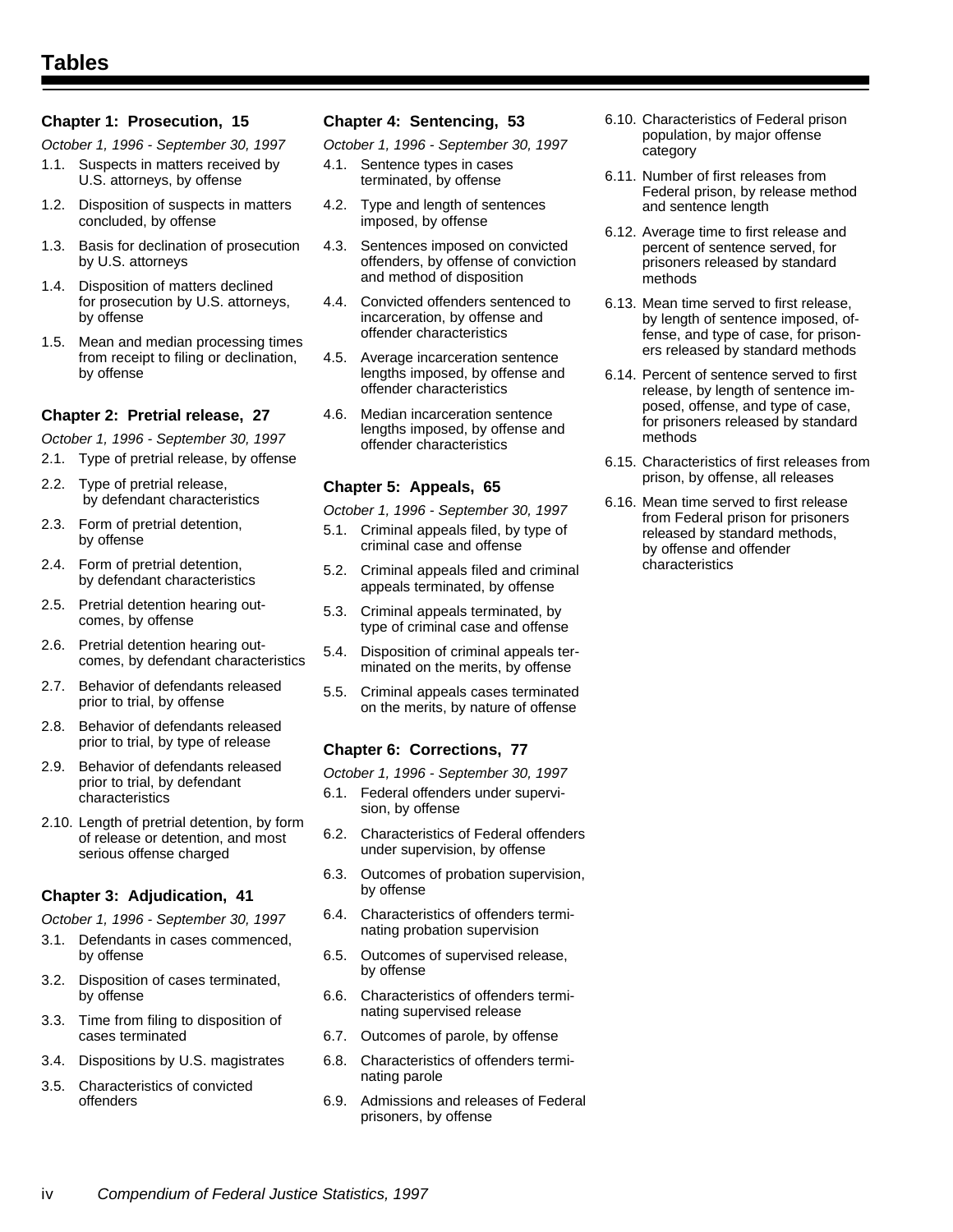# Tables

### Chapter 1: Prosecution, 15

*October 1, 1996 - September 30, 1997*

1.1. Suspects in matters received by U.S. attorneys, by offense
1.2. Disposition of suspects in matters concluded, by offense
1.3. Basis for declination of prosecution by U.S. attorneys
1.4. Disposition of matters declined for prosecution by U.S. attorneys, by offense
1.5. Mean and median processing times from receipt to filing or declination, by offense

### Chapter 2: Pretrial release, 27

*October 1, 1996 - September 30, 1997*

2.1. Type of pretrial release, by offense
2.2. Type of pretrial release, by defendant characteristics
2.3. Form of pretrial detention, by offense
2.4. Form of pretrial detention, by defendant characteristics
2.5. Pretrial detention hearing outcomes, by offense
2.6. Pretrial detention hearing outcomes, by defendant characteristics
2.7. Behavior of defendants released prior to trial, by offense
2.8. Behavior of defendants released prior to trial, by type of release
2.9. Behavior of defendants released prior to trial, by defendant characteristics
2.10. Length of pretrial detention, by form of release or detention, and most serious offense charged

### Chapter 3: Adjudication, 41

*October 1, 1996 - September 30, 1997*

3.1. Defendants in cases commenced, by offense
3.2. Disposition of cases terminated, by offense
3.3. Time from filing to disposition of cases terminated
3.4. Dispositions by U.S. magistrates
3.5. Characteristics of convicted offenders

### Chapter 4: Sentencing, 53

*October 1, 1996 - September 30, 1997*

4.1. Sentence types in cases terminated, by offense
4.2. Type and length of sentences imposed, by offense
4.3. Sentences imposed on convicted offenders, by offense of conviction and method of disposition
4.4. Convicted offenders sentenced to incarceration, by offense and offender characteristics
4.5. Average incarceration sentence lengths imposed, by offense and offender characteristics
4.6. Median incarceration sentence lengths imposed, by offense and offender characteristics

### Chapter 5: Appeals, 65

*October 1, 1996 - September 30, 1997*

5.1. Criminal appeals filed, by type of criminal case and offense
5.2. Criminal appeals filed and criminal appeals terminated, by offense
5.3. Criminal appeals terminated, by type of criminal case and offense
5.4. Disposition of criminal appeals terminated on the merits, by offense
5.5. Criminal appeals cases terminated on the merits, by nature of offense

### Chapter 6: Corrections, 77

*October 1, 1996 - September 30, 1997*

6.1. Federal offenders under supervision, by offense
6.2. Characteristics of Federal offenders under supervision, by offense
6.3. Outcomes of probation supervision, by offense
6.4. Characteristics of offenders terminating probation supervision
6.5. Outcomes of supervised release, by offense
6.6. Characteristics of offenders terminating supervised release
6.7. Outcomes of parole, by offense
6.8. Characteristics of offenders terminating parole
6.9. Admissions and releases of Federal prisoners, by offense
6.10. Characteristics of Federal prison population, by major offense category
6.11. Number of first releases from Federal prison, by release method and sentence length
6.12. Average time to first release and percent of sentence served, for prisoners released by standard methods
6.13. Mean time served to first release, by length of sentence imposed, offense, and type of case, for prisoners released by standard methods
6.14. Percent of sentence served to first release, by length of sentence imposed, offense, and type of case, for prisoners released by standard methods
6.15. Characteristics of first releases from prison, by offense, all releases
6.16. Mean time served to first release from Federal prison for prisoners released by standard methods, by offense and offender characteristics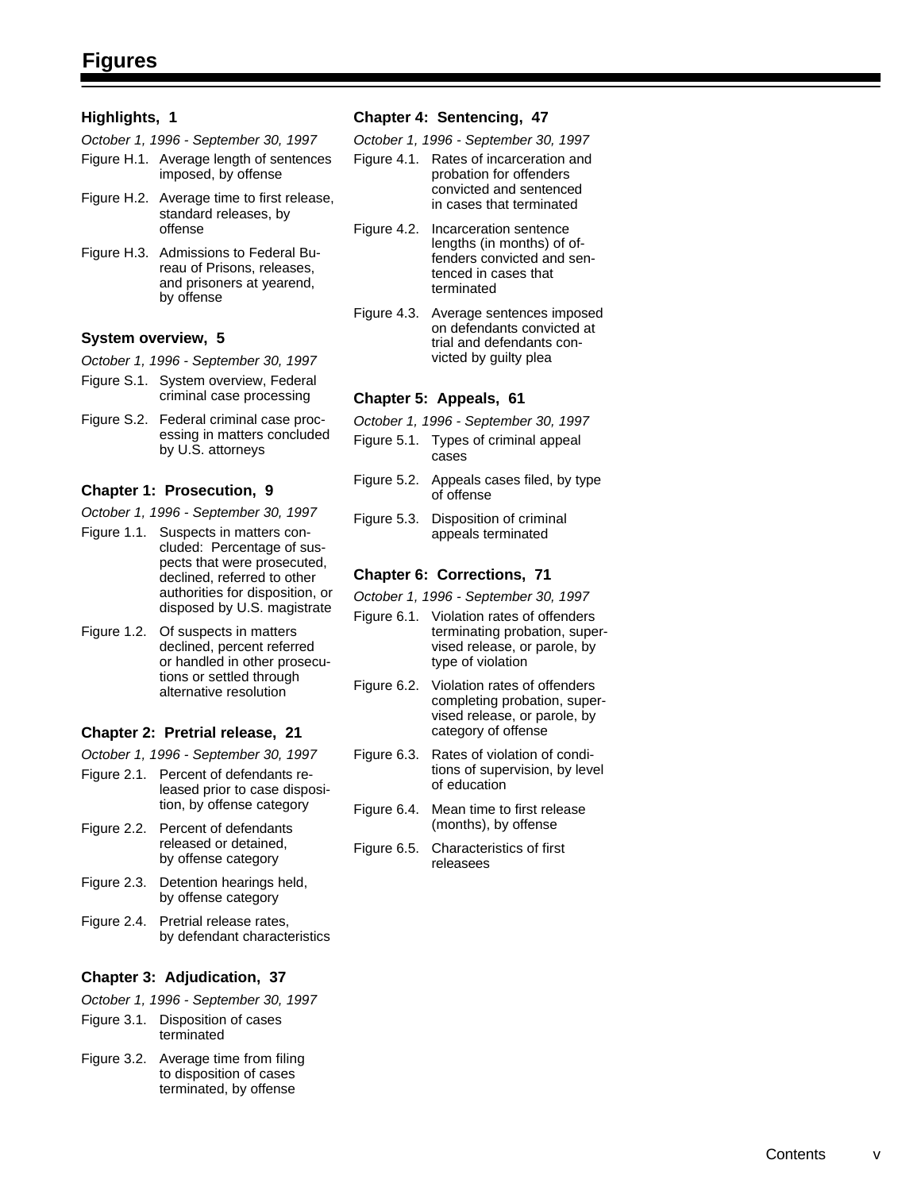# Figures

### Highlights, 1

*October 1, 1996 - September 30, 1997*

Figure H.1. Average length of sentences imposed, by offense

Figure H.2. Average time to first release, standard releases, by offense

Figure H.3. Admissions to Federal Bureau of Prisons, releases, and prisoners at yearend, by offense

### System overview, 5

*October 1, 1996 - September 30, 1997*

Figure S.1. System overview, Federal criminal case processing

Figure S.2. Federal criminal case processing in matters concluded by U.S. attorneys

### Chapter 1: Prosecution, 9

*October 1, 1996 - September 30, 1997*

Figure 1.1. Suspects in matters concluded: Percentage of suspects that were prosecuted, declined, referred to other authorities for disposition, or disposed by U.S. magistrate

Figure 1.2. Of suspects in matters declined, percent referred or handled in other prosecutions or settled through alternative resolution

### Chapter 2: Pretrial release, 21

*October 1, 1996 - September 30, 1997*

Figure 2.1. Percent of defendants released prior to case disposition, by offense category

Figure 2.2. Percent of defendants released or detained, by offense category

Figure 2.3. Detention hearings held, by offense category

Figure 2.4. Pretrial release rates, by defendant characteristics

### Chapter 3: Adjudication, 37

*October 1, 1996 - September 30, 1997*

Figure 3.1. Disposition of cases terminated

Figure 3.2. Average time from filing to disposition of cases terminated, by offense

### Chapter 4: Sentencing, 47

*October 1, 1996 - September 30, 1997*

Figure 4.1. Rates of incarceration and probation for offenders convicted and sentenced in cases that terminated

Figure 4.2. Incarceration sentence lengths (in months) of offenders convicted and sentenced in cases that terminated

Figure 4.3. Average sentences imposed on defendants convicted at trial and defendants convicted by guilty plea

### Chapter 5: Appeals, 61

*October 1, 1996 - September 30, 1997*

Figure 5.1. Types of criminal appeal cases

Figure 5.2. Appeals cases filed, by type of offense

Figure 5.3. Disposition of criminal appeals terminated

### Chapter 6: Corrections, 71

*October 1, 1996 - September 30, 1997*

Figure 6.1. Violation rates of offenders terminating probation, supervised release, or parole, by type of violation

Figure 6.2. Violation rates of offenders completing probation, supervised release, or parole, by category of offense

Figure 6.3. Rates of violation of conditions of supervision, by level of education

Figure 6.4. Mean time to first release (months), by offense

Figure 6.5. Characteristics of first releasees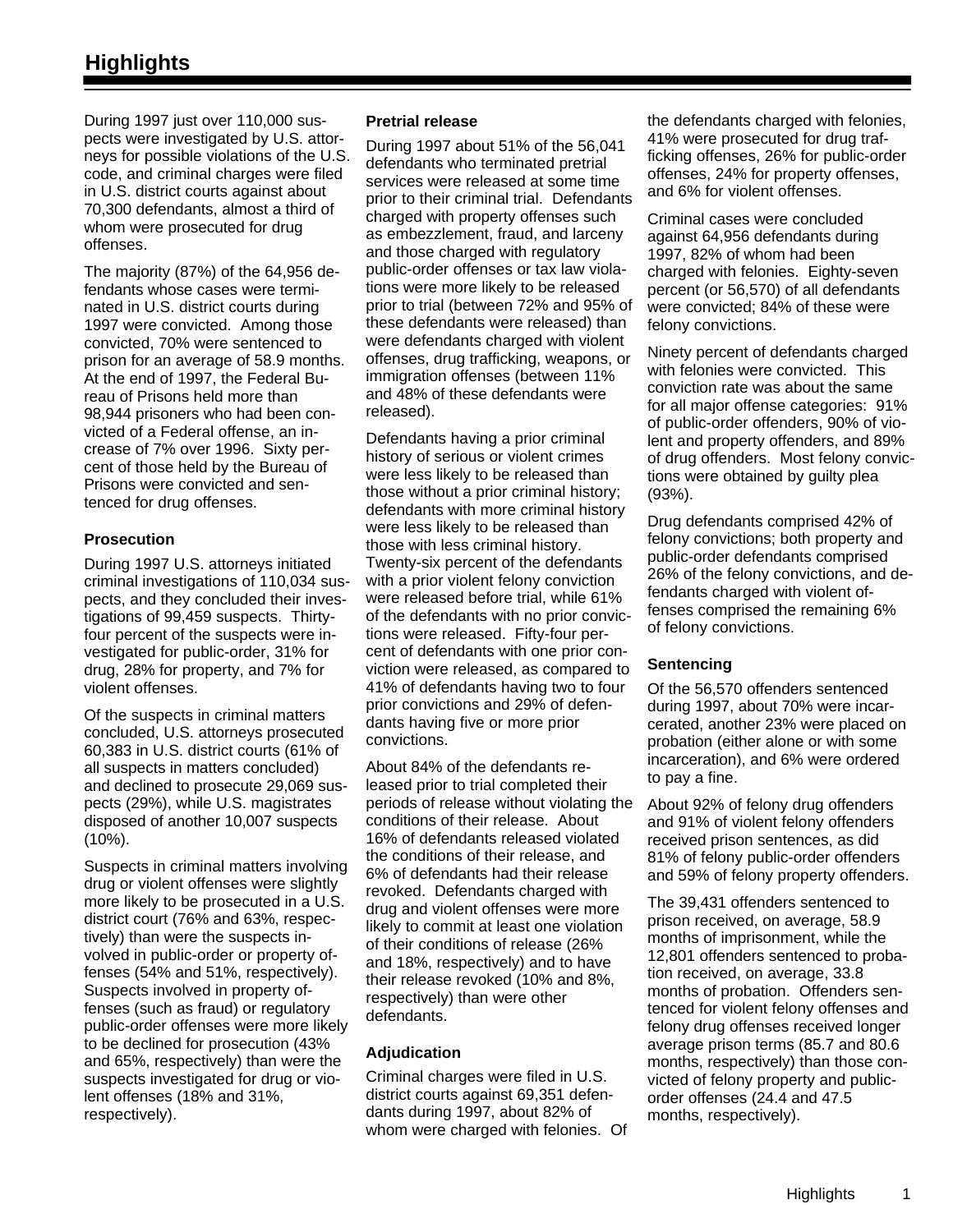# Highlights

During 1997 just over 110,000 suspects were investigated by U.S. attorneys for possible violations of the U.S. code, and criminal charges were filed in U.S. district courts against about 70,300 defendants, almost a third of whom were prosecuted for drug offenses.

The majority (87%) of the 64,956 defendants whose cases were terminated in U.S. district courts during 1997 were convicted. Among those convicted, 70% were sentenced to prison for an average of 58.9 months. At the end of 1997, the Federal Bureau of Prisons held more than 98,944 prisoners who had been convicted of a Federal offense, an increase of 7% over 1996. Sixty percent of those held by the Bureau of Prisons were convicted and sentenced for drug offenses.

### Prosecution

During 1997 U.S. attorneys initiated criminal investigations of 110,034 suspects, and they concluded their investigations of 99,459 suspects. Thirty-four percent of the suspects were investigated for public-order, 31% for drug, 28% for property, and 7% for violent offenses.

Of the suspects in criminal matters concluded, U.S. attorneys prosecuted 60,383 in U.S. district courts (61% of all suspects in matters concluded) and declined to prosecute 29,069 suspects (29%), while U.S. magistrates disposed of another 10,007 suspects (10%).

Suspects in criminal matters involving drug or violent offenses were slightly more likely to be prosecuted in a U.S. district court (76% and 63%, respectively) than were the suspects involved in public-order or property offenses (54% and 51%, respectively). Suspects involved in property offenses (such as fraud) or regulatory public-order offenses were more likely to be declined for prosecution (43% and 65%, respectively) than were the suspects investigated for drug or violent offenses (18% and 31%, respectively).

### Pretrial release

During 1997 about 51% of the 56,041 defendants who terminated pretrial services were released at some time prior to their criminal trial. Defendants charged with property offenses such as embezzlement, fraud, and larceny and those charged with regulatory public-order offenses or tax law violations were more likely to be released prior to trial (between 72% and 95% of these defendants were released) than were defendants charged with violent offenses, drug trafficking, weapons, or immigration offenses (between 11% and 48% of these defendants were released).

Defendants having a prior criminal history of serious or violent crimes were less likely to be released than those without a prior criminal history; defendants with more criminal history were less likely to be released than those with less criminal history. Twenty-six percent of the defendants with a prior violent felony conviction were released before trial, while 61% of the defendants with no prior convictions were released. Fifty-four percent of defendants with one prior conviction were released, as compared to 41% of defendants having two to four prior convictions and 29% of defendants having five or more prior convictions.

About 84% of the defendants released prior to trial completed their periods of release without violating the conditions of their release. About 16% of defendants released violated the conditions of their release, and 6% of defendants had their release revoked. Defendants charged with drug and violent offenses were more likely to commit at least one violation of their conditions of release (26% and 18%, respectively) and to have their release revoked (10% and 8%, respectively) than were other defendants.

### Adjudication

Criminal charges were filed in U.S. district courts against 69,351 defendants during 1997, about 82% of whom were charged with felonies. Of the defendants charged with felonies, 41% were prosecuted for drug trafficking offenses, 26% for public-order offenses, 24% for property offenses, and 6% for violent offenses.

Criminal cases were concluded against 64,956 defendants during 1997, 82% of whom had been charged with felonies. Eighty-seven percent (or 56,570) of all defendants were convicted; 84% of these were felony convictions.

Ninety percent of defendants charged with felonies were convicted. This conviction rate was about the same for all major offense categories: 91% of public-order offenders, 90% of violent and property offenders, and 89% of drug offenders. Most felony convictions were obtained by guilty plea (93%).

Drug defendants comprised 42% of felony convictions; both property and public-order defendants comprised 26% of the felony convictions, and defendants charged with violent offenses comprised the remaining 6% of felony convictions.

### Sentencing

Of the 56,570 offenders sentenced during 1997, about 70% were incarcerated, another 23% were placed on probation (either alone or with some incarceration), and 6% were ordered to pay a fine.

About 92% of felony drug offenders and 91% of violent felony offenders received prison sentences, as did 81% of felony public-order offenders and 59% of felony property offenders.

The 39,431 offenders sentenced to prison received, on average, 58.9 months of imprisonment, while the 12,801 offenders sentenced to probation received, on average, 33.8 months of probation. Offenders sentenced for violent felony offenses and felony drug offenses received longer average prison terms (85.7 and 80.6 months, respectively) than those convicted of felony property and public-order offenses (24.4 and 47.5 months, respectively).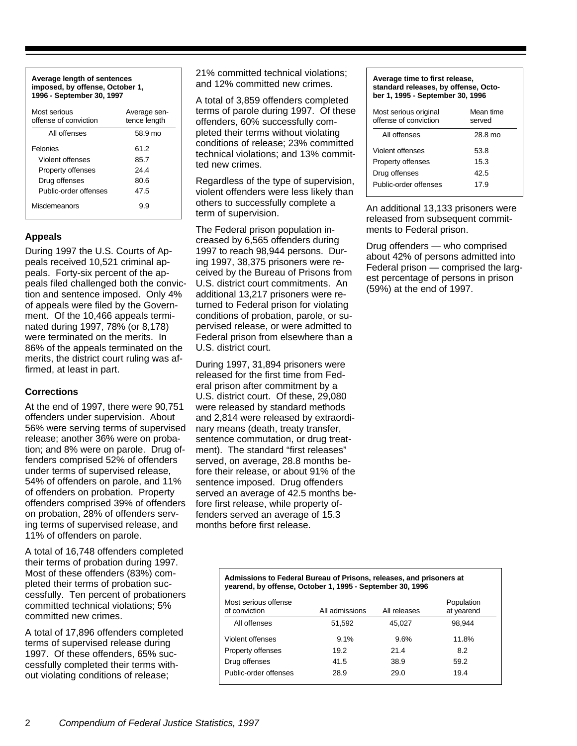**Average length of sentences imposed, by offense, October 1, 1996 - September 30, 1997**

| Most serious offense of conviction | Average sentence length |
|---|---|
| All offenses | 58.9 mo |
| Felonies | 61.2 |
| Violent offenses | 85.7 |
| Property offenses | 24.4 |
| Drug offenses | 80.6 |
| Public-order offenses | 47.5 |
| Misdemeanors | 9.9 |

### Appeals

During 1997 the U.S. Courts of Appeals received 10,521 criminal appeals. Forty-six percent of the appeals filed challenged both the conviction and sentence imposed. Only 4% of appeals were filed by the Government. Of the 10,466 appeals terminated during 1997, 78% (or 8,178) were terminated on the merits. In 86% of the appeals terminated on the merits, the district court ruling was affirmed, at least in part.

### Corrections

At the end of 1997, there were 90,751 offenders under supervision. About 56% were serving terms of supervised release; another 36% were on probation; and 8% were on parole. Drug offenders comprised 52% of offenders under terms of supervised release, 54% of offenders on parole, and 11% of offenders on probation. Property offenders comprised 39% of offenders on probation, 28% of offenders serving terms of supervised release, and 11% of offenders on parole.

A total of 16,748 offenders completed their terms of probation during 1997. Most of these offenders (83%) completed their terms of probation successfully. Ten percent of probationers committed technical violations; 5% committed new crimes.

A total of 17,896 offenders completed terms of supervised release during 1997. Of these offenders, 65% successfully completed their terms without violating conditions of release; 21% committed technical violations; and 12% committed new crimes.

A total of 3,859 offenders completed terms of parole during 1997. Of these offenders, 60% successfully completed their terms without violating conditions of release; 23% committed technical violations; and 13% committed new crimes.

Regardless of the type of supervision, violent offenders were less likely than others to successfully complete a term of supervision.

The Federal prison population increased by 6,565 offenders during 1997 to reach 98,944 persons. During 1997, 38,375 prisoners were received by the Bureau of Prisons from U.S. district court commitments. An additional 13,217 prisoners were returned to Federal prison for violating conditions of probation, parole, or supervised release, or were admitted to Federal prison from elsewhere than a U.S. district court.

During 1997, 31,894 prisoners were released for the first time from Federal prison after commitment by a U.S. district court. Of these, 29,080 were released by standard methods and 2,814 were released by extraordinary means (death, treaty transfer, sentence commutation, or drug treatment). The standard "first releases" served, on average, 28.8 months before their release, or about 91% of the sentence imposed. Drug offenders served an average of 42.5 months before first release, while property offenders served an average of 15.3 months before first release.

**Average time to first release, standard releases, by offense, October 1, 1995 - September 30, 1996**

| Most serious original offense of conviction | Mean time served |
|---|---|
| All offenses | 28.8 mo |
| Violent offenses | 53.8 |
| Property offenses | 15.3 |
| Drug offenses | 42.5 |
| Public-order offenses | 17.9 |

An additional 13,133 prisoners were released from subsequent commitments to Federal prison.

Drug offenders — who comprised about 42% of persons admitted into Federal prison — comprised the largest percentage of persons in prison (59%) at the end of 1997.

**Admissions to Federal Bureau of Prisons, releases, and prisoners at yearend, by offense, October 1, 1995 - September 30, 1996**

| Most serious offense of conviction | All admissions | All releases | Population at yearend |
|---|---|---|---|
| All offenses | 51,592 | 45,027 | 98,944 |
| Violent offenses | 9.1% | 9.6% | 11.8% |
| Property offenses | 19.2 | 21.4 | 8.2 |
| Drug offenses | 41.5 | 38.9 | 59.2 |
| Public-order offenses | 28.9 | 29.0 | 19.4 |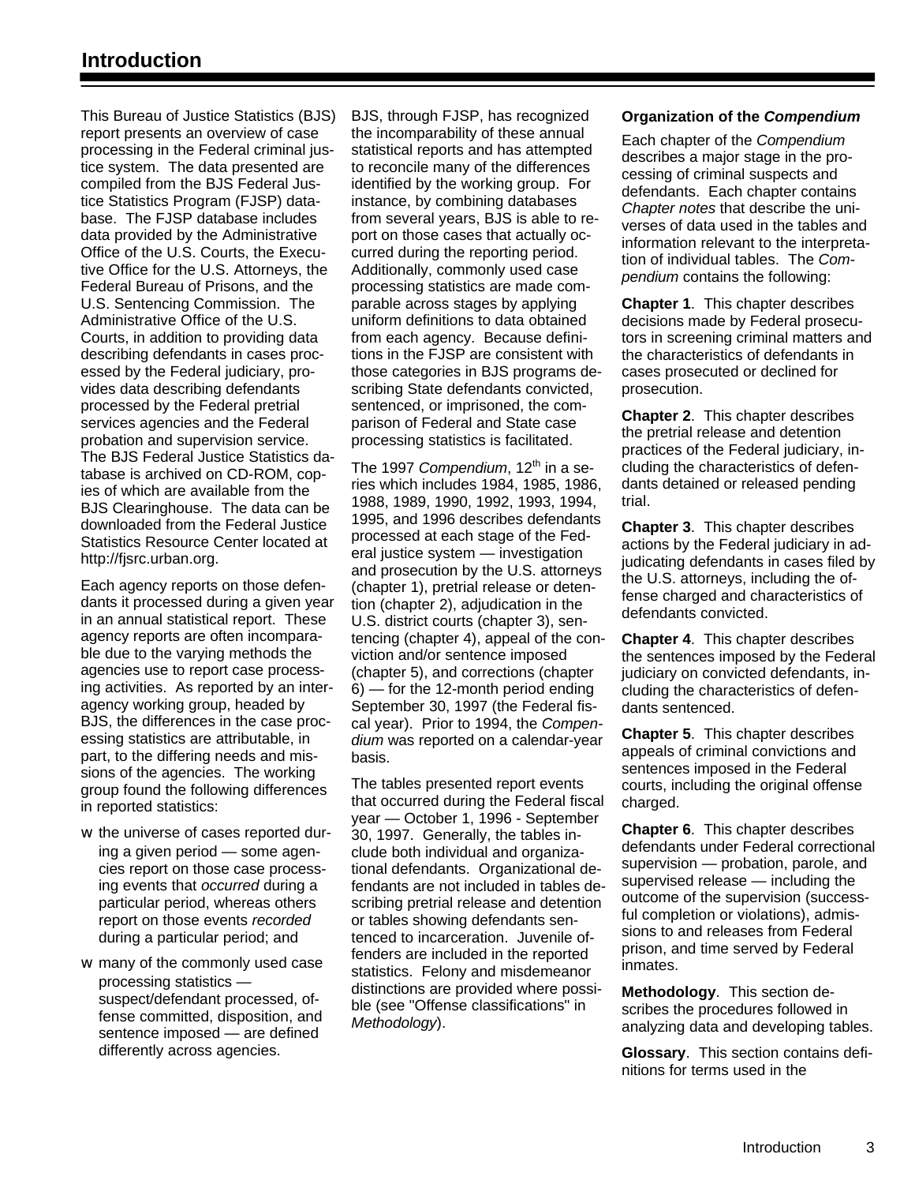# Introduction

This Bureau of Justice Statistics (BJS) report presents an overview of case processing in the Federal criminal justice system. The data presented are compiled from the BJS Federal Justice Statistics Program (FJSP) database. The FJSP database includes data provided by the Administrative Office of the U.S. Courts, the Executive Office for the U.S. Attorneys, the Federal Bureau of Prisons, and the U.S. Sentencing Commission. The Administrative Office of the U.S. Courts, in addition to providing data describing defendants in cases processed by the Federal judiciary, provides data describing defendants processed by the Federal pretrial services agencies and the Federal probation and supervision service. The BJS Federal Justice Statistics database is archived on CD-ROM, copies of which are available from the BJS Clearinghouse. The data can be downloaded from the Federal Justice Statistics Resource Center located at http://fjsrc.urban.org.

Each agency reports on those defendants it processed during a given year in an annual statistical report. These agency reports are often incomparable due to the varying methods the agencies use to report case processing activities. As reported by an interagency working group, headed by BJS, the differences in the case processing statistics are attributable, in part, to the differing needs and missions of the agencies. The working group found the following differences in reported statistics:

- the universe of cases reported during a given period — some agencies report on those case processing events that *occurred* during a particular period, whereas others report on those events *recorded* during a particular period; and
- many of the commonly used case processing statistics — suspect/defendant processed, offense committed, disposition, and sentence imposed — are defined differently across agencies.

BJS, through FJSP, has recognized the incomparability of these annual statistical reports and has attempted to reconcile many of the differences identified by the working group. For instance, by combining databases from several years, BJS is able to report on those cases that actually occurred during the reporting period. Additionally, commonly used case processing statistics are made comparable across stages by applying uniform definitions to data obtained from each agency. Because definitions in the FJSP are consistent with those categories in BJS programs describing State defendants convicted, sentenced, or imprisoned, the comparison of Federal and State case processing statistics is facilitated.

The 1997 *Compendium*, 12th in a series which includes 1984, 1985, 1986, 1988, 1989, 1990, 1992, 1993, 1994, 1995, and 1996 describes defendants processed at each stage of the Federal justice system — investigation and prosecution by the U.S. attorneys (chapter 1), pretrial release or detention (chapter 2), adjudication in the U.S. district courts (chapter 3), sentencing (chapter 4), appeal of the conviction and/or sentence imposed (chapter 5), and corrections (chapter 6) — for the 12-month period ending September 30, 1997 (the Federal fiscal year). Prior to 1994, the *Compendium* was reported on a calendar-year basis.

The tables presented report events that occurred during the Federal fiscal year — October 1, 1996 - September 30, 1997. Generally, the tables include both individual and organizational defendants. Organizational defendants are not included in tables describing pretrial release and detention or tables showing defendants sentenced to incarceration. Juvenile offenders are included in the reported statistics. Felony and misdemeanor distinctions are provided where possible (see "Offense classifications" in *Methodology*).

**Organization of the *Compendium***

Each chapter of the *Compendium* describes a major stage in the processing of criminal suspects and defendants. Each chapter contains *Chapter notes* that describe the universes of data used in the tables and information relevant to the interpretation of individual tables. The *Compendium* contains the following:

**Chapter 1**. This chapter describes decisions made by Federal prosecutors in screening criminal matters and the characteristics of defendants in cases prosecuted or declined for prosecution.

**Chapter 2**. This chapter describes the pretrial release and detention practices of the Federal judiciary, including the characteristics of defendants detained or released pending trial.

**Chapter 3**. This chapter describes actions by the Federal judiciary in adjudicating defendants in cases filed by the U.S. attorneys, including the offense charged and characteristics of defendants convicted.

**Chapter 4**. This chapter describes the sentences imposed by the Federal judiciary on convicted defendants, including the characteristics of defendants sentenced.

**Chapter 5**. This chapter describes appeals of criminal convictions and sentences imposed in the Federal courts, including the original offense charged.

**Chapter 6**. This chapter describes defendants under Federal correctional supervision — probation, parole, and supervised release — including the outcome of the supervision (successful completion or violations), admissions to and releases from Federal prison, and time served by Federal inmates.

**Methodology**. This section describes the procedures followed in analyzing data and developing tables.

**Glossary**. This section contains definitions for terms used in the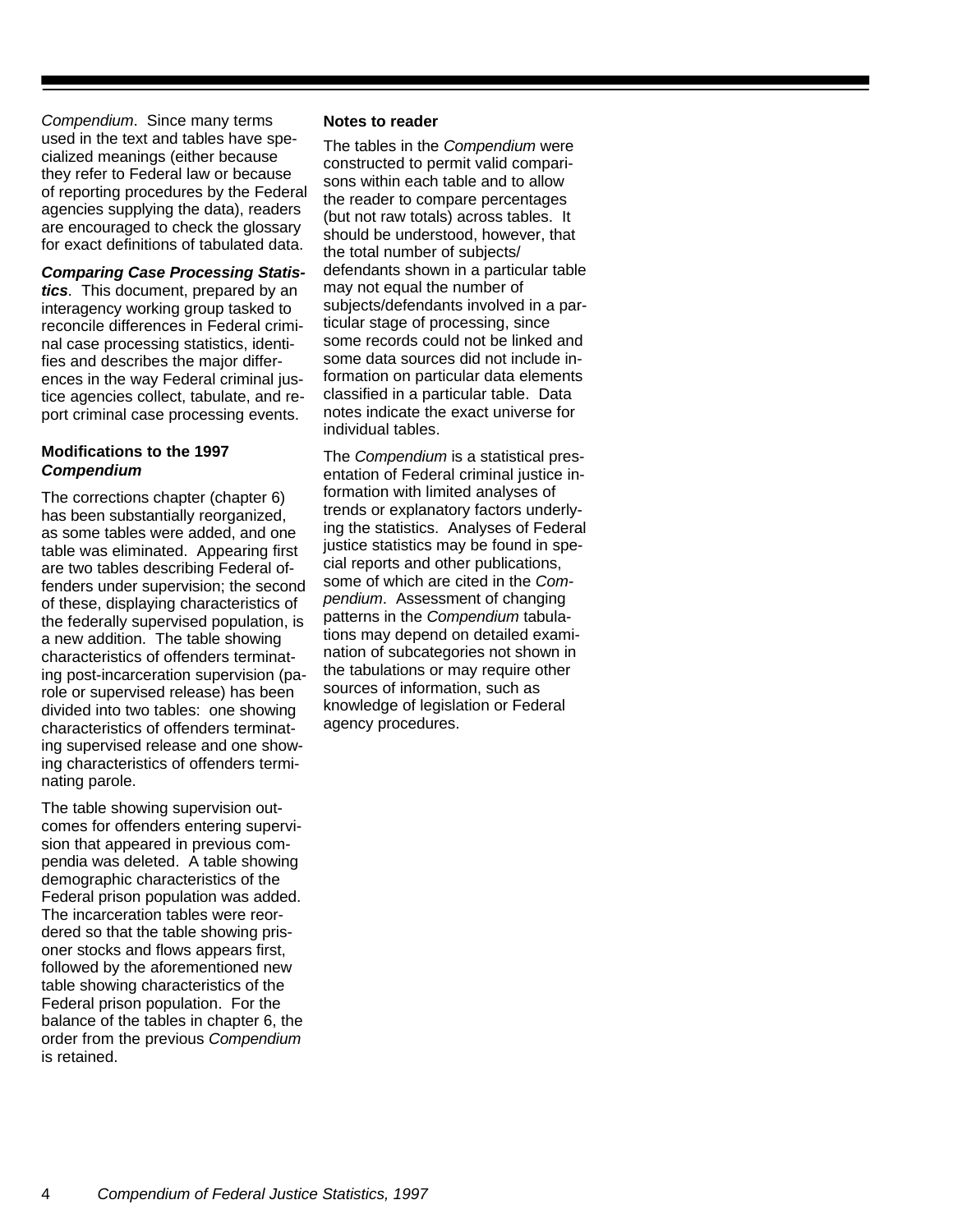*Compendium*. Since many terms used in the text and tables have specialized meanings (either because they refer to Federal law or because of reporting procedures by the Federal agencies supplying the data), readers are encouraged to check the glossary for exact definitions of tabulated data.

***Comparing Case Processing Statistics***. This document, prepared by an interagency working group tasked to reconcile differences in Federal criminal case processing statistics, identifies and describes the major differences in the way Federal criminal justice agencies collect, tabulate, and report criminal case processing events.

### Modifications to the 1997 *Compendium*

The corrections chapter (chapter 6) has been substantially reorganized, as some tables were added, and one table was eliminated. Appearing first are two tables describing Federal offenders under supervision; the second of these, displaying characteristics of the federally supervised population, is a new addition. The table showing characteristics of offenders terminating post-incarceration supervision (parole or supervised release) has been divided into two tables: one showing characteristics of offenders terminating supervised release and one showing characteristics of offenders terminating parole.

The table showing supervision outcomes for offenders entering supervision that appeared in previous compendia was deleted. A table showing demographic characteristics of the Federal prison population was added. The incarceration tables were reordered so that the table showing prisoner stocks and flows appears first, followed by the aforementioned new table showing characteristics of the Federal prison population. For the balance of the tables in chapter 6, the order from the previous *Compendium* is retained.

### Notes to reader

The tables in the *Compendium* were constructed to permit valid comparisons within each table and to allow the reader to compare percentages (but not raw totals) across tables. It should be understood, however, that the total number of subjects/defendants shown in a particular table may not equal the number of subjects/defendants involved in a particular stage of processing, since some records could not be linked and some data sources did not include information on particular data elements classified in a particular table. Data notes indicate the exact universe for individual tables.

The *Compendium* is a statistical presentation of Federal criminal justice information with limited analyses of trends or explanatory factors underlying the statistics. Analyses of Federal justice statistics may be found in special reports and other publications, some of which are cited in the *Compendium*. Assessment of changing patterns in the *Compendium* tabulations may depend on detailed examination of subcategories not shown in the tabulations or may require other sources of information, such as knowledge of legislation or Federal agency procedures.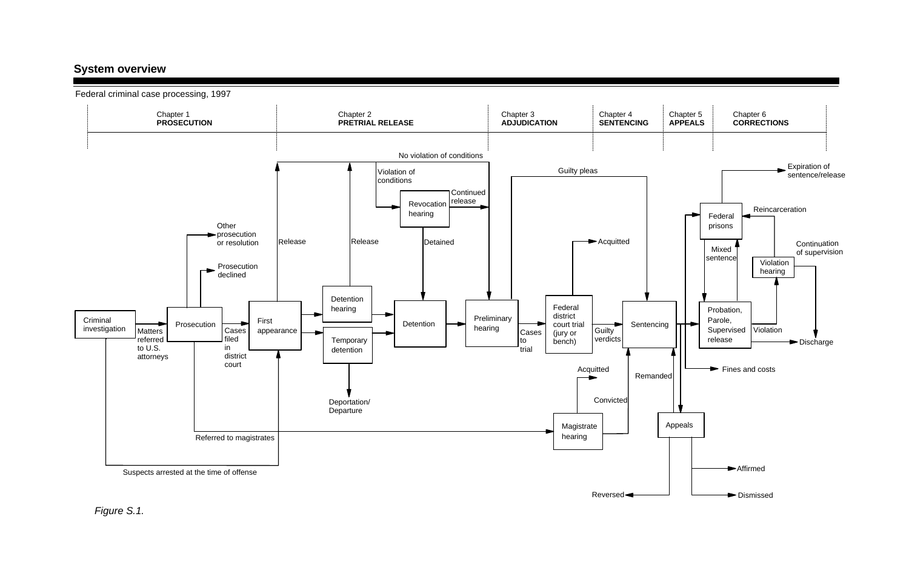## System overview

Federal criminal case processing, 1997

| Chapter 1 | Chapter 2 | Chapter 3 | Chapter 4 | Chapter 5 | Chapter 6 |
|---|---|---|---|---|---|
| **PROSECUTION** | **PRETRIAL RELEASE** | **ADJUDICATION** | **SENTENCING** | **APPEALS** | **CORRECTIONS** |

Criminal investigation → Matters referred to U.S. attorneys → Prosecution

Prosecution → Other prosecution or resolution

Prosecution → Prosecution declined

Prosecution → Cases filed in district court → First appearance

Prosecution → Referred to magistrates → Magistrate hearing

Criminal investigation → Suspects arrested at the time of offense → First appearance

First appearance → Release

First appearance → Detention hearing

First appearance → Temporary detention

Detention hearing → Release

Detention hearing → Detention

Temporary detention → Detention

Temporary detention → Deportation/Departure

Release → No violation of conditions → Preliminary hearing

Release → Violation of conditions → Revocation hearing

Revocation hearing → Continued release → Preliminary hearing

Revocation hearing → Detained → Detention

Detention → Preliminary hearing

Preliminary hearing → Guilty pleas → Sentencing

Preliminary hearing → Cases to trial → Federal district court trial (jury or bench)

Federal district court trial (jury or bench) → Acquitted

Federal district court trial (jury or bench) → Guilty verdicts → Sentencing

Magistrate hearing → Acquitted

Magistrate hearing → Convicted → Sentencing

Sentencing → Appeals

Appeals → Remanded → Sentencing

Appeals → Affirmed

Appeals → Dismissed

Appeals → Reversed

Sentencing → Federal prisons

Sentencing → Probation, Parole, Supervised release

Sentencing → Fines and costs

Federal prisons → Expiration of sentence/release

Federal prisons → Mixed sentence → Probation, Parole, Supervised release

Probation, Parole, Supervised release → Federal prisons

Probation, Parole, Supervised release → Violation → Violation hearing

Violation hearing → Reincarceration → Federal prisons

Violation hearing → Continuation of supervision → Discharge

Probation, Parole, Supervised release → Discharge

*Figure S.1.*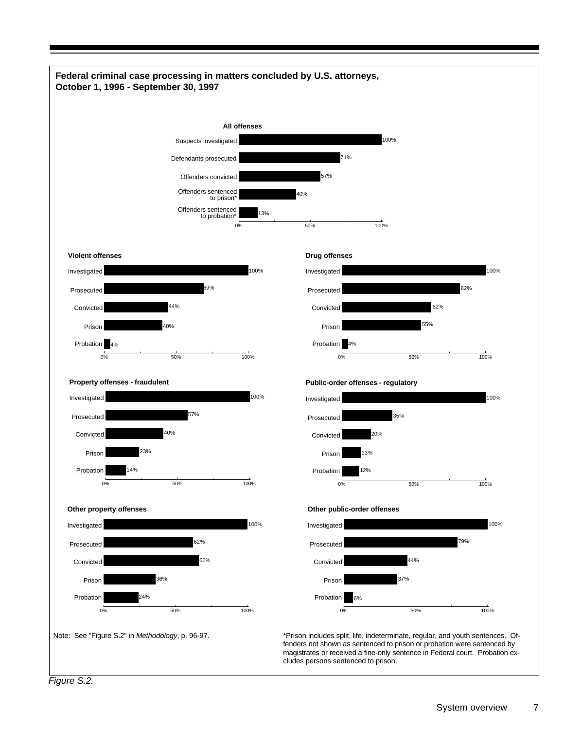## Federal criminal case processing in matters concluded by U.S. attorneys, October 1, 1996 - September 30, 1997

### All offenses

| Stage | Percent |
|---|---|
| Suspects investigated | 100% |
| Defendants prosecuted | 71% |
| Offenders convicted | 57% |
| Offenders sentenced to prison* | 40% |
| Offenders sentenced to probation* | 13% |

### Violent offenses

| Stage | Percent |
|---|---|
| Investigated | 100% |
| Prosecuted | 69% |
| Convicted | 44% |
| Prison | 40% |
| Probation | 4% |

### Drug offenses

| Stage | Percent |
|---|---|
| Investigated | 100% |
| Prosecuted | 82% |
| Convicted | 62% |
| Prison | 55% |
| Probation | 4% |

### Property offenses - fraudulent

| Stage | Percent |
|---|---|
| Investigated | 100% |
| Prosecuted | 57% |
| Convicted | 40% |
| Prison | 23% |
| Probation | 14% |

### Public-order offenses - regulatory

| Stage | Percent |
|---|---|
| Investigated | 100% |
| Prosecuted | 35% |
| Convicted | 20% |
| Prison | 13% |
| Probation | 12% |

### Other property offenses

| Stage | Percent |
|---|---|
| Investigated | 100% |
| Prosecuted | 62% |
| Convicted | 66% |
| Prison | 36% |
| Probation | 24% |

### Other public-order offenses

| Stage | Percent |
|---|---|
| Investigated | 100% |
| Prosecuted | 79% |
| Convicted | 44% |
| Prison | 37% |
| Probation | 6% |

Note: See "Figure S.2" in *Methodology*, p. 96-97.

*Prison includes split, life, indeterminate, regular, and youth sentences. Offenders not shown as sentenced to prison or probation were sentenced by magistrates or received a fine-only sentence in Federal court. Probation excludes persons sentenced to prison.

*Figure S.2.*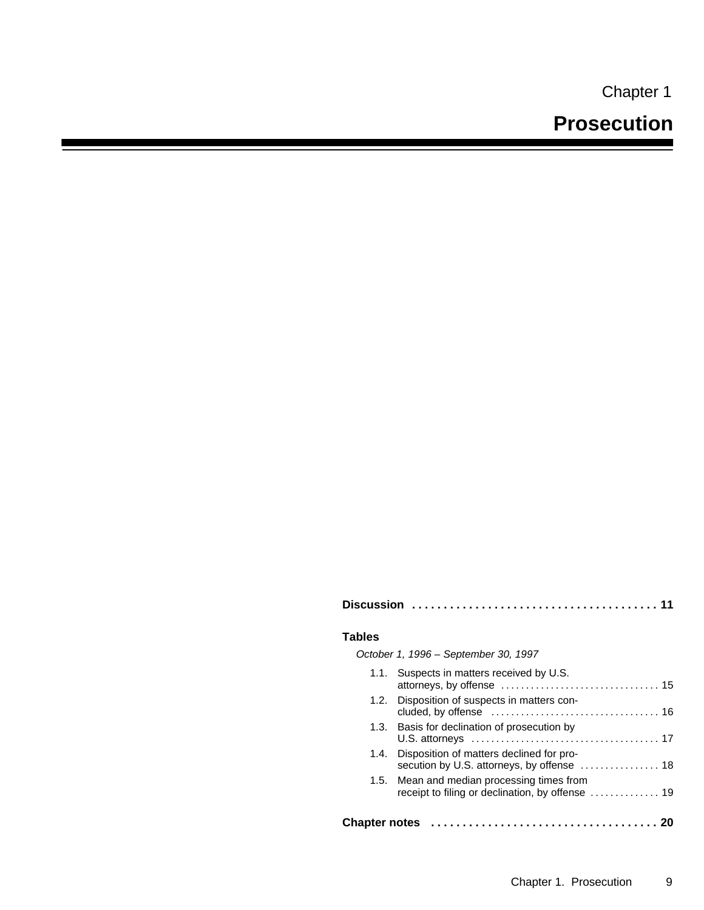Chapter 1

# Prosecution

**Discussion** . . . . . . . . . . . . . . . . . . . . . . . . . . . . . . . . . . . . . . **11**

**Tables**

*October 1, 1996 – September 30, 1997*

1.1. Suspects in matters received by U.S. attorneys, by offense . . . . . . . . . . . . . . . . . . . . . . . . . . . . . . . . 15

1.2. Disposition of suspects in matters concluded, by offense . . . . . . . . . . . . . . . . . . . . . . . . . . . . . . . . . . 16

1.3. Basis for declination of prosecution by U.S. attorneys . . . . . . . . . . . . . . . . . . . . . . . . . . . . . . . . . . . . . . 17

1.4. Disposition of matters declined for prosecution by U.S. attorneys, by offense . . . . . . . . . . . . . . . . 18

1.5. Mean and median processing times from receipt to filing or declination, by offense . . . . . . . . . . . . . . 19

**Chapter notes** . . . . . . . . . . . . . . . . . . . . . . . . . . . . . . . . . . . . **20**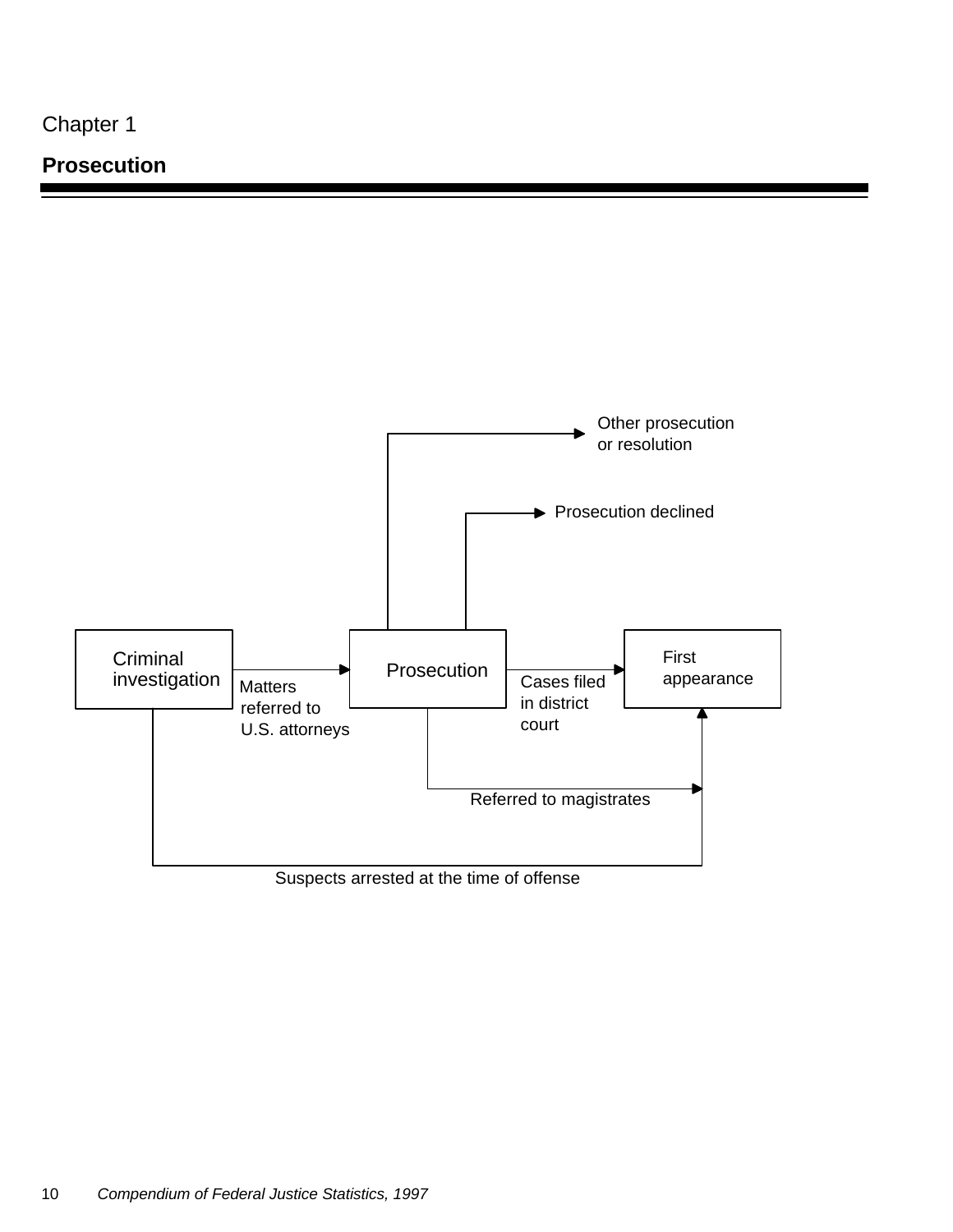Chapter 1

# Prosecution

Other prosecution or resolution

Prosecution declined

Criminal investigation

Matters referred to U.S. attorneys

Prosecution

Cases filed in district court

First appearance

Referred to magistrates

Suspects arrested at the time of offense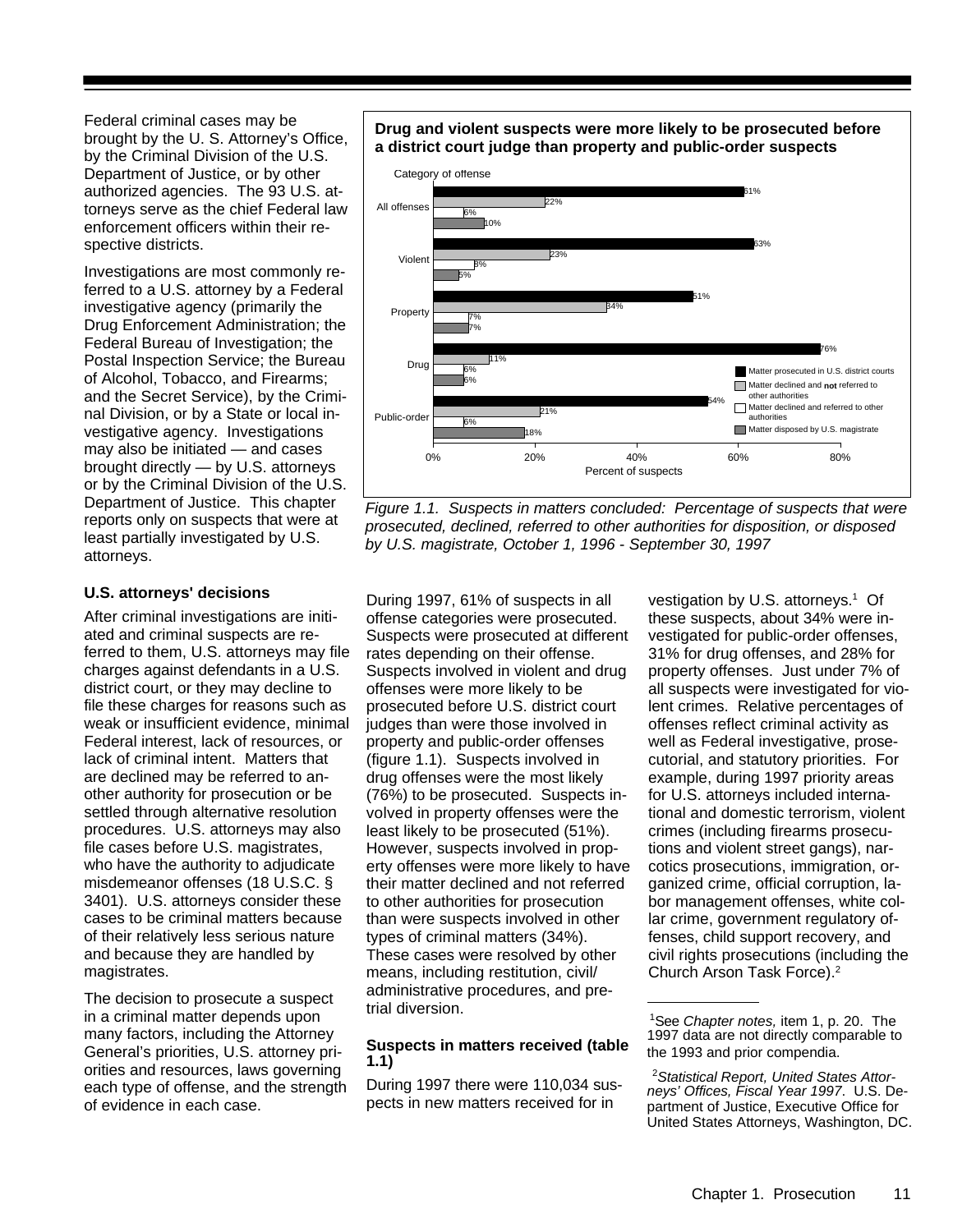Federal criminal cases may be brought by the U. S. Attorney's Office, by the Criminal Division of the U.S. Department of Justice, or by other authorized agencies. The 93 U.S. attorneys serve as the chief Federal law enforcement officers within their respective districts.

Investigations are most commonly referred to a U.S. attorney by a Federal investigative agency (primarily the Drug Enforcement Administration; the Federal Bureau of Investigation; the Postal Inspection Service; the Bureau of Alcohol, Tobacco, and Firearms; and the Secret Service), by the Criminal Division, or by a State or local investigative agency. Investigations may also be initiated — and cases brought directly — by U.S. attorneys or by the Criminal Division of the U.S. Department of Justice. This chapter reports only on suspects that were at least partially investigated by U.S. attorneys.

**Drug and violent suspects were more likely to be prosecuted before a district court judge than property and public-order suspects**

| Category of offense | Matter prosecuted in U.S. district courts | Matter declined and **not** referred to other authorities | Matter declined and referred to other authorities | Matter disposed by U.S. magistrate |
|---|---|---|---|---|
| All offenses | 61% | 22% | 6% | 10% |
| Violent | 63% | 23% | 8% | 5% |
| Property | 51% | 34% | 7% | 7% |
| Drug | 76% | 11% | 6% | 6% |
| Public-order | 54% | 21% | 6% | 18% |

*Figure 1.1. Suspects in matters concluded: Percentage of suspects that were prosecuted, declined, referred to other authorities for disposition, or disposed by U.S. magistrate, October 1, 1996 - September 30, 1997*

## U.S. attorneys' decisions

After criminal investigations are initiated and criminal suspects are referred to them, U.S. attorneys may file charges against defendants in a U.S. district court, or they may decline to file these charges for reasons such as weak or insufficient evidence, minimal Federal interest, lack of resources, or lack of criminal intent. Matters that are declined may be referred to another authority for prosecution or be settled through alternative resolution procedures. U.S. attorneys may also file cases before U.S. magistrates, who have the authority to adjudicate misdemeanor offenses (18 U.S.C. § 3401). U.S. attorneys consider these cases to be criminal matters because of their relatively less serious nature and because they are handled by magistrates.

The decision to prosecute a suspect in a criminal matter depends upon many factors, including the Attorney General's priorities, U.S. attorney priorities and resources, laws governing each type of offense, and the strength of evidence in each case.

During 1997, 61% of suspects in all offense categories were prosecuted. Suspects were prosecuted at different rates depending on their offense. Suspects involved in violent and drug offenses were more likely to be prosecuted before U.S. district court judges than were those involved in property and public-order offenses (figure 1.1). Suspects involved in drug offenses were the most likely (76%) to be prosecuted. Suspects involved in property offenses were the least likely to be prosecuted (51%). However, suspects involved in property offenses were more likely to have their matter declined and not referred to other authorities for prosecution than were suspects involved in other types of criminal matters (34%). These cases were resolved by other means, including restitution, civil/administrative procedures, and pretrial diversion.

## Suspects in matters received (table 1.1)

During 1997 there were 110,034 suspects in new matters received for investigation by U.S. attorneys.[1] Of these suspects, about 34% were investigated for public-order offenses, 31% for drug offenses, and 28% for property offenses. Just under 7% of all suspects were investigated for violent crimes. Relative percentages of offenses reflect criminal activity as well as Federal investigative, prosecutorial, and statutory priorities. For example, during 1997 priority areas for U.S. attorneys included international and domestic terrorism, violent crimes (including firearms prosecutions and violent street gangs), narcotics prosecutions, immigration, organized crime, official corruption, labor management offenses, white collar crime, government regulatory offenses, child support recovery, and civil rights prosecutions (including the Church Arson Task Force).[2]

---

[1]See *Chapter notes,* item 1, p. 20. The 1997 data are not directly comparable to the 1993 and prior compendia.

[2]*Statistical Report, United States Attorneys' Offices, Fiscal Year 1997*. U.S. Department of Justice, Executive Office for United States Attorneys, Washington, DC.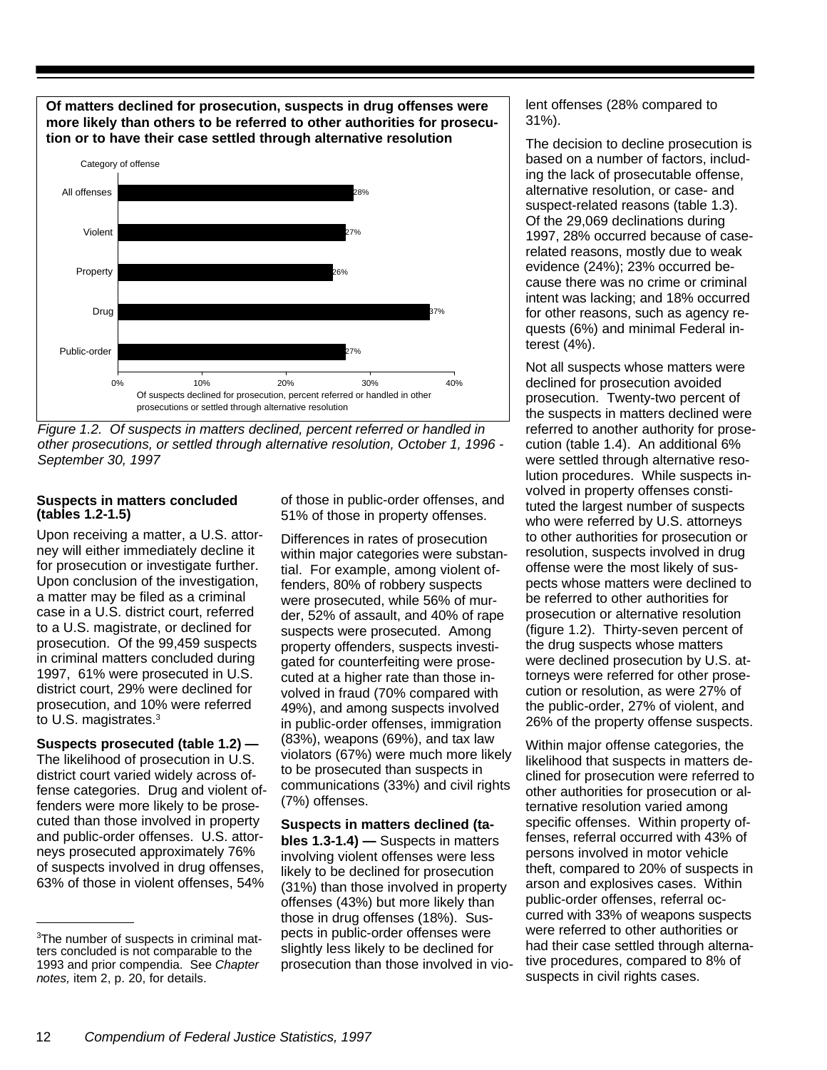**Of matters declined for prosecution, suspects in drug offenses were more likely than others to be referred to other authorities for prosecution or to have their case settled through alternative resolution**

| Category of offense | Of suspects declined for prosecution, percent referred or handled in other prosecutions or settled through alternative resolution |
|---|---|
| All offenses | 28% |
| Violent | 27% |
| Property | 26% |
| Drug | 37% |
| Public-order | 27% |

*Figure 1.2. Of suspects in matters declined, percent referred or handled in other prosecutions, or settled through alternative resolution, October 1, 1996 - September 30, 1997*

### Suspects in matters concluded (tables 1.2-1.5)

Upon receiving a matter, a U.S. attorney will either immediately decline it for prosecution or investigate further. Upon conclusion of the investigation, a matter may be filed as a criminal case in a U.S. district court, referred to a U.S. magistrate, or declined for prosecution. Of the 99,459 suspects in criminal matters concluded during 1997, 61% were prosecuted in U.S. district court, 29% were declined for prosecution, and 10% were referred to U.S. magistrates.[3]

**Suspects prosecuted (table 1.2) —** The likelihood of prosecution in U.S. district court varied widely across offense categories. Drug and violent offenders were more likely to be prosecuted than those involved in property and public-order offenses. U.S. attorneys prosecuted approximately 76% of suspects involved in drug offenses, 63% of those in violent offenses, 54% of those in public-order offenses, and 51% of those in property offenses.

Differences in rates of prosecution within major categories were substantial. For example, among violent offenders, 80% of robbery suspects were prosecuted, while 56% of murder, 52% of assault, and 40% of rape suspects were prosecuted. Among property offenders, suspects investigated for counterfeiting were prosecuted at a higher rate than those involved in fraud (70% compared with 49%), and among suspects involved in public-order offenses, immigration (83%), weapons (69%), and tax law violators (67%) were much more likely to be prosecuted than suspects in communications (33%) and civil rights (7%) offenses.

**Suspects in matters declined (tables 1.3-1.4) —** Suspects in matters involving violent offenses were less likely to be declined for prosecution (31%) than those involved in property offenses (43%) but more likely than those in drug offenses (18%). Suspects in public-order offenses were slightly less likely to be declined for prosecution than those involved in violent offenses (28% compared to 31%).

The decision to decline prosecution is based on a number of factors, including the lack of prosecutable offense, alternative resolution, or case- and suspect-related reasons (table 1.3). Of the 29,069 declinations during 1997, 28% occurred because of case-related reasons, mostly due to weak evidence (24%); 23% occurred because there was no crime or criminal intent was lacking; and 18% occurred for other reasons, such as agency requests (6%) and minimal Federal interest (4%).

Not all suspects whose matters were declined for prosecution avoided prosecution. Twenty-two percent of the suspects in matters declined were referred to another authority for prosecution (table 1.4). An additional 6% were settled through alternative resolution procedures. While suspects involved in property offenses constituted the largest number of suspects who were referred by U.S. attorneys to other authorities for prosecution or resolution, suspects involved in drug offense were the most likely of suspects whose matters were declined to be referred to other authorities for prosecution or alternative resolution (figure 1.2). Thirty-seven percent of the drug suspects whose matters were declined prosecution by U.S. attorneys were referred for other prosecution or resolution, as were 27% of the public-order, 27% of violent, and 26% of the property offense suspects.

Within major offense categories, the likelihood that suspects in matters declined for prosecution were referred to other authorities for prosecution or alternative resolution varied among specific offenses. Within property offenses, referral occurred with 43% of persons involved in motor vehicle theft, compared to 20% of suspects in arson and explosives cases. Within public-order offenses, referral occurred with 33% of weapons suspects were referred to other authorities or had their case settled through alternative procedures, compared to 8% of suspects in civil rights cases.

---

[3]The number of suspects in criminal matters concluded is not comparable to the 1993 and prior compendia. See *Chapter notes,* item 2, p. 20, for details.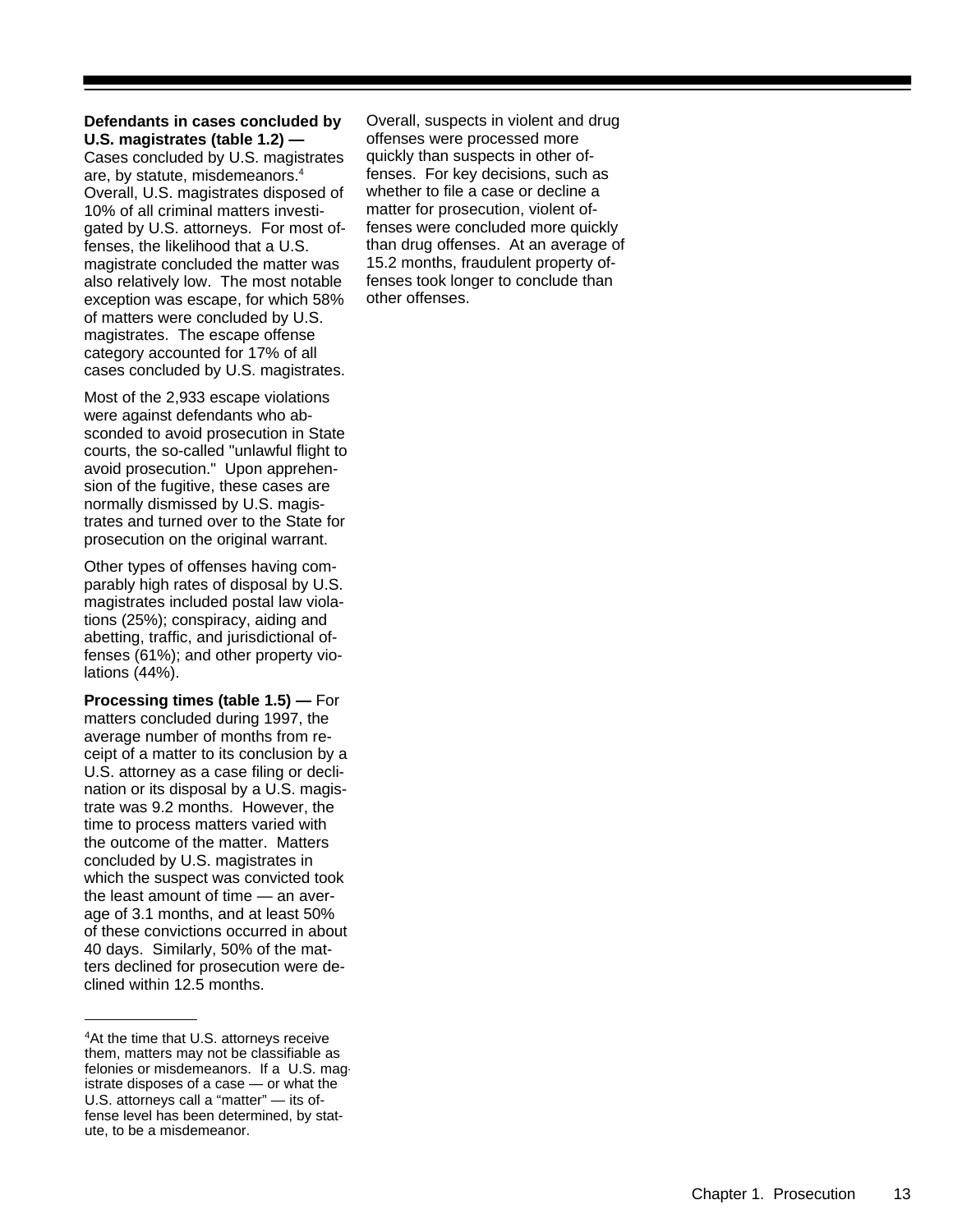**Defendants in cases concluded by U.S. magistrates (table 1.2) —** Cases concluded by U.S. magistrates are, by statute, misdemeanors.[4] Overall, U.S. magistrates disposed of 10% of all criminal matters investigated by U.S. attorneys. For most offenses, the likelihood that a U.S. magistrate concluded the matter was also relatively low. The most notable exception was escape, for which 58% of matters were concluded by U.S. magistrates. The escape offense category accounted for 17% of all cases concluded by U.S. magistrates.

Most of the 2,933 escape violations were against defendants who absconded to avoid prosecution in State courts, the so-called "unlawful flight to avoid prosecution." Upon apprehension of the fugitive, these cases are normally dismissed by U.S. magistrates and turned over to the State for prosecution on the original warrant.

Other types of offenses having comparably high rates of disposal by U.S. magistrates included postal law violations (25%); conspiracy, aiding and abetting, traffic, and jurisdictional offenses (61%); and other property violations (44%).

**Processing times (table 1.5) —** For matters concluded during 1997, the average number of months from receipt of a matter to its conclusion by a U.S. attorney as a case filing or declination or its disposal by a U.S. magistrate was 9.2 months. However, the time to process matters varied with the outcome of the matter. Matters concluded by U.S. magistrates in which the suspect was convicted took the least amount of time — an average of 3.1 months, and at least 50% of these convictions occurred in about 40 days. Similarly, 50% of the matters declined for prosecution were declined within 12.5 months.

Overall, suspects in violent and drug offenses were processed more quickly than suspects in other offenses. For key decisions, such as whether to file a case or decline a matter for prosecution, violent offenses were concluded more quickly than drug offenses. At an average of 15.2 months, fraudulent property offenses took longer to conclude than other offenses.

---

[4] At the time that U.S. attorneys receive them, matters may not be classifiable as felonies or misdemeanors. If a U.S. magistrate disposes of a case — or what the U.S. attorneys call a "matter" — its offense level has been determined, by statute, to be a misdemeanor.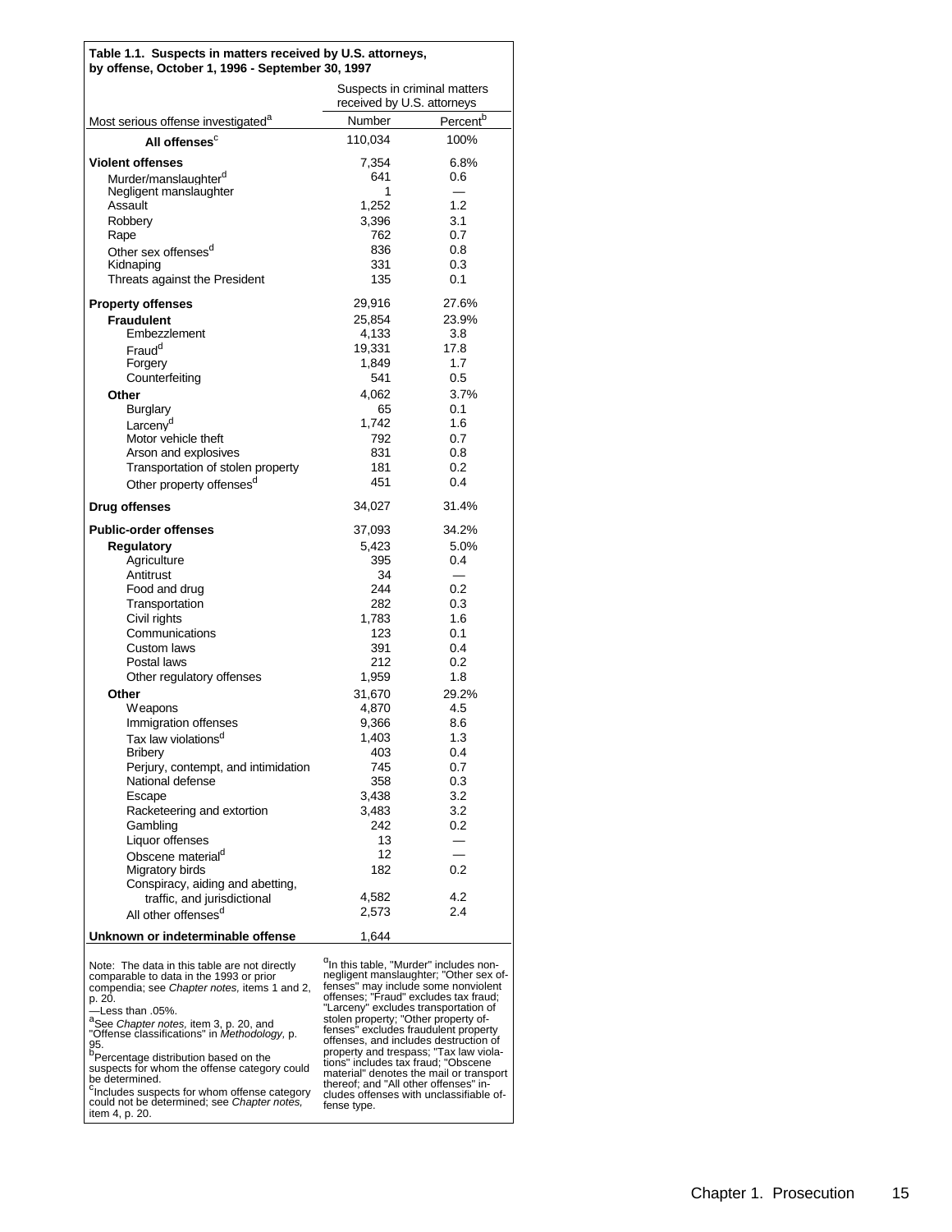**Table 1.1. Suspects in matters received by U.S. attorneys, by offense, October 1, 1996 - September 30, 1997**

| Most serious offense investigated[a] | Suspects in criminal matters received by U.S. attorneys | |
|---|---|---|
| | Number | Percent[b] |
| **All offenses**[c] | 110,034 | 100% |
| **Violent offenses** | 7,354 | 6.8% |
| Murder/manslaughter[d] | 641 | 0.6 |
| Negligent manslaughter | 1 | — |
| Assault | 1,252 | 1.2 |
| Robbery | 3,396 | 3.1 |
| Rape | 762 | 0.7 |
| Other sex offenses[d] | 836 | 0.8 |
| Kidnaping | 331 | 0.3 |
| Threats against the President | 135 | 0.1 |
| **Property offenses** | 29,916 | 27.6% |
| **Fraudulent** | 25,854 | 23.9% |
| Embezzlement | 4,133 | 3.8 |
| Fraud[d] | 19,331 | 17.8 |
| Forgery | 1,849 | 1.7 |
| Counterfeiting | 541 | 0.5 |
| **Other** | 4,062 | 3.7% |
| Burglary | 65 | 0.1 |
| Larceny[d] | 1,742 | 1.6 |
| Motor vehicle theft | 792 | 0.7 |
| Arson and explosives | 831 | 0.8 |
| Transportation of stolen property | 181 | 0.2 |
| Other property offenses[d] | 451 | 0.4 |
| **Drug offenses** | 34,027 | 31.4% |
| **Public-order offenses** | 37,093 | 34.2% |
| **Regulatory** | 5,423 | 5.0% |
| Agriculture | 395 | 0.4 |
| Antitrust | 34 | — |
| Food and drug | 244 | 0.2 |
| Transportation | 282 | 0.3 |
| Civil rights | 1,783 | 1.6 |
| Communications | 123 | 0.1 |
| Custom laws | 391 | 0.4 |
| Postal laws | 212 | 0.2 |
| Other regulatory offenses | 1,959 | 1.8 |
| **Other** | 31,670 | 29.2% |
| Weapons | 4,870 | 4.5 |
| Immigration offenses | 9,366 | 8.6 |
| Tax law violations[d] | 1,403 | 1.3 |
| Bribery | 403 | 0.4 |
| Perjury, contempt, and intimidation | 745 | 0.7 |
| National defense | 358 | 0.3 |
| Escape | 3,438 | 3.2 |
| Racketeering and extortion | 3,483 | 3.2 |
| Gambling | 242 | 0.2 |
| Liquor offenses | 13 | — |
| Obscene material[d] | 12 | — |
| Migratory birds | 182 | 0.2 |
| Conspiracy, aiding and abetting, traffic, and jurisdictional | 4,582 | 4.2 |
| All other offenses[d] | 2,573 | 2.4 |
| **Unknown or indeterminable offense** | 1,644 | |

Note: The data in this table are not directly comparable to data in the 1993 or prior compendia; see *Chapter notes,* items 1 and 2, p. 20.

—Less than .05%.

[a]See *Chapter notes,* item 3, p. 20, and "Offense classifications" in *Methodology,* p. 95.

[b]Percentage distribution based on the suspects for whom the offense category could be determined.

[c]Includes suspects for whom offense category could not be determined; see *Chapter notes,* item 4, p. 20.

[d]In this table, "Murder" includes nonnegligent manslaughter; "Other sex offenses" may include some nonviolent offenses; "Fraud" excludes tax fraud; "Larceny" excludes transportation of stolen property; "Other property offenses" excludes fraudulent property offenses, and includes destruction of property and trespass; "Tax law violations" includes tax fraud; "Obscene material" denotes the mail or transport thereof; and "All other offenses" includes offenses with unclassifiable offense type.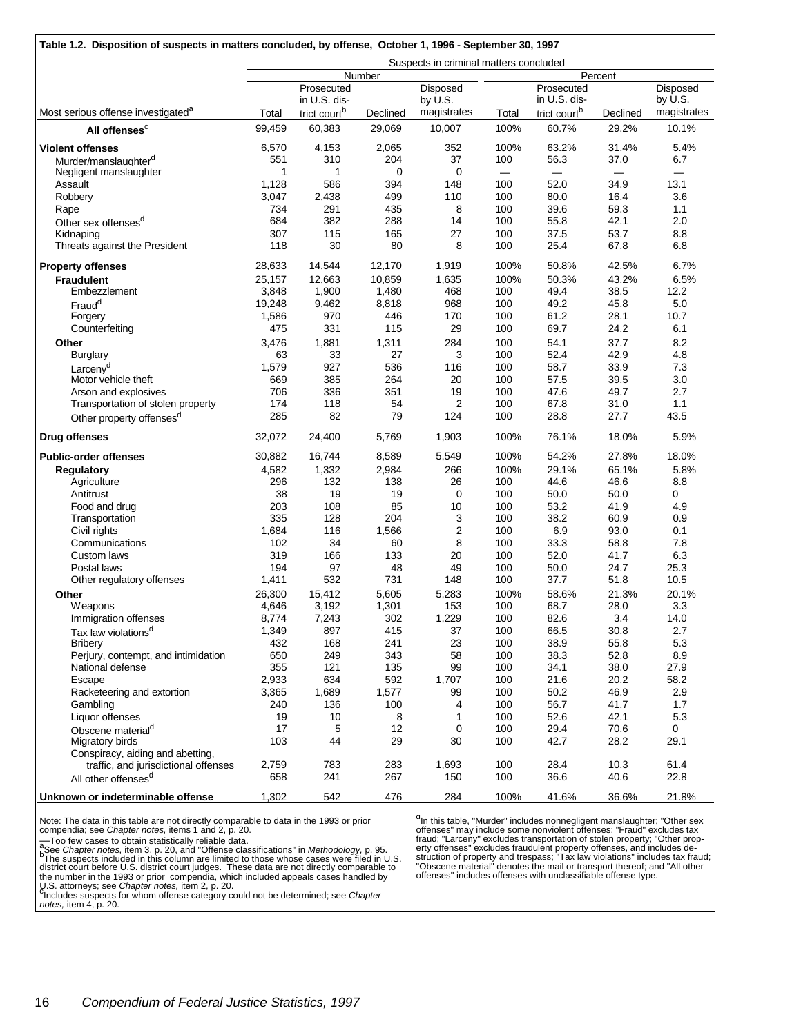**Table 1.2. Disposition of suspects in matters concluded, by offense, October 1, 1996 - September 30, 1997**

| | Suspects in criminal matters concluded | | | | | | | |
|---|---|---|---|---|---|---|---|---|
| | Number | | | | Percent | | | |
| Most serious offense investigated[a] | Total | Prosecuted in U.S. district court[b] | Declined | Disposed by U.S. magistrates | Total | Prosecuted in U.S. district court[b] | Declined | Disposed by U.S. magistrates |
| **All offenses**[c] | 99,459 | 60,383 | 29,069 | 10,007 | 100% | 60.7% | 29.2% | 10.1% |
| **Violent offenses** | 6,570 | 4,153 | 2,065 | 352 | 100% | 63.2% | 31.4% | 5.4% |
| Murder/manslaughter[d] | 551 | 310 | 204 | 37 | 100 | 56.3 | 37.0 | 6.7 |
| Negligent manslaughter | 1 | 1 | 0 | 0 | — | — | — | — |
| Assault | 1,128 | 586 | 394 | 148 | 100 | 52.0 | 34.9 | 13.1 |
| Robbery | 3,047 | 2,438 | 499 | 110 | 100 | 80.0 | 16.4 | 3.6 |
| Rape | 734 | 291 | 435 | 8 | 100 | 39.6 | 59.3 | 1.1 |
| Other sex offenses[d] | 684 | 382 | 288 | 14 | 100 | 55.8 | 42.1 | 2.0 |
| Kidnaping | 307 | 115 | 165 | 27 | 100 | 37.5 | 53.7 | 8.8 |
| Threats against the President | 118 | 30 | 80 | 8 | 100 | 25.4 | 67.8 | 6.8 |
| **Property offenses** | 28,633 | 14,544 | 12,170 | 1,919 | 100% | 50.8% | 42.5% | 6.7% |
| **Fraudulent** | 25,157 | 12,663 | 10,859 | 1,635 | 100% | 50.3% | 43.2% | 6.5% |
| Embezzlement | 3,848 | 1,900 | 1,480 | 468 | 100 | 49.4 | 38.5 | 12.2 |
| Fraud[d] | 19,248 | 9,462 | 8,818 | 968 | 100 | 49.2 | 45.8 | 5.0 |
| Forgery | 1,586 | 970 | 446 | 170 | 100 | 61.2 | 28.1 | 10.7 |
| Counterfeiting | 475 | 331 | 115 | 29 | 100 | 69.7 | 24.2 | 6.1 |
| **Other** | 3,476 | 1,881 | 1,311 | 284 | 100 | 54.1 | 37.7 | 8.2 |
| Burglary | 63 | 33 | 27 | 3 | 100 | 52.4 | 42.9 | 4.8 |
| Larceny[d] | 1,579 | 927 | 536 | 116 | 100 | 58.7 | 33.9 | 7.3 |
| Motor vehicle theft | 669 | 385 | 264 | 20 | 100 | 57.5 | 39.5 | 3.0 |
| Arson and explosives | 706 | 336 | 351 | 19 | 100 | 47.6 | 49.7 | 2.7 |
| Transportation of stolen property | 174 | 118 | 54 | 2 | 100 | 67.8 | 31.0 | 1.1 |
| Other property offenses[d] | 285 | 82 | 79 | 124 | 100 | 28.8 | 27.7 | 43.5 |
| **Drug offenses** | 32,072 | 24,400 | 5,769 | 1,903 | 100% | 76.1% | 18.0% | 5.9% |
| **Public-order offenses** | 30,882 | 16,744 | 8,589 | 5,549 | 100% | 54.2% | 27.8% | 18.0% |
| **Regulatory** | 4,582 | 1,332 | 2,984 | 266 | 100% | 29.1% | 65.1% | 5.8% |
| Agriculture | 296 | 132 | 138 | 26 | 100 | 44.6 | 46.6 | 8.8 |
| Antitrust | 38 | 19 | 19 | 0 | 100 | 50.0 | 50.0 | 0 |
| Food and drug | 203 | 108 | 85 | 10 | 100 | 53.2 | 41.9 | 4.9 |
| Transportation | 335 | 128 | 204 | 3 | 100 | 38.2 | 60.9 | 0.9 |
| Civil rights | 1,684 | 116 | 1,566 | 2 | 100 | 6.9 | 93.0 | 0.1 |
| Communications | 102 | 34 | 60 | 8 | 100 | 33.3 | 58.8 | 7.8 |
| Custom laws | 319 | 166 | 133 | 20 | 100 | 52.0 | 41.7 | 6.3 |
| Postal laws | 194 | 97 | 48 | 49 | 100 | 50.0 | 24.7 | 25.3 |
| Other regulatory offenses | 1,411 | 532 | 731 | 148 | 100 | 37.7 | 51.8 | 10.5 |
| **Other** | 26,300 | 15,412 | 5,605 | 5,283 | 100% | 58.6% | 21.3% | 20.1% |
| Weapons | 4,646 | 3,192 | 1,301 | 153 | 100 | 68.7 | 28.0 | 3.3 |
| Immigration offenses | 8,774 | 7,243 | 302 | 1,229 | 100 | 82.6 | 3.4 | 14.0 |
| Tax law violations[d] | 1,349 | 897 | 415 | 37 | 100 | 66.5 | 30.8 | 2.7 |
| Bribery | 432 | 168 | 241 | 23 | 100 | 38.9 | 55.8 | 5.3 |
| Perjury, contempt, and intimidation | 650 | 249 | 343 | 58 | 100 | 38.3 | 52.8 | 8.9 |
| National defense | 355 | 121 | 135 | 99 | 100 | 34.1 | 38.0 | 27.9 |
| Escape | 2,933 | 634 | 592 | 1,707 | 100 | 21.6 | 20.2 | 58.2 |
| Racketeering and extortion | 3,365 | 1,689 | 1,577 | 99 | 100 | 50.2 | 46.9 | 2.9 |
| Gambling | 240 | 136 | 100 | 4 | 100 | 56.7 | 41.7 | 1.7 |
| Liquor offenses | 19 | 10 | 8 | 1 | 100 | 52.6 | 42.1 | 5.3 |
| Obscene material[d] | 17 | 5 | 12 | 0 | 100 | 29.4 | 70.6 | 0 |
| Migratory birds | 103 | 44 | 29 | 30 | 100 | 42.7 | 28.2 | 29.1 |
| Conspiracy, aiding and abetting, traffic, and jurisdictional offenses | 2,759 | 783 | 283 | 1,693 | 100 | 28.4 | 10.3 | 61.4 |
| All other offenses[d] | 658 | 241 | 267 | 150 | 100 | 36.6 | 40.6 | 22.8 |
| **Unknown or indeterminable offense** | 1,302 | 542 | 476 | 284 | 100% | 41.6% | 36.6% | 21.8% |

Note: The data in this table are not directly comparable to data in the 1993 or prior compendia; see *Chapter notes,* items 1 and 2, p. 20.

—Too few cases to obtain statistically reliable data.

[a]See *Chapter notes,* item 3, p. 20, and "Offense classifications" in *Methodology,* p. 95.

[b]The suspects included in this column are limited to those whose cases were filed in U.S. district court before U.S. district court judges. These data are not directly comparable to the number in the 1993 or prior compendia, which included appeals cases handled by U.S. attorneys; see *Chapter notes,* item 2, p. 20.

[c]Includes suspects for whom offense category could not be determined; see *Chapter notes,* item 4, p. 20.

[d]In this table, "Murder" includes nonnegligent manslaughter; "Other sex offenses" may include some nonviolent offenses; "Fraud" excludes tax fraud; "Larceny" excludes transportation of stolen property; "Other property offenses" excludes fraudulent property offenses, and includes destruction of property and trespass; "Tax law violations" includes tax fraud; "Obscene material" denotes the mail or transport thereof; and "All other offenses" includes offenses with unclassifiable offense type.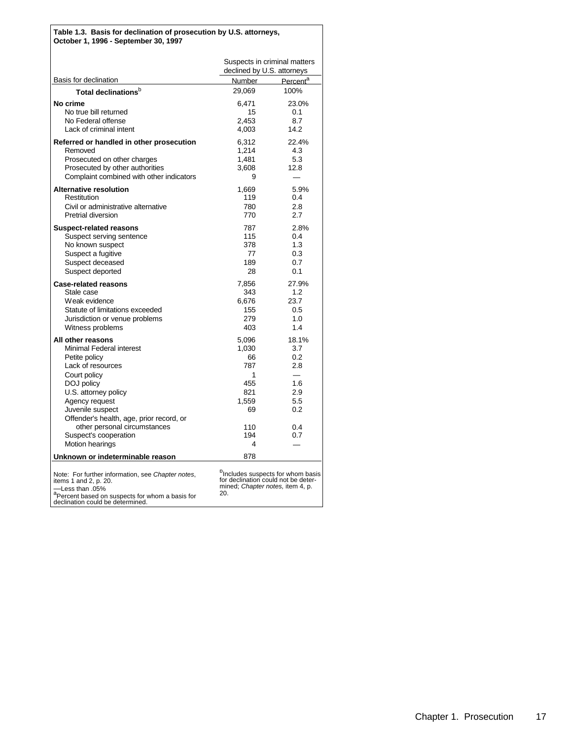**Table 1.3. Basis for declination of prosecution by U.S. attorneys, October 1, 1996 - September 30, 1997**

| Basis for declination | Suspects in criminal matters declined by U.S. attorneys | |
|---|---|---|
| | Number | Percent[a] |
| **Total declinations**[b] | 29,069 | 100% |
| **No crime** | 6,471 | 23.0% |
| No true bill returned | 15 | 0.1 |
| No Federal offense | 2,453 | 8.7 |
| Lack of criminal intent | 4,003 | 14.2 |
| **Referred or handled in other prosecution** | 6,312 | 22.4% |
| Removed | 1,214 | 4.3 |
| Prosecuted on other charges | 1,481 | 5.3 |
| Prosecuted by other authorities | 3,608 | 12.8 |
| Complaint combined with other indicators | 9 | — |
| **Alternative resolution** | 1,669 | 5.9% |
| Restitution | 119 | 0.4 |
| Civil or administrative alternative | 780 | 2.8 |
| Pretrial diversion | 770 | 2.7 |
| **Suspect-related reasons** | 787 | 2.8% |
| Suspect serving sentence | 115 | 0.4 |
| No known suspect | 378 | 1.3 |
| Suspect a fugitive | 77 | 0.3 |
| Suspect deceased | 189 | 0.7 |
| Suspect deported | 28 | 0.1 |
| **Case-related reasons** | 7,856 | 27.9% |
| Stale case | 343 | 1.2 |
| Weak evidence | 6,676 | 23.7 |
| Statute of limitations exceeded | 155 | 0.5 |
| Jurisdiction or venue problems | 279 | 1.0 |
| Witness problems | 403 | 1.4 |
| **All other reasons** | 5,096 | 18.1% |
| Minimal Federal interest | 1,030 | 3.7 |
| Petite policy | 66 | 0.2 |
| Lack of resources | 787 | 2.8 |
| Court policy | 1 | — |
| DOJ policy | 455 | 1.6 |
| U.S. attorney policy | 821 | 2.9 |
| Agency request | 1,559 | 5.5 |
| Juvenile suspect | 69 | 0.2 |
| Offender's health, age, prior record, or other personal circumstances | 110 | 0.4 |
| Suspect's cooperation | 194 | 0.7 |
| Motion hearings | 4 | — |
| **Unknown or indeterminable reason** | 878 | |

Note: For further information, see *Chapter notes*, items 1 and 2, p. 20.
—Less than .05%
[a]Percent based on suspects for whom a basis for declination could be determined.
[b]Includes suspects for whom basis for declination could not be determined; *Chapter notes,* item 4, p. 20.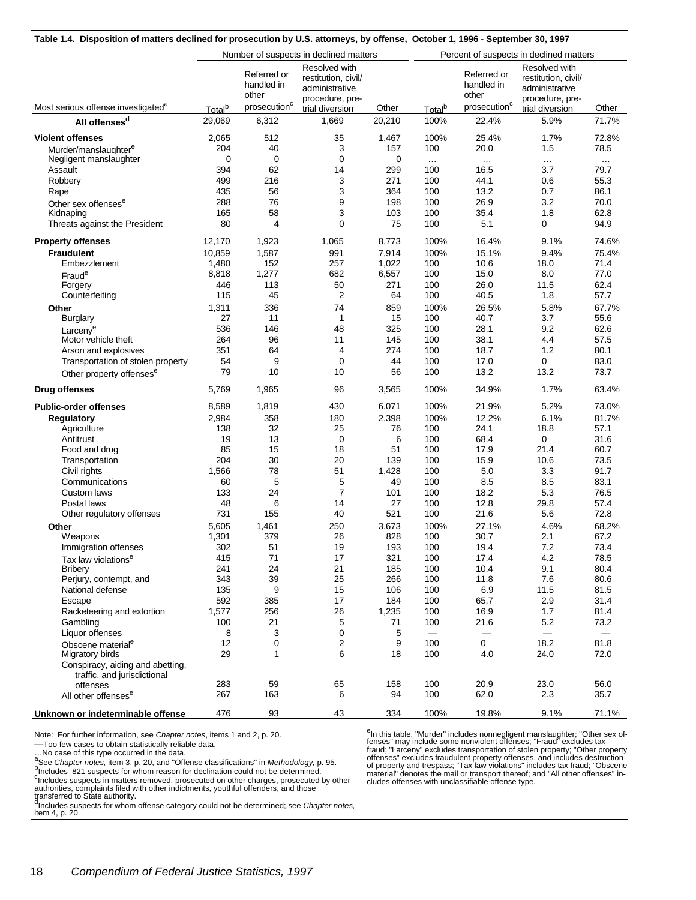**Table 1.4. Disposition of matters declined for prosecution by U.S. attorneys, by offense, October 1, 1996 - September 30, 1997**

| Most serious offense investigated[a] | Number of suspects in declined matters | | | | Percent of suspects in declined matters | | | |
|---|---|---|---|---|---|---|---|---|
| | Total[b] | Referred or handled in other prosecution[c] | Resolved with restitution, civil/ administrative procedure, pre-trial diversion | Other | Total[b] | Referred or handled in other prosecution[c] | Resolved with restitution, civil/ administrative procedure, pre-trial diversion | Other |
| **All offenses[d]** | 29,069 | 6,312 | 1,669 | 20,210 | 100% | 22.4% | 5.9% | 71.7% |
| **Violent offenses** | 2,065 | 512 | 35 | 1,467 | 100% | 25.4% | 1.7% | 72.8% |
| Murder/manslaughter[e] | 204 | 40 | 3 | 157 | 100 | 20.0 | 1.5 | 78.5 |
| Negligent manslaughter | 0 | 0 | 0 | 0 | … | … | … | … |
| Assault | 394 | 62 | 14 | 299 | 100 | 16.5 | 3.7 | 79.7 |
| Robbery | 499 | 216 | 3 | 271 | 100 | 44.1 | 0.6 | 55.3 |
| Rape | 435 | 56 | 3 | 364 | 100 | 13.2 | 0.7 | 86.1 |
| Other sex offenses[e] | 288 | 76 | 9 | 198 | 100 | 26.9 | 3.2 | 70.0 |
| Kidnaping | 165 | 58 | 3 | 103 | 100 | 35.4 | 1.8 | 62.8 |
| Threats against the President | 80 | 4 | 0 | 75 | 100 | 5.1 | 0 | 94.9 |
| **Property offenses** | 12,170 | 1,923 | 1,065 | 8,773 | 100% | 16.4% | 9.1% | 74.6% |
| **Fraudulent** | 10,859 | 1,587 | 991 | 7,914 | 100% | 15.1% | 9.4% | 75.4% |
| Embezzlement | 1,480 | 152 | 257 | 1,022 | 100 | 10.6 | 18.0 | 71.4 |
| Fraud[e] | 8,818 | 1,277 | 682 | 6,557 | 100 | 15.0 | 8.0 | 77.0 |
| Forgery | 446 | 113 | 50 | 271 | 100 | 26.0 | 11.5 | 62.4 |
| Counterfeiting | 115 | 45 | 2 | 64 | 100 | 40.5 | 1.8 | 57.7 |
| **Other** | 1,311 | 336 | 74 | 859 | 100% | 26.5% | 5.8% | 67.7% |
| Burglary | 27 | 11 | 1 | 15 | 100 | 40.7 | 3.7 | 55.6 |
| Larceny[e] | 536 | 146 | 48 | 325 | 100 | 28.1 | 9.2 | 62.6 |
| Motor vehicle theft | 264 | 96 | 11 | 145 | 100 | 38.1 | 4.4 | 57.5 |
| Arson and explosives | 351 | 64 | 4 | 274 | 100 | 18.7 | 1.2 | 80.1 |
| Transportation of stolen property | 54 | 9 | 0 | 44 | 100 | 17.0 | 0 | 83.0 |
| Other property offenses[e] | 79 | 10 | 10 | 56 | 100 | 13.2 | 13.2 | 73.7 |
| **Drug offenses** | 5,769 | 1,965 | 96 | 3,565 | 100% | 34.9% | 1.7% | 63.4% |
| **Public-order offenses** | 8,589 | 1,819 | 430 | 6,071 | 100% | 21.9% | 5.2% | 73.0% |
| **Regulatory** | 2,984 | 358 | 180 | 2,398 | 100% | 12.2% | 6.1% | 81.7% |
| Agriculture | 138 | 32 | 25 | 76 | 100 | 24.1 | 18.8 | 57.1 |
| Antitrust | 19 | 13 | 0 | 6 | 100 | 68.4 | 0 | 31.6 |
| Food and drug | 85 | 15 | 18 | 51 | 100 | 17.9 | 21.4 | 60.7 |
| Transportation | 204 | 30 | 20 | 139 | 100 | 15.9 | 10.6 | 73.5 |
| Civil rights | 1,566 | 78 | 51 | 1,428 | 100 | 5.0 | 3.3 | 91.7 |
| Communications | 60 | 5 | 5 | 49 | 100 | 8.5 | 8.5 | 83.1 |
| Custom laws | 133 | 24 | 7 | 101 | 100 | 18.2 | 5.3 | 76.5 |
| Postal laws | 48 | 6 | 14 | 27 | 100 | 12.8 | 29.8 | 57.4 |
| Other regulatory offenses | 731 | 155 | 40 | 521 | 100 | 21.6 | 5.6 | 72.8 |
| **Other** | 5,605 | 1,461 | 250 | 3,673 | 100% | 27.1% | 4.6% | 68.2% |
| Weapons | 1,301 | 379 | 26 | 828 | 100 | 30.7 | 2.1 | 67.2 |
| Immigration offenses | 302 | 51 | 19 | 193 | 100 | 19.4 | 7.2 | 73.4 |
| Tax law violations[e] | 415 | 71 | 17 | 321 | 100 | 17.4 | 4.2 | 78.5 |
| Bribery | 241 | 24 | 21 | 185 | 100 | 10.4 | 9.1 | 80.4 |
| Perjury, contempt, and | 343 | 39 | 25 | 266 | 100 | 11.8 | 7.6 | 80.6 |
| National defense | 135 | 9 | 15 | 106 | 100 | 6.9 | 11.5 | 81.5 |
| Escape | 592 | 385 | 17 | 184 | 100 | 65.7 | 2.9 | 31.4 |
| Racketeering and extortion | 1,577 | 256 | 26 | 1,235 | 100 | 16.9 | 1.7 | 81.4 |
| Gambling | 100 | 21 | 5 | 71 | 100 | 21.6 | 5.2 | 73.2 |
| Liquor offenses | 8 | 3 | 0 | 5 | — | — | — | — |
| Obscene material[e] | 12 | 0 | 2 | 9 | 100 | 0 | 18.2 | 81.8 |
| Migratory birds | 29 | 1 | 6 | 18 | 100 | 4.0 | 24.0 | 72.0 |
| Conspiracy, aiding and abetting, traffic, and jurisdictional offenses | 283 | 59 | 65 | 158 | 100 | 20.9 | 23.0 | 56.0 |
| All other offenses[e] | 267 | 163 | 6 | 94 | 100 | 62.0 | 2.3 | 35.7 |
| **Unknown or indeterminable offense** | 476 | 93 | 43 | 334 | 100% | 19.8% | 9.1% | 71.1% |

Note: For further information, see *Chapter notes*, items 1 and 2, p. 20.
—Too few cases to obtain statistically reliable data.
…No case of this type occurred in the data.
[a]See *Chapter notes,* item 3, p. 20, and "Offense classifications" in *Methodology,* p. 95.
[b]Includes 821 suspects for whom reason for declination could not be determined.
[c]Includes suspects in matters removed, prosecuted on other charges, prosecuted by other authorities, complaints filed with other indictments, youthful offenders, and those transferred to State authority.
[d]Includes suspects for whom offense category could not be determined; see *Chapter notes,* item 4, p. 20.

[e]In this table, "Murder" includes nonnegligent manslaughter; "Other sex offenses" may include some nonviolent offenses; "Fraud" excludes tax fraud; "Larceny" excludes transportation of stolen property; "Other property offenses" excludes fraudulent property offenses, and includes destruction of property and trespass; "Tax law violations" includes tax fraud; "Obscene material" denotes the mail or transport thereof; and "All other offenses" includes offenses with unclassifiable offense type.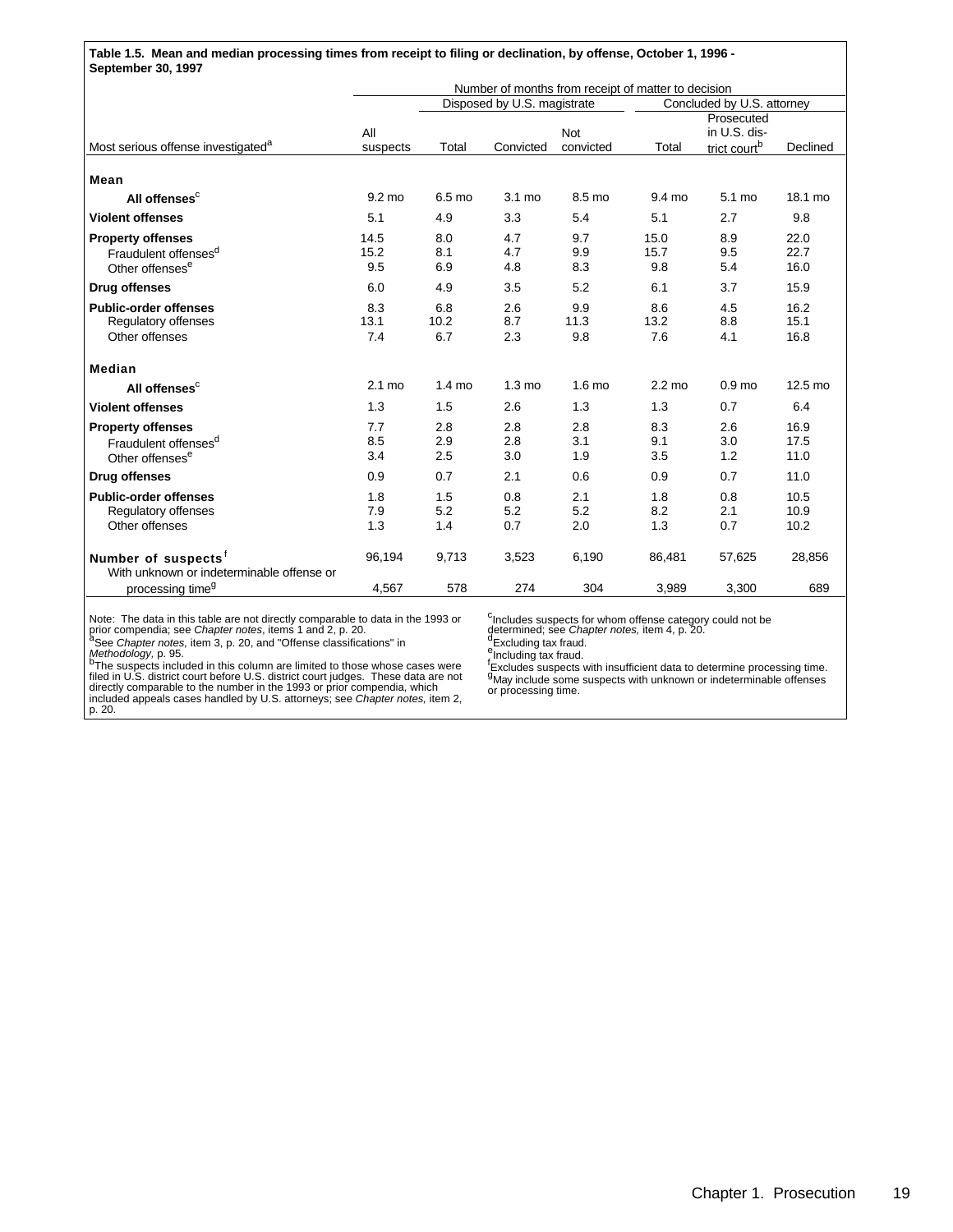**Table 1.5. Mean and median processing times from receipt to filing or declination, by offense, October 1, 1996 - September 30, 1997**

| | Number of months from receipt of matter to decision | | | | | | |
|---|---|---|---|---|---|---|---|
| | | Disposed by U.S. magistrate | | | Concluded by U.S. attorney | | |
| Most serious offense investigated[a] | All suspects | Total | Convicted | Not convicted | Total | Prosecuted in U.S. district court[b] | Declined |
| **Mean** | | | | | | | |
| **All offenses[c]** | 9.2 mo | 6.5 mo | 3.1 mo | 8.5 mo | 9.4 mo | 5.1 mo | 18.1 mo |
| **Violent offenses** | 5.1 | 4.9 | 3.3 | 5.4 | 5.1 | 2.7 | 9.8 |
| **Property offenses** | 14.5 | 8.0 | 4.7 | 9.7 | 15.0 | 8.9 | 22.0 |
| Fraudulent offenses[d] | 15.2 | 8.1 | 4.7 | 9.9 | 15.7 | 9.5 | 22.7 |
| Other offenses[e] | 9.5 | 6.9 | 4.8 | 8.3 | 9.8 | 5.4 | 16.0 |
| **Drug offenses** | 6.0 | 4.9 | 3.5 | 5.2 | 6.1 | 3.7 | 15.9 |
| **Public-order offenses** | 8.3 | 6.8 | 2.6 | 9.9 | 8.6 | 4.5 | 16.2 |
| Regulatory offenses | 13.1 | 10.2 | 8.7 | 11.3 | 13.2 | 8.8 | 15.1 |
| Other offenses | 7.4 | 6.7 | 2.3 | 9.8 | 7.6 | 4.1 | 16.8 |
| **Median** | | | | | | | |
| **All offenses[c]** | 2.1 mo | 1.4 mo | 1.3 mo | 1.6 mo | 2.2 mo | 0.9 mo | 12.5 mo |
| **Violent offenses** | 1.3 | 1.5 | 2.6 | 1.3 | 1.3 | 0.7 | 6.4 |
| **Property offenses** | 7.7 | 2.8 | 2.8 | 2.8 | 8.3 | 2.6 | 16.9 |
| Fraudulent offenses[d] | 8.5 | 2.9 | 2.8 | 3.1 | 9.1 | 3.0 | 17.5 |
| Other offenses[e] | 3.4 | 2.5 | 3.0 | 1.9 | 3.5 | 1.2 | 11.0 |
| **Drug offenses** | 0.9 | 0.7 | 2.1 | 0.6 | 0.9 | 0.7 | 11.0 |
| **Public-order offenses** | 1.8 | 1.5 | 0.8 | 2.1 | 1.8 | 0.8 | 10.5 |
| Regulatory offenses | 7.9 | 5.2 | 5.2 | 5.2 | 8.2 | 2.1 | 10.9 |
| Other offenses | 1.3 | 1.4 | 0.7 | 2.0 | 1.3 | 0.7 | 10.2 |
| **Number of suspects[f]** | 96,194 | 9,713 | 3,523 | 6,190 | 86,481 | 57,625 | 28,856 |
| With unknown or indeterminable offense or processing time[g] | 4,567 | 578 | 274 | 304 | 3,989 | 3,300 | 689 |

Note: The data in this table are not directly comparable to data in the 1993 or prior compendia; see *Chapter notes*, items 1 and 2, p. 20.

[a]See *Chapter notes,* item 3, p. 20, and "Offense classifications" in *Methodology,* p. 95.

[b]The suspects included in this column are limited to those whose cases were filed in U.S. district court before U.S. district court judges. These data are not directly comparable to the number in the 1993 or prior compendia, which included appeals cases handled by U.S. attorneys; see *Chapter notes,* item 2, p. 20.

[c]Includes suspects for whom offense category could not be determined; see *Chapter notes,* item 4, p. 20.

[d]Excluding tax fraud.

[e]Including tax fraud.

[f]Excludes suspects with insufficient data to determine processing time.

[g]May include some suspects with unknown or indeterminable offenses or processing time.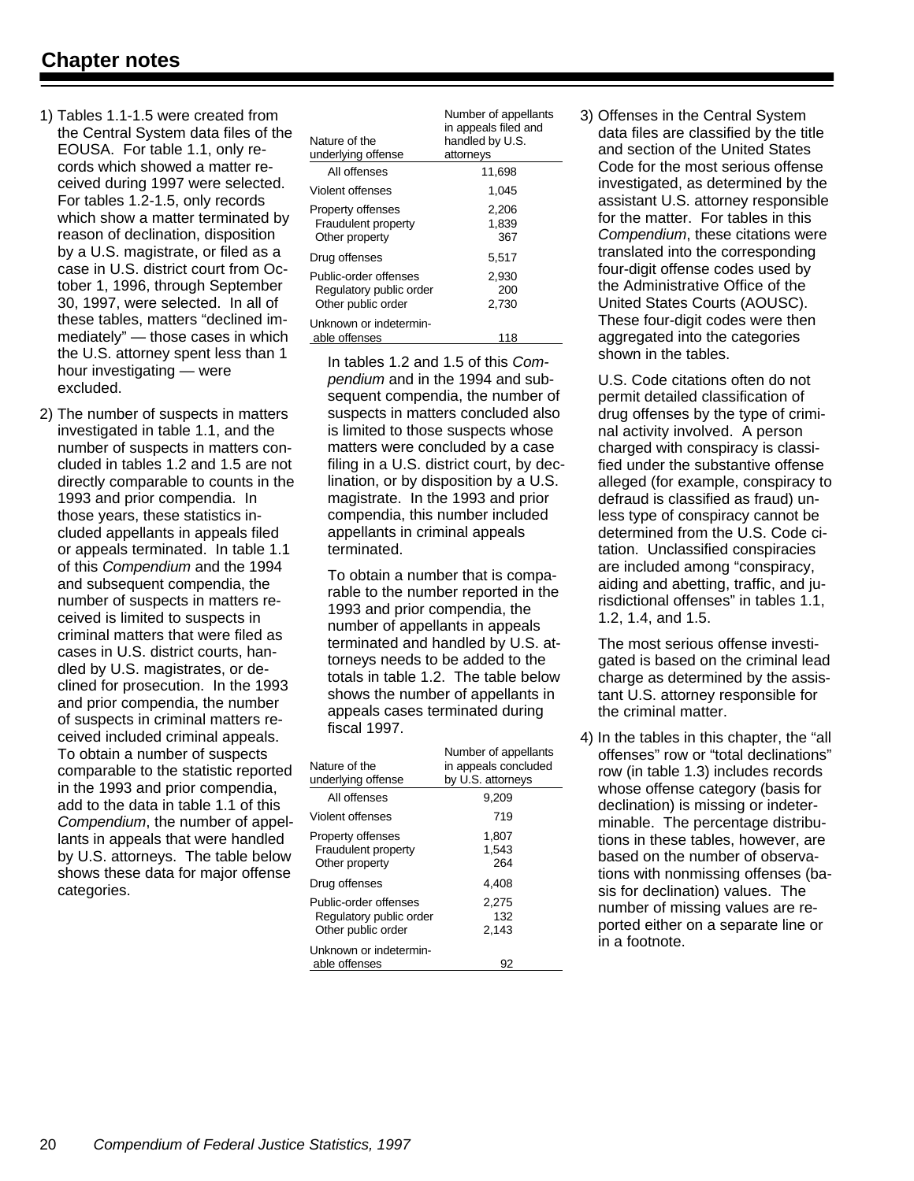## Chapter notes

1) Tables 1.1-1.5 were created from the Central System data files of the EOUSA. For table 1.1, only records which showed a matter received during 1997 were selected. For tables 1.2-1.5, only records which show a matter terminated by reason of declination, disposition by a U.S. magistrate, or filed as a case in U.S. district court from October 1, 1996, through September 30, 1997, were selected. In all of these tables, matters "declined immediately" — those cases in which the U.S. attorney spent less than 1 hour investigating — were excluded.

2) The number of suspects in matters investigated in table 1.1, and the number of suspects in matters concluded in tables 1.2 and 1.5 are not directly comparable to counts in the 1993 and prior compendia. In those years, these statistics included appellants in appeals filed or appeals terminated. In table 1.1 of this *Compendium* and the 1994 and subsequent compendia, the number of suspects in matters received is limited to suspects in criminal matters that were filed as cases in U.S. district courts, handled by U.S. magistrates, or declined for prosecution. In the 1993 and prior compendia, the number of suspects in criminal matters received included criminal appeals. To obtain a number of suspects comparable to the statistic reported in the 1993 and prior compendia, add to the data in table 1.1 of this *Compendium*, the number of appellants in appeals that were handled by U.S. attorneys. The table below shows these data for major offense categories.

| Nature of the underlying offense | Number of appellants in appeals filed and handled by U.S. attorneys |
|---|---|
| All offenses | 11,698 |
| Violent offenses | 1,045 |
| Property offenses | 2,206 |
| Fraudulent property | 1,839 |
| Other property | 367 |
| Drug offenses | 5,517 |
| Public-order offenses | 2,930 |
| Regulatory public order | 200 |
| Other public order | 2,730 |
| Unknown or indeterminable offenses | 118 |

In tables 1.2 and 1.5 of this *Compendium* and in the 1994 and subsequent compendia, the number of suspects in matters concluded also is limited to those suspects whose matters were concluded by a case filing in a U.S. district court, by declination, or by disposition by a U.S. magistrate. In the 1993 and prior compendia, this number included appellants in criminal appeals terminated.

To obtain a number that is comparable to the number reported in the 1993 and prior compendia, the number of appellants in appeals terminated and handled by U.S. attorneys needs to be added to the totals in table 1.2. The table below shows the number of appellants in appeals cases terminated during fiscal 1997.

| Nature of the underlying offense | Number of appellants in appeals concluded by U.S. attorneys |
|---|---|
| All offenses | 9,209 |
| Violent offenses | 719 |
| Property offenses | 1,807 |
| Fraudulent property | 1,543 |
| Other property | 264 |
| Drug offenses | 4,408 |
| Public-order offenses | 2,275 |
| Regulatory public order | 132 |
| Other public order | 2,143 |
| Unknown or indeterminable offenses | 92 |

3) Offenses in the Central System data files are classified by the title and section of the United States Code for the most serious offense investigated, as determined by the assistant U.S. attorney responsible for the matter. For tables in this *Compendium*, these citations were translated into the corresponding four-digit offense codes used by the Administrative Office of the United States Courts (AOUSC). These four-digit codes were then aggregated into the categories shown in the tables.

U.S. Code citations often do not permit detailed classification of drug offenses by the type of criminal activity involved. A person charged with conspiracy is classified under the substantive offense alleged (for example, conspiracy to defraud is classified as fraud) unless type of conspiracy cannot be determined from the U.S. Code citation. Unclassified conspiracies are included among "conspiracy, aiding and abetting, traffic, and jurisdictional offenses" in tables 1.1, 1.2, 1.4, and 1.5.

The most serious offense investigated is based on the criminal lead charge as determined by the assistant U.S. attorney responsible for the criminal matter.

4) In the tables in this chapter, the "all offenses" row or "total declinations" row (in table 1.3) includes records whose offense category (basis for declination) is missing or indeterminable. The percentage distributions in these tables, however, are based on the number of observations with nonmissing offenses (basis for declination) values. The number of missing values are reported either on a separate line or in a footnote.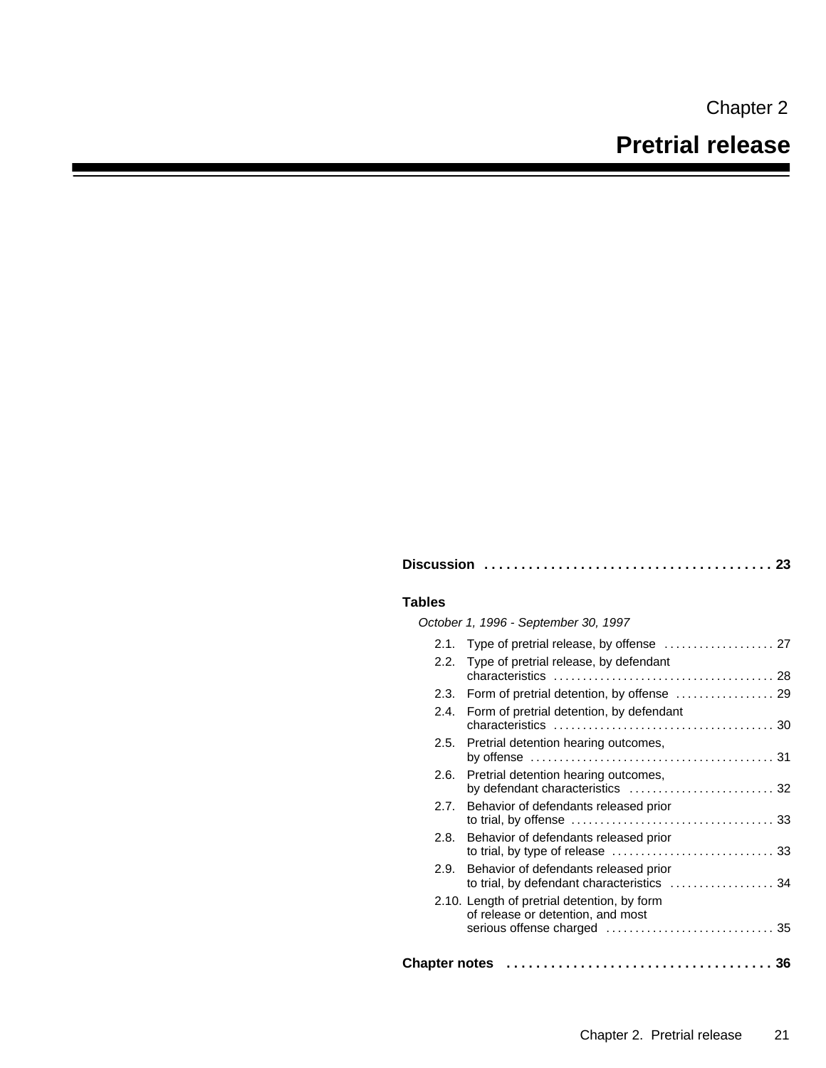Chapter 2

# Pretrial release

**Discussion** . . . . . . . . . . . . . . . . . . . . . . . . . . . . . . . . . . . . . . . 23

**Tables**

*October 1, 1996 - September 30, 1997*

2.1. Type of pretrial release, by offense . . . . . . . . . . . . . . . . . . . 27

2.2. Type of pretrial release, by defendant characteristics . . . . . . . . . . . . . . . . . . . . . . . . . . . . . . . . . . . . . 28

2.3. Form of pretrial detention, by offense . . . . . . . . . . . . . . . . . 29

2.4. Form of pretrial detention, by defendant characteristics . . . . . . . . . . . . . . . . . . . . . . . . . . . . . . . . . . . . . 30

2.5. Pretrial detention hearing outcomes, by offense . . . . . . . . . . . . . . . . . . . . . . . . . . . . . . . . . . . . . . . . . 31

2.6. Pretrial detention hearing outcomes, by defendant characteristics . . . . . . . . . . . . . . . . . . . . . . . . . 32

2.7. Behavior of defendants released prior to trial, by offense . . . . . . . . . . . . . . . . . . . . . . . . . . . . . . . . . . 33

2.8. Behavior of defendants released prior to trial, by type of release . . . . . . . . . . . . . . . . . . . . . . . . . . . 33

2.9. Behavior of defendants released prior to trial, by defendant characteristics . . . . . . . . . . . . . . . . . . 34

2.10. Length of pretrial detention, by form of release or detention, and most serious offense charged . . . . . . . . . . . . . . . . . . . . . . . . . . . . 35

**Chapter notes** . . . . . . . . . . . . . . . . . . . . . . . . . . . . . . . . . . . . 36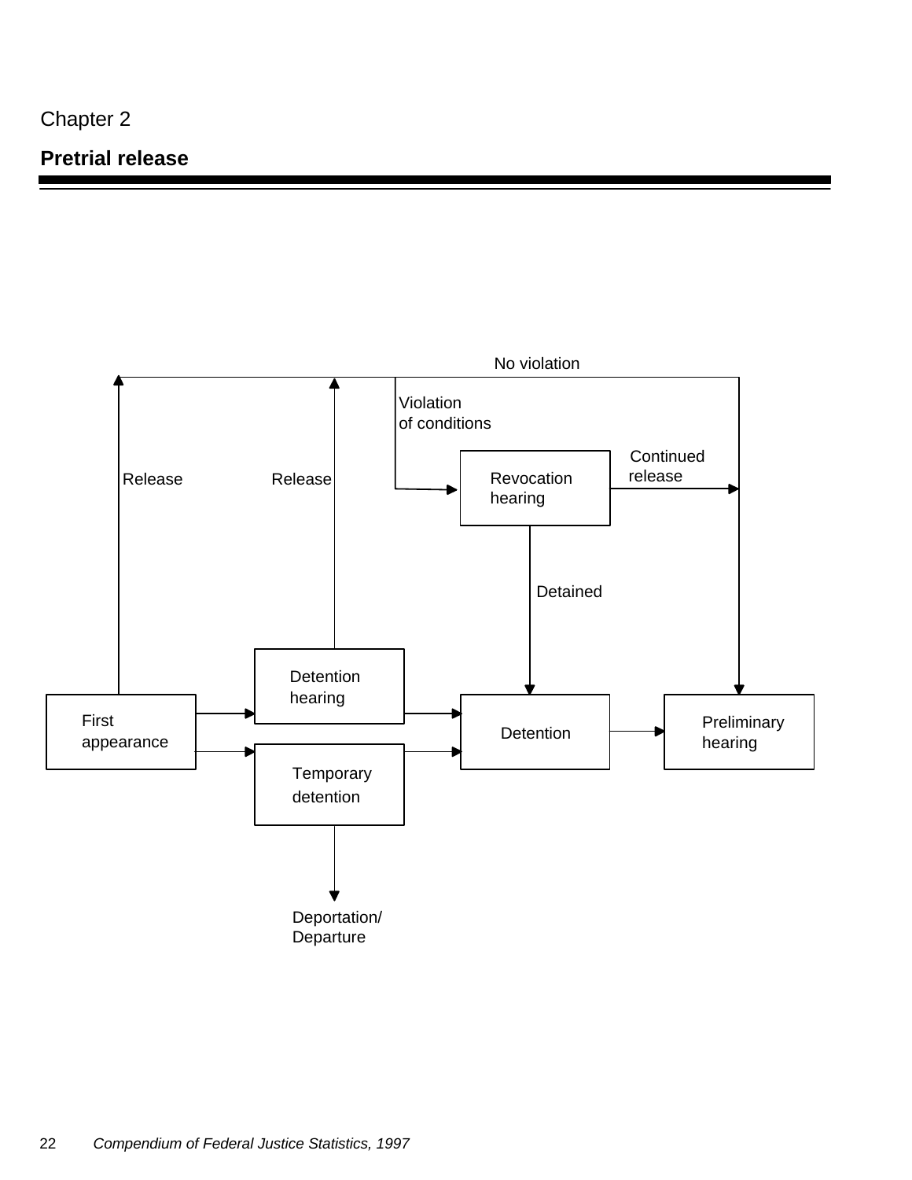Chapter 2

## Pretrial release

No violation

Violation of conditions

Continued release

Release

Release

Revocation hearing

Detained

Detention hearing

First appearance

Detention

Preliminary hearing

Temporary detention

Deportation/ Departure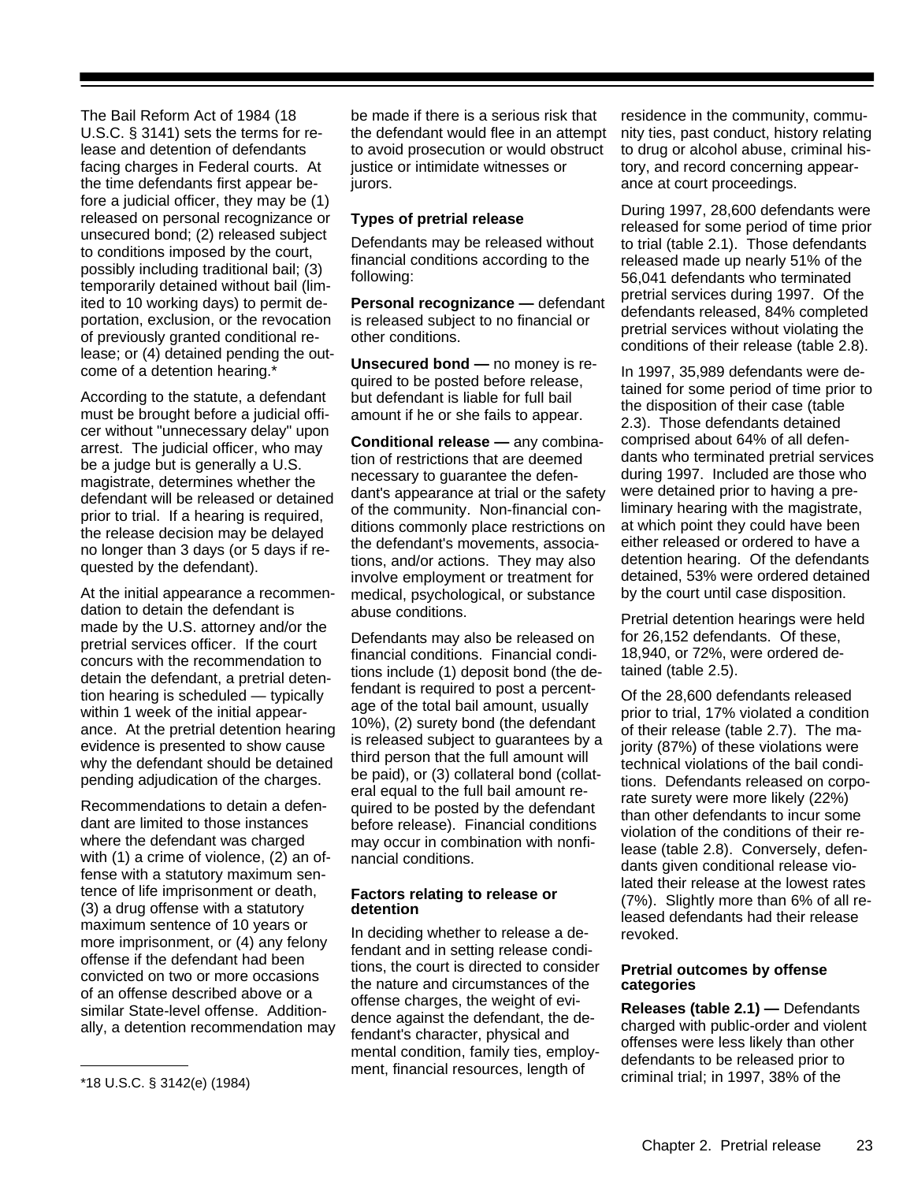The Bail Reform Act of 1984 (18 U.S.C. § 3141) sets the terms for release and detention of defendants facing charges in Federal courts. At the time defendants first appear before a judicial officer, they may be (1) released on personal recognizance or unsecured bond; (2) released subject to conditions imposed by the court, possibly including traditional bail; (3) temporarily detained without bail (limited to 10 working days) to permit deportation, exclusion, or the revocation of previously granted conditional release; or (4) detained pending the outcome of a detention hearing.*

According to the statute, a defendant must be brought before a judicial officer without "unnecessary delay" upon arrest. The judicial officer, who may be a judge but is generally a U.S. magistrate, determines whether the defendant will be released or detained prior to trial. If a hearing is required, the release decision may be delayed no longer than 3 days (or 5 days if requested by the defendant).

At the initial appearance a recommendation to detain the defendant is made by the U.S. attorney and/or the pretrial services officer. If the court concurs with the recommendation to detain the defendant, a pretrial detention hearing is scheduled — typically within 1 week of the initial appearance. At the pretrial detention hearing evidence is presented to show cause why the defendant should be detained pending adjudication of the charges.

Recommendations to detain a defendant are limited to those instances where the defendant was charged with (1) a crime of violence, (2) an offense with a statutory maximum sentence of life imprisonment or death, (3) a drug offense with a statutory maximum sentence of 10 years or more imprisonment, or (4) any felony offense if the defendant had been convicted on two or more occasions of an offense described above or a similar State-level offense. Additionally, a detention recommendation may be made if there is a serious risk that the defendant would flee in an attempt to avoid prosecution or would obstruct justice or intimidate witnesses or jurors.

*18 U.S.C. § 3142(e) (1984)

### Types of pretrial release

Defendants may be released without financial conditions according to the following:

**Personal recognizance —** defendant is released subject to no financial or other conditions.

**Unsecured bond —** no money is required to be posted before release, but defendant is liable for full bail amount if he or she fails to appear.

**Conditional release —** any combination of restrictions that are deemed necessary to guarantee the defendant's appearance at trial or the safety of the community. Non-financial conditions commonly place restrictions on the defendant's movements, associations, and/or actions. They may also involve employment or treatment for medical, psychological, or substance abuse conditions.

Defendants may also be released on financial conditions. Financial conditions include (1) deposit bond (the defendant is required to post a percentage of the total bail amount, usually 10%), (2) surety bond (the defendant is released subject to guarantees by a third person that the full amount will be paid), or (3) collateral bond (collateral equal to the full bail amount required to be posted by the defendant before release). Financial conditions may occur in combination with nonfinancial conditions.

### Factors relating to release or detention

In deciding whether to release a defendant and in setting release conditions, the court is directed to consider the nature and circumstances of the offense charges, the weight of evidence against the defendant, the defendant's character, physical and mental condition, family ties, employment, financial resources, length of residence in the community, community ties, past conduct, history relating to drug or alcohol abuse, criminal history, and record concerning appearance at court proceedings.

During 1997, 28,600 defendants were released for some period of time prior to trial (table 2.1). Those defendants released made up nearly 51% of the 56,041 defendants who terminated pretrial services during 1997. Of the defendants released, 84% completed pretrial services without violating the conditions of their release (table 2.8).

In 1997, 35,989 defendants were detained for some period of time prior to the disposition of their case (table 2.3). Those defendants detained comprised about 64% of all defendants who terminated pretrial services during 1997. Included are those who were detained prior to having a preliminary hearing with the magistrate, at which point they could have been either released or ordered to have a detention hearing. Of the defendants detained, 53% were ordered detained by the court until case disposition.

Pretrial detention hearings were held for 26,152 defendants. Of these, 18,940, or 72%, were ordered detained (table 2.5).

Of the 28,600 defendants released prior to trial, 17% violated a condition of their release (table 2.7). The majority (87%) of these violations were technical violations of the bail conditions. Defendants released on corporate surety were more likely (22%) than other defendants to incur some violation of the conditions of their release (table 2.8). Conversely, defendants given conditional release violated their release at the lowest rates (7%). Slightly more than 6% of all released defendants had their release revoked.

### Pretrial outcomes by offense categories

**Releases (table 2.1) —** Defendants charged with public-order and violent offenses were less likely than other defendants to be released prior to criminal trial; in 1997, 38% of the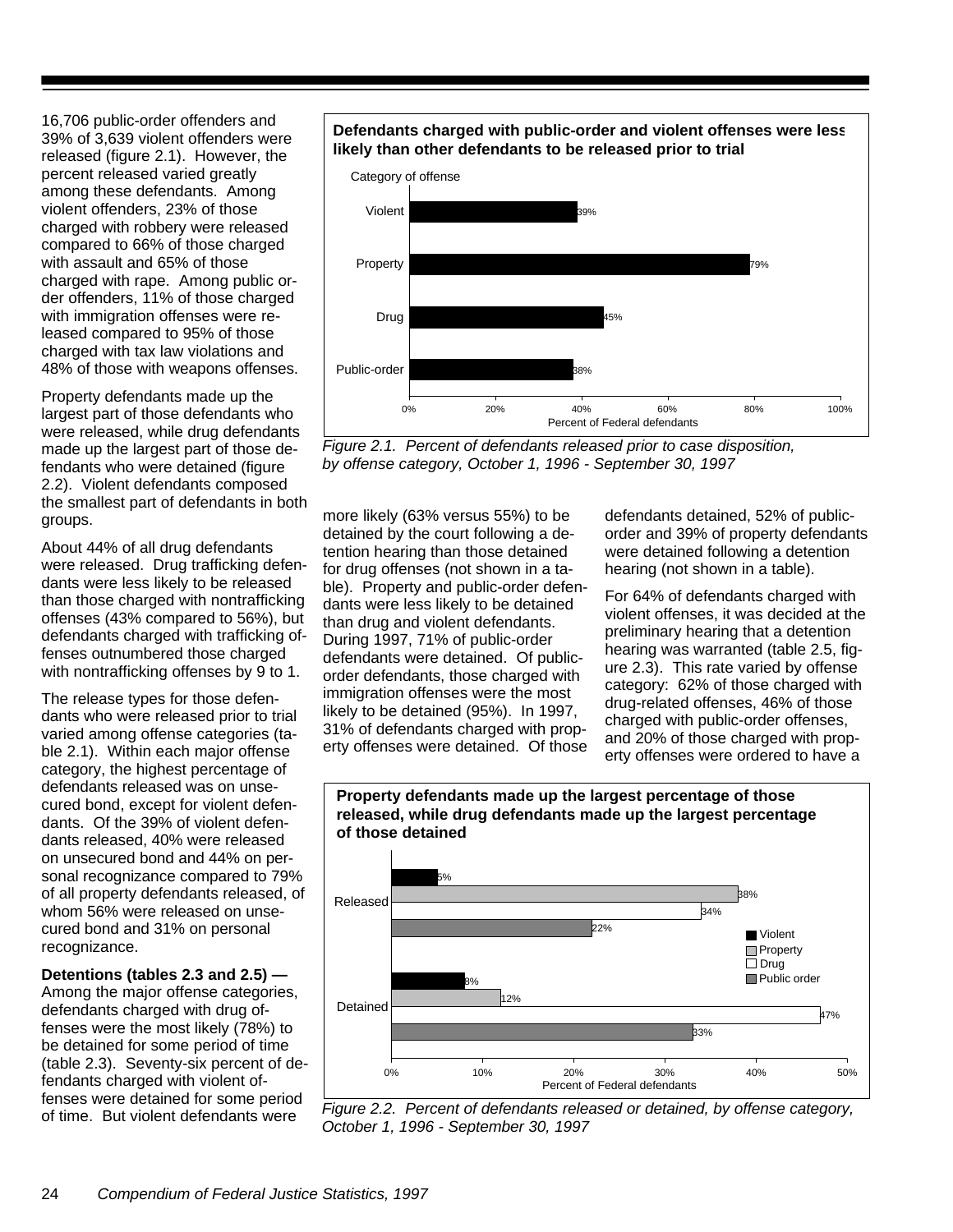16,706 public-order offenders and 39% of 3,639 violent offenders were released (figure 2.1). However, the percent released varied greatly among these defendants. Among violent offenders, 23% of those charged with robbery were released compared to 66% of those charged with assault and 65% of those charged with rape. Among public order offenders, 11% of those charged with immigration offenses were released compared to 95% of those charged with tax law violations and 48% of those with weapons offenses.

Property defendants made up the largest part of those defendants who were released, while drug defendants made up the largest part of those defendants who were detained (figure 2.2). Violent defendants composed the smallest part of defendants in both groups.

About 44% of all drug defendants were released. Drug trafficking defendants were less likely to be released than those charged with nontrafficking offenses (43% compared to 56%), but defendants charged with trafficking offenses outnumbered those charged with nontrafficking offenses by 9 to 1.

The release types for those defendants who were released prior to trial varied among offense categories (table 2.1). Within each major offense category, the highest percentage of defendants released was on unsecured bond, except for violent defendants. Of the 39% of violent defendants released, 40% were released on unsecured bond and 44% on personal recognizance compared to 79% of all property defendants released, of whom 56% were released on unsecured bond and 31% on personal recognizance.

**Detentions (tables 2.3 and 2.5) —** Among the major offense categories, defendants charged with drug offenses were the most likely (78%) to be detained for some period of time (table 2.3). Seventy-six percent of defendants charged with violent offenses were detained for some period of time. But violent defendants were more likely (63% versus 55%) to be detained by the court following a detention hearing than those detained for drug offenses (not shown in a table). Property and public-order defendants were less likely to be detained than drug and violent defendants. During 1997, 71% of public-order defendants were detained. Of public-order defendants, those charged with immigration offenses were the most likely to be detained (95%). In 1997, 31% of defendants charged with property offenses were detained. Of those defendants detained, 52% of public-order and 39% of property defendants were detained following a detention hearing (not shown in a table).

For 64% of defendants charged with violent offenses, it was decided at the preliminary hearing that a detention hearing was warranted (table 2.5, figure 2.3). This rate varied by offense category: 62% of those charged with drug-related offenses, 46% of those charged with public-order offenses, and 20% of those charged with property offenses were ordered to have a

**Defendants charged with public-order and violent offenses were less likely than other defendants to be released prior to trial**

| Category of offense | Percent of Federal defendants |
|---|---|
| Violent | 39% |
| Property | 79% |
| Drug | 45% |
| Public-order | 38% |

*Figure 2.1. Percent of defendants released prior to case disposition, by offense category, October 1, 1996 - September 30, 1997*

**Property defendants made up the largest percentage of those released, while drug defendants made up the largest percentage of those detained**

| | Violent | Property | Drug | Public order |
|---|---|---|---|---|
| Released | 5% | 38% | 34% | 22% |
| Detained | 8% | 12% | 47% | 33% |

Percent of Federal defendants

*Figure 2.2. Percent of defendants released or detained, by offense category, October 1, 1996 - September 30, 1997*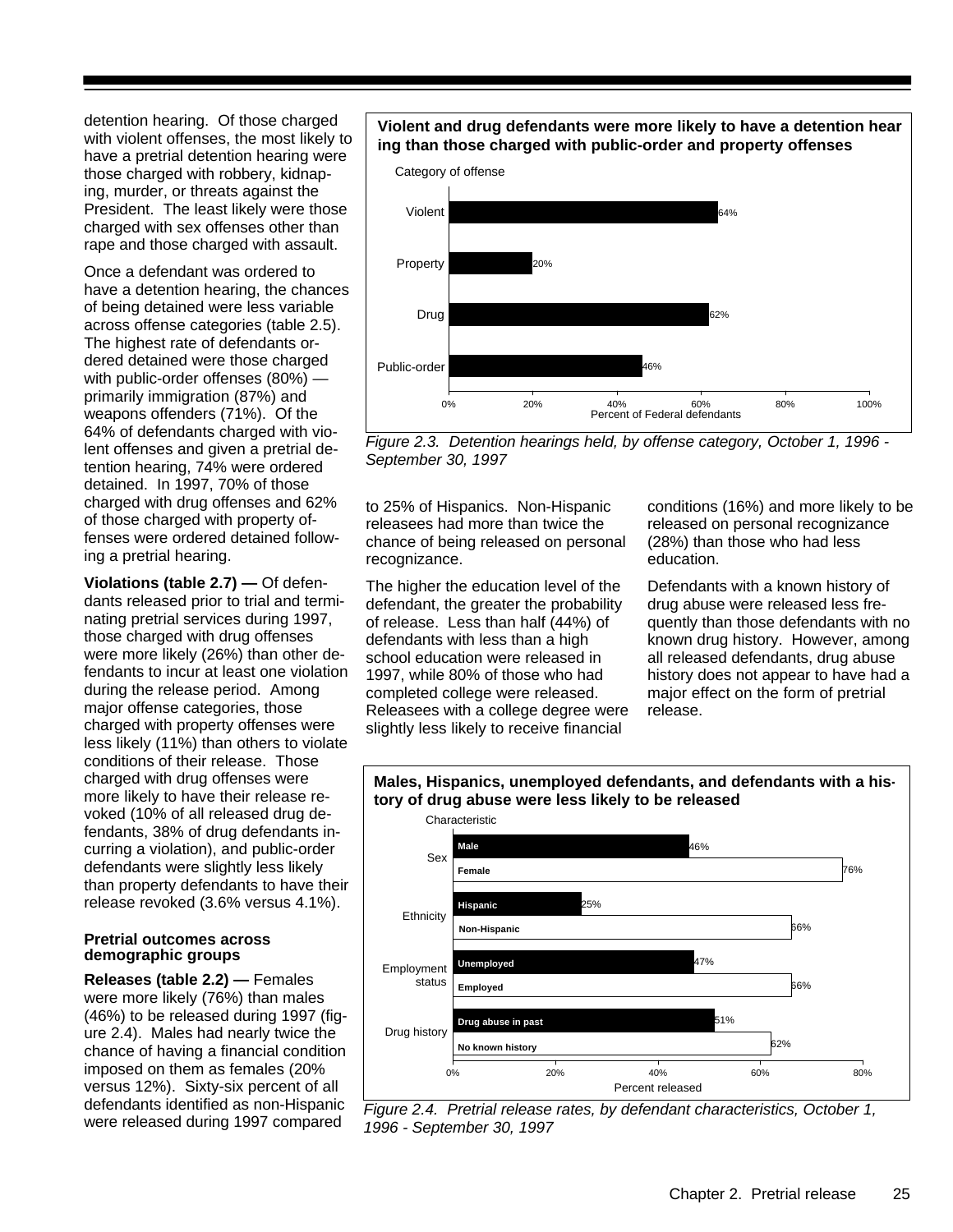detention hearing. Of those charged with violent offenses, the most likely to have a pretrial detention hearing were those charged with robbery, kidnaping, murder, or threats against the President. The least likely were those charged with sex offenses other than rape and those charged with assault.

Once a defendant was ordered to have a detention hearing, the chances of being detained were less variable across offense categories (table 2.5). The highest rate of defendants ordered detained were those charged with public-order offenses (80%) — primarily immigration (87%) and weapons offenders (71%). Of the 64% of defendants charged with violent offenses and given a pretrial detention hearing, 74% were ordered detained. In 1997, 70% of those charged with drug offenses and 62% of those charged with property offenses were ordered detained following a pretrial hearing.

**Violations (table 2.7) —** Of defendants released prior to trial and terminating pretrial services during 1997, those charged with drug offenses were more likely (26%) than other defendants to incur at least one violation during the release period. Among major offense categories, those charged with property offenses were less likely (11%) than others to violate conditions of their release. Those charged with drug offenses were more likely to have their release revoked (10% of all released drug defendants, 38% of drug defendants incurring a violation), and public-order defendants were slightly less likely than property defendants to have their release revoked (3.6% versus 4.1%).

**Violent and drug defendants were more likely to have a detention hearing than those charged with public-order and property offenses**

| Category of offense | Percent of Federal defendants |
|---|---|
| Violent | 64% |
| Property | 20% |
| Drug | 62% |
| Public-order | 46% |

*Figure 2.3. Detention hearings held, by offense category, October 1, 1996 - September 30, 1997*

### Pretrial outcomes across demographic groups

**Releases (table 2.2) —** Females were more likely (76%) than males (46%) to be released during 1997 (figure 2.4). Males had nearly twice the chance of having a financial condition imposed on them as females (20% versus 12%). Sixty-six percent of all defendants identified as non-Hispanic were released during 1997 compared to 25% of Hispanics. Non-Hispanic releasees had more than twice the chance of being released on personal recognizance.

The higher the education level of the defendant, the greater the probability of release. Less than half (44%) of defendants with less than a high school education were released in 1997, while 80% of those who had completed college were released. Releasees with a college degree were slightly less likely to receive financial conditions (16%) and more likely to be released on personal recognizance (28%) than those who had less education.

Defendants with a known history of drug abuse were released less frequently than those defendants with no known drug history. However, among all released defendants, drug abuse history does not appear to have had a major effect on the form of pretrial release.

**Males, Hispanics, unemployed defendants, and defendants with a history of drug abuse were less likely to be released**

| Characteristic | | Percent released |
|---|---|---|
| Sex | Male | 46% |
| | Female | 76% |
| Ethnicity | Hispanic | 25% |
| | Non-Hispanic | 66% |
| Employment status | Unemployed | 47% |
| | Employed | 66% |
| Drug history | Drug abuse in past | 51% |
| | No known history | 62% |

*Figure 2.4. Pretrial release rates, by defendant characteristics, October 1, 1996 - September 30, 1997*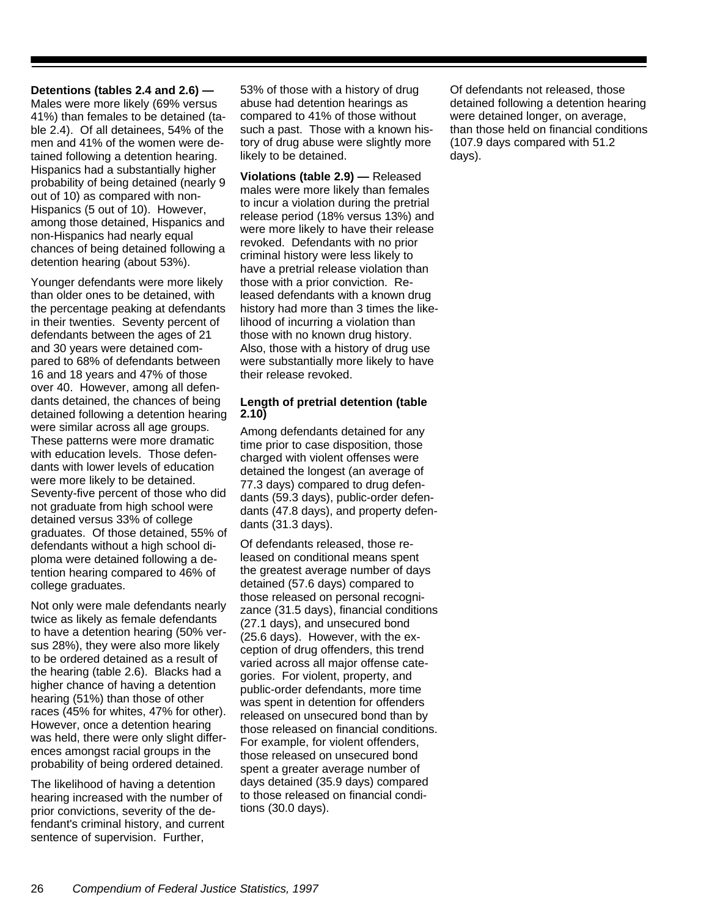**Detentions (tables 2.4 and 2.6) —** Males were more likely (69% versus 41%) than females to be detained (table 2.4). Of all detainees, 54% of the men and 41% of the women were detained following a detention hearing. Hispanics had a substantially higher probability of being detained (nearly 9 out of 10) as compared with non-Hispanics (5 out of 10). However, among those detained, Hispanics and non-Hispanics had nearly equal chances of being detained following a detention hearing (about 53%).

Younger defendants were more likely than older ones to be detained, with the percentage peaking at defendants in their twenties. Seventy percent of defendants between the ages of 21 and 30 years were detained compared to 68% of defendants between 16 and 18 years and 47% of those over 40. However, among all defendants detained, the chances of being detained following a detention hearing were similar across all age groups. These patterns were more dramatic with education levels. Those defendants with lower levels of education were more likely to be detained. Seventy-five percent of those who did not graduate from high school were detained versus 33% of college graduates. Of those detained, 55% of defendants without a high school diploma were detained following a detention hearing compared to 46% of college graduates.

Not only were male defendants nearly twice as likely as female defendants to have a detention hearing (50% versus 28%), they were also more likely to be ordered detained as a result of the hearing (table 2.6). Blacks had a higher chance of having a detention hearing (51%) than those of other races (45% for whites, 47% for other). However, once a detention hearing was held, there were only slight differences amongst racial groups in the probability of being ordered detained.

The likelihood of having a detention hearing increased with the number of prior convictions, severity of the defendant's criminal history, and current sentence of supervision. Further, 53% of those with a history of drug abuse had detention hearings as compared to 41% of those without such a past. Those with a known history of drug abuse were slightly more likely to be detained.

**Violations (table 2.9) —** Released males were more likely than females to incur a violation during the pretrial release period (18% versus 13%) and were more likely to have their release revoked. Defendants with no prior criminal history were less likely to have a pretrial release violation than those with a prior conviction. Released defendants with a known drug history had more than 3 times the likelihood of incurring a violation than those with no known drug history. Also, those with a history of drug use were substantially more likely to have their release revoked.

**Length of pretrial detention (table 2.10)**

Among defendants detained for any time prior to case disposition, those charged with violent offenses were detained the longest (an average of 77.3 days) compared to drug defendants (59.3 days), public-order defendants (47.8 days), and property defendants (31.3 days).

Of defendants released, those released on conditional means spent the greatest average number of days detained (57.6 days) compared to those released on personal recognizance (31.5 days), financial conditions (27.1 days), and unsecured bond (25.6 days). However, with the exception of drug offenders, this trend varied across all major offense categories. For violent, property, and public-order defendants, more time was spent in detention for offenders released on unsecured bond than by those released on financial conditions. For example, for violent offenders, those released on unsecured bond spent a greater average number of days detained (35.9 days) compared to those released on financial conditions (30.0 days).

Of defendants not released, those detained following a detention hearing were detained longer, on average, than those held on financial conditions (107.9 days compared with 51.2 days).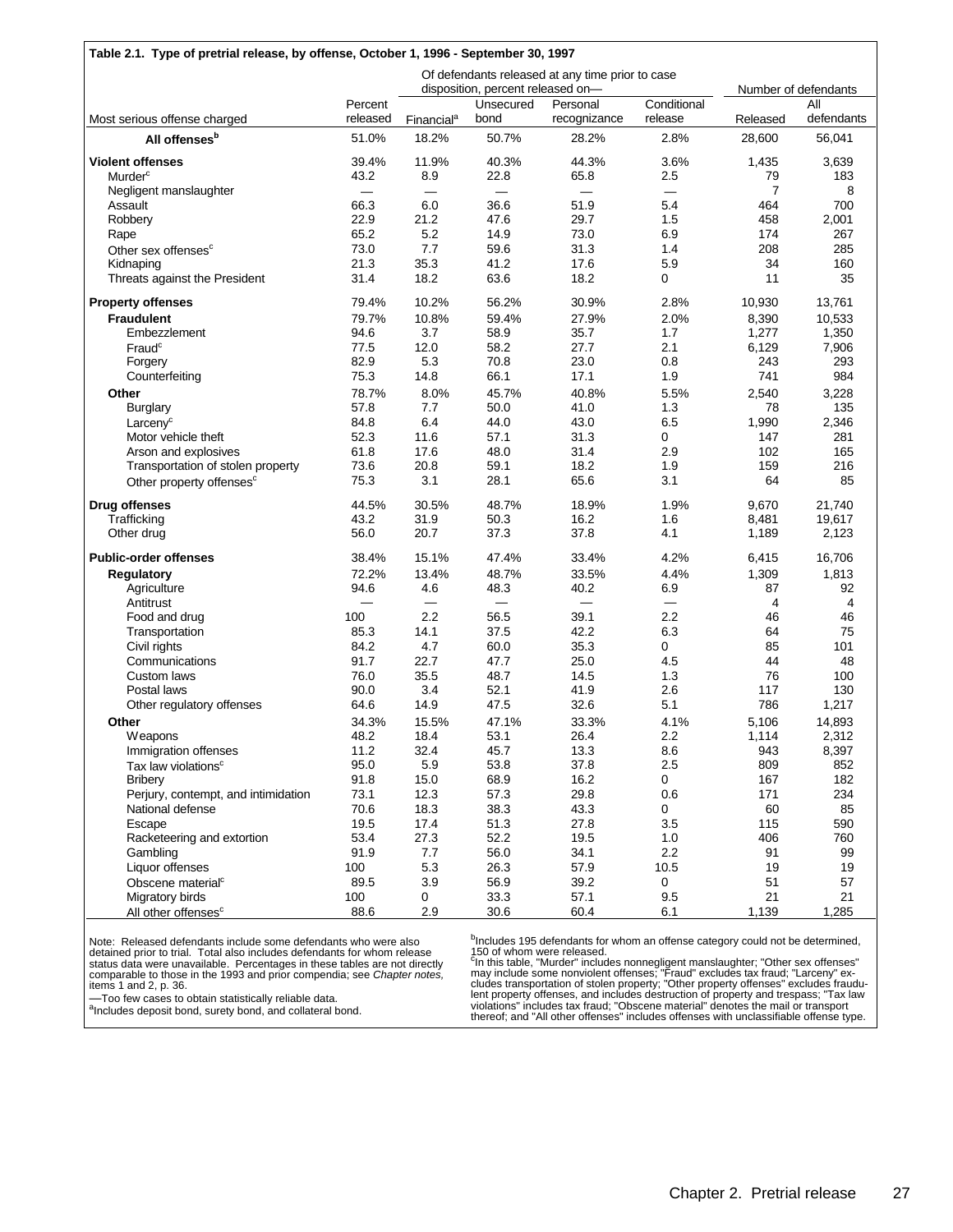**Table 2.1. Type of pretrial release, by offense, October 1, 1996 - September 30, 1997**

| Most serious offense charged | Percent released | Of defendants released at any time prior to case disposition, percent released on— | | | | Number of defendants | |
|---|---|---|---|---|---|---|---|
| | | Financial[a] | Unsecured bond | Personal recognizance | Conditional release | Released | All defendants |
| **All offenses[b]** | 51.0% | 18.2% | 50.7% | 28.2% | 2.8% | 28,600 | 56,041 |
| **Violent offenses** | 39.4% | 11.9% | 40.3% | 44.3% | 3.6% | 1,435 | 3,639 |
| Murder[c] | 43.2 | 8.9 | 22.8 | 65.8 | 2.5 | 79 | 183 |
| Negligent manslaughter | — | — | — | — | — | 7 | 8 |
| Assault | 66.3 | 6.0 | 36.6 | 51.9 | 5.4 | 464 | 700 |
| Robbery | 22.9 | 21.2 | 47.6 | 29.7 | 1.5 | 458 | 2,001 |
| Rape | 65.2 | 5.2 | 14.9 | 73.0 | 6.9 | 174 | 267 |
| Other sex offenses[c] | 73.0 | 7.7 | 59.6 | 31.3 | 1.4 | 208 | 285 |
| Kidnaping | 21.3 | 35.3 | 41.2 | 17.6 | 5.9 | 34 | 160 |
| Threats against the President | 31.4 | 18.2 | 63.6 | 18.2 | 0 | 11 | 35 |
| **Property offenses** | 79.4% | 10.2% | 56.2% | 30.9% | 2.8% | 10,930 | 13,761 |
| **Fraudulent** | 79.7% | 10.8% | 59.4% | 27.9% | 2.0% | 8,390 | 10,533 |
| Embezzlement | 94.6 | 3.7 | 58.9 | 35.7 | 1.7 | 1,277 | 1,350 |
| Fraud[c] | 77.5 | 12.0 | 58.2 | 27.7 | 2.1 | 6,129 | 7,906 |
| Forgery | 82.9 | 5.3 | 70.8 | 23.0 | 0.8 | 243 | 293 |
| Counterfeiting | 75.3 | 14.8 | 66.1 | 17.1 | 1.9 | 741 | 984 |
| **Other** | 78.7% | 8.0% | 45.7% | 40.8% | 5.5% | 2,540 | 3,228 |
| Burglary | 57.8 | 7.7 | 50.0 | 41.0 | 1.3 | 78 | 135 |
| Larceny[c] | 84.8 | 6.4 | 44.0 | 43.0 | 6.5 | 1,990 | 2,346 |
| Motor vehicle theft | 52.3 | 11.6 | 57.1 | 31.3 | 0 | 147 | 281 |
| Arson and explosives | 61.8 | 17.6 | 48.0 | 31.4 | 2.9 | 102 | 165 |
| Transportation of stolen property | 73.6 | 20.8 | 59.1 | 18.2 | 1.9 | 159 | 216 |
| Other property offenses[c] | 75.3 | 3.1 | 28.1 | 65.6 | 3.1 | 64 | 85 |
| **Drug offenses** | 44.5% | 30.5% | 48.7% | 18.9% | 1.9% | 9,670 | 21,740 |
| Trafficking | 43.2 | 31.9 | 50.3 | 16.2 | 1.6 | 8,481 | 19,617 |
| Other drug | 56.0 | 20.7 | 37.3 | 37.8 | 4.1 | 1,189 | 2,123 |
| **Public-order offenses** | 38.4% | 15.1% | 47.4% | 33.4% | 4.2% | 6,415 | 16,706 |
| **Regulatory** | 72.2% | 13.4% | 48.7% | 33.5% | 4.4% | 1,309 | 1,813 |
| Agriculture | 94.6 | 4.6 | 48.3 | 40.2 | 6.9 | 87 | 92 |
| Antitrust | — | — | — | — | — | 4 | 4 |
| Food and drug | 100 | 2.2 | 56.5 | 39.1 | 2.2 | 46 | 46 |
| Transportation | 85.3 | 14.1 | 37.5 | 42.2 | 6.3 | 64 | 75 |
| Civil rights | 84.2 | 4.7 | 60.0 | 35.3 | 0 | 85 | 101 |
| Communications | 91.7 | 22.7 | 47.7 | 25.0 | 4.5 | 44 | 48 |
| Custom laws | 76.0 | 35.5 | 48.7 | 14.5 | 1.3 | 76 | 100 |
| Postal laws | 90.0 | 3.4 | 52.1 | 41.9 | 2.6 | 117 | 130 |
| Other regulatory offenses | 64.6 | 14.9 | 47.5 | 32.6 | 5.1 | 786 | 1,217 |
| **Other** | 34.3% | 15.5% | 47.1% | 33.3% | 4.1% | 5,106 | 14,893 |
| Weapons | 48.2 | 18.4 | 53.1 | 26.4 | 2.2 | 1,114 | 2,312 |
| Immigration offenses | 11.2 | 32.4 | 45.7 | 13.3 | 8.6 | 943 | 8,397 |
| Tax law violations[c] | 95.0 | 5.9 | 53.8 | 37.8 | 2.5 | 809 | 852 |
| Bribery | 91.8 | 15.0 | 68.9 | 16.2 | 0 | 167 | 182 |
| Perjury, contempt, and intimidation | 73.1 | 12.3 | 57.3 | 29.8 | 0.6 | 171 | 234 |
| National defense | 70.6 | 18.3 | 38.3 | 43.3 | 0 | 60 | 85 |
| Escape | 19.5 | 17.4 | 51.3 | 27.8 | 3.5 | 115 | 590 |
| Racketeering and extortion | 53.4 | 27.3 | 52.2 | 19.5 | 1.0 | 406 | 760 |
| Gambling | 91.9 | 7.7 | 56.0 | 34.1 | 2.2 | 91 | 99 |
| Liquor offenses | 100 | 5.3 | 26.3 | 57.9 | 10.5 | 19 | 19 |
| Obscene material[c] | 89.5 | 3.9 | 56.9 | 39.2 | 0 | 51 | 57 |
| Migratory birds | 100 | 0 | 33.3 | 57.1 | 9.5 | 21 | 21 |
| All other offenses[c] | 88.6 | 2.9 | 30.6 | 60.4 | 6.1 | 1,139 | 1,285 |

Note: Released defendants include some defendants who were also detained prior to trial. Total also includes defendants for whom release status data were unavailable. Percentages in these tables are not directly comparable to those in the 1993 and prior compendia; see *Chapter notes,* items 1 and 2, p. 36.

—Too few cases to obtain statistically reliable data.

[a]Includes deposit bond, surety bond, and collateral bond.

[b]Includes 195 defendants for whom an offense category could not be determined, 150 of whom were released.

[c]In this table, "Murder" includes nonnegligent manslaughter; "Other sex offenses" may include some nonviolent offenses; "Fraud" excludes tax fraud; "Larceny" excludes transportation of stolen property; "Other property offenses" excludes fraudulent property offenses, and includes destruction of property and trespass; "Tax law violations" includes tax fraud; "Obscene material" denotes the mail or transport thereof; and "All other offenses" includes offenses with unclassifiable offense type.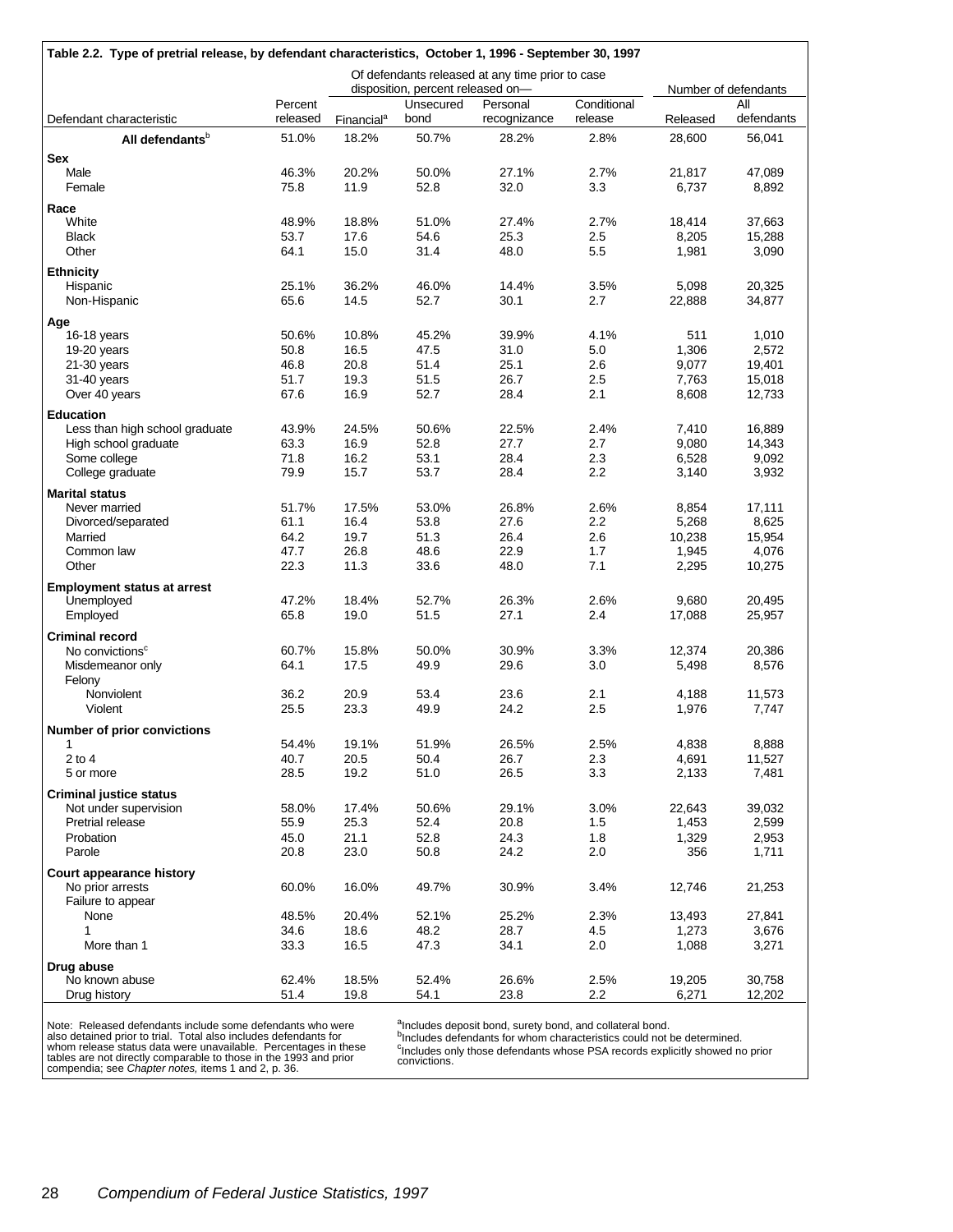**Table 2.2. Type of pretrial release, by defendant characteristics, October 1, 1996 - September 30, 1997**

| Defendant characteristic | Percent released | Of defendants released at any time prior to case disposition, percent released on— | | | | Number of defendants | |
|---|---|---|---|---|---|---|---|
| | | Financial[a] | Unsecured bond | Personal recognizance | Conditional release | Released | All defendants |
| **All defendants[b]** | 51.0% | 18.2% | 50.7% | 28.2% | 2.8% | 28,600 | 56,041 |
| **Sex** | | | | | | | |
| Male | 46.3% | 20.2% | 50.0% | 27.1% | 2.7% | 21,817 | 47,089 |
| Female | 75.8 | 11.9 | 52.8 | 32.0 | 3.3 | 6,737 | 8,892 |
| **Race** | | | | | | | |
| White | 48.9% | 18.8% | 51.0% | 27.4% | 2.7% | 18,414 | 37,663 |
| Black | 53.7 | 17.6 | 54.6 | 25.3 | 2.5 | 8,205 | 15,288 |
| Other | 64.1 | 15.0 | 31.4 | 48.0 | 5.5 | 1,981 | 3,090 |
| **Ethnicity** | | | | | | | |
| Hispanic | 25.1% | 36.2% | 46.0% | 14.4% | 3.5% | 5,098 | 20,325 |
| Non-Hispanic | 65.6 | 14.5 | 52.7 | 30.1 | 2.7 | 22,888 | 34,877 |
| **Age** | | | | | | | |
| 16-18 years | 50.6% | 10.8% | 45.2% | 39.9% | 4.1% | 511 | 1,010 |
| 19-20 years | 50.8 | 16.5 | 47.5 | 31.0 | 5.0 | 1,306 | 2,572 |
| 21-30 years | 46.8 | 20.8 | 51.4 | 25.1 | 2.6 | 9,077 | 19,401 |
| 31-40 years | 51.7 | 19.3 | 51.5 | 26.7 | 2.5 | 7,763 | 15,018 |
| Over 40 years | 67.6 | 16.9 | 52.7 | 28.4 | 2.1 | 8,608 | 12,733 |
| **Education** | | | | | | | |
| Less than high school graduate | 43.9% | 24.5% | 50.6% | 22.5% | 2.4% | 7,410 | 16,889 |
| High school graduate | 63.3 | 16.9 | 52.8 | 27.7 | 2.7 | 9,080 | 14,343 |
| Some college | 71.8 | 16.2 | 53.1 | 28.4 | 2.3 | 6,528 | 9,092 |
| College graduate | 79.9 | 15.7 | 53.7 | 28.4 | 2.2 | 3,140 | 3,932 |
| **Marital status** | | | | | | | |
| Never married | 51.7% | 17.5% | 53.0% | 26.8% | 2.6% | 8,854 | 17,111 |
| Divorced/separated | 61.1 | 16.4 | 53.8 | 27.6 | 2.2 | 5,268 | 8,625 |
| Married | 64.2 | 19.7 | 51.3 | 26.4 | 2.6 | 10,238 | 15,954 |
| Common law | 47.7 | 26.8 | 48.6 | 22.9 | 1.7 | 1,945 | 4,076 |
| Other | 22.3 | 11.3 | 33.6 | 48.0 | 7.1 | 2,295 | 10,275 |
| **Employment status at arrest** | | | | | | | |
| Unemployed | 47.2% | 18.4% | 52.7% | 26.3% | 2.6% | 9,680 | 20,495 |
| Employed | 65.8 | 19.0 | 51.5 | 27.1 | 2.4 | 17,088 | 25,957 |
| **Criminal record** | | | | | | | |
| No convictions[c] | 60.7% | 15.8% | 50.0% | 30.9% | 3.3% | 12,374 | 20,386 |
| Misdemeanor only | 64.1 | 17.5 | 49.9 | 29.6 | 3.0 | 5,498 | 8,576 |
| Felony | | | | | | | |
| Nonviolent | 36.2 | 20.9 | 53.4 | 23.6 | 2.1 | 4,188 | 11,573 |
| Violent | 25.5 | 23.3 | 49.9 | 24.2 | 2.5 | 1,976 | 7,747 |
| **Number of prior convictions** | | | | | | | |
| 1 | 54.4% | 19.1% | 51.9% | 26.5% | 2.5% | 4,838 | 8,888 |
| 2 to 4 | 40.7 | 20.5 | 50.4 | 26.7 | 2.3 | 4,691 | 11,527 |
| 5 or more | 28.5 | 19.2 | 51.0 | 26.5 | 3.3 | 2,133 | 7,481 |
| **Criminal justice status** | | | | | | | |
| Not under supervision | 58.0% | 17.4% | 50.6% | 29.1% | 3.0% | 22,643 | 39,032 |
| Pretrial release | 55.9 | 25.3 | 52.4 | 20.8 | 1.5 | 1,453 | 2,599 |
| Probation | 45.0 | 21.1 | 52.8 | 24.3 | 1.8 | 1,329 | 2,953 |
| Parole | 20.8 | 23.0 | 50.8 | 24.2 | 2.0 | 356 | 1,711 |
| **Court appearance history** | | | | | | | |
| No prior arrests | 60.0% | 16.0% | 49.7% | 30.9% | 3.4% | 12,746 | 21,253 |
| Failure to appear | | | | | | | |
| None | 48.5% | 20.4% | 52.1% | 25.2% | 2.3% | 13,493 | 27,841 |
| 1 | 34.6 | 18.6 | 48.2 | 28.7 | 4.5 | 1,273 | 3,676 |
| More than 1 | 33.3 | 16.5 | 47.3 | 34.1 | 2.0 | 1,088 | 3,271 |
| **Drug abuse** | | | | | | | |
| No known abuse | 62.4% | 18.5% | 52.4% | 26.6% | 2.5% | 19,205 | 30,758 |
| Drug history | 51.4 | 19.8 | 54.1 | 23.8 | 2.2 | 6,271 | 12,202 |

Note: Released defendants include some defendants who were also detained prior to trial. Total also includes defendants for whom release status data were unavailable. Percentages in these tables are not directly comparable to those in the 1993 and prior compendia; see *Chapter notes,* items 1 and 2, p. 36.

[a]Includes deposit bond, surety bond, and collateral bond.
[b]Includes defendants for whom characteristics could not be determined.
[c]Includes only those defendants whose PSA records explicitly showed no prior convictions.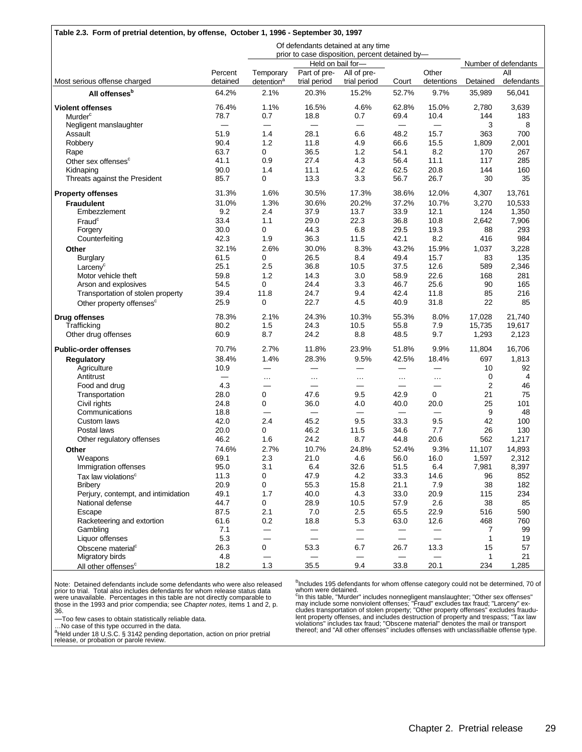**Table 2.3. Form of pretrial detention, by offense, October 1, 1996 - September 30, 1997**

| Most serious offense charged | Percent detained | Of defendants detained at any time prior to case disposition, percent detained by— | | | | | Number of defendants | |
|---|---|---|---|---|---|---|---|---|
| | | | Held on bail for— | | | | | |
| | | Temporary detention[a] | Part of pre-trial period | All of pre-trial period | Court | Other detentions | Detained | All defendants |
| **All offenses[b]** | 64.2% | 2.1% | 20.3% | 15.2% | 52.7% | 9.7% | 35,989 | 56,041 |
| **Violent offenses** | 76.4% | 1.1% | 16.5% | 4.6% | 62.8% | 15.0% | 2,780 | 3,639 |
| Murder[c] | 78.7 | 0.7 | 18.8 | 0.7 | 69.4 | 10.4 | 144 | 183 |
| Negligent manslaughter | — | — | — | — | — | — | 3 | 8 |
| Assault | 51.9 | 1.4 | 28.1 | 6.6 | 48.2 | 15.7 | 363 | 700 |
| Robbery | 90.4 | 1.2 | 11.8 | 4.9 | 66.6 | 15.5 | 1,809 | 2,001 |
| Rape | 63.7 | 0 | 36.5 | 1.2 | 54.1 | 8.2 | 170 | 267 |
| Other sex offenses[c] | 41.1 | 0.9 | 27.4 | 4.3 | 56.4 | 11.1 | 117 | 285 |
| Kidnaping | 90.0 | 1.4 | 11.1 | 4.2 | 62.5 | 20.8 | 144 | 160 |
| Threats against the President | 85.7 | 0 | 13.3 | 3.3 | 56.7 | 26.7 | 30 | 35 |
| **Property offenses** | 31.3% | 1.6% | 30.5% | 17.3% | 38.6% | 12.0% | 4,307 | 13,761 |
| **Fraudulent** | 31.0% | 1.3% | 30.6% | 20.2% | 37.2% | 10.7% | 3,270 | 10,533 |
| Embezzlement | 9.2 | 2.4 | 37.9 | 13.7 | 33.9 | 12.1 | 124 | 1,350 |
| Fraud[c] | 33.4 | 1.1 | 29.0 | 22.3 | 36.8 | 10.8 | 2,642 | 7,906 |
| Forgery | 30.0 | 0 | 44.3 | 6.8 | 29.5 | 19.3 | 88 | 293 |
| Counterfeiting | 42.3 | 1.9 | 36.3 | 11.5 | 42.1 | 8.2 | 416 | 984 |
| **Other** | 32.1% | 2.6% | 30.0% | 8.3% | 43.2% | 15.9% | 1,037 | 3,228 |
| Burglary | 61.5 | 0 | 26.5 | 8.4 | 49.4 | 15.7 | 83 | 135 |
| Larceny[c] | 25.1 | 2.5 | 36.8 | 10.5 | 37.5 | 12.6 | 589 | 2,346 |
| Motor vehicle theft | 59.8 | 1.2 | 14.3 | 3.0 | 58.9 | 22.6 | 168 | 281 |
| Arson and explosives | 54.5 | 0 | 24.4 | 3.3 | 46.7 | 25.6 | 90 | 165 |
| Transportation of stolen property | 39.4 | 11.8 | 24.7 | 9.4 | 42.4 | 11.8 | 85 | 216 |
| Other property offenses[c] | 25.9 | 0 | 22.7 | 4.5 | 40.9 | 31.8 | 22 | 85 |
| **Drug offenses** | 78.3% | 2.1% | 24.3% | 10.3% | 55.3% | 8.0% | 17,028 | 21,740 |
| Trafficking | 80.2 | 1.5 | 24.3 | 10.5 | 55.8 | 7.9 | 15,735 | 19,617 |
| Other drug offenses | 60.9 | 8.7 | 24.2 | 8.8 | 48.5 | 9.7 | 1,293 | 2,123 |
| **Public-order offenses** | 70.7% | 2.7% | 11.8% | 23.9% | 51.8% | 9.9% | 11,804 | 16,706 |
| **Regulatory** | 38.4% | 1.4% | 28.3% | 9.5% | 42.5% | 18.4% | 697 | 1,813 |
| Agriculture | 10.9 | — | — | — | — | — | 10 | 92 |
| Antitrust | — | … | … | … | … | … | 0 | 4 |
| Food and drug | 4.3 | — | — | — | — | — | 2 | 46 |
| Transportation | 28.0 | 0 | 47.6 | 9.5 | 42.9 | 0 | 21 | 75 |
| Civil rights | 24.8 | 0 | 36.0 | 4.0 | 40.0 | 20.0 | 25 | 101 |
| Communications | 18.8 | — | — | — | — | — | 9 | 48 |
| Custom laws | 42.0 | 2.4 | 45.2 | 9.5 | 33.3 | 9.5 | 42 | 100 |
| Postal laws | 20.0 | 0 | 46.2 | 11.5 | 34.6 | 7.7 | 26 | 130 |
| Other regulatory offenses | 46.2 | 1.6 | 24.2 | 8.7 | 44.8 | 20.6 | 562 | 1,217 |
| **Other** | 74.6% | 2.7% | 10.7% | 24.8% | 52.4% | 9.3% | 11,107 | 14,893 |
| Weapons | 69.1 | 2.3 | 21.0 | 4.6 | 56.0 | 16.0 | 1,597 | 2,312 |
| Immigration offenses | 95.0 | 3.1 | 6.4 | 32.6 | 51.5 | 6.4 | 7,981 | 8,397 |
| Tax law violations[c] | 11.3 | 0 | 47.9 | 4.2 | 33.3 | 14.6 | 96 | 852 |
| Bribery | 20.9 | 0 | 55.3 | 15.8 | 21.1 | 7.9 | 38 | 182 |
| Perjury, contempt, and intimidation | 49.1 | 1.7 | 40.0 | 4.3 | 33.0 | 20.9 | 115 | 234 |
| National defense | 44.7 | 0 | 28.9 | 10.5 | 57.9 | 2.6 | 38 | 85 |
| Escape | 87.5 | 2.1 | 7.0 | 2.5 | 65.5 | 22.9 | 516 | 590 |
| Racketeering and extortion | 61.6 | 0.2 | 18.8 | 5.3 | 63.0 | 12.6 | 468 | 760 |
| Gambling | 7.1 | — | — | — | — | — | 7 | 99 |
| Liquor offenses | 5.3 | — | — | — | — | — | 1 | 19 |
| Obscene material[c] | 26.3 | 0 | 53.3 | 6.7 | 26.7 | 13.3 | 15 | 57 |
| Migratory birds | 4.8 | — | — | — | — | — | 1 | 21 |
| All other offenses[c] | 18.2 | 1.3 | 35.5 | 9.4 | 33.8 | 20.1 | 234 | 1,285 |

Note: Detained defendants include some defendants who were also released prior to trial. Total also includes defendants for whom release status data were unavailable. Percentages in this table are not directly comparable to those in the 1993 and prior compendia; see *Chapter notes,* items 1 and 2, p. 36.

—Too few cases to obtain statistically reliable data.

…No case of this type occurred in the data.

[a]Held under 18 U.S.C. § 3142 pending deportation, action on prior pretrial release, or probation or parole review.

[b]Includes 195 defendants for whom offense category could not be determined, 70 of whom were detained.

[c]In this table, "Murder" includes nonnegligent manslaughter; "Other sex offenses" may include some nonviolent offenses; "Fraud" excludes tax fraud; "Larceny" excludes transportation of stolen property; "Other property offenses" excludes fraudulent property offenses, and includes destruction of property and trespass; "Tax law violations" includes tax fraud; "Obscene material" denotes the mail or transport thereof; and "All other offenses" includes offenses with unclassifiable offense type.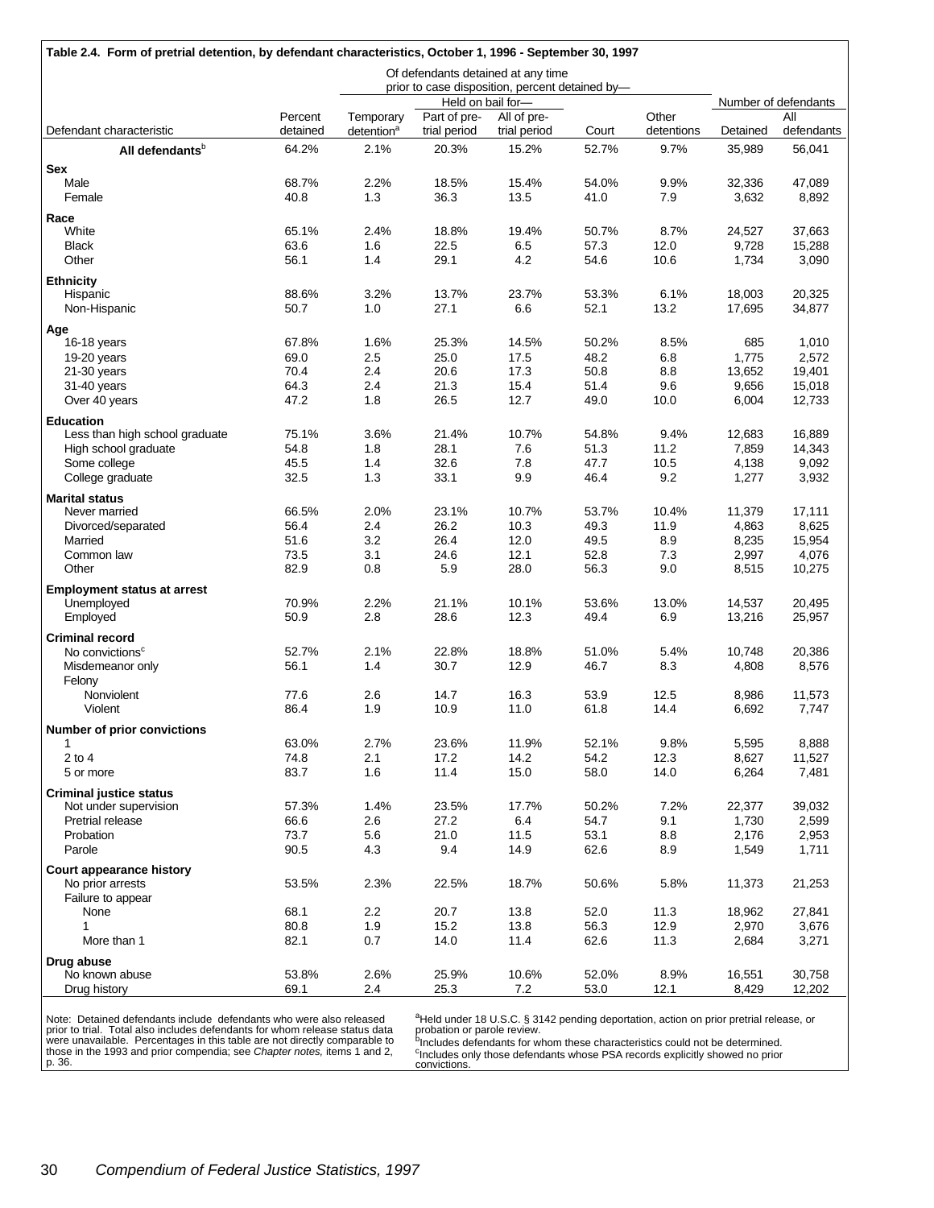**Table 2.4. Form of pretrial detention, by defendant characteristics, October 1, 1996 - September 30, 1997**

| Defendant characteristic | Percent detained | Of defendants detained at any time prior to case disposition, percent detained by— | | | | | Number of defendants | |
|---|---|---|---|---|---|---|---|---|
| | | Temporary detention[a] | Held on bail for— Part of pre-trial period | Held on bail for— All of pre-trial period | Court | Other detentions | Detained | All defendants |
| **All defendants**[b] | 64.2% | 2.1% | 20.3% | 15.2% | 52.7% | 9.7% | 35,989 | 56,041 |
| **Sex** | | | | | | | | |
| Male | 68.7% | 2.2% | 18.5% | 15.4% | 54.0% | 9.9% | 32,336 | 47,089 |
| Female | 40.8 | 1.3 | 36.3 | 13.5 | 41.0 | 7.9 | 3,632 | 8,892 |
| **Race** | | | | | | | | |
| White | 65.1% | 2.4% | 18.8% | 19.4% | 50.7% | 8.7% | 24,527 | 37,663 |
| Black | 63.6 | 1.6 | 22.5 | 6.5 | 57.3 | 12.0 | 9,728 | 15,288 |
| Other | 56.1 | 1.4 | 29.1 | 4.2 | 54.6 | 10.6 | 1,734 | 3,090 |
| **Ethnicity** | | | | | | | | |
| Hispanic | 88.6% | 3.2% | 13.7% | 23.7% | 53.3% | 6.1% | 18,003 | 20,325 |
| Non-Hispanic | 50.7 | 1.0 | 27.1 | 6.6 | 52.1 | 13.2 | 17,695 | 34,877 |
| **Age** | | | | | | | | |
| 16-18 years | 67.8% | 1.6% | 25.3% | 14.5% | 50.2% | 8.5% | 685 | 1,010 |
| 19-20 years | 69.0 | 2.5 | 25.0 | 17.5 | 48.2 | 6.8 | 1,775 | 2,572 |
| 21-30 years | 70.4 | 2.4 | 20.6 | 17.3 | 50.8 | 8.8 | 13,652 | 19,401 |
| 31-40 years | 64.3 | 2.4 | 21.3 | 15.4 | 51.4 | 9.6 | 9,656 | 15,018 |
| Over 40 years | 47.2 | 1.8 | 26.5 | 12.7 | 49.0 | 10.0 | 6,004 | 12,733 |
| **Education** | | | | | | | | |
| Less than high school graduate | 75.1% | 3.6% | 21.4% | 10.7% | 54.8% | 9.4% | 12,683 | 16,889 |
| High school graduate | 54.8 | 1.8 | 28.1 | 7.6 | 51.3 | 11.2 | 7,859 | 14,343 |
| Some college | 45.5 | 1.4 | 32.6 | 7.8 | 47.7 | 10.5 | 4,138 | 9,092 |
| College graduate | 32.5 | 1.3 | 33.1 | 9.9 | 46.4 | 9.2 | 1,277 | 3,932 |
| **Marital status** | | | | | | | | |
| Never married | 66.5% | 2.0% | 23.1% | 10.7% | 53.7% | 10.4% | 11,379 | 17,111 |
| Divorced/separated | 56.4 | 2.4 | 26.2 | 10.3 | 49.3 | 11.9 | 4,863 | 8,625 |
| Married | 51.6 | 3.2 | 26.4 | 12.0 | 49.5 | 8.9 | 8,235 | 15,954 |
| Common law | 73.5 | 3.1 | 24.6 | 12.1 | 52.8 | 7.3 | 2,997 | 4,076 |
| Other | 82.9 | 0.8 | 5.9 | 28.0 | 56.3 | 9.0 | 8,515 | 10,275 |
| **Employment status at arrest** | | | | | | | | |
| Unemployed | 70.9% | 2.2% | 21.1% | 10.1% | 53.6% | 13.0% | 14,537 | 20,495 |
| Employed | 50.9 | 2.8 | 28.6 | 12.3 | 49.4 | 6.9 | 13,216 | 25,957 |
| **Criminal record** | | | | | | | | |
| No convictions[c] | 52.7% | 2.1% | 22.8% | 18.8% | 51.0% | 5.4% | 10,748 | 20,386 |
| Misdemeanor only | 56.1 | 1.4 | 30.7 | 12.9 | 46.7 | 8.3 | 4,808 | 8,576 |
| Felony | | | | | | | | |
| Nonviolent | 77.6 | 2.6 | 14.7 | 16.3 | 53.9 | 12.5 | 8,986 | 11,573 |
| Violent | 86.4 | 1.9 | 10.9 | 11.0 | 61.8 | 14.4 | 6,692 | 7,747 |
| **Number of prior convictions** | | | | | | | | |
| 1 | 63.0% | 2.7% | 23.6% | 11.9% | 52.1% | 9.8% | 5,595 | 8,888 |
| 2 to 4 | 74.8 | 2.1 | 17.2 | 14.2 | 54.2 | 12.3 | 8,627 | 11,527 |
| 5 or more | 83.7 | 1.6 | 11.4 | 15.0 | 58.0 | 14.0 | 6,264 | 7,481 |
| **Criminal justice status** | | | | | | | | |
| Not under supervision | 57.3% | 1.4% | 23.5% | 17.7% | 50.2% | 7.2% | 22,377 | 39,032 |
| Pretrial release | 66.6 | 2.6 | 27.2 | 6.4 | 54.7 | 9.1 | 1,730 | 2,599 |
| Probation | 73.7 | 5.6 | 21.0 | 11.5 | 53.1 | 8.8 | 2,176 | 2,953 |
| Parole | 90.5 | 4.3 | 9.4 | 14.9 | 62.6 | 8.9 | 1,549 | 1,711 |
| **Court appearance history** | | | | | | | | |
| No prior arrests | 53.5% | 2.3% | 22.5% | 18.7% | 50.6% | 5.8% | 11,373 | 21,253 |
| Failure to appear | | | | | | | | |
| None | 68.1 | 2.2 | 20.7 | 13.8 | 52.0 | 11.3 | 18,962 | 27,841 |
| 1 | 80.8 | 1.9 | 15.2 | 13.8 | 56.3 | 12.9 | 2,970 | 3,676 |
| More than 1 | 82.1 | 0.7 | 14.0 | 11.4 | 62.6 | 11.3 | 2,684 | 3,271 |
| **Drug abuse** | | | | | | | | |
| No known abuse | 53.8% | 2.6% | 25.9% | 10.6% | 52.0% | 8.9% | 16,551 | 30,758 |
| Drug history | 69.1 | 2.4 | 25.3 | 7.2 | 53.0 | 12.1 | 8,429 | 12,202 |

Note: Detained defendants include defendants who were also released prior to trial. Total also includes defendants for whom release status data were unavailable. Percentages in this table are not directly comparable to those in the 1993 and prior compendia; see *Chapter notes,* items 1 and 2, p. 36.

[a] Held under 18 U.S.C. § 3142 pending deportation, action on prior pretrial release, or probation or parole review.
[b] Includes defendants for whom these characteristics could not be determined.
[c] Includes only those defendants whose PSA records explicitly showed no prior convictions.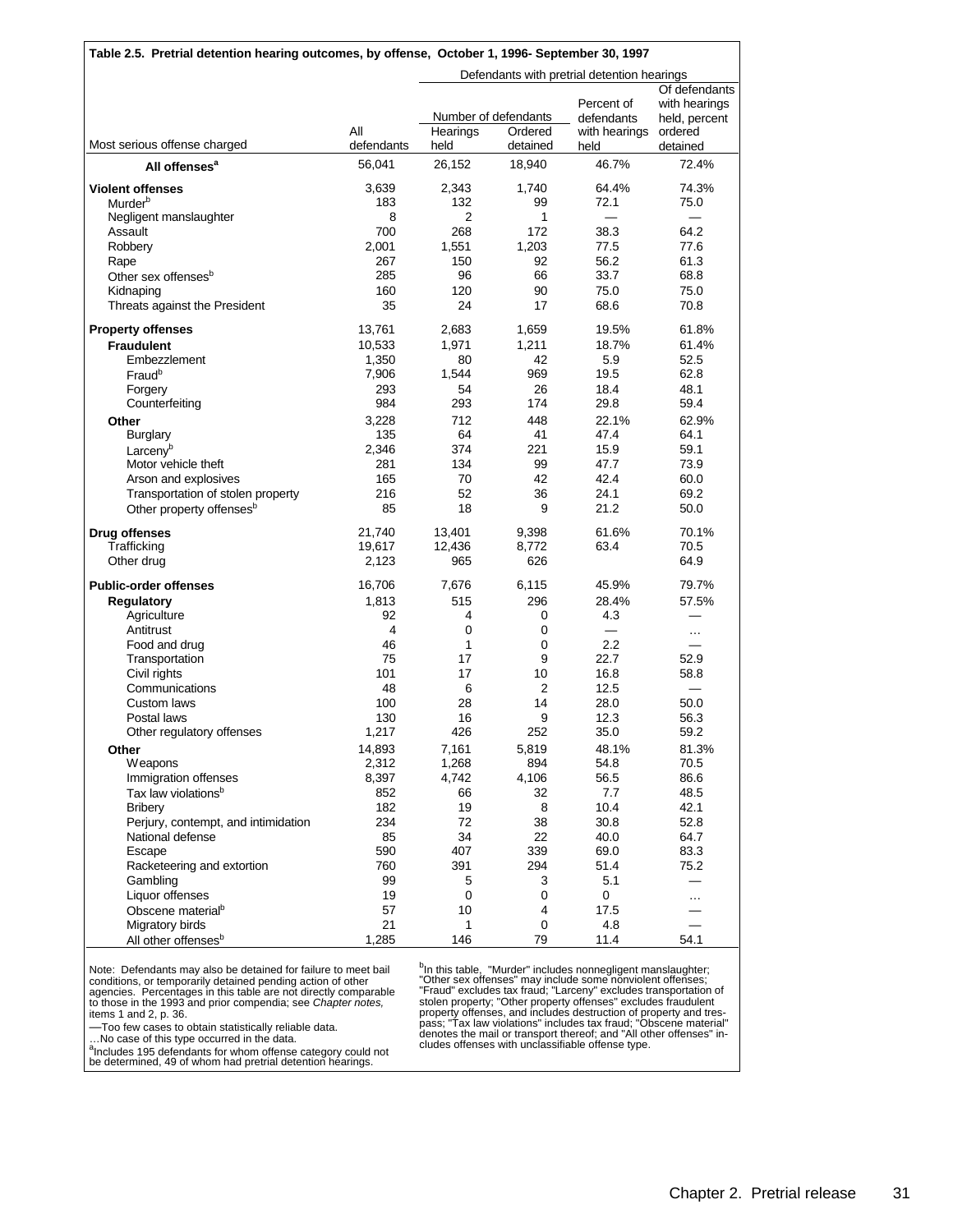**Table 2.5. Pretrial detention hearing outcomes, by offense, October 1, 1996- September 30, 1997**

| Most serious offense charged | All defendants | Defendants with pretrial detention hearings: Number of defendants — Hearings held | Ordered detained | Percent of defendants with hearings held | Of defendants with hearings held, percent ordered detained |
|---|---|---|---|---|---|
| **All offenses**[a] | 56,041 | 26,152 | 18,940 | 46.7% | 72.4% |
| **Violent offenses** | 3,639 | 2,343 | 1,740 | 64.4% | 74.3% |
| Murder[b] | 183 | 132 | 99 | 72.1 | 75.0 |
| Negligent manslaughter | 8 | 2 | 1 | — | — |
| Assault | 700 | 268 | 172 | 38.3 | 64.2 |
| Robbery | 2,001 | 1,551 | 1,203 | 77.5 | 77.6 |
| Rape | 267 | 150 | 92 | 56.2 | 61.3 |
| Other sex offenses[b] | 285 | 96 | 66 | 33.7 | 68.8 |
| Kidnaping | 160 | 120 | 90 | 75.0 | 75.0 |
| Threats against the President | 35 | 24 | 17 | 68.6 | 70.8 |
| **Property offenses** | 13,761 | 2,683 | 1,659 | 19.5% | 61.8% |
| **Fraudulent** | 10,533 | 1,971 | 1,211 | 18.7% | 61.4% |
| Embezzlement | 1,350 | 80 | 42 | 5.9 | 52.5 |
| Fraud[b] | 7,906 | 1,544 | 969 | 19.5 | 62.8 |
| Forgery | 293 | 54 | 26 | 18.4 | 48.1 |
| Counterfeiting | 984 | 293 | 174 | 29.8 | 59.4 |
| **Other** | 3,228 | 712 | 448 | 22.1% | 62.9% |
| Burglary | 135 | 64 | 41 | 47.4 | 64.1 |
| Larceny[b] | 2,346 | 374 | 221 | 15.9 | 59.1 |
| Motor vehicle theft | 281 | 134 | 99 | 47.7 | 73.9 |
| Arson and explosives | 165 | 70 | 42 | 42.4 | 60.0 |
| Transportation of stolen property | 216 | 52 | 36 | 24.1 | 69.2 |
| Other property offenses[b] | 85 | 18 | 9 | 21.2 | 50.0 |
| **Drug offenses** | 21,740 | 13,401 | 9,398 | 61.6% | 70.1% |
| Trafficking | 19,617 | 12,436 | 8,772 | 63.4 | 70.5 |
| Other drug | 2,123 | 965 | 626 | | 64.9 |
| **Public-order offenses** | 16,706 | 7,676 | 6,115 | 45.9% | 79.7% |
| **Regulatory** | 1,813 | 515 | 296 | 28.4% | 57.5% |
| Agriculture | 92 | 4 | 0 | 4.3 | — |
| Antitrust | 4 | 0 | 0 | — | … |
| Food and drug | 46 | 1 | 0 | 2.2 | — |
| Transportation | 75 | 17 | 9 | 22.7 | 52.9 |
| Civil rights | 101 | 17 | 10 | 16.8 | 58.8 |
| Communications | 48 | 6 | 2 | 12.5 | — |
| Custom laws | 100 | 28 | 14 | 28.0 | 50.0 |
| Postal laws | 130 | 16 | 9 | 12.3 | 56.3 |
| Other regulatory offenses | 1,217 | 426 | 252 | 35.0 | 59.2 |
| **Other** | 14,893 | 7,161 | 5,819 | 48.1% | 81.3% |
| Weapons | 2,312 | 1,268 | 894 | 54.8 | 70.5 |
| Immigration offenses | 8,397 | 4,742 | 4,106 | 56.5 | 86.6 |
| Tax law violations[b] | 852 | 66 | 32 | 7.7 | 48.5 |
| Bribery | 182 | 19 | 8 | 10.4 | 42.1 |
| Perjury, contempt, and intimidation | 234 | 72 | 38 | 30.8 | 52.8 |
| National defense | 85 | 34 | 22 | 40.0 | 64.7 |
| Escape | 590 | 407 | 339 | 69.0 | 83.3 |
| Racketeering and extortion | 760 | 391 | 294 | 51.4 | 75.2 |
| Gambling | 99 | 5 | 3 | 5.1 | — |
| Liquor offenses | 19 | 0 | 0 | 0 | … |
| Obscene material[b] | 57 | 10 | 4 | 17.5 | — |
| Migratory birds | 21 | 1 | 0 | 4.8 | — |
| All other offenses[b] | 1,285 | 146 | 79 | 11.4 | 54.1 |

Note: Defendants may also be detained for failure to meet bail conditions, or temporarily detained pending action of other agencies. Percentages in this table are not directly comparable to those in the 1993 and prior compendia; see *Chapter notes*, items 1 and 2, p. 36.

—Too few cases to obtain statistically reliable data.

…No case of this type occurred in the data.

[a]Includes 195 defendants for whom offense category could not be determined, 49 of whom had pretrial detention hearings.

[b]In this table, "Murder" includes nonnegligent manslaughter; "Other sex offenses" may include some nonviolent offenses; "Fraud" excludes tax fraud; "Larceny" excludes transportation of stolen property; "Other property offenses" excludes fraudulent property offenses, and includes destruction of property and trespass; "Tax law violations" includes tax fraud; "Obscene material" denotes the mail or transport thereof; and "All other offenses" includes offenses with unclassifiable offense type.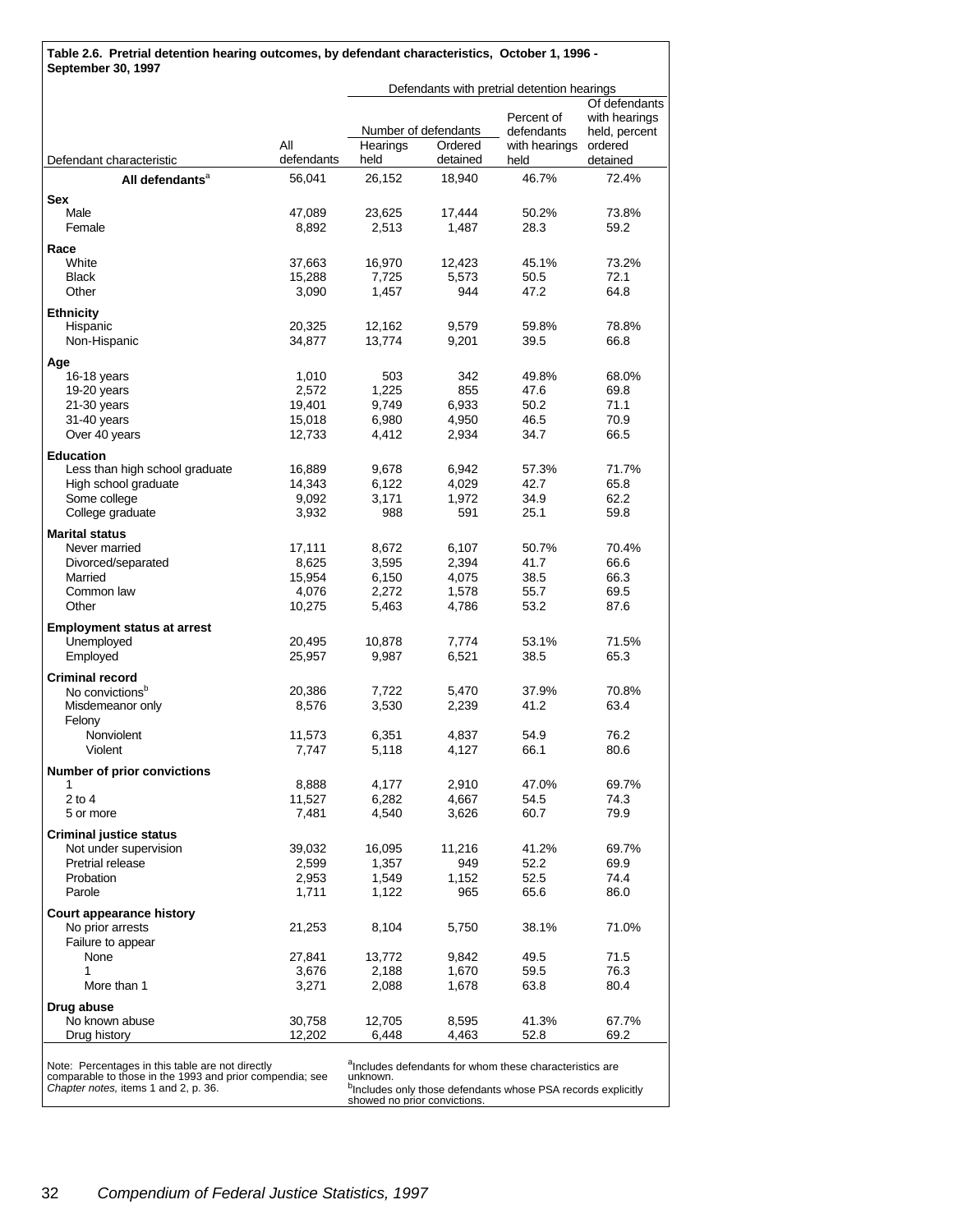**Table 2.6. Pretrial detention hearing outcomes, by defendant characteristics, October 1, 1996 - September 30, 1997**

| Defendant characteristic | All defendants | Defendants with pretrial detention hearings: Number of defendants: Hearings held | Number of defendants: Ordered detained | Percent of defendants with hearings held | Of defendants with hearings held, percent ordered detained |
|---|---|---|---|---|---|
| **All defendants**[a] | 56,041 | 26,152 | 18,940 | 46.7% | 72.4% |
| **Sex** | | | | | |
| Male | 47,089 | 23,625 | 17,444 | 50.2% | 73.8% |
| Female | 8,892 | 2,513 | 1,487 | 28.3 | 59.2 |
| **Race** | | | | | |
| White | 37,663 | 16,970 | 12,423 | 45.1% | 73.2% |
| Black | 15,288 | 7,725 | 5,573 | 50.5 | 72.1 |
| Other | 3,090 | 1,457 | 944 | 47.2 | 64.8 |
| **Ethnicity** | | | | | |
| Hispanic | 20,325 | 12,162 | 9,579 | 59.8% | 78.8% |
| Non-Hispanic | 34,877 | 13,774 | 9,201 | 39.5 | 66.8 |
| **Age** | | | | | |
| 16-18 years | 1,010 | 503 | 342 | 49.8% | 68.0% |
| 19-20 years | 2,572 | 1,225 | 855 | 47.6 | 69.8 |
| 21-30 years | 19,401 | 9,749 | 6,933 | 50.2 | 71.1 |
| 31-40 years | 15,018 | 6,980 | 4,950 | 46.5 | 70.9 |
| Over 40 years | 12,733 | 4,412 | 2,934 | 34.7 | 66.5 |
| **Education** | | | | | |
| Less than high school graduate | 16,889 | 9,678 | 6,942 | 57.3% | 71.7% |
| High school graduate | 14,343 | 6,122 | 4,029 | 42.7 | 65.8 |
| Some college | 9,092 | 3,171 | 1,972 | 34.9 | 62.2 |
| College graduate | 3,932 | 988 | 591 | 25.1 | 59.8 |
| **Marital status** | | | | | |
| Never married | 17,111 | 8,672 | 6,107 | 50.7% | 70.4% |
| Divorced/separated | 8,625 | 3,595 | 2,394 | 41.7 | 66.6 |
| Married | 15,954 | 6,150 | 4,075 | 38.5 | 66.3 |
| Common law | 4,076 | 2,272 | 1,578 | 55.7 | 69.5 |
| Other | 10,275 | 5,463 | 4,786 | 53.2 | 87.6 |
| **Employment status at arrest** | | | | | |
| Unemployed | 20,495 | 10,878 | 7,774 | 53.1% | 71.5% |
| Employed | 25,957 | 9,987 | 6,521 | 38.5 | 65.3 |
| **Criminal record** | | | | | |
| No convictions[b] | 20,386 | 7,722 | 5,470 | 37.9% | 70.8% |
| Misdemeanor only | 8,576 | 3,530 | 2,239 | 41.2 | 63.4 |
| Felony | | | | | |
| Nonviolent | 11,573 | 6,351 | 4,837 | 54.9 | 76.2 |
| Violent | 7,747 | 5,118 | 4,127 | 66.1 | 80.6 |
| **Number of prior convictions** | | | | | |
| 1 | 8,888 | 4,177 | 2,910 | 47.0% | 69.7% |
| 2 to 4 | 11,527 | 6,282 | 4,667 | 54.5 | 74.3 |
| 5 or more | 7,481 | 4,540 | 3,626 | 60.7 | 79.9 |
| **Criminal justice status** | | | | | |
| Not under supervision | 39,032 | 16,095 | 11,216 | 41.2% | 69.7% |
| Pretrial release | 2,599 | 1,357 | 949 | 52.2 | 69.9 |
| Probation | 2,953 | 1,549 | 1,152 | 52.5 | 74.4 |
| Parole | 1,711 | 1,122 | 965 | 65.6 | 86.0 |
| **Court appearance history** | | | | | |
| No prior arrests | 21,253 | 8,104 | 5,750 | 38.1% | 71.0% |
| Failure to appear | | | | | |
| None | 27,841 | 13,772 | 9,842 | 49.5 | 71.5 |
| 1 | 3,676 | 2,188 | 1,670 | 59.5 | 76.3 |
| More than 1 | 3,271 | 2,088 | 1,678 | 63.8 | 80.4 |
| **Drug abuse** | | | | | |
| No known abuse | 30,758 | 12,705 | 8,595 | 41.3% | 67.7% |
| Drug history | 12,202 | 6,448 | 4,463 | 52.8 | 69.2 |

Note: Percentages in this table are not directly comparable to those in the 1993 and prior compendia; see *Chapter notes,* items 1 and 2, p. 36.

[a]Includes defendants for whom these characteristics are unknown.

[b]Includes only those defendants whose PSA records explicitly showed no prior convictions.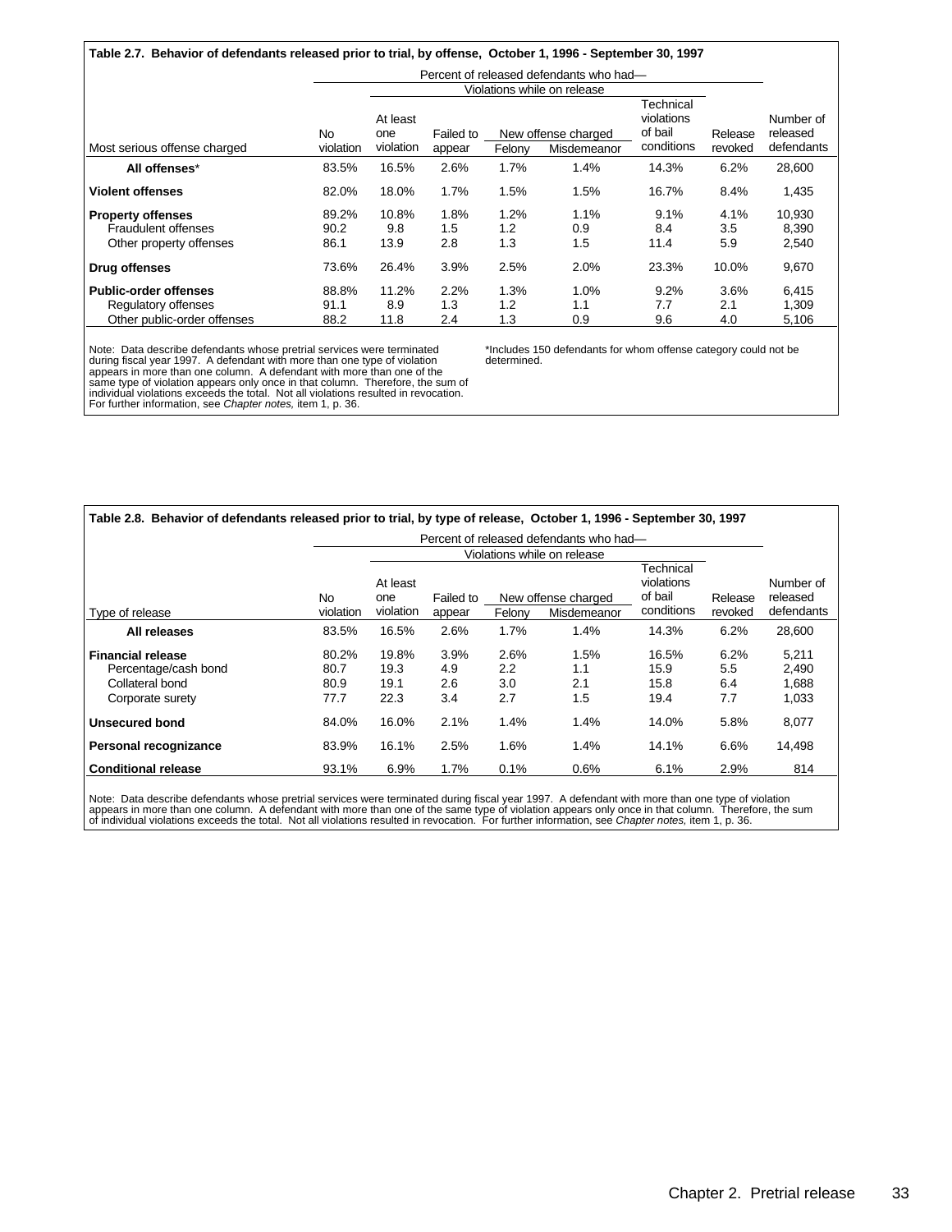**Table 2.7. Behavior of defendants released prior to trial, by offense, October 1, 1996 - September 30, 1997**

| | Percent of released defendants who had— | | | | | | | |
|---|---|---|---|---|---|---|---|---|
| | | Violations while on release | | | | | | |
| | | | | New offense charged | | | | |
| Most serious offense charged | No violation | At least one violation | Failed to appear | Felony | Misdemeanor | Technical violations of bail conditions | Release revoked | Number of released defendants |
| **All offenses*** | 83.5% | 16.5% | 2.6% | 1.7% | 1.4% | 14.3% | 6.2% | 28,600 |
| **Violent offenses** | 82.0% | 18.0% | 1.7% | 1.5% | 1.5% | 16.7% | 8.4% | 1,435 |
| **Property offenses** | 89.2% | 10.8% | 1.8% | 1.2% | 1.1% | 9.1% | 4.1% | 10,930 |
| Fraudulent offenses | 90.2 | 9.8 | 1.5 | 1.2 | 0.9 | 8.4 | 3.5 | 8,390 |
| Other property offenses | 86.1 | 13.9 | 2.8 | 1.3 | 1.5 | 11.4 | 5.9 | 2,540 |
| **Drug offenses** | 73.6% | 26.4% | 3.9% | 2.5% | 2.0% | 23.3% | 10.0% | 9,670 |
| **Public-order offenses** | 88.8% | 11.2% | 2.2% | 1.3% | 1.0% | 9.2% | 3.6% | 6,415 |
| Regulatory offenses | 91.1 | 8.9 | 1.3 | 1.2 | 1.1 | 7.7 | 2.1 | 1,309 |
| Other public-order offenses | 88.2 | 11.8 | 2.4 | 1.3 | 0.9 | 9.6 | 4.0 | 5,106 |

Note: Data describe defendants whose pretrial services were terminated during fiscal year 1997. A defendant with more than one type of violation appears in more than one column. A defendant with more than one of the same type of violation appears only once in that column. Therefore, the sum of individual violations exceeds the total. Not all violations resulted in revocation. For further information, see *Chapter notes,* item 1, p. 36.

*Includes 150 defendants for whom offense category could not be determined.

**Table 2.8. Behavior of defendants released prior to trial, by type of release, October 1, 1996 - September 30, 1997**

| | Percent of released defendants who had— | | | | | | | |
|---|---|---|---|---|---|---|---|---|
| | | Violations while on release | | | | | | |
| | | | | New offense charged | | | | |
| Type of release | No violation | At least one violation | Failed to appear | Felony | Misdemeanor | Technical violations of bail conditions | Release revoked | Number of released defendants |
| **All releases** | 83.5% | 16.5% | 2.6% | 1.7% | 1.4% | 14.3% | 6.2% | 28,600 |
| **Financial release** | 80.2% | 19.8% | 3.9% | 2.6% | 1.5% | 16.5% | 6.2% | 5,211 |
| Percentage/cash bond | 80.7 | 19.3 | 4.9 | 2.2 | 1.1 | 15.9 | 5.5 | 2,490 |
| Collateral bond | 80.9 | 19.1 | 2.6 | 3.0 | 2.1 | 15.8 | 6.4 | 1,688 |
| Corporate surety | 77.7 | 22.3 | 3.4 | 2.7 | 1.5 | 19.4 | 7.7 | 1,033 |
| **Unsecured bond** | 84.0% | 16.0% | 2.1% | 1.4% | 1.4% | 14.0% | 5.8% | 8,077 |
| **Personal recognizance** | 83.9% | 16.1% | 2.5% | 1.6% | 1.4% | 14.1% | 6.6% | 14,498 |
| **Conditional release** | 93.1% | 6.9% | 1.7% | 0.1% | 0.6% | 6.1% | 2.9% | 814 |

Note: Data describe defendants whose pretrial services were terminated during fiscal year 1997. A defendant with more than one type of violation appears in more than one column. A defendant with more than one of the same type of violation appears only once in that column. Therefore, the sum of individual violations exceeds the total. Not all violations resulted in revocation. For further information, see *Chapter notes,* item 1, p. 36.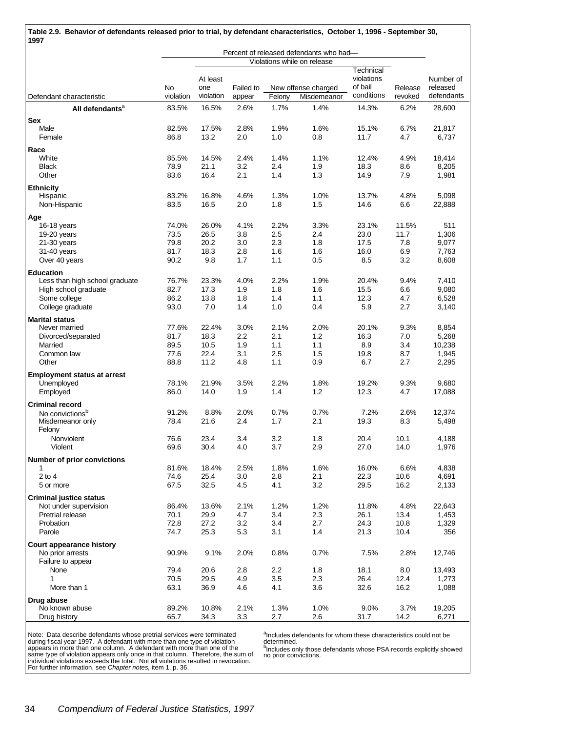**Table 2.9. Behavior of defendants released prior to trial, by defendant characteristics, October 1, 1996 - September 30, 1997**

| Defendant characteristic | Percent of released defendants who had— | | | | | | | Number of released defendants |
|---|---|---|---|---|---|---|---|---|
| | | Violations while on release | | | | | | |
| | No violation | At least one violation | Failed to appear | New offense charged: Felony | New offense charged: Misdemeanor | Technical violations of bail conditions | Release revoked | |
| **All defendants**[a] | 83.5% | 16.5% | 2.6% | 1.7% | 1.4% | 14.3% | 6.2% | 28,600 |
| **Sex** | | | | | | | | |
| Male | 82.5% | 17.5% | 2.8% | 1.9% | 1.6% | 15.1% | 6.7% | 21,817 |
| Female | 86.8 | 13.2 | 2.0 | 1.0 | 0.8 | 11.7 | 4.7 | 6,737 |
| **Race** | | | | | | | | |
| White | 85.5% | 14.5% | 2.4% | 1.4% | 1.1% | 12.4% | 4.9% | 18,414 |
| Black | 78.9 | 21.1 | 3.2 | 2.4 | 1.9 | 18.3 | 8.6 | 8,205 |
| Other | 83.6 | 16.4 | 2.1 | 1.4 | 1.3 | 14.9 | 7.9 | 1,981 |
| **Ethnicity** | | | | | | | | |
| Hispanic | 83.2% | 16.8% | 4.6% | 1.3% | 1.0% | 13.7% | 4.8% | 5,098 |
| Non-Hispanic | 83.5 | 16.5 | 2.0 | 1.8 | 1.5 | 14.6 | 6.6 | 22,888 |
| **Age** | | | | | | | | |
| 16-18 years | 74.0% | 26.0% | 4.1% | 2.2% | 3.3% | 23.1% | 11.5% | 511 |
| 19-20 years | 73.5 | 26.5 | 3.8 | 2.5 | 2.4 | 23.0 | 11.7 | 1,306 |
| 21-30 years | 79.8 | 20.2 | 3.0 | 2.3 | 1.8 | 17.5 | 7.8 | 9,077 |
| 31-40 years | 81.7 | 18.3 | 2.8 | 1.6 | 1.6 | 16.0 | 6.9 | 7,763 |
| Over 40 years | 90.2 | 9.8 | 1.7 | 1.1 | 0.5 | 8.5 | 3.2 | 8,608 |
| **Education** | | | | | | | | |
| Less than high school graduate | 76.7% | 23.3% | 4.0% | 2.2% | 1.9% | 20.4% | 9.4% | 7,410 |
| High school graduate | 82.7 | 17.3 | 1.9 | 1.8 | 1.6 | 15.5 | 6.6 | 9,080 |
| Some college | 86.2 | 13.8 | 1.8 | 1.4 | 1.1 | 12.3 | 4.7 | 6,528 |
| College graduate | 93.0 | 7.0 | 1.4 | 1.0 | 0.4 | 5.9 | 2.7 | 3,140 |
| **Marital status** | | | | | | | | |
| Never married | 77.6% | 22.4% | 3.0% | 2.1% | 2.0% | 20.1% | 9.3% | 8,854 |
| Divorced/separated | 81.7 | 18.3 | 2.2 | 2.1 | 1.2 | 16.3 | 7.0 | 5,268 |
| Married | 89.5 | 10.5 | 1.9 | 1.1 | 1.1 | 8.9 | 3.4 | 10,238 |
| Common law | 77.6 | 22.4 | 3.1 | 2.5 | 1.5 | 19.8 | 8.7 | 1,945 |
| Other | 88.8 | 11.2 | 4.8 | 1.1 | 0.9 | 6.7 | 2.7 | 2,295 |
| **Employment status at arrest** | | | | | | | | |
| Unemployed | 78.1% | 21.9% | 3.5% | 2.2% | 1.8% | 19.2% | 9.3% | 9,680 |
| Employed | 86.0 | 14.0 | 1.9 | 1.4 | 1.2 | 12.3 | 4.7 | 17,088 |
| **Criminal record** | | | | | | | | |
| No convictions[b] | 91.2% | 8.8% | 2.0% | 0.7% | 0.7% | 7.2% | 2.6% | 12,374 |
| Misdemeanor only | 78.4 | 21.6 | 2.4 | 1.7 | 2.1 | 19.3 | 8.3 | 5,498 |
| Felony | | | | | | | | |
| Nonviolent | 76.6 | 23.4 | 3.4 | 3.2 | 1.8 | 20.4 | 10.1 | 4,188 |
| Violent | 69.6 | 30.4 | 4.0 | 3.7 | 2.9 | 27.0 | 14.0 | 1,976 |
| **Number of prior convictions** | | | | | | | | |
| 1 | 81.6% | 18.4% | 2.5% | 1.8% | 1.6% | 16.0% | 6.6% | 4,838 |
| 2 to 4 | 74.6 | 25.4 | 3.0 | 2.8 | 2.1 | 22.3 | 10.6 | 4,691 |
| 5 or more | 67.5 | 32.5 | 4.5 | 4.1 | 3.2 | 29.5 | 16.2 | 2,133 |
| **Criminal justice status** | | | | | | | | |
| Not under supervision | 86.4% | 13.6% | 2.1% | 1.2% | 1.2% | 11.8% | 4.8% | 22,643 |
| Pretrial release | 70.1 | 29.9 | 4.7 | 3.4 | 2.3 | 26.1 | 13.4 | 1,453 |
| Probation | 72.8 | 27.2 | 3.2 | 3.4 | 2.7 | 24.3 | 10.8 | 1,329 |
| Parole | 74.7 | 25.3 | 5.3 | 3.1 | 1.4 | 21.3 | 10.4 | 356 |
| **Court appearance history** | | | | | | | | |
| No prior arrests | 90.9% | 9.1% | 2.0% | 0.8% | 0.7% | 7.5% | 2.8% | 12,746 |
| Failure to appear | | | | | | | | |
| None | 79.4 | 20.6 | 2.8 | 2.2 | 1.8 | 18.1 | 8.0 | 13,493 |
| 1 | 70.5 | 29.5 | 4.9 | 3.5 | 2.3 | 26.4 | 12.4 | 1,273 |
| More than 1 | 63.1 | 36.9 | 4.6 | 4.1 | 3.6 | 32.6 | 16.2 | 1,088 |
| **Drug abuse** | | | | | | | | |
| No known abuse | 89.2% | 10.8% | 2.1% | 1.3% | 1.0% | 9.0% | 3.7% | 19,205 |
| Drug history | 65.7 | 34.3 | 3.3 | 2.7 | 2.6 | 31.7 | 14.2 | 6,271 |

Note: Data describe defendants whose pretrial services were terminated during fiscal year 1997. A defendant with more than one type of violation appears in more than one column. A defendant with more than one of the same type of violation appears only once in that column. Therefore, the sum of individual violations exceeds the total. Not all violations resulted in revocation. For further information, see *Chapter notes,* item 1, p. 36.

[a]Includes defendants for whom these characteristics could not be determined.

[b]Includes only those defendants whose PSA records explicitly showed no prior convictions.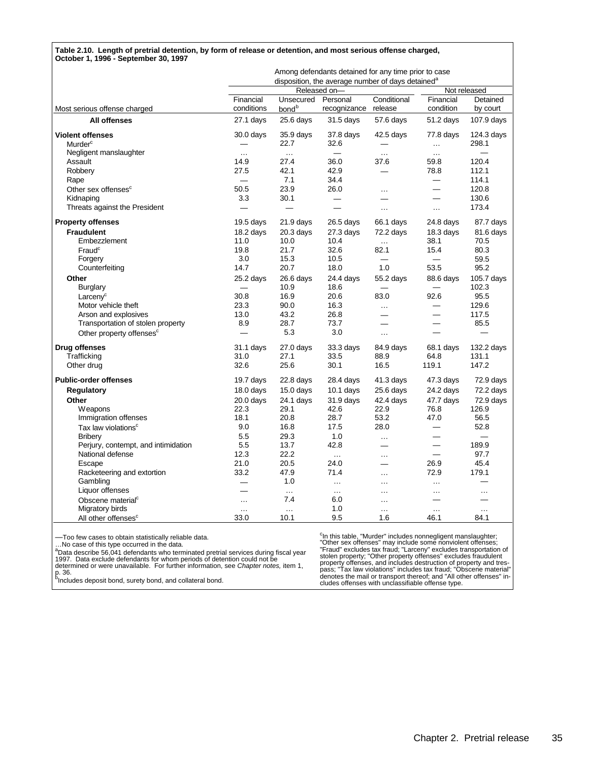**Table 2.10. Length of pretrial detention, by form of release or detention, and most serious offense charged, October 1, 1996 - September 30, 1997**

| | Among defendants detained for any time prior to case disposition, the average number of days detained[a] | | | | | |
|---|---|---|---|---|---|---|
| | Released on— | | | | Not released | |
| Most serious offense charged | Financial conditions | Unsecured bond[b] | Personal recognizance | Conditional release | Financial condition | Detained by court |
| **All offenses** | 27.1 days | 25.6 days | 31.5 days | 57.6 days | 51.2 days | 107.9 days |
| **Violent offenses** | 30.0 days | 35.9 days | 37.8 days | 42.5 days | 77.8 days | 124.3 days |
| Murder[c] | — | 22.7 | 32.6 | — | … | 298.1 |
| Negligent manslaughter | … | … | — | … | … | — |
| Assault | 14.9 | 27.4 | 36.0 | 37.6 | 59.8 | 120.4 |
| Robbery | 27.5 | 42.1 | 42.9 | — | 78.8 | 112.1 |
| Rape | — | 7.1 | 34.4 | | — | 114.1 |
| Other sex offenses[c] | 50.5 | 23.9 | 26.0 | … | — | 120.8 |
| Kidnaping | 3.3 | 30.1 | — | — | — | 130.6 |
| Threats against the President | — | — | — | … | … | 173.4 |
| **Property offenses** | 19.5 days | 21.9 days | 26.5 days | 66.1 days | 24.8 days | 87.7 days |
| **Fraudulent** | 18.2 days | 20.3 days | 27.3 days | 72.2 days | 18.3 days | 81.6 days |
| Embezzlement | 11.0 | 10.0 | 10.4 | … | 38.1 | 70.5 |
| Fraud[c] | 19.8 | 21.7 | 32.6 | 82.1 | 15.4 | 80.3 |
| Forgery | 3.0 | 15.3 | 10.5 | — | — | 59.5 |
| Counterfeiting | 14.7 | 20.7 | 18.0 | 1.0 | 53.5 | 95.2 |
| **Other** | 25.2 days | 26.6 days | 24.4 days | 55.2 days | 88.6 days | 105.7 days |
| Burglary | — | 10.9 | 18.6 | — | — | 102.3 |
| Larceny[c] | 30.8 | 16.9 | 20.6 | 83.0 | 92.6 | 95.5 |
| Motor vehicle theft | 23.3 | 90.0 | 16.3 | … | — | 129.6 |
| Arson and explosives | 13.0 | 43.2 | 26.8 | — | — | 117.5 |
| Transportation of stolen property | 8.9 | 28.7 | 73.7 | — | — | 85.5 |
| Other property offenses[c] | — | 5.3 | 3.0 | … | — | — |
| **Drug offenses** | 31.1 days | 27.0 days | 33.3 days | 84.9 days | 68.1 days | 132.2 days |
| Trafficking | 31.0 | 27.1 | 33.5 | 88.9 | 64.8 | 131.1 |
| Other drug | 32.6 | 25.6 | 30.1 | 16.5 | 119.1 | 147.2 |
| **Public-order offenses** | 19.7 days | 22.8 days | 28.4 days | 41.3 days | 47.3 days | 72.9 days |
| **Regulatory** | 18.0 days | 15.0 days | 10.1 days | 25.6 days | 24.2 days | 72.2 days |
| **Other** | 20.0 days | 24.1 days | 31.9 days | 42.4 days | 47.7 days | 72.9 days |
| Weapons | 22.3 | 29.1 | 42.6 | 22.9 | 76.8 | 126.9 |
| Immigration offenses | 18.1 | 20.8 | 28.7 | 53.2 | 47.0 | 56.5 |
| Tax law violations[c] | 9.0 | 16.8 | 17.5 | 28.0 | — | 52.8 |
| Bribery | 5.5 | 29.3 | 1.0 | … | — | — |
| Perjury, contempt, and intimidation | 5.5 | 13.7 | 42.8 | — | — | 189.9 |
| National defense | 12.3 | 22.2 | … | … | — | 97.7 |
| Escape | 21.0 | 20.5 | 24.0 | — | 26.9 | 45.4 |
| Racketeering and extortion | 33.2 | 47.9 | 71.4 | … | 72.9 | 179.1 |
| Gambling | — | 1.0 | … | … | … | — |
| Liquor offenses | — | … | … | … | … | … |
| Obscene material[c] | … | 7.4 | 6.0 | … | — | — |
| Migratory birds | … | … | 1.0 | … | … | … |
| All other offenses[c] | 33.0 | 10.1 | 9.5 | 1.6 | 46.1 | 84.1 |

—Too few cases to obtain statistically reliable data.
…No case of this type occurred in the data.
[a]Data describe 56,041 defendants who terminated pretrial services during fiscal year 1997. Data exclude defendants for whom periods of detention could not be determined or were unavailable. For further information, see *Chapter notes,* item 1, p. 36.
[b]Includes deposit bond, surety bond, and collateral bond.
[c]In this table, "Murder" includes nonnegligent manslaughter; "Other sex offenses" may include some nonviolent offenses; "Fraud" excludes tax fraud; "Larceny" excludes transportation of stolen property; "Other property offenses" excludes fraudulent property offenses, and includes destruction of property and trespass; "Tax law violations" includes tax fraud; "Obscene material" denotes the mail or transport thereof; and "All other offenses" includes offenses with unclassifiable offense type.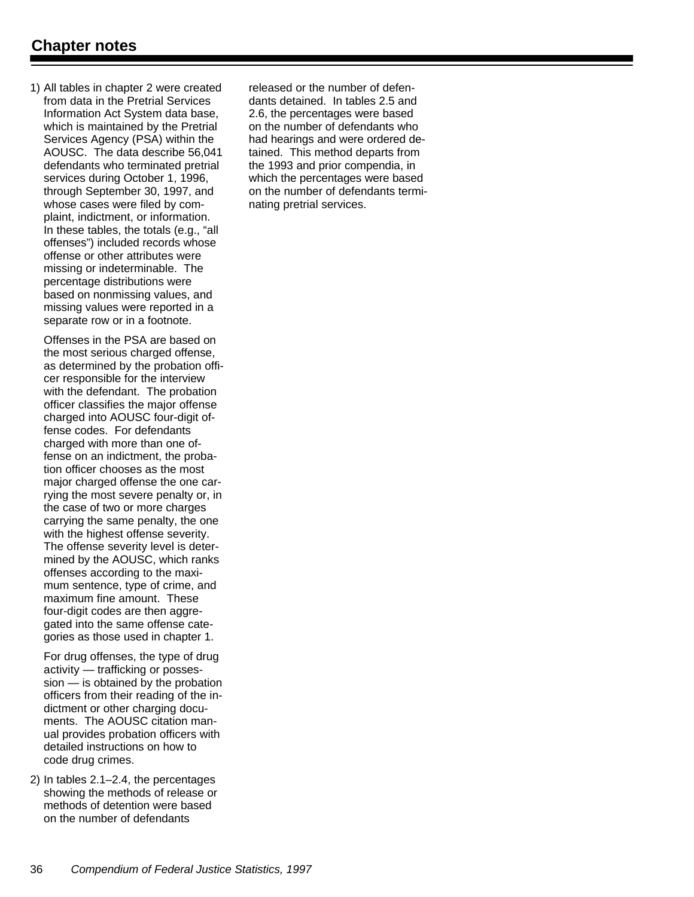## Chapter notes

1) All tables in chapter 2 were created from data in the Pretrial Services Information Act System data base, which is maintained by the Pretrial Services Agency (PSA) within the AOUSC. The data describe 56,041 defendants who terminated pretrial services during October 1, 1996, through September 30, 1997, and whose cases were filed by complaint, indictment, or information. In these tables, the totals (e.g., "all offenses") included records whose offense or other attributes were missing or indeterminable. The percentage distributions were based on nonmissing values, and missing values were reported in a separate row or in a footnote.

   Offenses in the PSA are based on the most serious charged offense, as determined by the probation officer responsible for the interview with the defendant. The probation officer classifies the major offense charged into AOUSC four-digit offense codes. For defendants charged with more than one offense on an indictment, the probation officer chooses as the most major charged offense the one carrying the most severe penalty or, in the case of two or more charges carrying the same penalty, the one with the highest offense severity. The offense severity level is determined by the AOUSC, which ranks offenses according to the maximum sentence, type of crime, and maximum fine amount. These four-digit codes are then aggregated into the same offense categories as those used in chapter 1.

   For drug offenses, the type of drug activity — trafficking or possession — is obtained by the probation officers from their reading of the indictment or other charging documents. The AOUSC citation manual provides probation officers with detailed instructions on how to code drug crimes.

2) In tables 2.1–2.4, the percentages showing the methods of release or methods of detention were based on the number of defendants released or the number of defendants detained. In tables 2.5 and 2.6, the percentages were based on the number of defendants who had hearings and were ordered detained. This method departs from the 1993 and prior compendia, in which the percentages were based on the number of defendants terminating pretrial services.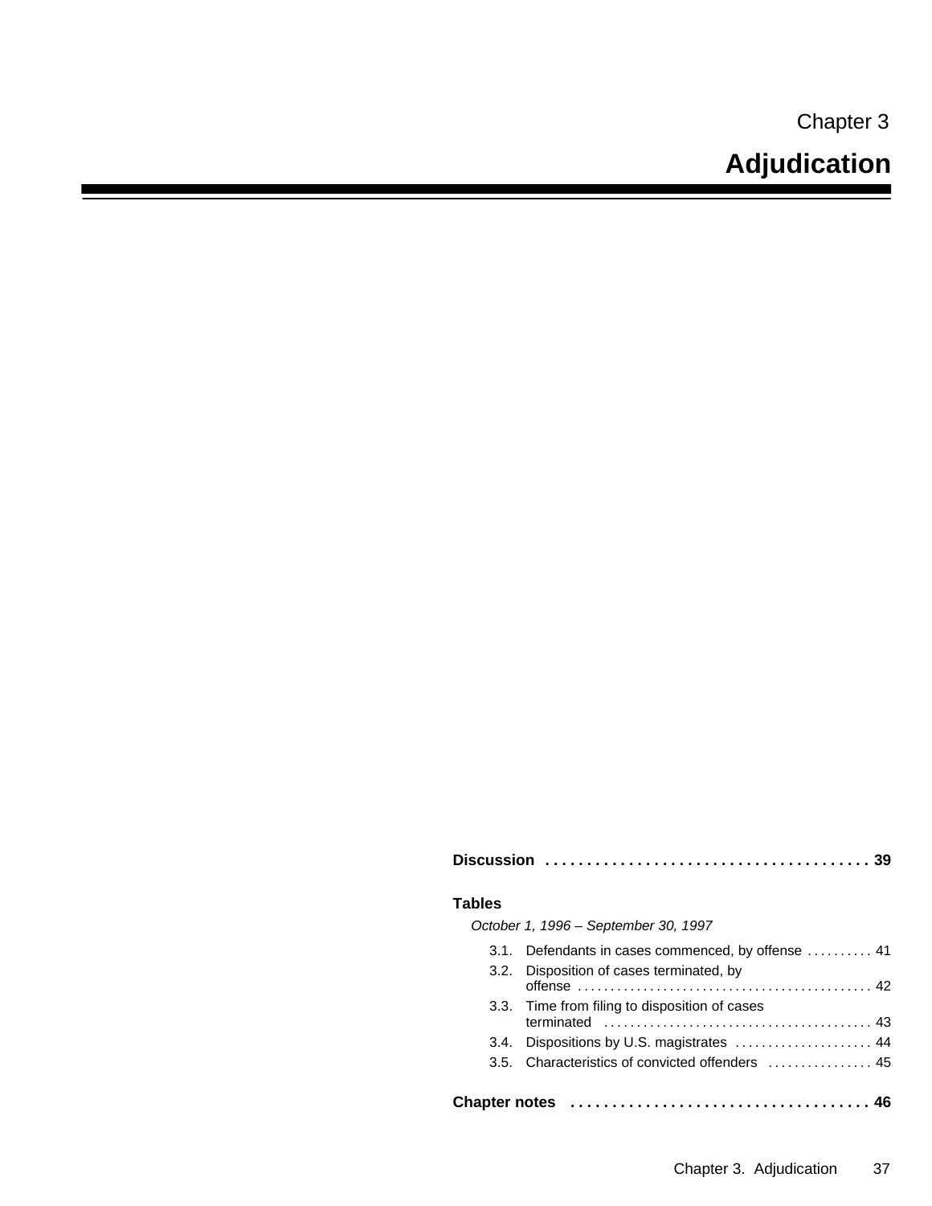Chapter 3

# Adjudication

**Discussion** . . . . . . . . . . . . . . . . . . . . . . . . . . . . . . . . . . . . . . . 39

**Tables**

*October 1, 1996 – September 30, 1997*

3.1. Defendants in cases commenced, by offense . . . . . . . . . . 41

3.2. Disposition of cases terminated, by offense . . . . . . . . . . . . . . . . . . . . . . . . . . . . . . . . . . . . . . . . . . . . 42

3.3. Time from filing to disposition of cases terminated . . . . . . . . . . . . . . . . . . . . . . . . . . . . . . . . . . . . . . . . . 43

3.4. Dispositions by U.S. magistrates . . . . . . . . . . . . . . . . . . . . . 44

3.5. Characteristics of convicted offenders . . . . . . . . . . . . . . . . 45

**Chapter notes** . . . . . . . . . . . . . . . . . . . . . . . . . . . . . . . . . . . . 46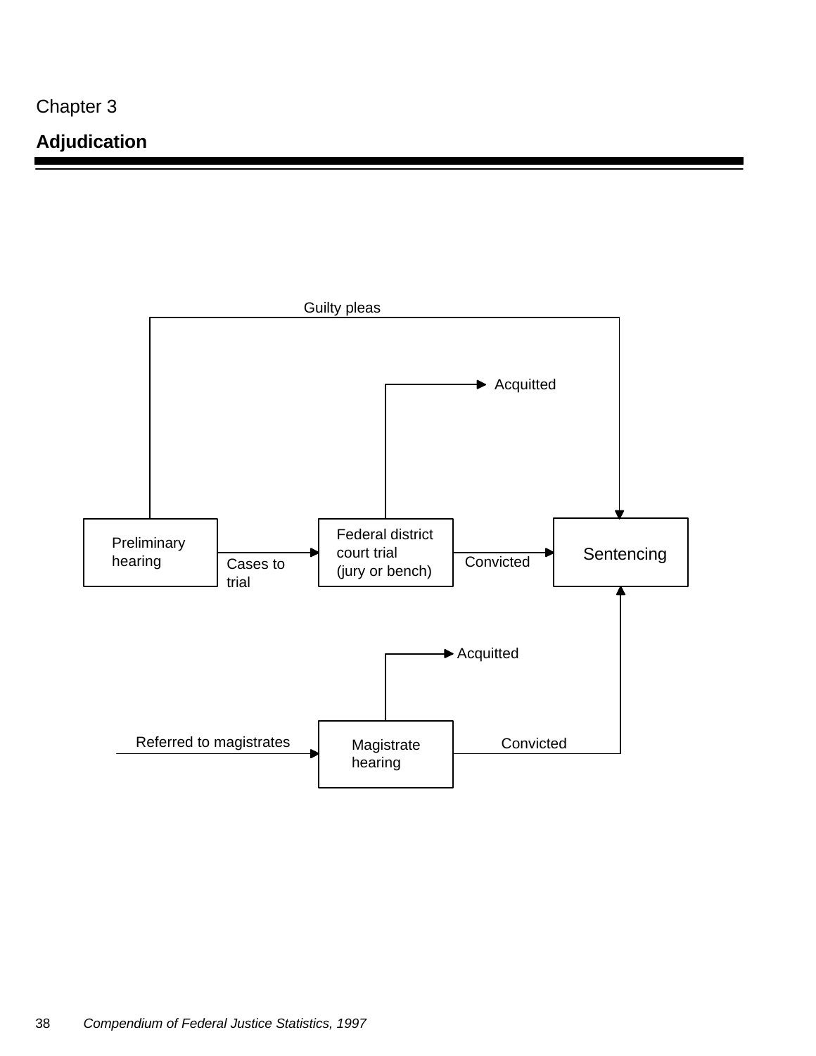Chapter 3

# Adjudication

Guilty pleas

Acquitted

Preliminary hearing

Cases to trial

Federal district court trial (jury or bench)

Convicted

Sentencing

Acquitted

Referred to magistrates

Magistrate hearing

Convicted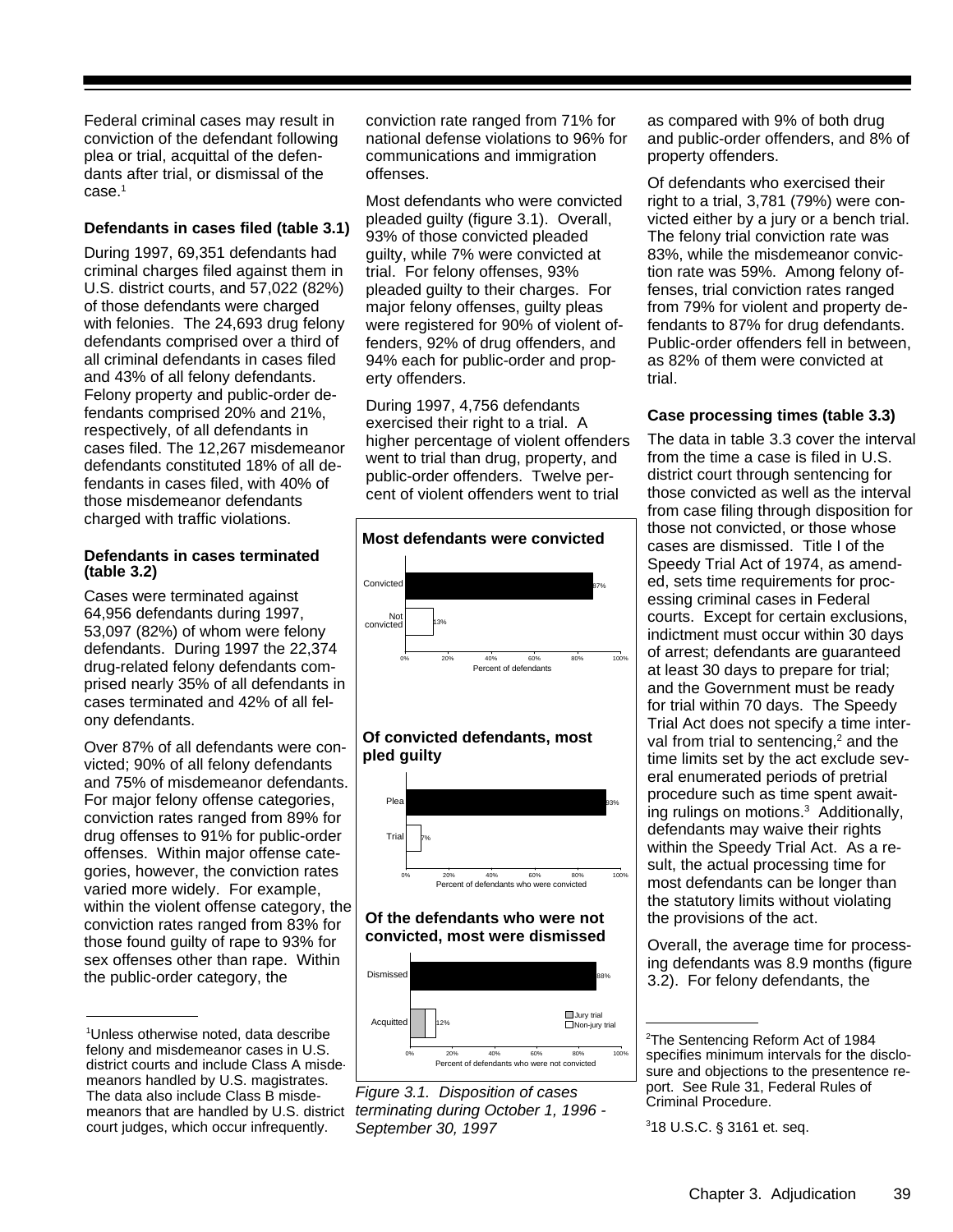Federal criminal cases may result in conviction of the defendant following plea or trial, acquittal of the defendants after trial, or dismissal of the case.[1]

**Defendants in cases filed (table 3.1)**

During 1997, 69,351 defendants had criminal charges filed against them in U.S. district courts, and 57,022 (82%) of those defendants were charged with felonies. The 24,693 drug felony defendants comprised over a third of all criminal defendants in cases filed and 43% of all felony defendants. Felony property and public-order defendants comprised 20% and 21%, respectively, of all defendants in cases filed. The 12,267 misdemeanor defendants constituted 18% of all defendants in cases filed, with 40% of those misdemeanor defendants charged with traffic violations.

**Defendants in cases terminated (table 3.2)**

Cases were terminated against 64,956 defendants during 1997, 53,097 (82%) of whom were felony defendants. During 1997 the 22,374 drug-related felony defendants comprised nearly 35% of all defendants in cases terminated and 42% of all felony defendants.

Over 87% of all defendants were convicted; 90% of all felony defendants and 75% of misdemeanor defendants. For major felony offense categories, conviction rates ranged from 89% for drug offenses to 91% for public-order offenses. Within major offense categories, however, the conviction rates varied more widely. For example, within the violent offense category, the conviction rates ranged from 83% for those found guilty of rape to 93% for sex offenses other than rape. Within the public-order category, the conviction rate ranged from 71% for national defense violations to 96% for communications and immigration offenses.

Most defendants who were convicted pleaded guilty (figure 3.1). Overall, 93% of those convicted pleaded guilty, while 7% were convicted at trial. For felony offenses, 93% pleaded guilty to their charges. For major felony offenses, guilty pleas were registered for 90% of violent offenders, 92% of drug offenders, and 94% each for public-order and property offenders.

During 1997, 4,756 defendants exercised their right to a trial. A higher percentage of violent offenders went to trial than drug, property, and public-order offenders. Twelve percent of violent offenders went to trial as compared with 9% of both drug and public-order offenders, and 8% of property offenders.

Of defendants who exercised their right to a trial, 3,781 (79%) were convicted either by a jury or a bench trial. The felony trial conviction rate was 83%, while the misdemeanor conviction rate was 59%. Among felony offenses, trial conviction rates ranged from 79% for violent and property defendants to 87% for drug defendants. Public-order offenders fell in between, as 82% of them were convicted at trial.

**Most defendants were convicted**

| | Percent of defendants |
|---|---|
| Convicted | 87% |
| Not convicted | 13% |

**Of convicted defendants, most pled guilty**

| | Percent of defendants who were convicted |
|---|---|
| Plea | 93% |
| Trial | 7% |

**Of the defendants who were not convicted, most were dismissed**

| | Percent of defendants who were not convicted |
|---|---|
| Dismissed | 88% |
| Acquitted (Jury trial / Non-jury trial) | 12% |

*Figure 3.1. Disposition of cases terminating during October 1, 1996 - September 30, 1997*

**Case processing times (table 3.3)**

The data in table 3.3 cover the interval from the time a case is filed in U.S. district court through sentencing for those convicted as well as the interval from case filing through disposition for those not convicted, or those whose cases are dismissed. Title I of the Speedy Trial Act of 1974, as amended, sets time requirements for processing criminal cases in Federal courts. Except for certain exclusions, indictment must occur within 30 days of arrest; defendants are guaranteed at least 30 days to prepare for trial; and the Government must be ready for trial within 70 days. The Speedy Trial Act does not specify a time interval from trial to sentencing,[2] and the time limits set by the act exclude several enumerated periods of pretrial procedure such as time spent awaiting rulings on motions.[3] Additionally, defendants may waive their rights within the Speedy Trial Act. As a result, the actual processing time for most defendants can be longer than the statutory limits without violating the provisions of the act.

Overall, the average time for processing defendants was 8.9 months (figure 3.2). For felony defendants, the

---

[1]Unless otherwise noted, data describe felony and misdemeanor cases in U.S. district courts and include Class A misdemeanors handled by U.S. magistrates. The data also include Class B misdemeanors that are handled by U.S. district court judges, which occur infrequently.

[2]The Sentencing Reform Act of 1984 specifies minimum intervals for the disclosure and objections to the presentence report. See Rule 31, Federal Rules of Criminal Procedure.

[3]18 U.S.C. § 3161 et. seq.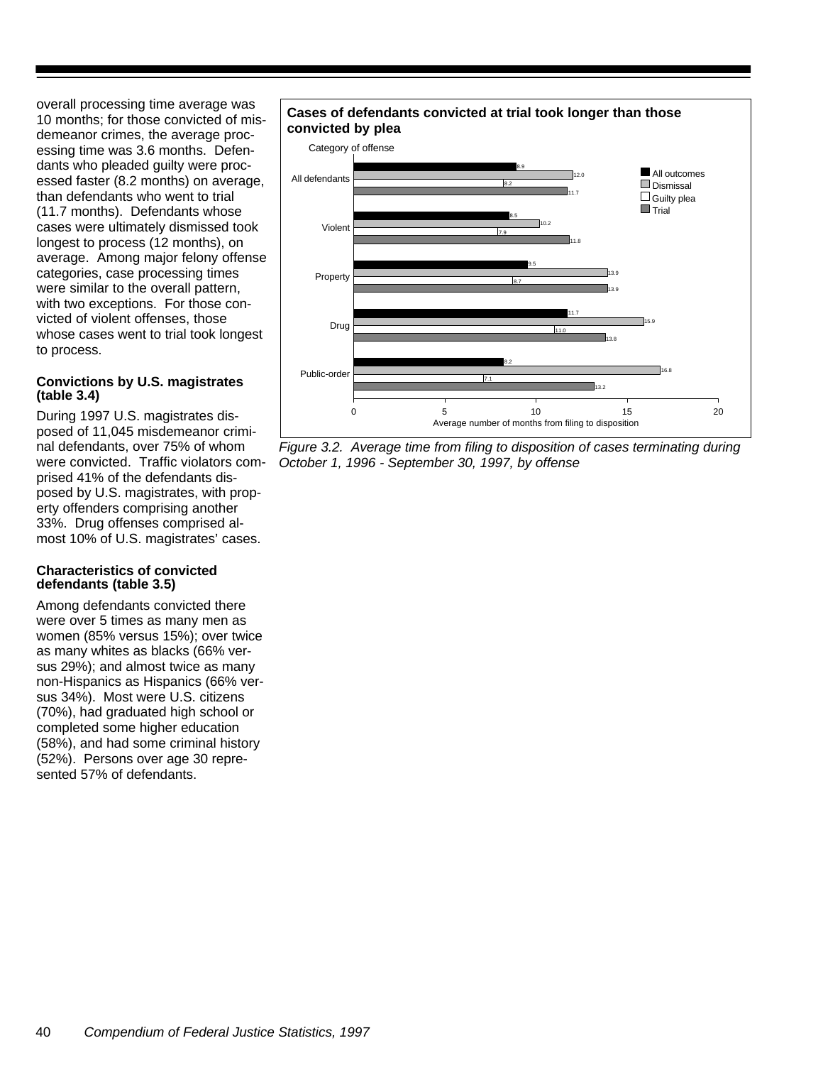overall processing time average was 10 months; for those convicted of misdemeanor crimes, the average processing time was 3.6 months. Defendants who pleaded guilty were processed faster (8.2 months) on average, than defendants who went to trial (11.7 months). Defendants whose cases were ultimately dismissed took longest to process (12 months), on average. Among major felony offense categories, case processing times were similar to the overall pattern, with two exceptions. For those convicted of violent offenses, those whose cases went to trial took longest to process.

### Convictions by U.S. magistrates (table 3.4)

During 1997 U.S. magistrates disposed of 11,045 misdemeanor criminal defendants, over 75% of whom were convicted. Traffic violators comprised 41% of the defendants disposed by U.S. magistrates, with property offenders comprising another 33%. Drug offenses comprised almost 10% of U.S. magistrates' cases.

### Characteristics of convicted defendants (table 3.5)

Among defendants convicted there were over 5 times as many men as women (85% versus 15%); over twice as many whites as blacks (66% versus 29%); and almost twice as many non-Hispanics as Hispanics (66% versus 34%). Most were U.S. citizens (70%), had graduated high school or completed some higher education (58%), and had some criminal history (52%). Persons over age 30 represented 57% of defendants.

**Cases of defendants convicted at trial took longer than those convicted by plea**

| Category of offense | All outcomes | Dismissal | Guilty plea | Trial |
|---|---|---|---|---|
| All defendants | 8.9 | 12.0 | 8.2 | 11.7 |
| Violent | 8.5 | 10.2 | 7.9 | 11.8 |
| Property | 9.5 | 13.9 | 8.7 | 13.9 |
| Drug | 11.7 | 15.9 | 11.0 | 13.8 |
| Public-order | 8.2 | 16.8 | 7.1 | 13.2 |

Average number of months from filing to disposition

*Figure 3.2. Average time from filing to disposition of cases terminating during October 1, 1996 - September 30, 1997, by offense*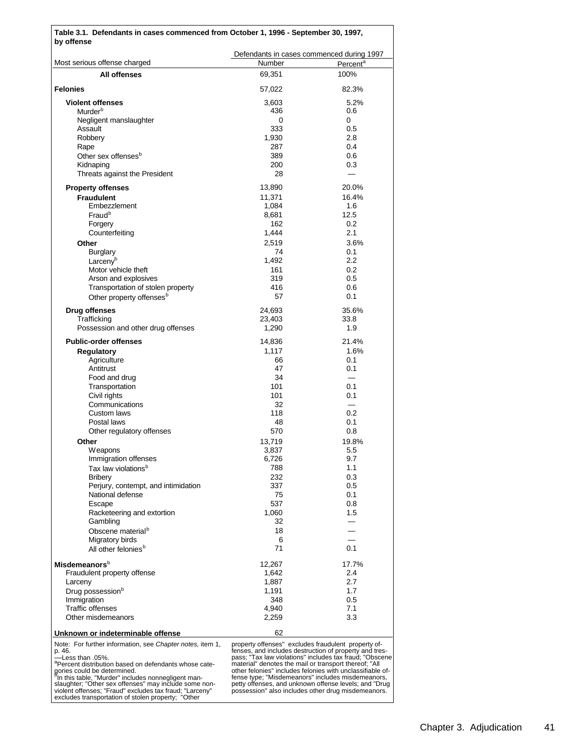**Table 3.1. Defendants in cases commenced from October 1, 1996 - September 30, 1997, by offense**

| Most serious offense charged | Defendants in cases commenced during 1997 | |
|---|---|---|
| | Number | Percent[a] |
| **All offenses** | 69,351 | 100% |
| **Felonies** | 57,022 | 82.3% |
| **Violent offenses** | 3,603 | 5.2% |
| Murder[b] | 436 | 0.6 |
| Negligent manslaughter | 0 | 0 |
| Assault | 333 | 0.5 |
| Robbery | 1,930 | 2.8 |
| Rape | 287 | 0.4 |
| Other sex offenses[b] | 389 | 0.6 |
| Kidnaping | 200 | 0.3 |
| Threats against the President | 28 | — |
| **Property offenses** | 13,890 | 20.0% |
| **Fraudulent** | 11,371 | 16.4% |
| Embezzlement | 1,084 | 1.6 |
| Fraud[b] | 8,681 | 12.5 |
| Forgery | 162 | 0.2 |
| Counterfeiting | 1,444 | 2.1 |
| **Other** | 2,519 | 3.6% |
| Burglary | 74 | 0.1 |
| Larceny[b] | 1,492 | 2.2 |
| Motor vehicle theft | 161 | 0.2 |
| Arson and explosives | 319 | 0.5 |
| Transportation of stolen property | 416 | 0.6 |
| Other property offenses[b] | 57 | 0.1 |
| **Drug offenses** | 24,693 | 35.6% |
| Trafficking | 23,403 | 33.8 |
| Possession and other drug offenses | 1,290 | 1.9 |
| **Public-order offenses** | 14,836 | 21.4% |
| **Regulatory** | 1,117 | 1.6% |
| Agriculture | 66 | 0.1 |
| Antitrust | 47 | 0.1 |
| Food and drug | 34 | — |
| Transportation | 101 | 0.1 |
| Civil rights | 101 | 0.1 |
| Communications | 32 | — |
| Custom laws | 118 | 0.2 |
| Postal laws | 48 | 0.1 |
| Other regulatory offenses | 570 | 0.8 |
| **Other** | 13,719 | 19.8% |
| Weapons | 3,837 | 5.5 |
| Immigration offenses | 6,726 | 9.7 |
| Tax law violations[b] | 788 | 1.1 |
| Bribery | 232 | 0.3 |
| Perjury, contempt, and intimidation | 337 | 0.5 |
| National defense | 75 | 0.1 |
| Escape | 537 | 0.8 |
| Racketeering and extortion | 1,060 | 1.5 |
| Gambling | 32 | — |
| Obscene material[b] | 18 | — |
| Migratory birds | 6 | — |
| All other felonies[b] | 71 | 0.1 |
| **Misdemeanors**[b] | 12,267 | 17.7% |
| Fraudulent property offense | 1,642 | 2.4 |
| Larceny | 1,887 | 2.7 |
| Drug possession[b] | 1,191 | 1.7 |
| Immigration | 348 | 0.5 |
| Traffic offenses | 4,940 | 7.1 |
| Other misdemeanors | 2,259 | 3.3 |
| **Unknown or indeterminable offense** | 62 | |

Note: For further information, see *Chapter notes,* item 1, p. 46.

—Less than .05%.

[a]Percent distribution based on defendants whose categories could be determined.

[b]In this table, "Murder" includes nonnegligent manslaughter; "Other sex offenses" may include some nonviolent offenses; "Fraud" excludes tax fraud; "Larceny" excludes transportation of stolen property; "Other property offenses" excludes fraudulent property offenses, and includes destruction of property and trespass; "Tax law violations" includes tax fraud; "Obscene material" denotes the mail or transport thereof; "All other felonies" includes felonies with unclassifiable offense type; "Misdemeanors" includes misdemeanors, petty offenses, and unknown offense levels; and "Drug possession" also includes other drug misdemeanors.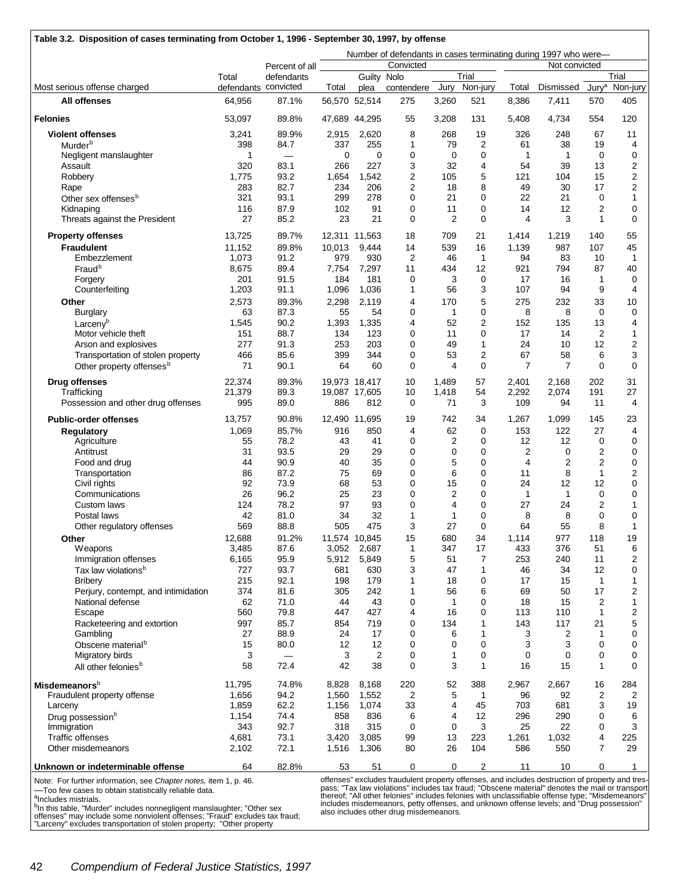**Table 3.2. Disposition of cases terminating from October 1, 1996 - September 30, 1997, by offense**

| | | | Number of defendants in cases terminating during 1997 who were— | | | | | | | | | |
|---|---|---|---|---|---|---|---|---|---|---|---|---|
| | | | Convicted | | | | | Not convicted | | | | |
| | | | | | | Trial | | | | Trial | | |
| Most serious offense charged | Total defendants | Percent of all defendants convicted | Total | Guilty plea | Nolo contendere | Jury | Non-jury | Total | Dismissed | Jury[a] | Non-jury |
| **All offenses** | 64,956 | 87.1% | 56,570 | 52,514 | 275 | 3,260 | 521 | 8,386 | 7,411 | 570 | 405 |
| **Felonies** | 53,097 | 89.8% | 47,689 | 44,295 | 55 | 3,208 | 131 | 5,408 | 4,734 | 554 | 120 |
| **Violent offenses** | 3,241 | 89.9% | 2,915 | 2,620 | 8 | 268 | 19 | 326 | 248 | 67 | 11 |
| Murder[b] | 398 | 84.7 | 337 | 255 | 1 | 79 | 2 | 61 | 38 | 19 | 4 |
| Negligent manslaughter | 1 | — | 0 | 0 | 0 | 0 | 0 | 1 | 1 | 0 | 0 |
| Assault | 320 | 83.1 | 266 | 227 | 3 | 32 | 4 | 54 | 39 | 13 | 2 |
| Robbery | 1,775 | 93.2 | 1,654 | 1,542 | 2 | 105 | 5 | 121 | 104 | 15 | 2 |
| Rape | 283 | 82.7 | 234 | 206 | 2 | 18 | 8 | 49 | 30 | 17 | 2 |
| Other sex offenses[b] | 321 | 93.1 | 299 | 278 | 0 | 21 | 0 | 22 | 21 | 0 | 1 |
| Kidnaping | 116 | 87.9 | 102 | 91 | 0 | 11 | 0 | 14 | 12 | 2 | 0 |
| Threats against the President | 27 | 85.2 | 23 | 21 | 0 | 2 | 0 | 4 | 3 | 1 | 0 |
| **Property offenses** | 13,725 | 89.7% | 12,311 | 11,563 | 18 | 709 | 21 | 1,414 | 1,219 | 140 | 55 |
| **Fraudulent** | 11,152 | 89.8% | 10,013 | 9,444 | 14 | 539 | 16 | 1,139 | 987 | 107 | 45 |
| Embezzlement | 1,073 | 91.2 | 979 | 930 | 2 | 46 | 1 | 94 | 83 | 10 | 1 |
| Fraud[b] | 8,675 | 89.4 | 7,754 | 7,297 | 11 | 434 | 12 | 921 | 794 | 87 | 40 |
| Forgery | 201 | 91.5 | 184 | 181 | 0 | 3 | 0 | 17 | 16 | 1 | 0 |
| Counterfeiting | 1,203 | 91.1 | 1,096 | 1,036 | 1 | 56 | 3 | 107 | 94 | 9 | 4 |
| **Other** | 2,573 | 89.3% | 2,298 | 2,119 | 4 | 170 | 5 | 275 | 232 | 33 | 10 |
| Burglary | 63 | 87.3 | 55 | 54 | 0 | 1 | 0 | 8 | 8 | 0 | 0 |
| Larceny[b] | 1,545 | 90.2 | 1,393 | 1,335 | 4 | 52 | 2 | 152 | 135 | 13 | 4 |
| Motor vehicle theft | 151 | 88.7 | 134 | 123 | 0 | 11 | 0 | 17 | 14 | 2 | 1 |
| Arson and explosives | 277 | 91.3 | 253 | 203 | 0 | 49 | 1 | 24 | 10 | 12 | 2 |
| Transportation of stolen property | 466 | 85.6 | 399 | 344 | 0 | 53 | 2 | 67 | 58 | 6 | 3 |
| Other property offenses[b] | 71 | 90.1 | 64 | 60 | 0 | 4 | 0 | 7 | 7 | 0 | 0 |
| **Drug offenses** | 22,374 | 89.3% | 19,973 | 18,417 | 10 | 1,489 | 57 | 2,401 | 2,168 | 202 | 31 |
| Trafficking | 21,379 | 89.3 | 19,087 | 17,605 | 10 | 1,418 | 54 | 2,292 | 2,074 | 191 | 27 |
| Possession and other drug offenses | 995 | 89.0 | 886 | 812 | 0 | 71 | 3 | 109 | 94 | 11 | 4 |
| **Public-order offenses** | 13,757 | 90.8% | 12,490 | 11,695 | 19 | 742 | 34 | 1,267 | 1,099 | 145 | 23 |
| **Regulatory** | 1,069 | 85.7% | 916 | 850 | 4 | 62 | 0 | 153 | 122 | 27 | 4 |
| Agriculture | 55 | 78.2 | 43 | 41 | 0 | 2 | 0 | 12 | 12 | 0 | 0 |
| Antitrust | 31 | 93.5 | 29 | 29 | 0 | 0 | 0 | 2 | 0 | 2 | 0 |
| Food and drug | 44 | 90.9 | 40 | 35 | 0 | 5 | 0 | 4 | 2 | 2 | 0 |
| Transportation | 86 | 87.2 | 75 | 69 | 0 | 6 | 0 | 11 | 8 | 1 | 2 |
| Civil rights | 92 | 73.9 | 68 | 53 | 0 | 15 | 0 | 24 | 12 | 12 | 0 |
| Communications | 26 | 96.2 | 25 | 23 | 0 | 2 | 0 | 1 | 1 | 0 | 0 |
| Custom laws | 124 | 78.2 | 97 | 93 | 0 | 4 | 0 | 27 | 24 | 2 | 1 |
| Postal laws | 42 | 81.0 | 34 | 32 | 1 | 1 | 0 | 8 | 8 | 0 | 0 |
| Other regulatory offenses | 569 | 88.8 | 505 | 475 | 3 | 27 | 0 | 64 | 55 | 8 | 1 |
| **Other** | 12,688 | 91.2% | 11,574 | 10,845 | 15 | 680 | 34 | 1,114 | 977 | 118 | 19 |
| Weapons | 3,485 | 87.6 | 3,052 | 2,687 | 1 | 347 | 17 | 433 | 376 | 51 | 6 |
| Immigration offenses | 6,165 | 95.9 | 5,912 | 5,849 | 5 | 51 | 7 | 253 | 240 | 11 | 2 |
| Tax law violations[b] | 727 | 93.7 | 681 | 630 | 3 | 47 | 1 | 46 | 34 | 12 | 0 |
| Bribery | 215 | 92.1 | 198 | 179 | 1 | 18 | 0 | 17 | 15 | 1 | 1 |
| Perjury, contempt, and intimidation | 374 | 81.6 | 305 | 242 | 1 | 56 | 6 | 69 | 50 | 17 | 2 |
| National defense | 62 | 71.0 | 44 | 43 | 0 | 1 | 0 | 18 | 15 | 2 | 1 |
| Escape | 560 | 79.8 | 447 | 427 | 4 | 16 | 0 | 113 | 110 | 1 | 2 |
| Racketeering and extortion | 997 | 85.7 | 854 | 719 | 0 | 134 | 1 | 143 | 117 | 21 | 5 |
| Gambling | 27 | 88.9 | 24 | 17 | 0 | 6 | 1 | 3 | 2 | 1 | 0 |
| Obscene material[b] | 15 | 80.0 | 12 | 12 | 0 | 0 | 0 | 3 | 3 | 0 | 0 |
| Migratory birds | 3 | — | 3 | 2 | 0 | 1 | 0 | 0 | 0 | 0 | 0 |
| All other felonies[b] | 58 | 72.4 | 42 | 38 | 0 | 3 | 1 | 16 | 15 | 1 | 0 |
| **Misdemeanors**[b] | 11,795 | 74.8% | 8,828 | 8,168 | 220 | 52 | 388 | 2,967 | 2,667 | 16 | 284 |
| Fraudulent property offense | 1,656 | 94.2 | 1,560 | 1,552 | 2 | 5 | 1 | 96 | 92 | 2 | 2 |
| Larceny | 1,859 | 62.2 | 1,156 | 1,074 | 33 | 4 | 45 | 703 | 681 | 3 | 19 |
| Drug possession[b] | 1,154 | 74.4 | 858 | 836 | 6 | 4 | 12 | 296 | 290 | 0 | 6 |
| Immigration | 343 | 92.7 | 318 | 315 | 0 | 0 | 3 | 25 | 22 | 0 | 3 |
| Traffic offenses | 4,681 | 73.1 | 3,420 | 3,085 | 99 | 13 | 223 | 1,261 | 1,032 | 4 | 225 |
| Other misdemeanors | 2,102 | 72.1 | 1,516 | 1,306 | 80 | 26 | 104 | 586 | 550 | 7 | 29 |
| **Unknown or indeterminable offense** | 64 | 82.8% | 53 | 51 | 0 | 0 | 2 | 11 | 10 | 0 | 1 |

Note: For further information, see *Chapter notes,* item 1, p. 46.
—Too few cases to obtain statistically reliable data.
[a]Includes mistrials.
[b]In this table, "Murder" includes nonnegligent manslaughter; "Other sex offenses" may include some nonviolent offenses; "Fraud" excludes tax fraud; "Larceny" excludes transportation of stolen property; "Other property offenses" excludes fraudulent property offenses, and includes destruction of property and trespass; "Tax law violations" includes tax fraud; "Obscene material" denotes the mail or transport thereof; "All other felonies" includes felonies with unclassifiable offense type; "Misdemeanors" includes misdemeanors, petty offenses, and unknown offense levels; and "Drug possession" also includes other drug misdemeanors.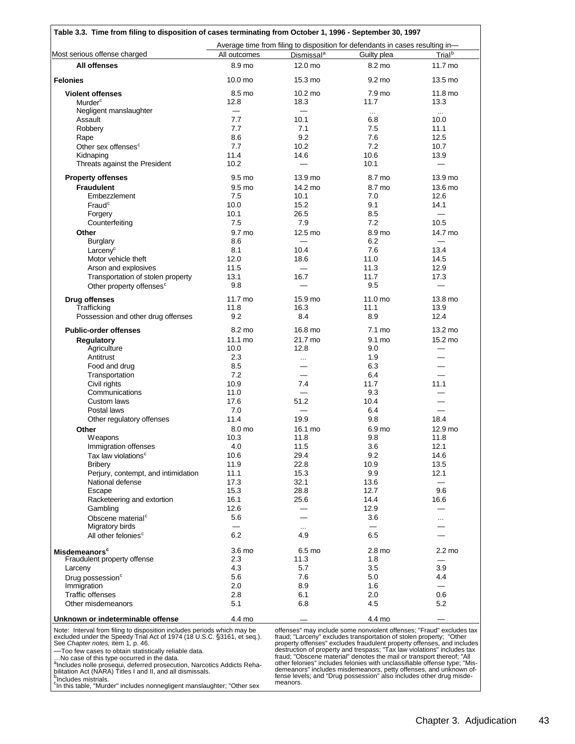**Table 3.3. Time from filing to disposition of cases terminating from October 1, 1996 - September 30, 1997**

| Most serious offense charged | Average time from filing to disposition for defendants in cases resulting in— All outcomes | Dismissal[a] | Guilty plea | Trial[b] |
|---|---|---|---|---|
| **All offenses** | 8.9 mo | 12.0 mo | 8.2 mo | 11.7 mo |
| **Felonies** | 10.0 mo | 15.3 mo | 9.2 mo | 13.5 mo |
| **Violent offenses** | 8.5 mo | 10.2 mo | 7.9 mo | 11.8 mo |
| Murder[c] | 12.8 | 18.3 | 11.7 | 13.3 |
| Negligent manslaughter | — | — | … | … |
| Assault | 7.7 | 10.1 | 6.8 | 10.0 |
| Robbery | 7.7 | 7.1 | 7.5 | 11.1 |
| Rape | 8.6 | 9.2 | 7.6 | 12.5 |
| Other sex offenses[c] | 7.7 | 10.2 | 7.2 | 10.7 |
| Kidnaping | 11.4 | 14.6 | 10.6 | 13.9 |
| Threats against the President | 10.2 | — | 10.1 | — |
| **Property offenses** | 9.5 mo | 13.9 mo | 8.7 mo | 13.9 mo |
| **Fraudulent** | 9.5 mo | 14.2 mo | 8.7 mo | 13.6 mo |
| Embezzlement | 7.5 | 10.1 | 7.0 | 12.6 |
| Fraud[c] | 10.0 | 15.2 | 9.1 | 14.1 |
| Forgery | 10.1 | 26.5 | 8.5 | — |
| Counterfeiting | 7.5 | 7.9 | 7.2 | 10.5 |
| **Other** | 9.7 mo | 12.5 mo | 8.9 mo | 14.7 mo |
| Burglary | 8.6 | — | 6.2 | — |
| Larceny[c] | 8.1 | 10.4 | 7.6 | 13.4 |
| Motor vehicle theft | 12.0 | 18.6 | 11.0 | 14.5 |
| Arson and explosives | 11.5 | — | 11.3 | 12.9 |
| Transportation of stolen property | 13.1 | 16.7 | 11.7 | 17.3 |
| Other property offenses[c] | 9.8 | — | 9.5 | — |
| **Drug offenses** | 11.7 mo | 15.9 mo | 11.0 mo | 13.8 mo |
| Trafficking | 11.8 | 16.3 | 11.1 | 13.9 |
| Possession and other drug offenses | 9.2 | 8.4 | 8.9 | 12.4 |
| **Public-order offenses** | 8.2 mo | 16.8 mo | 7.1 mo | 13.2 mo |
| **Regulatory** | 11.1 mo | 21.7 mo | 9.1 mo | 15.2 mo |
| Agriculture | 10.0 | 12.8 | 9.0 | — |
| Antitrust | 2.3 | … | 1.9 | — |
| Food and drug | 8.5 | — | 6.3 | — |
| Transportation | 7.2 | — | 6.4 | — |
| Civil rights | 10.9 | 7.4 | 11.7 | 11.1 |
| Communications | 11.0 | — | 9.3 | — |
| Custom laws | 17.6 | 51.2 | 10.4 | — |
| Postal laws | 7.0 | — | 6.4 | — |
| Other regulatory offenses | 11.4 | 19.9 | 9.8 | 18.4 |
| **Other** | 8.0 mo | 16.1 mo | 6.9 mo | 12.9 mo |
| Weapons | 10.3 | 11.8 | 9.8 | 11.8 |
| Immigration offenses | 4.0 | 11.5 | 3.6 | 12.1 |
| Tax law violations[c] | 10.6 | 29.4 | 9.2 | 14.6 |
| Bribery | 11.9 | 22.8 | 10.9 | 13.5 |
| Perjury, contempt, and intimidation | 11.1 | 15.3 | 9.9 | 12.1 |
| National defense | 17.3 | 32.1 | 13.6 | — |
| Escape | 15.3 | 28.8 | 12.7 | 9.6 |
| Racketeering and extortion | 16.1 | 25.6 | 14.4 | 16.6 |
| Gambling | 12.6 | — | 12.9 | — |
| Obscene material[c] | 5.6 | — | 3.6 | … |
| Migratory birds | — | … | — | — |
| All other felonies[c] | 6.2 | 4.9 | 6.5 | — |
| **Misdemeanors[c]** | 3.6 mo | 6.5 mo | 2.8 mo | 2.2 mo |
| Fraudulent property offense | 2.3 | 11.3 | 1.8 | — |
| Larceny | 4.3 | 5.7 | 3.5 | 3.9 |
| Drug possession[c] | 5.6 | 7.6 | 5.0 | 4.4 |
| Immigration | 2.0 | 8.9 | 1.6 | — |
| Traffic offenses | 2.8 | 6.1 | 2.0 | 0.6 |
| Other misdemeanors | 5.1 | 6.8 | 4.5 | 5.2 |
| **Unknown or indeterminable offense** | 4.4 mo | — | 4.4 mo | — |

Note: Interval from filing to disposition includes periods which may be excluded under the Speedy Trial Act of 1974 (18 U.S.C. §3161, et seq.). See *Chapter notes,* item 1, p. 46.

—Too few cases to obtain statistically reliable data.

…No case of this type occurred in the data.

[a]Includes nolle prosequi, deferred prosecution, Narcotics Addicts Rehabilitation Act (NARA) Titles I and II, and all dismissals.

[b]Includes mistrials.

[c]In this table, "Murder" includes nonnegligent manslaughter; "Other sex offenses" may include some nonviolent offenses; "Fraud" excludes tax fraud; "Larceny" excludes transportation of stolen property; "Other property offenses" excludes fraudulent property offenses, and includes destruction of property and trespass; "Tax law violations" includes tax fraud; "Obscene material" denotes the mail or transport thereof; "All other felonies" includes felonies with unclassifiable offense type; "Misdemeanors" includes misdemeanors, petty offenses, and unknown offense levels; and "Drug possession" also includes other drug misdemeanors.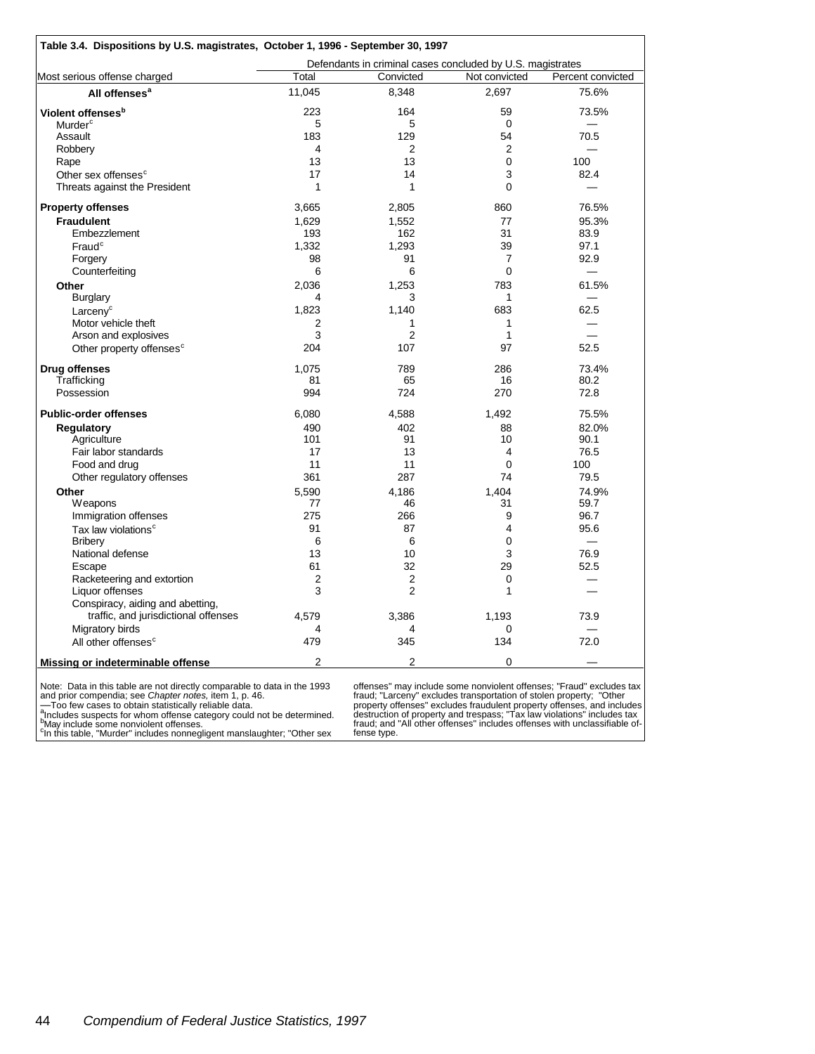**Table 3.4. Dispositions by U.S. magistrates, October 1, 1996 - September 30, 1997**

| Most serious offense charged | Defendants in criminal cases concluded by U.S. magistrates | | | |
|---|---|---|---|---|
| | Total | Convicted | Not convicted | Percent convicted |
| **All offenses**[a] | 11,045 | 8,348 | 2,697 | 75.6% |
| **Violent offenses**[b] | 223 | 164 | 59 | 73.5% |
| Murder[c] | 5 | 5 | 0 | — |
| Assault | 183 | 129 | 54 | 70.5 |
| Robbery | 4 | 2 | 2 | — |
| Rape | 13 | 13 | 0 | 100 |
| Other sex offenses[c] | 17 | 14 | 3 | 82.4 |
| Threats against the President | 1 | 1 | 0 | — |
| **Property offenses** | 3,665 | 2,805 | 860 | 76.5% |
| **Fraudulent** | 1,629 | 1,552 | 77 | 95.3% |
| Embezzlement | 193 | 162 | 31 | 83.9 |
| Fraud[c] | 1,332 | 1,293 | 39 | 97.1 |
| Forgery | 98 | 91 | 7 | 92.9 |
| Counterfeiting | 6 | 6 | 0 | — |
| **Other** | 2,036 | 1,253 | 783 | 61.5% |
| Burglary | 4 | 3 | 1 | — |
| Larceny[c] | 1,823 | 1,140 | 683 | 62.5 |
| Motor vehicle theft | 2 | 1 | 1 | — |
| Arson and explosives | 3 | 2 | 1 | — |
| Other property offenses[c] | 204 | 107 | 97 | 52.5 |
| **Drug offenses** | 1,075 | 789 | 286 | 73.4% |
| Trafficking | 81 | 65 | 16 | 80.2 |
| Possession | 994 | 724 | 270 | 72.8 |
| **Public-order offenses** | 6,080 | 4,588 | 1,492 | 75.5% |
| **Regulatory** | 490 | 402 | 88 | 82.0% |
| Agriculture | 101 | 91 | 10 | 90.1 |
| Fair labor standards | 17 | 13 | 4 | 76.5 |
| Food and drug | 11 | 11 | 0 | 100 |
| Other regulatory offenses | 361 | 287 | 74 | 79.5 |
| **Other** | 5,590 | 4,186 | 1,404 | 74.9% |
| Weapons | 77 | 46 | 31 | 59.7 |
| Immigration offenses | 275 | 266 | 9 | 96.7 |
| Tax law violations[c] | 91 | 87 | 4 | 95.6 |
| Bribery | 6 | 6 | 0 | — |
| National defense | 13 | 10 | 3 | 76.9 |
| Escape | 61 | 32 | 29 | 52.5 |
| Racketeering and extortion | 2 | 2 | 0 | — |
| Liquor offenses | 3 | 2 | 1 | — |
| Conspiracy, aiding and abetting, traffic, and jurisdictional offenses | 4,579 | 3,386 | 1,193 | 73.9 |
| Migratory birds | 4 | 4 | 0 | — |
| All other offenses[c] | 479 | 345 | 134 | 72.0 |
| **Missing or indeterminable offense** | 2 | 2 | 0 | — |

Note: Data in this table are not directly comparable to data in the 1993 and prior compendia; see *Chapter notes,* item 1, p. 46.
—Too few cases to obtain statistically reliable data.
[a]Includes suspects for whom offense category could not be determined.
[b]May include some nonviolent offenses.
[c]In this table, "Murder" includes nonnegligent manslaughter; "Other sex offenses" may include some nonviolent offenses; "Fraud" excludes tax fraud; "Larceny" excludes transportation of stolen property; "Other property offenses" excludes fraudulent property offenses, and includes destruction of property and trespass; "Tax law violations" includes tax fraud; and "All other offenses" includes offenses with unclassifiable offense type.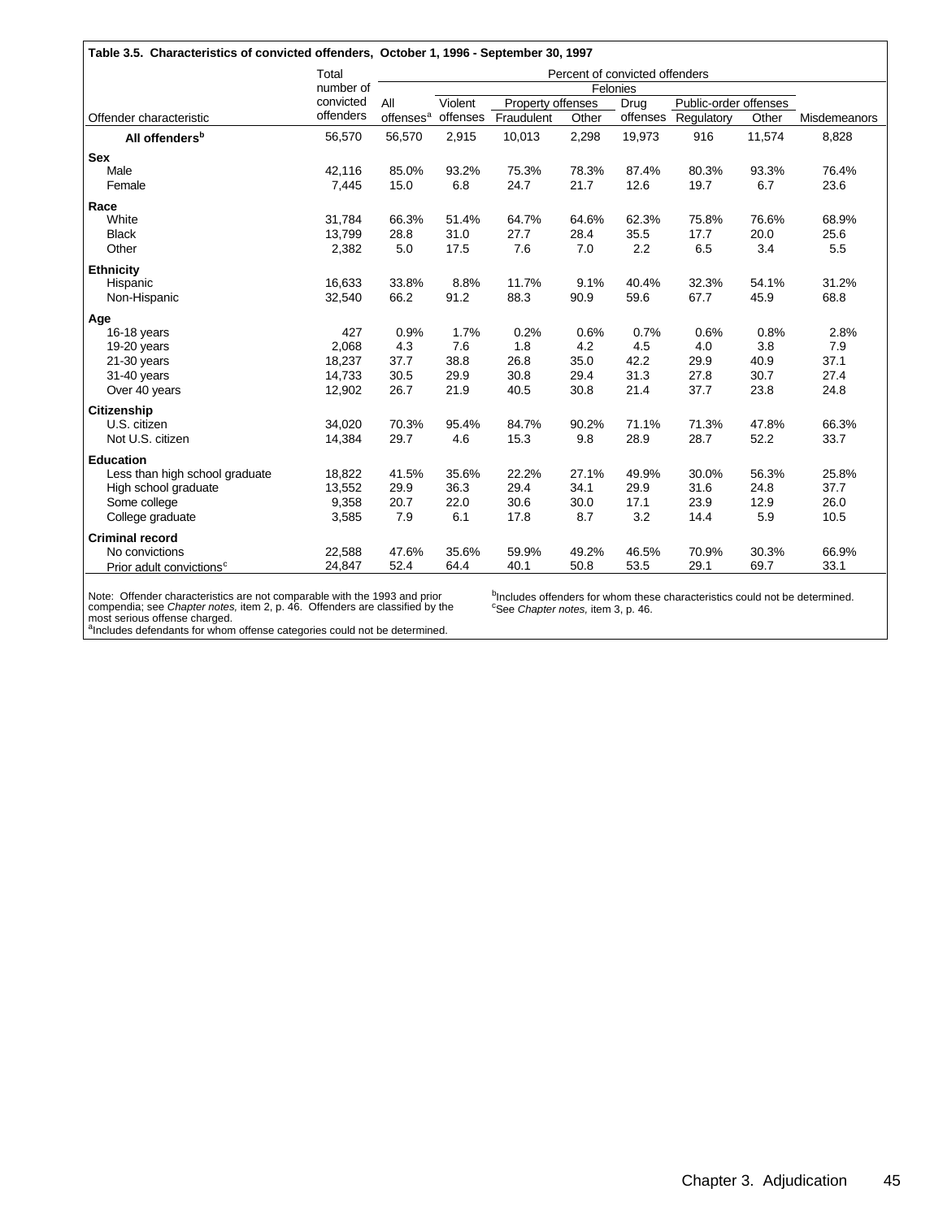**Table 3.5. Characteristics of convicted offenders, October 1, 1996 - September 30, 1997**

| Offender characteristic | Total number of convicted offenders | Percent of convicted offenders | | | | | | | |
|---|---|---|---|---|---|---|---|---|---|
| | | Felonies | | | | | | | |
| | | All offenses[a] | Violent offenses | Property offenses | | Drug offenses | Public-order offenses | | Misdemeanors |
| | | | | Fraudulent | Other | | Regulatory | Other | |
| **All offenders[b]** | 56,570 | 56,570 | 2,915 | 10,013 | 2,298 | 19,973 | 916 | 11,574 | 8,828 |
| **Sex** | | | | | | | | | |
| Male | 42,116 | 85.0% | 93.2% | 75.3% | 78.3% | 87.4% | 80.3% | 93.3% | 76.4% |
| Female | 7,445 | 15.0 | 6.8 | 24.7 | 21.7 | 12.6 | 19.7 | 6.7 | 23.6 |
| **Race** | | | | | | | | | |
| White | 31,784 | 66.3% | 51.4% | 64.7% | 64.6% | 62.3% | 75.8% | 76.6% | 68.9% |
| Black | 13,799 | 28.8 | 31.0 | 27.7 | 28.4 | 35.5 | 17.7 | 20.0 | 25.6 |
| Other | 2,382 | 5.0 | 17.5 | 7.6 | 7.0 | 2.2 | 6.5 | 3.4 | 5.5 |
| **Ethnicity** | | | | | | | | | |
| Hispanic | 16,633 | 33.8% | 8.8% | 11.7% | 9.1% | 40.4% | 32.3% | 54.1% | 31.2% |
| Non-Hispanic | 32,540 | 66.2 | 91.2 | 88.3 | 90.9 | 59.6 | 67.7 | 45.9 | 68.8 |
| **Age** | | | | | | | | | |
| 16-18 years | 427 | 0.9% | 1.7% | 0.2% | 0.6% | 0.7% | 0.6% | 0.8% | 2.8% |
| 19-20 years | 2,068 | 4.3 | 7.6 | 1.8 | 4.2 | 4.5 | 4.0 | 3.8 | 7.9 |
| 21-30 years | 18,237 | 37.7 | 38.8 | 26.8 | 35.0 | 42.2 | 29.9 | 40.9 | 37.1 |
| 31-40 years | 14,733 | 30.5 | 29.9 | 30.8 | 29.4 | 31.3 | 27.8 | 30.7 | 27.4 |
| Over 40 years | 12,902 | 26.7 | 21.9 | 40.5 | 30.8 | 21.4 | 37.7 | 23.8 | 24.8 |
| **Citizenship** | | | | | | | | | |
| U.S. citizen | 34,020 | 70.3% | 95.4% | 84.7% | 90.2% | 71.1% | 71.3% | 47.8% | 66.3% |
| Not U.S. citizen | 14,384 | 29.7 | 4.6 | 15.3 | 9.8 | 28.9 | 28.7 | 52.2 | 33.7 |
| **Education** | | | | | | | | | |
| Less than high school graduate | 18,822 | 41.5% | 35.6% | 22.2% | 27.1% | 49.9% | 30.0% | 56.3% | 25.8% |
| High school graduate | 13,552 | 29.9 | 36.3 | 29.4 | 34.1 | 29.9 | 31.6 | 24.8 | 37.7 |
| Some college | 9,358 | 20.7 | 22.0 | 30.6 | 30.0 | 17.1 | 23.9 | 12.9 | 26.0 |
| College graduate | 3,585 | 7.9 | 6.1 | 17.8 | 8.7 | 3.2 | 14.4 | 5.9 | 10.5 |
| **Criminal record** | | | | | | | | | |
| No convictions | 22,588 | 47.6% | 35.6% | 59.9% | 49.2% | 46.5% | 70.9% | 30.3% | 66.9% |
| Prior adult convictions[c] | 24,847 | 52.4 | 64.4 | 40.1 | 50.8 | 53.5 | 29.1 | 69.7 | 33.1 |

Note: Offender characteristics are not comparable with the 1993 and prior compendia; see *Chapter notes,* item 2, p. 46. Offenders are classified by the most serious offense charged.

[a]Includes defendants for whom offense categories could not be determined.

[b]Includes offenders for whom these characteristics could not be determined.

[c]See *Chapter notes,* item 3, p. 46.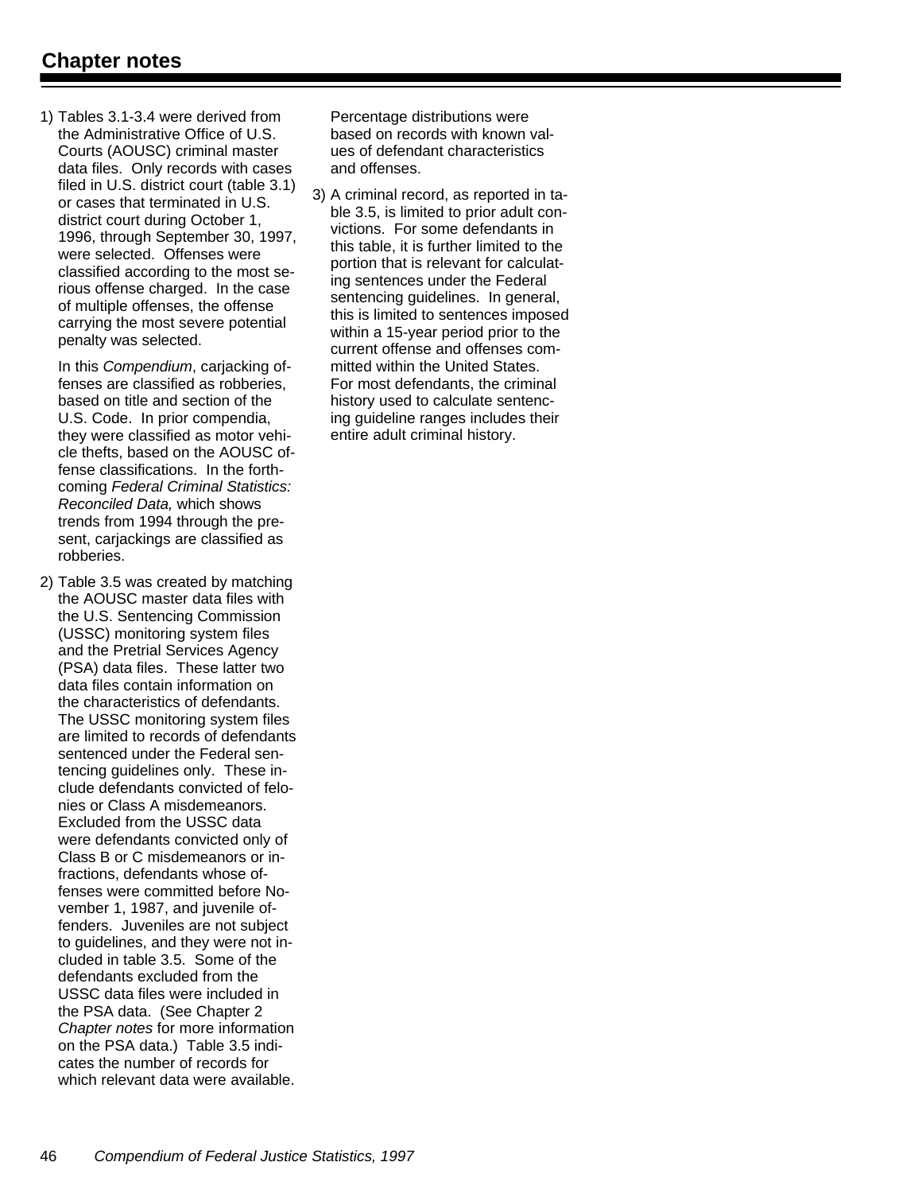## Chapter notes

1) Tables 3.1-3.4 were derived from the Administrative Office of U.S. Courts (AOUSC) criminal master data files. Only records with cases filed in U.S. district court (table 3.1) or cases that terminated in U.S. district court during October 1, 1996, through September 30, 1997, were selected. Offenses were classified according to the most serious offense charged. In the case of multiple offenses, the offense carrying the most severe potential penalty was selected.

   In this *Compendium*, carjacking offenses are classified as robberies, based on title and section of the U.S. Code. In prior compendia, they were classified as motor vehicle thefts, based on the AOUSC offense classifications. In the forthcoming *Federal Criminal Statistics: Reconciled Data,* which shows trends from 1994 through the present, carjackings are classified as robberies.

2) Table 3.5 was created by matching the AOUSC master data files with the U.S. Sentencing Commission (USSC) monitoring system files and the Pretrial Services Agency (PSA) data files. These latter two data files contain information on the characteristics of defendants. The USSC monitoring system files are limited to records of defendants sentenced under the Federal sentencing guidelines only. These include defendants convicted of felonies or Class A misdemeanors. Excluded from the USSC data were defendants convicted only of Class B or C misdemeanors or infractions, defendants whose offenses were committed before November 1, 1987, and juvenile offenders. Juveniles are not subject to guidelines, and they were not included in table 3.5. Some of the defendants excluded from the USSC data files were included in the PSA data. (See Chapter 2 *Chapter notes* for more information on the PSA data.) Table 3.5 indicates the number of records for which relevant data were available. Percentage distributions were based on records with known values of defendant characteristics and offenses.

3) A criminal record, as reported in table 3.5, is limited to prior adult convictions. For some defendants in this table, it is further limited to the portion that is relevant for calculating sentences under the Federal sentencing guidelines. In general, this is limited to sentences imposed within a 15-year period prior to the current offense and offenses committed within the United States. For most defendants, the criminal history used to calculate sentencing guideline ranges includes their entire adult criminal history.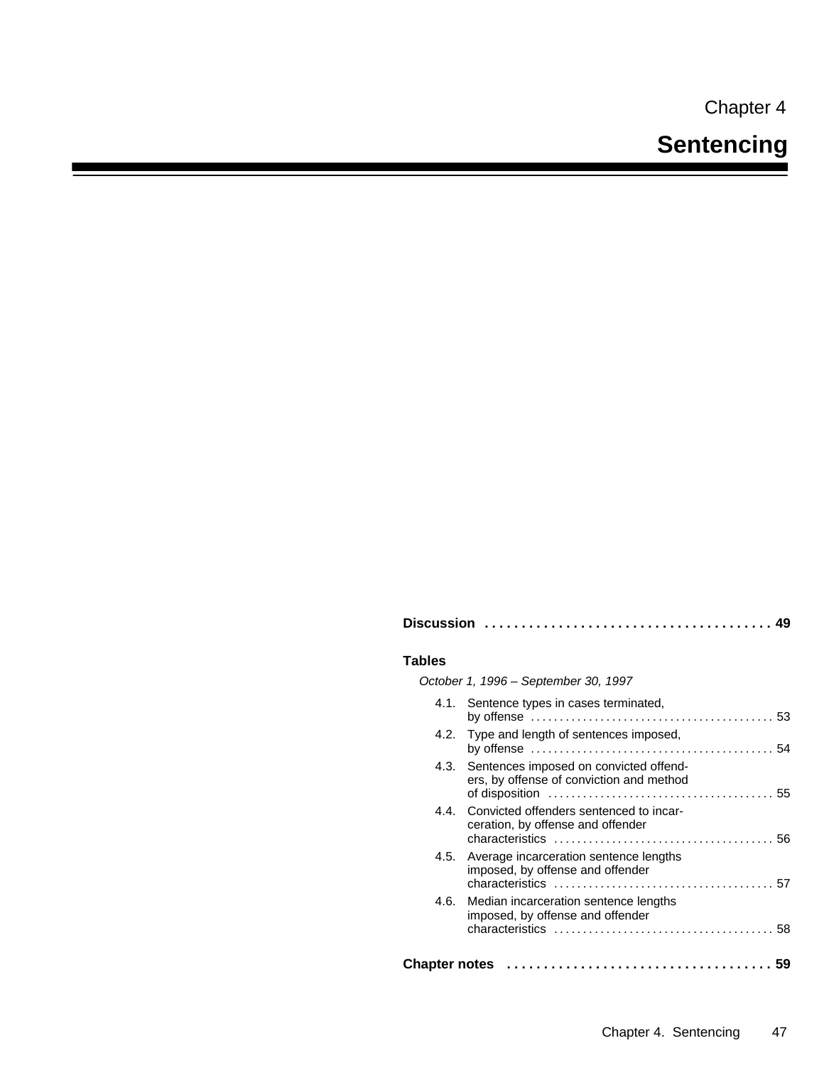# Chapter 4

# Sentencing

**Discussion** . . . . . . . . . . . . . . . . . . . . . . . . . . . . . . . . . . . . . . . **49**

**Tables**

*October 1, 1996 – September 30, 1997*

4.1. Sentence types in cases terminated, by offense . . . . . . . . . . . . . . . . . . . . . . . . . . . . . . . . . . . . . . . . . . 53

4.2. Type and length of sentences imposed, by offense . . . . . . . . . . . . . . . . . . . . . . . . . . . . . . . . . . . . . . . . . 54

4.3. Sentences imposed on convicted offenders, by offense of conviction and method of disposition . . . . . . . . . . . . . . . . . . . . . . . . . . . . . . . . . . . . . . 55

4.4. Convicted offenders sentenced to incarceration, by offense and offender characteristics . . . . . . . . . . . . . . . . . . . . . . . . . . . . . . . . . . . . . 56

4.5. Average incarceration sentence lengths imposed, by offense and offender characteristics . . . . . . . . . . . . . . . . . . . . . . . . . . . . . . . . . . . . . 57

4.6. Median incarceration sentence lengths imposed, by offense and offender characteristics . . . . . . . . . . . . . . . . . . . . . . . . . . . . . . . . . . . . . 58

**Chapter notes** . . . . . . . . . . . . . . . . . . . . . . . . . . . . . . . . . . . . **59**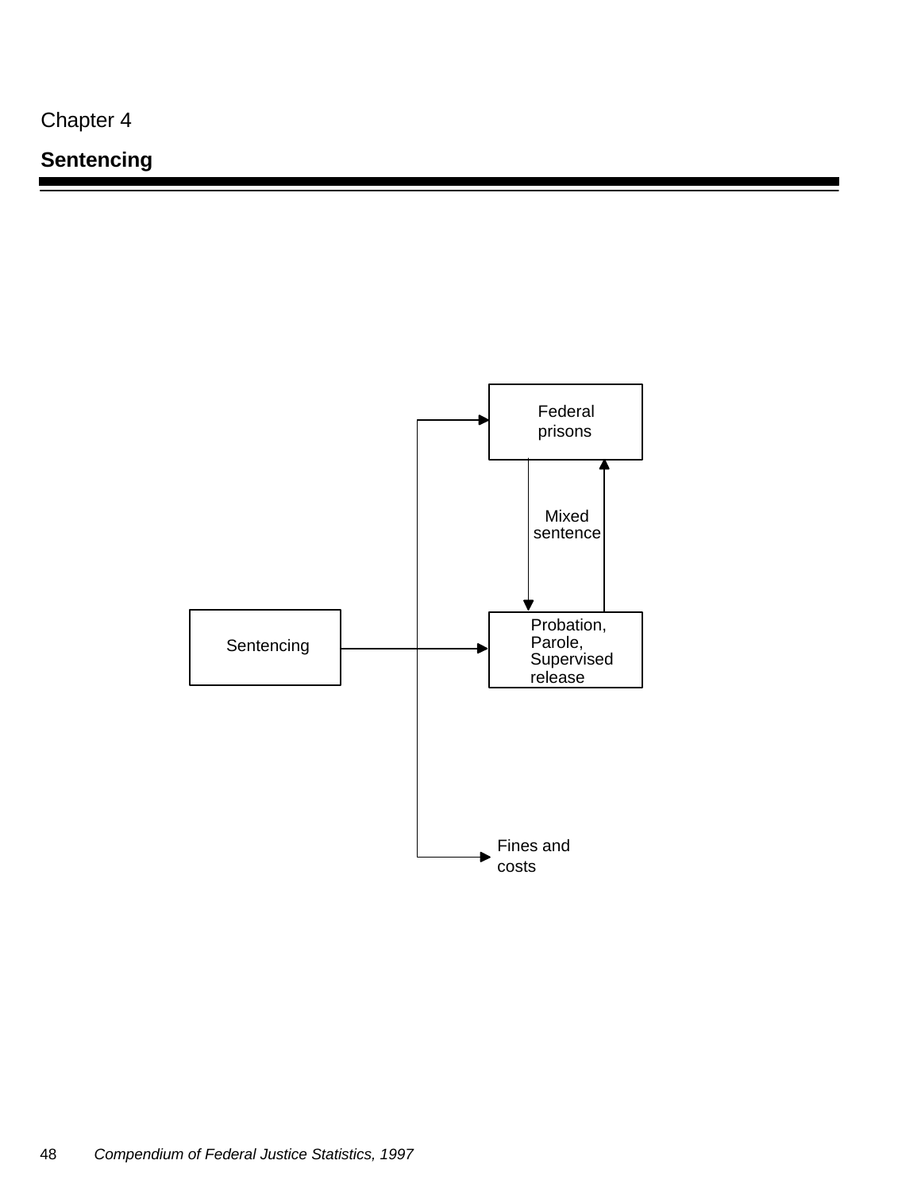Chapter 4

# Sentencing

Federal prisons

Mixed sentence

Sentencing

Probation, Parole, Supervised release

Fines and costs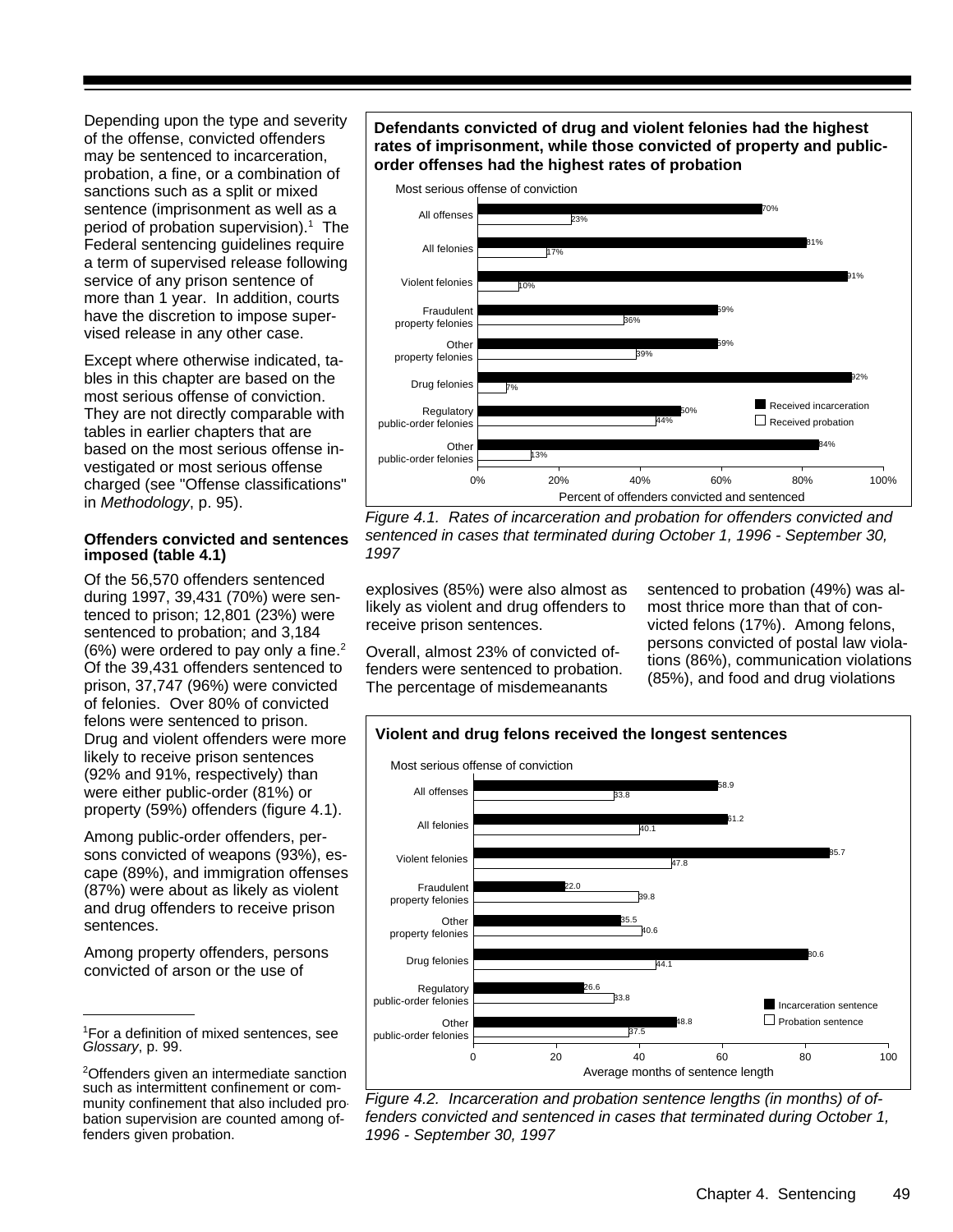Depending upon the type and severity of the offense, convicted offenders may be sentenced to incarceration, probation, a fine, or a combination of sanctions such as a split or mixed sentence (imprisonment as well as a period of probation supervision).[1] The Federal sentencing guidelines require a term of supervised release following service of any prison sentence of more than 1 year. In addition, courts have the discretion to impose supervised release in any other case.

Except where otherwise indicated, tables in this chapter are based on the most serious offense of conviction. They are not directly comparable with tables in earlier chapters that are based on the most serious offense investigated or most serious offense charged (see "Offense classifications" in *Methodology*, p. 95).

### Offenders convicted and sentences imposed (table 4.1)

Of the 56,570 offenders sentenced during 1997, 39,431 (70%) were sentenced to prison; 12,801 (23%) were sentenced to probation; and 3,184 (6%) were ordered to pay only a fine.[2] Of the 39,431 offenders sentenced to prison, 37,747 (96%) were convicted of felonies. Over 80% of convicted felons were sentenced to prison. Drug and violent offenders were more likely to receive prison sentences (92% and 91%, respectively) than were either public-order (81%) or property (59%) offenders (figure 4.1).

Among public-order offenders, persons convicted of weapons (93%), escape (89%), and immigration offenses (87%) were about as likely as violent and drug offenders to receive prison sentences.

Among property offenders, persons convicted of arson or the use of explosives (85%) were also almost as likely as violent and drug offenders to receive prison sentences.

Overall, almost 23% of convicted offenders were sentenced to probation. The percentage of misdemeanants sentenced to probation (49%) was almost thrice more than that of convicted felons (17%). Among felons, persons convicted of postal law violations (86%), communication violations (85%), and food and drug violations

**Defendants convicted of drug and violent felonies had the highest rates of imprisonment, while those convicted of property and public-order offenses had the highest rates of probation**

| Most serious offense of conviction | Received incarceration | Received probation |
|---|---|---|
| All offenses | 70% | 23% |
| All felonies | 81% | 17% |
| Violent felonies | 91% | 10% |
| Fraudulent property felonies | 59% | 36% |
| Other property felonies | 59% | 39% |
| Drug felonies | 92% | 7% |
| Regulatory public-order felonies | 50% | 44% |
| Other public-order felonies | 84% | 13% |

Percent of offenders convicted and sentenced

*Figure 4.1. Rates of incarceration and probation for offenders convicted and sentenced in cases that terminated during October 1, 1996 - September 30, 1997*

**Violent and drug felons received the longest sentences**

| Most serious offense of conviction | Incarceration sentence | Probation sentence |
|---|---|---|
| All offenses | 58.9 | 33.8 |
| All felonies | 61.2 | 40.1 |
| Violent felonies | 85.7 | 47.8 |
| Fraudulent property felonies | 22.0 | 39.8 |
| Other property felonies | 35.5 | 40.6 |
| Drug felonies | 80.6 | 44.1 |
| Regulatory public-order felonies | 26.6 | 33.8 |
| Other public-order felonies | 48.8 | 37.5 |

Average months of sentence length

*Figure 4.2. Incarceration and probation sentence lengths (in months) of offenders convicted and sentenced in cases that terminated during October 1, 1996 - September 30, 1997*

---

[1]For a definition of mixed sentences, see *Glossary*, p. 99.

[2]Offenders given an intermediate sanction such as intermittent confinement or community confinement that also included probation supervision are counted among offenders given probation.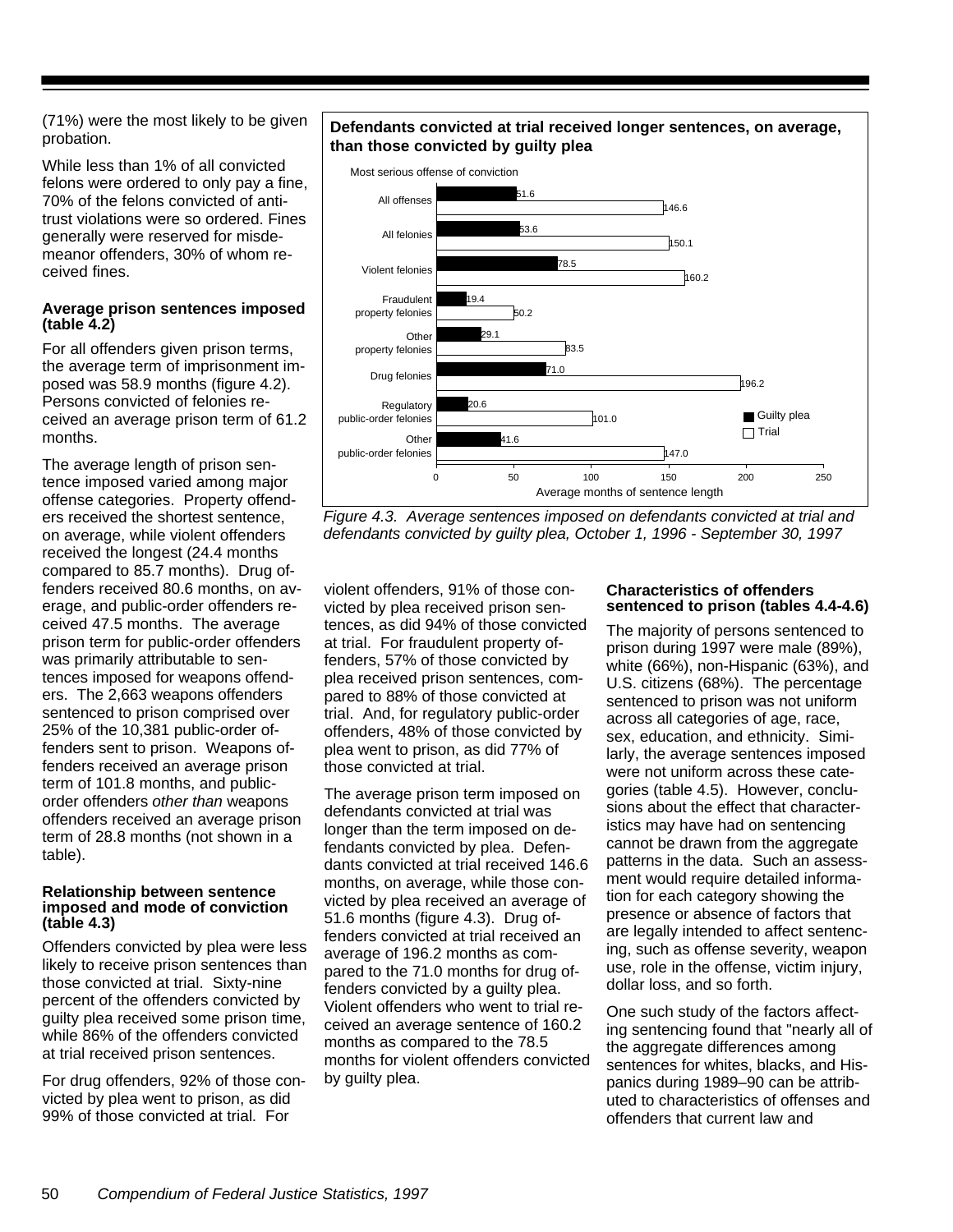(71%) were the most likely to be given probation.

While less than 1% of all convicted felons were ordered to only pay a fine, 70% of the felons convicted of antitrust violations were so ordered. Fines generally were reserved for misdemeanor offenders, 30% of whom received fines.

### Average prison sentences imposed (table 4.2)

For all offenders given prison terms, the average term of imprisonment imposed was 58.9 months (figure 4.2). Persons convicted of felonies received an average prison term of 61.2 months.

The average length of prison sentence imposed varied among major offense categories. Property offenders received the shortest sentence, on average, while violent offenders received the longest (24.4 months compared to 85.7 months). Drug offenders received 80.6 months, on average, and public-order offenders received 47.5 months. The average prison term for public-order offenders was primarily attributable to sentences imposed for weapons offenders. The 2,663 weapons offenders sentenced to prison comprised over 25% of the 10,381 public-order offenders sent to prison. Weapons offenders received an average prison term of 101.8 months, and public-order offenders *other than* weapons offenders received an average prison term of 28.8 months (not shown in a table).

### Relationship between sentence imposed and mode of conviction (table 4.3)

Offenders convicted by plea were less likely to receive prison sentences than those convicted at trial. Sixty-nine percent of the offenders convicted by guilty plea received some prison time, while 86% of the offenders convicted at trial received prison sentences.

For drug offenders, 92% of those convicted by plea went to prison, as did 99% of those convicted at trial. For violent offenders, 91% of those convicted by plea received prison sentences, as did 94% of those convicted at trial. For fraudulent property offenders, 57% of those convicted by plea received prison sentences, compared to 88% of those convicted at trial. And, for regulatory public-order offenders, 48% of those convicted by plea went to prison, as did 77% of those convicted at trial.

The average prison term imposed on defendants convicted at trial was longer than the term imposed on defendants convicted by plea. Defendants convicted at trial received 146.6 months, on average, while those convicted by plea received an average of 51.6 months (figure 4.3). Drug offenders convicted at trial received an average of 196.2 months as compared to the 71.0 months for drug offenders convicted by a guilty plea. Violent offenders who went to trial received an average sentence of 160.2 months as compared to the 78.5 months for violent offenders convicted by guilty plea.

**Defendants convicted at trial received longer sentences, on average, than those convicted by guilty plea**

| Most serious offense of conviction | Guilty plea | Trial |
|---|---|---|
| All offenses | 51.6 | 146.6 |
| All felonies | 53.6 | 150.1 |
| Violent felonies | 78.5 | 160.2 |
| Fraudulent property felonies | 19.4 | 50.2 |
| Other property felonies | 29.1 | 83.5 |
| Drug felonies | 71.0 | 196.2 |
| Regulatory public-order felonies | 20.6 | 101.0 |
| Other public-order felonies | 41.6 | 147.0 |

Average months of sentence length

*Figure 4.3. Average sentences imposed on defendants convicted at trial and defendants convicted by guilty plea, October 1, 1996 - September 30, 1997*

### Characteristics of offenders sentenced to prison (tables 4.4-4.6)

The majority of persons sentenced to prison during 1997 were male (89%), white (66%), non-Hispanic (63%), and U.S. citizens (68%). The percentage sentenced to prison was not uniform across all categories of age, race, sex, education, and ethnicity. Similarly, the average sentences imposed were not uniform across these categories (table 4.5). However, conclusions about the effect that characteristics may have had on sentencing cannot be drawn from the aggregate patterns in the data. Such an assessment would require detailed information for each category showing the presence or absence of factors that are legally intended to affect sentencing, such as offense severity, weapon use, role in the offense, victim injury, dollar loss, and so forth.

One such study of the factors affecting sentencing found that "nearly all of the aggregate differences among sentences for whites, blacks, and Hispanics during 1989–90 can be attributed to characteristics of offenses and offenders that current law and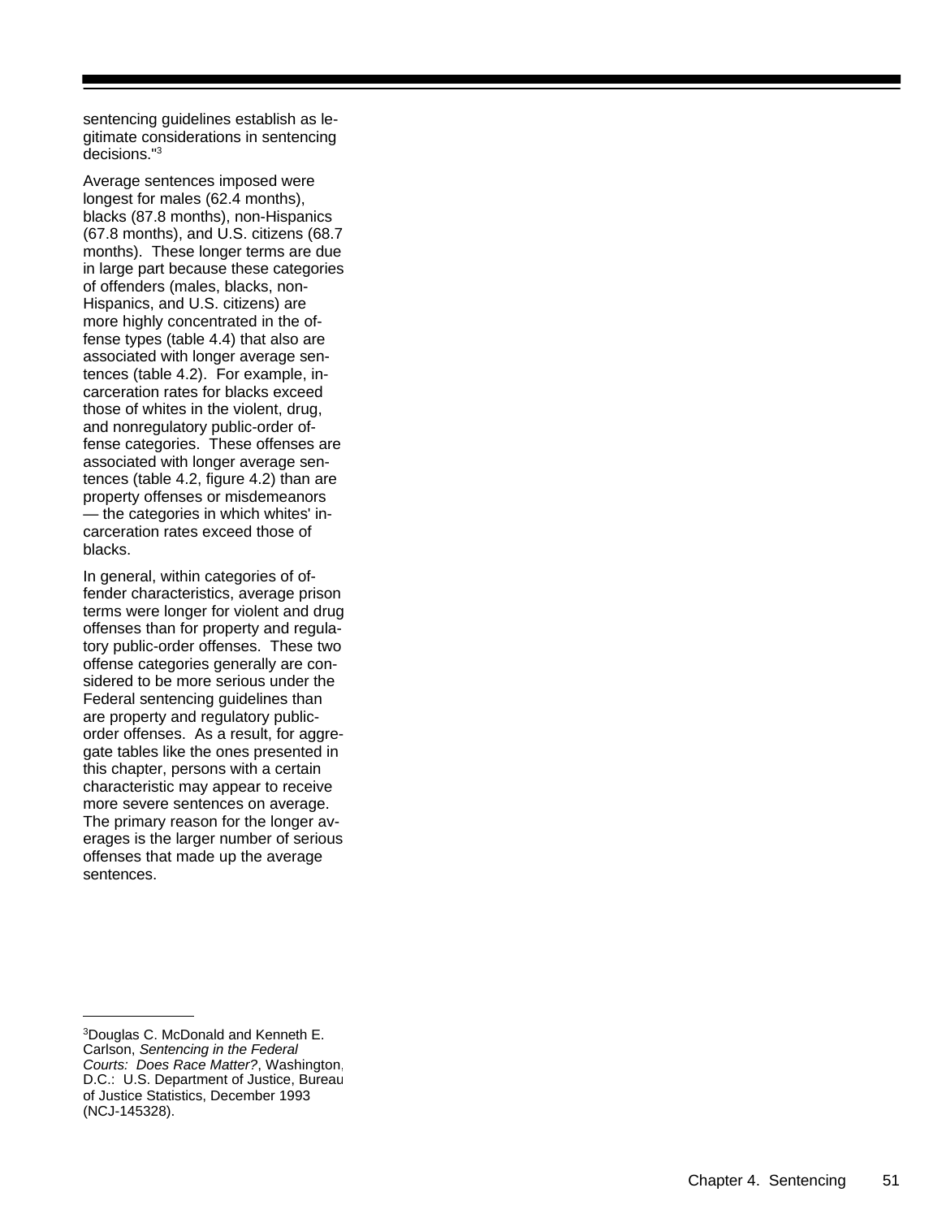sentencing guidelines establish as legitimate considerations in sentencing decisions."[3]

Average sentences imposed were longest for males (62.4 months), blacks (87.8 months), non-Hispanics (67.8 months), and U.S. citizens (68.7 months). These longer terms are due in large part because these categories of offenders (males, blacks, non-Hispanics, and U.S. citizens) are more highly concentrated in the offense types (table 4.4) that also are associated with longer average sentences (table 4.2). For example, incarceration rates for blacks exceed those of whites in the violent, drug, and nonregulatory public-order offense categories. These offenses are associated with longer average sentences (table 4.2, figure 4.2) than are property offenses or misdemeanors — the categories in which whites' incarceration rates exceed those of blacks.

In general, within categories of offender characteristics, average prison terms were longer for violent and drug offenses than for property and regulatory public-order offenses. These two offense categories generally are considered to be more serious under the Federal sentencing guidelines than are property and regulatory public-order offenses. As a result, for aggregate tables like the ones presented in this chapter, persons with a certain characteristic may appear to receive more severe sentences on average. The primary reason for the longer averages is the larger number of serious offenses that made up the average sentences.

---

[3]Douglas C. McDonald and Kenneth E. Carlson, *Sentencing in the Federal Courts: Does Race Matter?*, Washington, D.C.: U.S. Department of Justice, Bureau of Justice Statistics, December 1993 (NCJ-145328).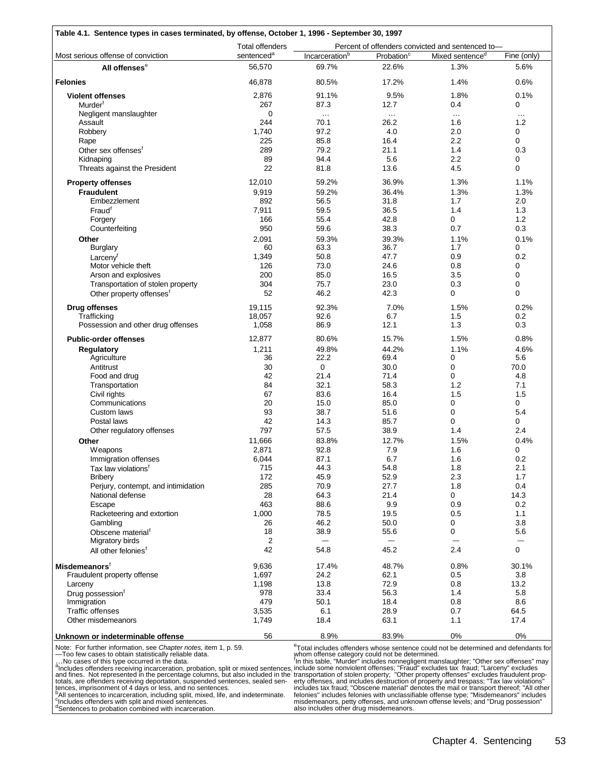**Table 4.1. Sentence types in cases terminated, by offense, October 1, 1996 - September 30, 1997**

| Most serious offense of conviction | Total offenders sentenced[a] | Percent of offenders convicted and sentenced to— | | | |
|---|---|---|---|---|---|
| | | Incarceration[b] | Probation[c] | Mixed sentence[d] | Fine (only) |
| **All offenses**[e] | 56,570 | 69.7% | 22.6% | 1.3% | 5.6% |
| **Felonies** | 46,878 | 80.5% | 17.2% | 1.4% | 0.6% |
| **Violent offenses** | 2,876 | 91.1% | 9.5% | 1.8% | 0.1% |
| Murder[f] | 267 | 87.3 | 12.7 | 0.4 | 0 |
| Negligent manslaughter | 0 | … | … | … | … |
| Assault | 244 | 70.1 | 26.2 | 1.6 | 1.2 |
| Robbery | 1,740 | 97.2 | 4.0 | 2.0 | 0 |
| Rape | 225 | 85.8 | 16.4 | 2.2 | 0 |
| Other sex offenses[f] | 289 | 79.2 | 21.1 | 1.4 | 0.3 |
| Kidnaping | 89 | 94.4 | 5.6 | 2.2 | 0 |
| Threats against the President | 22 | 81.8 | 13.6 | 4.5 | 0 |
| **Property offenses** | 12,010 | 59.2% | 36.9% | 1.3% | 1.1% |
| **Fraudulent** | 9,919 | 59.2% | 36.4% | 1.3% | 1.3% |
| Embezzlement | 892 | 56.5 | 31.8 | 1.7 | 2.0 |
| Fraud[f] | 7,911 | 59.5 | 36.5 | 1.4 | 1.3 |
| Forgery | 166 | 55.4 | 42.8 | 0 | 1.2 |
| Counterfeiting | 950 | 59.6 | 38.3 | 0.7 | 0.3 |
| **Other** | 2,091 | 59.3% | 39.3% | 1.1% | 0.1% |
| Burglary | 60 | 63.3 | 36.7 | 1.7 | 0 |
| Larceny[f] | 1,349 | 50.8 | 47.7 | 0.9 | 0.2 |
| Motor vehicle theft | 126 | 73.0 | 24.6 | 0.8 | 0 |
| Arson and explosives | 200 | 85.0 | 16.5 | 3.5 | 0 |
| Transportation of stolen property | 304 | 75.7 | 23.0 | 0.3 | 0 |
| Other property offenses[f] | 52 | 46.2 | 42.3 | 0 | 0 |
| **Drug offenses** | 19,115 | 92.3% | 7.0% | 1.5% | 0.2% |
| Trafficking | 18,057 | 92.6 | 6.7 | 1.5 | 0.2 |
| Possession and other drug offenses | 1,058 | 86.9 | 12.1 | 1.3 | 0.3 |
| **Public-order offenses** | 12,877 | 80.6% | 15.7% | 1.5% | 0.8% |
| **Regulatory** | 1,211 | 49.8% | 44.2% | 1.1% | 4.6% |
| Agriculture | 36 | 22.2 | 69.4 | 0 | 5.6 |
| Antitrust | 30 | 0 | 30.0 | 0 | 70.0 |
| Food and drug | 42 | 21.4 | 71.4 | 0 | 4.8 |
| Transportation | 84 | 32.1 | 58.3 | 1.2 | 7.1 |
| Civil rights | 67 | 83.6 | 16.4 | 1.5 | 1.5 |
| Communications | 20 | 15.0 | 85.0 | 0 | 0 |
| Custom laws | 93 | 38.7 | 51.6 | 0 | 5.4 |
| Postal laws | 42 | 14.3 | 85.7 | 0 | 0 |
| Other regulatory offenses | 797 | 57.5 | 38.9 | 1.4 | 2.4 |
| **Other** | 11,666 | 83.8% | 12.7% | 1.5% | 0.4% |
| Weapons | 2,871 | 92.8 | 7.9 | 1.6 | 0 |
| Immigration offenses | 6,044 | 87.1 | 6.7 | 1.6 | 0.2 |
| Tax law violations[f] | 715 | 44.3 | 54.8 | 1.8 | 2.1 |
| Bribery | 172 | 45.9 | 52.9 | 2.3 | 1.7 |
| Perjury, contempt, and intimidation | 285 | 70.9 | 27.7 | 1.8 | 0.4 |
| National defense | 28 | 64.3 | 21.4 | 0 | 14.3 |
| Escape | 463 | 88.6 | 9.9 | 0.9 | 0.2 |
| Racketeering and extortion | 1,000 | 78.5 | 19.5 | 0.5 | 1.1 |
| Gambling | 26 | 46.2 | 50.0 | 0 | 3.8 |
| Obscene material[f] | 18 | 38.9 | 55.6 | 0 | 5.6 |
| Migratory birds | 2 | — | — | — | — |
| All other felonies[f] | 42 | 54.8 | 45.2 | 2.4 | 0 |
| **Misdemeanors**[f] | 9,636 | 17.4% | 48.7% | 0.8% | 30.1% |
| Fraudulent property offense | 1,697 | 24.2 | 62.1 | 0.5 | 3.8 |
| Larceny | 1,198 | 13.8 | 72.9 | 0.8 | 13.2 |
| Drug possession[f] | 978 | 33.4 | 56.3 | 1.4 | 5.8 |
| Immigration | 479 | 50.1 | 18.4 | 0.8 | 8.6 |
| Traffic offenses | 3,535 | 6.1 | 28.9 | 0.7 | 64.5 |
| Other misdemeanors | 1,749 | 18.4 | 63.1 | 1.1 | 17.4 |
| **Unknown or indeterminable offense** | 56 | 8.9% | 83.9% | 0% | 0% |

Note: For further information, see *Chapter notes,* item 1, p. 59.
—Too few cases to obtain statistically reliable data.
…No cases of this type occurred in the data.
[a]Includes offenders receiving incarceration, probation, split or mixed sentences, and fines. Not represented in the percentage columns, but also included in the totals, are offenders receiving deportation, suspended sentences, sealed sentences, imprisonment of 4 days or less, and no sentences.
[b]All sentences to incarceration, including split, mixed, life, and indeterminate.
[c]Includes offenders with split and mixed sentences.
[d]Sentences to probation combined with incarceration.
[e]Total includes offenders whose sentence could not be determined and defendants for whom offense category could not be determined.
[f]In this table, "Murder" includes nonnegligent manslaughter; "Other sex offenses" may include some nonviolent offenses; "Fraud" excludes tax fraud; "Larceny" excludes transportation of stolen property; "Other property offenses" excludes fraudulent property offenses, and includes destruction of property and trespass; "Tax law violations" includes tax fraud; "Obscene material" denotes the mail or transport thereof; "All other felonies" includes felonies with unclassifiable offense type; "Misdemeanors" includes misdemeanors, petty offenses, and unknown offense levels; and "Drug possession" also includes other drug misdemeanors.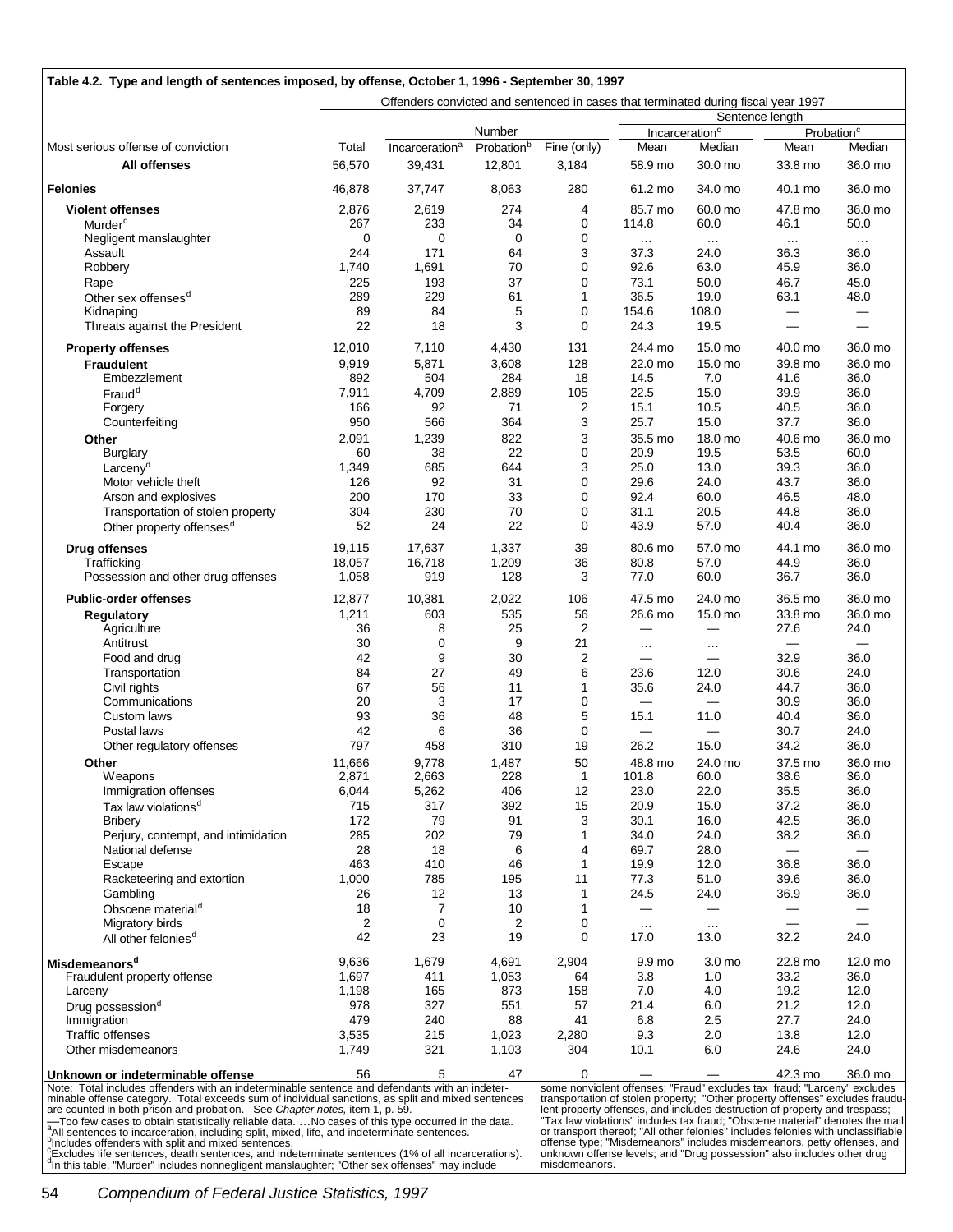**Table 4.2. Type and length of sentences imposed, by offense, October 1, 1996 - September 30, 1997**

| Most serious offense of conviction | Offenders convicted and sentenced in cases that terminated during fiscal year 1997 | | | | | | | |
|---|---|---|---|---|---|---|---|---|
| | | Number | | | Sentence length | | | |
| | | | | | Incarceration[c] | | Probation[c] | |
| | Total | Incarceration[a] | Probation[b] | Fine (only) | Mean | Median | Mean | Median |
| **All offenses** | 56,570 | 39,431 | 12,801 | 3,184 | 58.9 mo | 30.0 mo | 33.8 mo | 36.0 mo |
| **Felonies** | 46,878 | 37,747 | 8,063 | 280 | 61.2 mo | 34.0 mo | 40.1 mo | 36.0 mo |
| **Violent offenses** | 2,876 | 2,619 | 274 | 4 | 85.7 mo | 60.0 mo | 47.8 mo | 36.0 mo |
| Murder[d] | 267 | 233 | 34 | 0 | 114.8 | 60.0 | 46.1 | 50.0 |
| Negligent manslaughter | 0 | 0 | 0 | 0 | … | … | … | … |
| Assault | 244 | 171 | 64 | 3 | 37.3 | 24.0 | 36.3 | 36.0 |
| Robbery | 1,740 | 1,691 | 70 | 0 | 92.6 | 63.0 | 45.9 | 36.0 |
| Rape | 225 | 193 | 37 | 0 | 73.1 | 50.0 | 46.7 | 45.0 |
| Other sex offenses[d] | 289 | 229 | 61 | 1 | 36.5 | 19.0 | 63.1 | 48.0 |
| Kidnaping | 89 | 84 | 5 | 0 | 154.6 | 108.0 | — | — |
| Threats against the President | 22 | 18 | 3 | 0 | 24.3 | 19.5 | — | — |
| **Property offenses** | 12,010 | 7,110 | 4,430 | 131 | 24.4 mo | 15.0 mo | 40.0 mo | 36.0 mo |
| **Fraudulent** | 9,919 | 5,871 | 3,608 | 128 | 22.0 mo | 15.0 mo | 39.8 mo | 36.0 mo |
| Embezzlement | 892 | 504 | 284 | 18 | 14.5 | 7.0 | 41.6 | 36.0 |
| Fraud[d] | 7,911 | 4,709 | 2,889 | 105 | 22.5 | 15.0 | 39.9 | 36.0 |
| Forgery | 166 | 92 | 71 | 2 | 15.1 | 10.5 | 40.5 | 36.0 |
| Counterfeiting | 950 | 566 | 364 | 3 | 25.7 | 15.0 | 37.7 | 36.0 |
| **Other** | 2,091 | 1,239 | 822 | 3 | 35.5 mo | 18.0 mo | 40.6 mo | 36.0 mo |
| Burglary | 60 | 38 | 22 | 0 | 20.9 | 19.5 | 53.5 | 60.0 |
| Larceny[d] | 1,349 | 685 | 644 | 3 | 25.0 | 13.0 | 39.3 | 36.0 |
| Motor vehicle theft | 126 | 92 | 31 | 0 | 29.6 | 24.0 | 43.7 | 36.0 |
| Arson and explosives | 200 | 170 | 33 | 0 | 92.4 | 60.0 | 46.5 | 48.0 |
| Transportation of stolen property | 304 | 230 | 70 | 0 | 31.1 | 20.5 | 44.8 | 36.0 |
| Other property offenses[d] | 52 | 24 | 22 | 0 | 43.9 | 57.0 | 40.4 | 36.0 |
| **Drug offenses** | 19,115 | 17,637 | 1,337 | 39 | 80.6 mo | 57.0 mo | 44.1 mo | 36.0 mo |
| Trafficking | 18,057 | 16,718 | 1,209 | 36 | 80.8 | 57.0 | 44.9 | 36.0 |
| Possession and other drug offenses | 1,058 | 919 | 128 | 3 | 77.0 | 60.0 | 36.7 | 36.0 |
| **Public-order offenses** | 12,877 | 10,381 | 2,022 | 106 | 47.5 mo | 24.0 mo | 36.5 mo | 36.0 mo |
| **Regulatory** | 1,211 | 603 | 535 | 56 | 26.6 mo | 15.0 mo | 33.8 mo | 36.0 mo |
| Agriculture | 36 | 8 | 25 | 2 | — | — | 27.6 | 24.0 |
| Antitrust | 30 | 0 | 9 | 21 | … | … | — | — |
| Food and drug | 42 | 9 | 30 | 2 | — | — | 32.9 | 36.0 |
| Transportation | 84 | 27 | 49 | 6 | 23.6 | 12.0 | 30.6 | 24.0 |
| Civil rights | 67 | 56 | 11 | 1 | 35.6 | 24.0 | 44.7 | 36.0 |
| Communications | 20 | 3 | 17 | 0 | — | — | 30.9 | 36.0 |
| Custom laws | 93 | 36 | 48 | 5 | 15.1 | 11.0 | 40.4 | 36.0 |
| Postal laws | 42 | 6 | 36 | 0 | — | — | 30.7 | 24.0 |
| Other regulatory offenses | 797 | 458 | 310 | 19 | 26.2 | 15.0 | 34.2 | 36.0 |
| **Other** | 11,666 | 9,778 | 1,487 | 50 | 48.8 mo | 24.0 mo | 37.5 mo | 36.0 mo |
| Weapons | 2,871 | 2,663 | 228 | 1 | 101.8 | 60.0 | 38.6 | 36.0 |
| Immigration offenses | 6,044 | 5,262 | 406 | 12 | 23.0 | 22.0 | 35.5 | 36.0 |
| Tax law violations[d] | 715 | 317 | 392 | 15 | 20.9 | 15.0 | 37.2 | 36.0 |
| Bribery | 172 | 79 | 91 | 3 | 30.1 | 16.0 | 42.5 | 36.0 |
| Perjury, contempt, and intimidation | 285 | 202 | 79 | 1 | 34.0 | 24.0 | 38.2 | 36.0 |
| National defense | 28 | 18 | 6 | 4 | 69.7 | 28.0 | — | — |
| Escape | 463 | 410 | 46 | 1 | 19.9 | 12.0 | 36.8 | 36.0 |
| Racketeering and extortion | 1,000 | 785 | 195 | 11 | 77.3 | 51.0 | 39.6 | 36.0 |
| Gambling | 26 | 12 | 13 | 1 | 24.5 | 24.0 | 36.9 | 36.0 |
| Obscene material[d] | 18 | 7 | 10 | 1 | — | — | — | — |
| Migratory birds | 2 | 0 | 2 | 0 | … | … | — | — |
| All other felonies[d] | 42 | 23 | 19 | 0 | 17.0 | 13.0 | 32.2 | 24.0 |
| **Misdemeanors[d]** | 9,636 | 1,679 | 4,691 | 2,904 | 9.9 mo | 3.0 mo | 22.8 mo | 12.0 mo |
| Fraudulent property offense | 1,697 | 411 | 1,053 | 64 | 3.8 | 1.0 | 33.2 | 36.0 |
| Larceny | 1,198 | 165 | 873 | 158 | 7.0 | 4.0 | 19.2 | 12.0 |
| Drug possession[d] | 978 | 327 | 551 | 57 | 21.4 | 6.0 | 21.2 | 12.0 |
| Immigration | 479 | 240 | 88 | 41 | 6.8 | 2.5 | 27.7 | 24.0 |
| Traffic offenses | 3,535 | 215 | 1,023 | 2,280 | 9.3 | 2.0 | 13.8 | 12.0 |
| Other misdemeanors | 1,749 | 321 | 1,103 | 304 | 10.1 | 6.0 | 24.6 | 24.0 |
| **Unknown or indeterminable offense** | 56 | 5 | 47 | 0 | — | — | 42.3 mo | 36.0 mo |

Note: Total includes offenders with an indeterminable sentence and defendants with an indeterminable offense category. Total exceeds sum of individual sanctions, as split and mixed sentences are counted in both prison and probation. See *Chapter notes,* item 1, p. 59.
—Too few cases to obtain statistically reliable data. …No cases of this type occurred in the data.
[a]All sentences to incarceration, including split, mixed, life, and indeterminate sentences.
[b]Includes offenders with split and mixed sentences.
[c]Excludes life sentences, death sentences, and indeterminate sentences (1% of all incarcerations).
[d]In this table, "Murder" includes nonnegligent manslaughter; "Other sex offenses" may include some nonviolent offenses; "Fraud" excludes tax fraud; "Larceny" excludes transportation of stolen property; "Other property offenses" excludes fraudulent property offenses, and includes destruction of property and trespass; "Tax law violations" includes tax fraud; "Obscene material" denotes the mail or transport thereof; "All other felonies" includes felonies with unclassifiable offense type; "Misdemeanors" includes misdemeanors, petty offenses, and unknown offense levels; and "Drug possession" also includes other drug misdemeanors.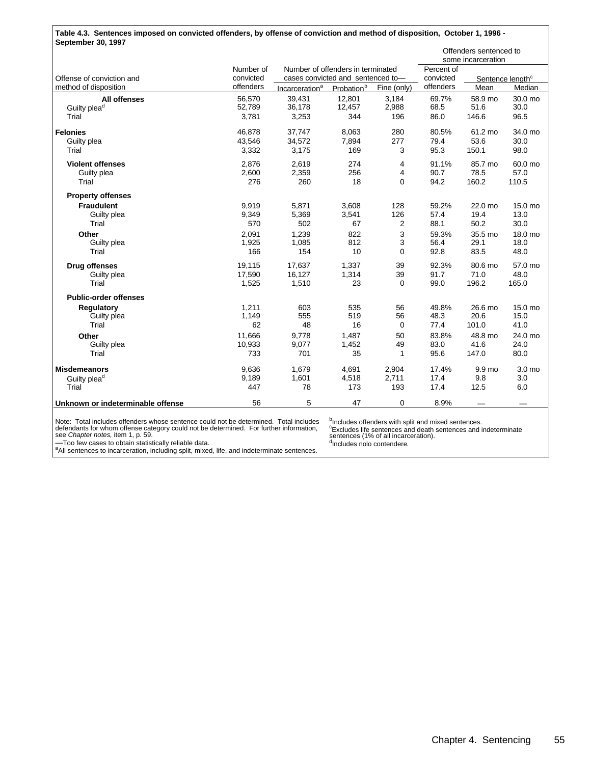**Table 4.3. Sentences imposed on convicted offenders, by offense of conviction and method of disposition, October 1, 1996 - September 30, 1997**

| Offense of conviction and method of disposition | Number of convicted offenders | Number of offenders in terminated cases convicted and sentenced to— | | | Offenders sentenced to some incarceration | | |
|---|---|---|---|---|---|---|---|
| | | Incarceration[a] | Probation[b] | Fine (only) | Percent of convicted offenders | Sentence length[c] Mean | Median |
| **All offenses** | 56,570 | 39,431 | 12,801 | 3,184 | 69.7% | 58.9 mo | 30.0 mo |
| Guilty plea[d] | 52,789 | 36,178 | 12,457 | 2,988 | 68.5 | 51.6 | 30.0 |
| Trial | 3,781 | 3,253 | 344 | 196 | 86.0 | 146.6 | 96.5 |
| **Felonies** | 46,878 | 37,747 | 8,063 | 280 | 80.5% | 61.2 mo | 34.0 mo |
| Guilty plea | 43,546 | 34,572 | 7,894 | 277 | 79.4 | 53.6 | 30.0 |
| Trial | 3,332 | 3,175 | 169 | 3 | 95.3 | 150.1 | 98.0 |
| **Violent offenses** | 2,876 | 2,619 | 274 | 4 | 91.1% | 85.7 mo | 60.0 mo |
| Guilty plea | 2,600 | 2,359 | 256 | 4 | 90.7 | 78.5 | 57.0 |
| Trial | 276 | 260 | 18 | 0 | 94.2 | 160.2 | 110.5 |
| **Property offenses** | | | | | | | |
| **Fraudulent** | 9,919 | 5,871 | 3,608 | 128 | 59.2% | 22.0 mo | 15.0 mo |
| Guilty plea | 9,349 | 5,369 | 3,541 | 126 | 57.4 | 19.4 | 13.0 |
| Trial | 570 | 502 | 67 | 2 | 88.1 | 50.2 | 30.0 |
| **Other** | 2,091 | 1,239 | 822 | 3 | 59.3% | 35.5 mo | 18.0 mo |
| Guilty plea | 1,925 | 1,085 | 812 | 3 | 56.4 | 29.1 | 18.0 |
| Trial | 166 | 154 | 10 | 0 | 92.8 | 83.5 | 48.0 |
| **Drug offenses** | 19,115 | 17,637 | 1,337 | 39 | 92.3% | 80.6 mo | 57.0 mo |
| Guilty plea | 17,590 | 16,127 | 1,314 | 39 | 91.7 | 71.0 | 48.0 |
| Trial | 1,525 | 1,510 | 23 | 0 | 99.0 | 196.2 | 165.0 |
| **Public-order offenses** | | | | | | | |
| **Regulatory** | 1,211 | 603 | 535 | 56 | 49.8% | 26.6 mo | 15.0 mo |
| Guilty plea | 1,149 | 555 | 519 | 56 | 48.3 | 20.6 | 15.0 |
| Trial | 62 | 48 | 16 | 0 | 77.4 | 101.0 | 41.0 |
| **Other** | 11,666 | 9,778 | 1,487 | 50 | 83.8% | 48.8 mo | 24.0 mo |
| Guilty plea | 10,933 | 9,077 | 1,452 | 49 | 83.0 | 41.6 | 24.0 |
| Trial | 733 | 701 | 35 | 1 | 95.6 | 147.0 | 80.0 |
| **Misdemeanors** | 9,636 | 1,679 | 4,691 | 2,904 | 17.4% | 9.9 mo | 3.0 mo |
| Guilty plea[d] | 9,189 | 1,601 | 4,518 | 2,711 | 17.4 | 9.8 | 3.0 |
| Trial | 447 | 78 | 173 | 193 | 17.4 | 12.5 | 6.0 |
| **Unknown or indeterminable offense** | 56 | 5 | 47 | 0 | 8.9% | — | — |

Note: Total includes offenders whose sentence could not be determined. Total includes defendants for whom offense category could not be determined. For further information, see *Chapter notes,* item 1, p. 59.

—Too few cases to obtain statistically reliable data.

[a]All sentences to incarceration, including split, mixed, life, and indeterminate sentences.

[b]Includes offenders with split and mixed sentences.

[c]Excludes life sentences and death sentences and indeterminate sentences (1% of all incarceration).

[d]Includes nolo contendere.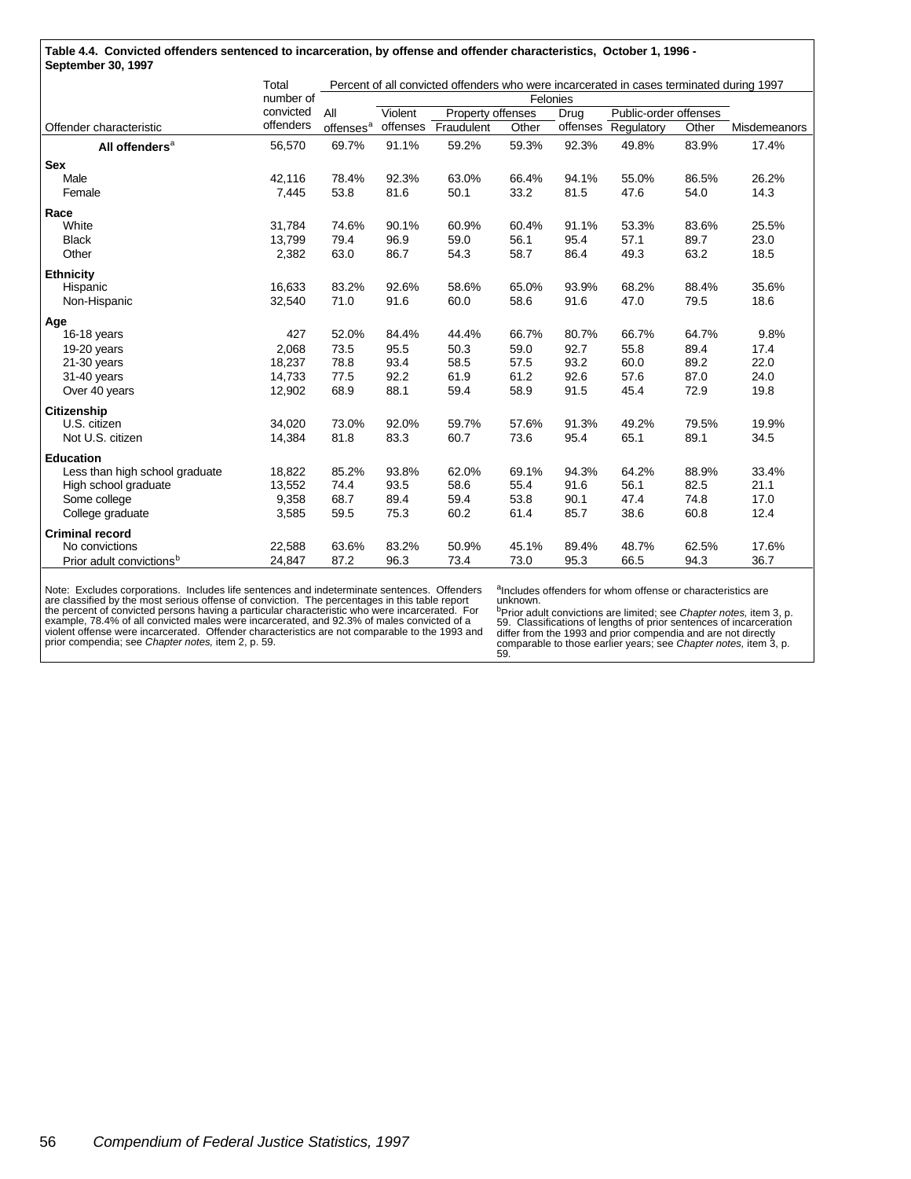**Table 4.4. Convicted offenders sentenced to incarceration, by offense and offender characteristics, October 1, 1996 - September 30, 1997**

| Offender characteristic | Total number of convicted offenders | Percent of all convicted offenders who were incarcerated in cases terminated during 1997 | | | | | | | |
|---|---|---|---|---|---|---|---|---|---|
| | | Felonies | | | | | | | |
| | | All offenses[a] | Violent offenses | Property offenses | | Drug offenses | Public-order offenses | | Misdemeanors |
| | | | | Fraudulent | Other | | Regulatory | Other | |
| **All offenders**[a] | 56,570 | 69.7% | 91.1% | 59.2% | 59.3% | 92.3% | 49.8% | 83.9% | 17.4% |
| **Sex** | | | | | | | | | |
| Male | 42,116 | 78.4% | 92.3% | 63.0% | 66.4% | 94.1% | 55.0% | 86.5% | 26.2% |
| Female | 7,445 | 53.8 | 81.6 | 50.1 | 33.2 | 81.5 | 47.6 | 54.0 | 14.3 |
| **Race** | | | | | | | | | |
| White | 31,784 | 74.6% | 90.1% | 60.9% | 60.4% | 91.1% | 53.3% | 83.6% | 25.5% |
| Black | 13,799 | 79.4 | 96.9 | 59.0 | 56.1 | 95.4 | 57.1 | 89.7 | 23.0 |
| Other | 2,382 | 63.0 | 86.7 | 54.3 | 58.7 | 86.4 | 49.3 | 63.2 | 18.5 |
| **Ethnicity** | | | | | | | | | |
| Hispanic | 16,633 | 83.2% | 92.6% | 58.6% | 65.0% | 93.9% | 68.2% | 88.4% | 35.6% |
| Non-Hispanic | 32,540 | 71.0 | 91.6 | 60.0 | 58.6 | 91.6 | 47.0 | 79.5 | 18.6 |
| **Age** | | | | | | | | | |
| 16-18 years | 427 | 52.0% | 84.4% | 44.4% | 66.7% | 80.7% | 66.7% | 64.7% | 9.8% |
| 19-20 years | 2,068 | 73.5 | 95.5 | 50.3 | 59.0 | 92.7 | 55.8 | 89.4 | 17.4 |
| 21-30 years | 18,237 | 78.8 | 93.4 | 58.5 | 57.5 | 93.2 | 60.0 | 89.2 | 22.0 |
| 31-40 years | 14,733 | 77.5 | 92.2 | 61.9 | 61.2 | 92.6 | 57.6 | 87.0 | 24.0 |
| Over 40 years | 12,902 | 68.9 | 88.1 | 59.4 | 58.9 | 91.5 | 45.4 | 72.9 | 19.8 |
| **Citizenship** | | | | | | | | | |
| U.S. citizen | 34,020 | 73.0% | 92.0% | 59.7% | 57.6% | 91.3% | 49.2% | 79.5% | 19.9% |
| Not U.S. citizen | 14,384 | 81.8 | 83.3 | 60.7 | 73.6 | 95.4 | 65.1 | 89.1 | 34.5 |
| **Education** | | | | | | | | | |
| Less than high school graduate | 18,822 | 85.2% | 93.8% | 62.0% | 69.1% | 94.3% | 64.2% | 88.9% | 33.4% |
| High school graduate | 13,552 | 74.4 | 93.5 | 58.6 | 55.4 | 91.6 | 56.1 | 82.5 | 21.1 |
| Some college | 9,358 | 68.7 | 89.4 | 59.4 | 53.8 | 90.1 | 47.4 | 74.8 | 17.0 |
| College graduate | 3,585 | 59.5 | 75.3 | 60.2 | 61.4 | 85.7 | 38.6 | 60.8 | 12.4 |
| **Criminal record** | | | | | | | | | |
| No convictions | 22,588 | 63.6% | 83.2% | 50.9% | 45.1% | 89.4% | 48.7% | 62.5% | 17.6% |
| Prior adult convictions[b] | 24,847 | 87.2 | 96.3 | 73.4 | 73.0 | 95.3 | 66.5 | 94.3 | 36.7 |

Note: Excludes corporations. Includes life sentences and indeterminate sentences. Offenders are classified by the most serious offense of conviction. The percentages in this table report the percent of convicted persons having a particular characteristic who were incarcerated. For example, 78.4% of all convicted males were incarcerated, and 92.3% of males convicted of a violent offense were incarcerated. Offender characteristics are not comparable to the 1993 and prior compendia; see *Chapter notes,* item 2, p. 59.

[a]Includes offenders for whom offense or characteristics are unknown.

[b]Prior adult convictions are limited; see *Chapter notes,* item 3, p. 59. Classifications of lengths of prior sentences of incarceration differ from the 1993 and prior compendia and are not directly comparable to those earlier years; see *Chapter notes,* item 3, p. 59.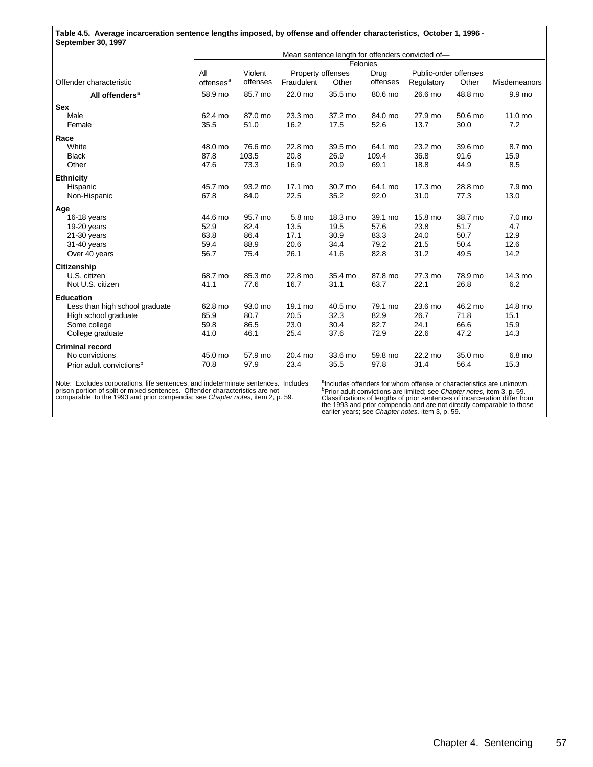**Table 4.5. Average incarceration sentence lengths imposed, by offense and offender characteristics, October 1, 1996 - September 30, 1997**

| | Mean sentence length for offenders convicted of— | | | | | | | |
|---|---|---|---|---|---|---|---|---|
| | | Felonies | | | | | | |
| | All | Violent | Property offenses | | Drug | Public-order offenses | | |
| Offender characteristic | offenses[a] | offenses | Fraudulent | Other | offenses | Regulatory | Other | Misdemeanors |
| **All offenders**[a] | 58.9 mo | 85.7 mo | 22.0 mo | 35.5 mo | 80.6 mo | 26.6 mo | 48.8 mo | 9.9 mo |
| **Sex** | | | | | | | | |
| Male | 62.4 mo | 87.0 mo | 23.3 mo | 37.2 mo | 84.0 mo | 27.9 mo | 50.6 mo | 11.0 mo |
| Female | 35.5 | 51.0 | 16.2 | 17.5 | 52.6 | 13.7 | 30.0 | 7.2 |
| **Race** | | | | | | | | |
| White | 48.0 mo | 76.6 mo | 22.8 mo | 39.5 mo | 64.1 mo | 23.2 mo | 39.6 mo | 8.7 mo |
| Black | 87.8 | 103.5 | 20.8 | 26.9 | 109.4 | 36.8 | 91.6 | 15.9 |
| Other | 47.6 | 73.3 | 16.9 | 20.9 | 69.1 | 18.8 | 44.9 | 8.5 |
| **Ethnicity** | | | | | | | | |
| Hispanic | 45.7 mo | 93.2 mo | 17.1 mo | 30.7 mo | 64.1 mo | 17.3 mo | 28.8 mo | 7.9 mo |
| Non-Hispanic | 67.8 | 84.0 | 22.5 | 35.2 | 92.0 | 31.0 | 77.3 | 13.0 |
| **Age** | | | | | | | | |
| 16-18 years | 44.6 mo | 95.7 mo | 5.8 mo | 18.3 mo | 39.1 mo | 15.8 mo | 38.7 mo | 7.0 mo |
| 19-20 years | 52.9 | 82.4 | 13.5 | 19.5 | 57.6 | 23.8 | 51.7 | 4.7 |
| 21-30 years | 63.8 | 86.4 | 17.1 | 30.9 | 83.3 | 24.0 | 50.7 | 12.9 |
| 31-40 years | 59.4 | 88.9 | 20.6 | 34.4 | 79.2 | 21.5 | 50.4 | 12.6 |
| Over 40 years | 56.7 | 75.4 | 26.1 | 41.6 | 82.8 | 31.2 | 49.5 | 14.2 |
| **Citizenship** | | | | | | | | |
| U.S. citizen | 68.7 mo | 85.3 mo | 22.8 mo | 35.4 mo | 87.8 mo | 27.3 mo | 78.9 mo | 14.3 mo |
| Not U.S. citizen | 41.1 | 77.6 | 16.7 | 31.1 | 63.7 | 22.1 | 26.8 | 6.2 |
| **Education** | | | | | | | | |
| Less than high school graduate | 62.8 mo | 93.0 mo | 19.1 mo | 40.5 mo | 79.1 mo | 23.6 mo | 46.2 mo | 14.8 mo |
| High school graduate | 65.9 | 80.7 | 20.5 | 32.3 | 82.9 | 26.7 | 71.8 | 15.1 |
| Some college | 59.8 | 86.5 | 23.0 | 30.4 | 82.7 | 24.1 | 66.6 | 15.9 |
| College graduate | 41.0 | 46.1 | 25.4 | 37.6 | 72.9 | 22.6 | 47.2 | 14.3 |
| **Criminal record** | | | | | | | | |
| No convictions | 45.0 mo | 57.9 mo | 20.4 mo | 33.6 mo | 59.8 mo | 22.2 mo | 35.0 mo | 6.8 mo |
| Prior adult convictions[b] | 70.8 | 97.9 | 23.4 | 35.5 | 97.8 | 31.4 | 56.4 | 15.3 |

Note: Excludes corporations, life sentences, and indeterminate sentences. Includes prison portion of split or mixed sentences. Offender characteristics are not comparable to the 1993 and prior compendia; see *Chapter notes,* item 2, p. 59.

[a]Includes offenders for whom offense or characteristics are unknown.
[b]Prior adult convictions are limited; see *Chapter notes,* item 3, p. 59. Classifications of lengths of prior sentences of incarceration differ from the 1993 and prior compendia and are not directly comparable to those earlier years; see *Chapter notes,* item 3, p. 59.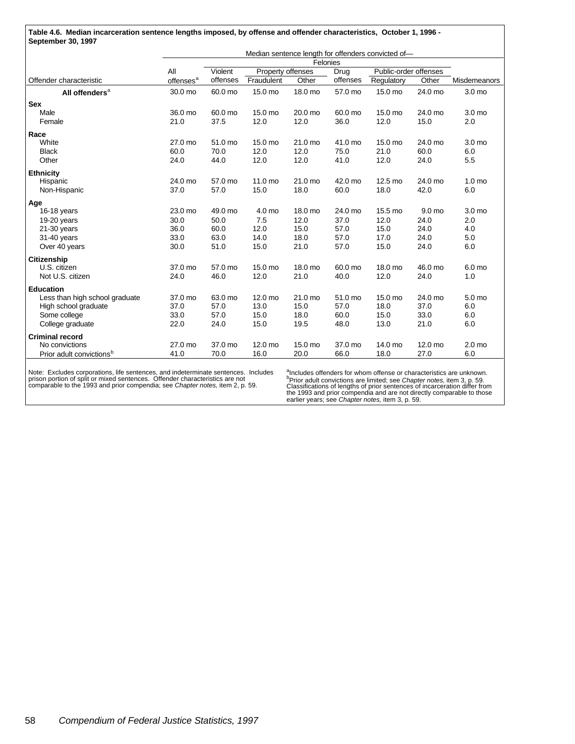**Table 4.6. Median incarceration sentence lengths imposed, by offense and offender characteristics, October 1, 1996 - September 30, 1997**

| | Median sentence length for offenders convicted of— | | | | | | | |
|---|---|---|---|---|---|---|---|---|
| | | Felonies | | | | | | |
| | All | Violent | Property offenses | | Drug | Public-order offenses | | |
| Offender characteristic | offenses[a] | offenses | Fraudulent | Other | offenses | Regulatory | Other | Misdemeanors |
| **All offenders**[a] | 30.0 mo | 60.0 mo | 15.0 mo | 18.0 mo | 57.0 mo | 15.0 mo | 24.0 mo | 3.0 mo |
| **Sex** | | | | | | | | |
| Male | 36.0 mo | 60.0 mo | 15.0 mo | 20.0 mo | 60.0 mo | 15.0 mo | 24.0 mo | 3.0 mo |
| Female | 21.0 | 37.5 | 12.0 | 12.0 | 36.0 | 12.0 | 15.0 | 2.0 |
| **Race** | | | | | | | | |
| White | 27.0 mo | 51.0 mo | 15.0 mo | 21.0 mo | 41.0 mo | 15.0 mo | 24.0 mo | 3.0 mo |
| Black | 60.0 | 70.0 | 12.0 | 12.0 | 75.0 | 21.0 | 60.0 | 6.0 |
| Other | 24.0 | 44.0 | 12.0 | 12.0 | 41.0 | 12.0 | 24.0 | 5.5 |
| **Ethnicity** | | | | | | | | |
| Hispanic | 24.0 mo | 57.0 mo | 11.0 mo | 21.0 mo | 42.0 mo | 12.5 mo | 24.0 mo | 1.0 mo |
| Non-Hispanic | 37.0 | 57.0 | 15.0 | 18.0 | 60.0 | 18.0 | 42.0 | 6.0 |
| **Age** | | | | | | | | |
| 16-18 years | 23.0 mo | 49.0 mo | 4.0 mo | 18.0 mo | 24.0 mo | 15.5 mo | 9.0 mo | 3.0 mo |
| 19-20 years | 30.0 | 50.0 | 7.5 | 12.0 | 37.0 | 12.0 | 24.0 | 2.0 |
| 21-30 years | 36.0 | 60.0 | 12.0 | 15.0 | 57.0 | 15.0 | 24.0 | 4.0 |
| 31-40 years | 33.0 | 63.0 | 14.0 | 18.0 | 57.0 | 17.0 | 24.0 | 5.0 |
| Over 40 years | 30.0 | 51.0 | 15.0 | 21.0 | 57.0 | 15.0 | 24.0 | 6.0 |
| **Citizenship** | | | | | | | | |
| U.S. citizen | 37.0 mo | 57.0 mo | 15.0 mo | 18.0 mo | 60.0 mo | 18.0 mo | 46.0 mo | 6.0 mo |
| Not U.S. citizen | 24.0 | 46.0 | 12.0 | 21.0 | 40.0 | 12.0 | 24.0 | 1.0 |
| **Education** | | | | | | | | |
| Less than high school graduate | 37.0 mo | 63.0 mo | 12.0 mo | 21.0 mo | 51.0 mo | 15.0 mo | 24.0 mo | 5.0 mo |
| High school graduate | 37.0 | 57.0 | 13.0 | 15.0 | 57.0 | 18.0 | 37.0 | 6.0 |
| Some college | 33.0 | 57.0 | 15.0 | 18.0 | 60.0 | 15.0 | 33.0 | 6.0 |
| College graduate | 22.0 | 24.0 | 15.0 | 19.5 | 48.0 | 13.0 | 21.0 | 6.0 |
| **Criminal record** | | | | | | | | |
| No convictions | 27.0 mo | 37.0 mo | 12.0 mo | 15.0 mo | 37.0 mo | 14.0 mo | 12.0 mo | 2.0 mo |
| Prior adult convictions[b] | 41.0 | 70.0 | 16.0 | 20.0 | 66.0 | 18.0 | 27.0 | 6.0 |

Note: Excludes corporations, life sentences, and indeterminate sentences. Includes prison portion of split or mixed sentences. Offender characteristics are not comparable to the 1993 and prior compendia; see *Chapter notes,* item 2, p. 59.

[a]Includes offenders for whom offense or characteristics are unknown.
[b]Prior adult convictions are limited; see *Chapter notes,* item 3, p. 59. Classifications of lengths of prior sentences of incarceration differ from the 1993 and prior compendia and are not directly comparable to those earlier years; see *Chapter notes,* item 3, p. 59.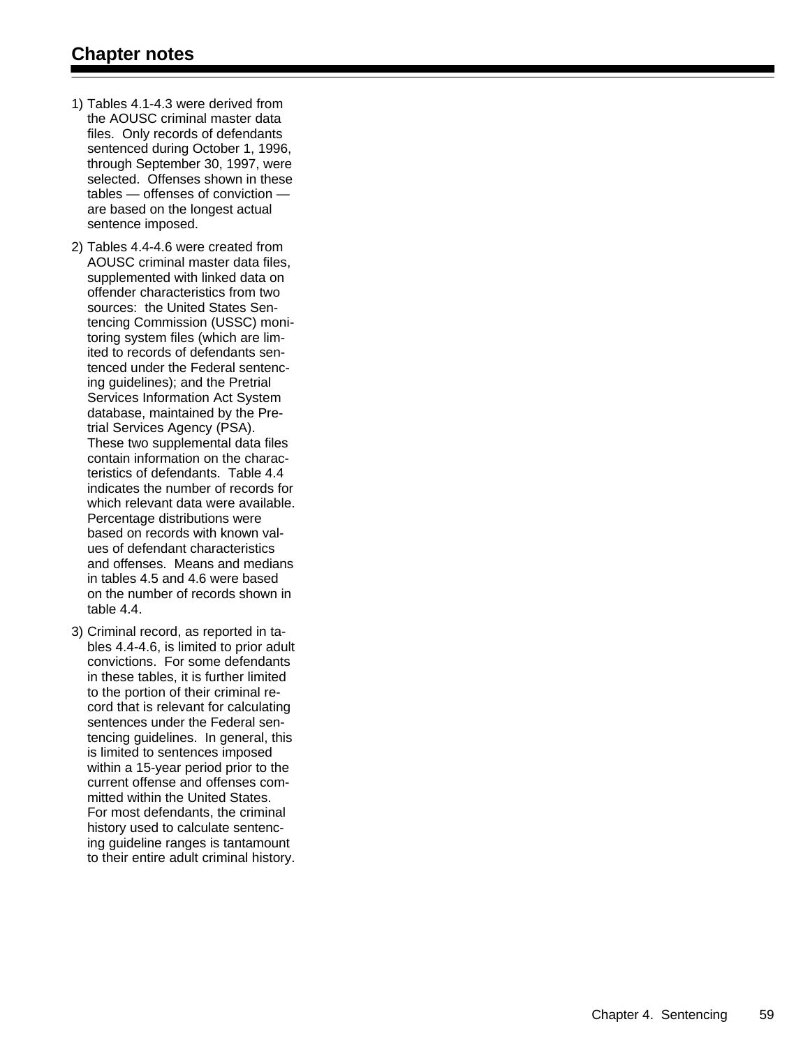## Chapter notes

1) Tables 4.1-4.3 were derived from the AOUSC criminal master data files. Only records of defendants sentenced during October 1, 1996, through September 30, 1997, were selected. Offenses shown in these tables — offenses of conviction — are based on the longest actual sentence imposed.

2) Tables 4.4-4.6 were created from AOUSC criminal master data files, supplemented with linked data on offender characteristics from two sources: the United States Sentencing Commission (USSC) monitoring system files (which are limited to records of defendants sentenced under the Federal sentencing guidelines); and the Pretrial Services Information Act System database, maintained by the Pretrial Services Agency (PSA). These two supplemental data files contain information on the characteristics of defendants. Table 4.4 indicates the number of records for which relevant data were available. Percentage distributions were based on records with known values of defendant characteristics and offenses. Means and medians in tables 4.5 and 4.6 were based on the number of records shown in table 4.4.

3) Criminal record, as reported in tables 4.4-4.6, is limited to prior adult convictions. For some defendants in these tables, it is further limited to the portion of their criminal record that is relevant for calculating sentences under the Federal sentencing guidelines. In general, this is limited to sentences imposed within a 15-year period prior to the current offense and offenses committed within the United States. For most defendants, the criminal history used to calculate sentencing guideline ranges is tantamount to their entire adult criminal history.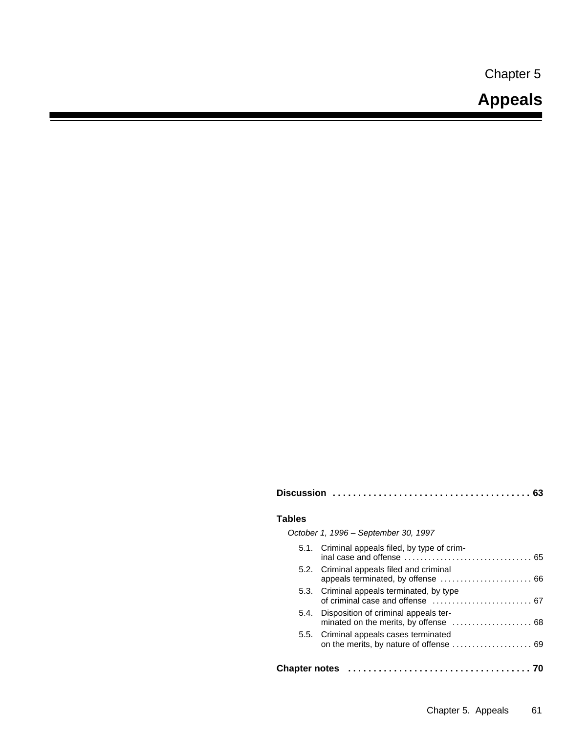Chapter 5

# Appeals

**Discussion** . . . . . . . . . . . . . . . . . . . . . . . . . . . . . . . . . . . . . . . **63**

**Tables**

*October 1, 1996 – September 30, 1997*

5.1. Criminal appeals filed, by type of criminal case and offense . . . . . . . . . . . . . . . . . . . . . . . . . . . . . . . . 65

5.2. Criminal appeals filed and criminal appeals terminated, by offense . . . . . . . . . . . . . . . . . . . . . . . 66

5.3. Criminal appeals terminated, by type of criminal case and offense . . . . . . . . . . . . . . . . . . . . . . . . . 67

5.4. Disposition of criminal appeals terminated on the merits, by offense . . . . . . . . . . . . . . . . . . . . 68

5.5. Criminal appeals cases terminated on the merits, by nature of offense . . . . . . . . . . . . . . . . . . . . 69

**Chapter notes** . . . . . . . . . . . . . . . . . . . . . . . . . . . . . . . . . . . . . **70**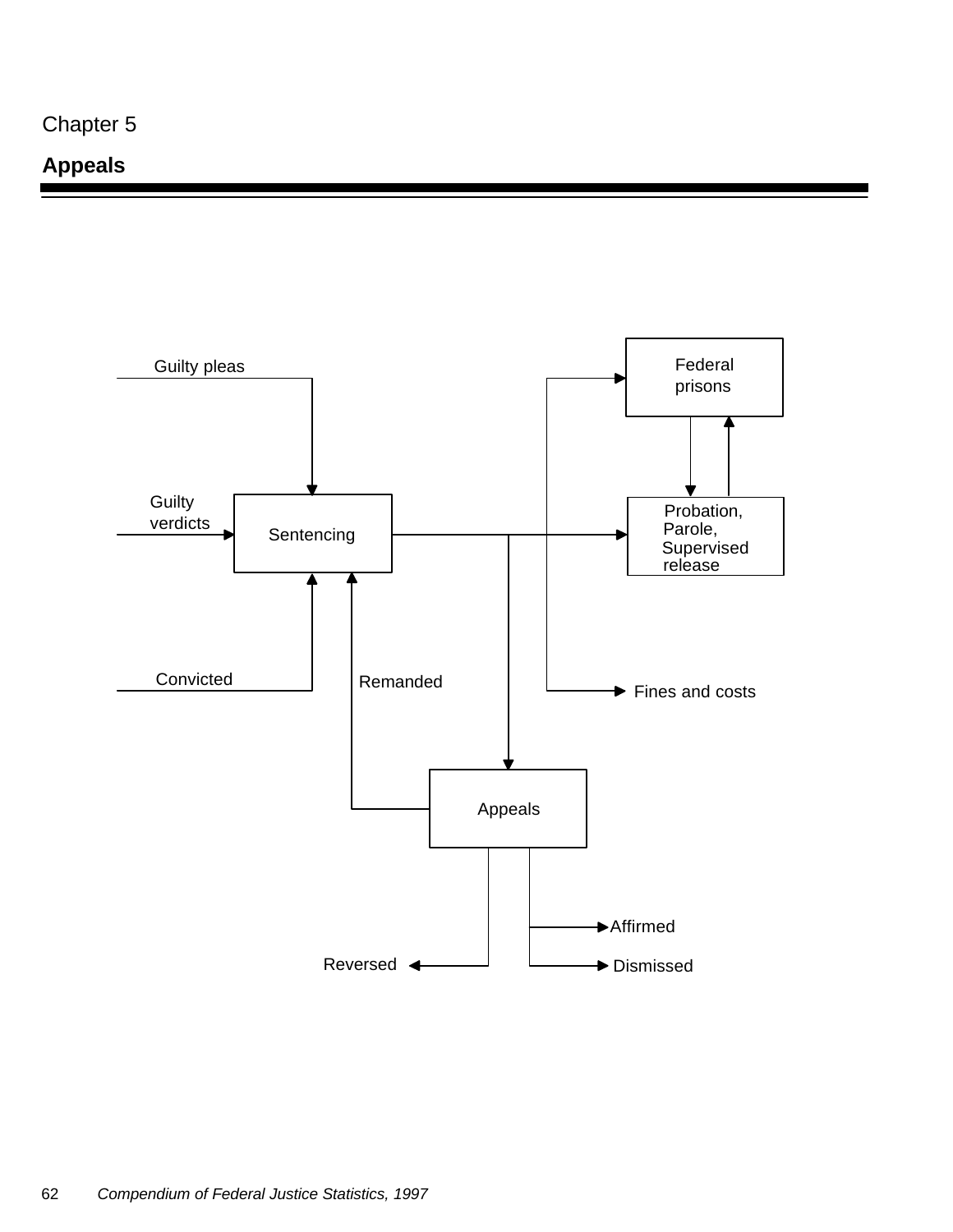Chapter 5

# Appeals

Guilty pleas

Guilty verdicts

Convicted

Sentencing

Remanded

Federal prisons

Probation, Parole, Supervised release

Fines and costs

Appeals

Affirmed

Reversed

Dismissed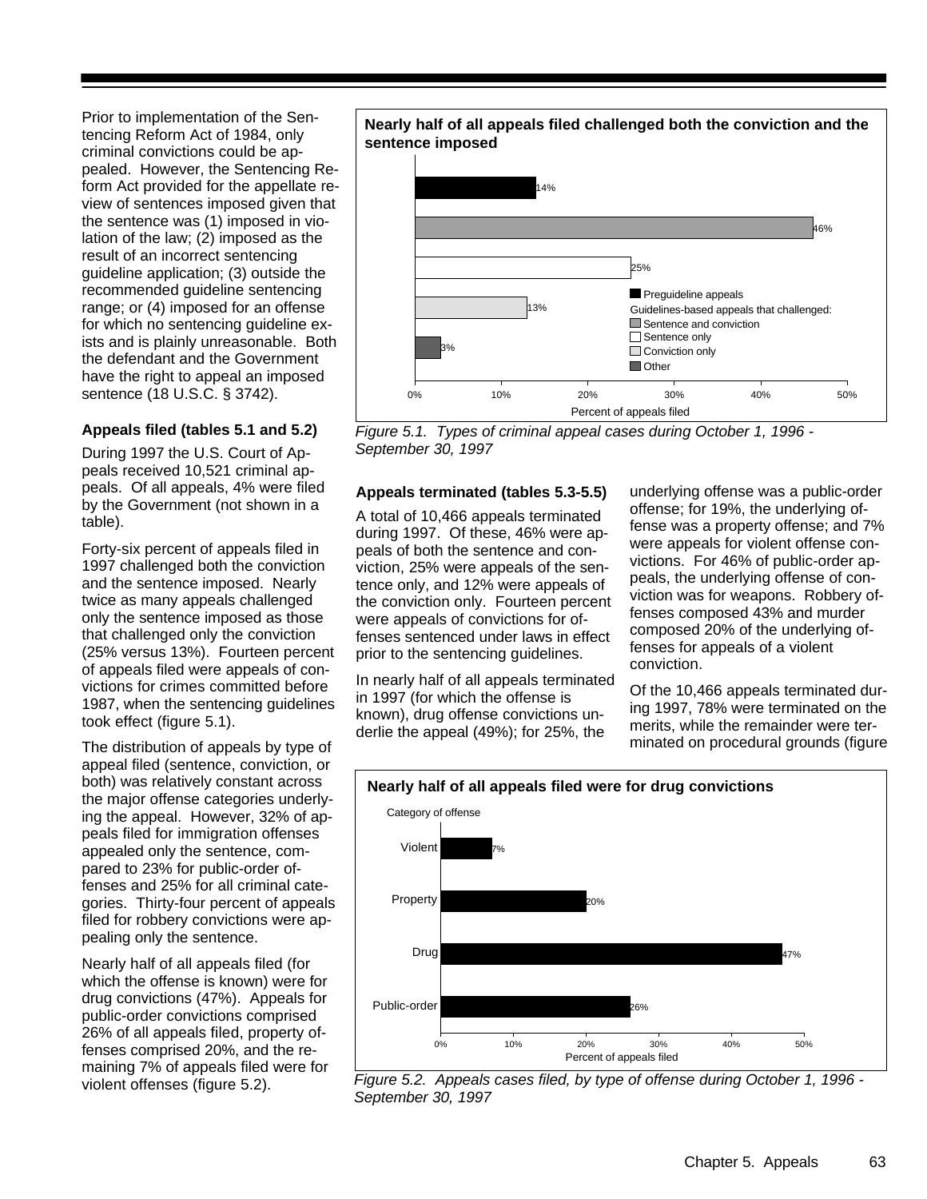Prior to implementation of the Sentencing Reform Act of 1984, only criminal convictions could be appealed. However, the Sentencing Reform Act provided for the appellate review of sentences imposed given that the sentence was (1) imposed in violation of the law; (2) imposed as the result of an incorrect sentencing guideline application; (3) outside the recommended guideline sentencing range; or (4) imposed for an offense for which no sentencing guideline exists and is plainly unreasonable. Both the defendant and the Government have the right to appeal an imposed sentence (18 U.S.C. § 3742).

### Appeals filed (tables 5.1 and 5.2)

During 1997 the U.S. Court of Appeals received 10,521 criminal appeals. Of all appeals, 4% were filed by the Government (not shown in a table).

Forty-six percent of appeals filed in 1997 challenged both the conviction and the sentence imposed. Nearly twice as many appeals challenged only the sentence imposed as those that challenged only the conviction (25% versus 13%). Fourteen percent of appeals filed were appeals of convictions for crimes committed before 1987, when the sentencing guidelines took effect (figure 5.1).

The distribution of appeals by type of appeal filed (sentence, conviction, or both) was relatively constant across the major offense categories underlying the appeal. However, 32% of appeals filed for immigration offenses appealed only the sentence, compared to 23% for public-order offenses and 25% for all criminal categories. Thirty-four percent of appeals filed for robbery convictions were appealing only the sentence.

Nearly half of all appeals filed (for which the offense is known) were for drug convictions (47%). Appeals for public-order convictions comprised 26% of all appeals filed, property offenses comprised 20%, and the remaining 7% of appeals filed were for violent offenses (figure 5.2).

**Nearly half of all appeals filed challenged both the conviction and the sentence imposed**

| Type of appeal | Percent of appeals filed |
|---|---|
| Preguideline appeals | 14% |
| Guidelines-based appeals that challenged: Sentence and conviction | 46% |
| Sentence only | 25% |
| Conviction only | 13% |
| Other | 3% |

*Figure 5.1. Types of criminal appeal cases during October 1, 1996 - September 30, 1997*

### Appeals terminated (tables 5.3-5.5)

A total of 10,466 appeals terminated during 1997. Of these, 46% were appeals of both the sentence and conviction, 25% were appeals of the sentence only, and 12% were appeals of the conviction only. Fourteen percent were appeals of convictions for offenses sentenced under laws in effect prior to the sentencing guidelines.

In nearly half of all appeals terminated in 1997 (for which the offense is known), drug offense convictions underlie the appeal (49%); for 25%, the underlying offense was a public-order offense; for 19%, the underlying offense was a property offense; and 7% were appeals for violent offense convictions. For 46% of public-order appeals, the underlying offense of conviction was for weapons. Robbery offenses composed 43% and murder composed 20% of the underlying offenses for appeals of a violent conviction.

Of the 10,466 appeals terminated during 1997, 78% were terminated on the merits, while the remainder were terminated on procedural grounds (figure

**Nearly half of all appeals filed were for drug convictions**

| Category of offense | Percent of appeals filed |
|---|---|
| Violent | 7% |
| Property | 20% |
| Drug | 47% |
| Public-order | 26% |

*Figure 5.2. Appeals cases filed, by type of offense during October 1, 1996 - September 30, 1997*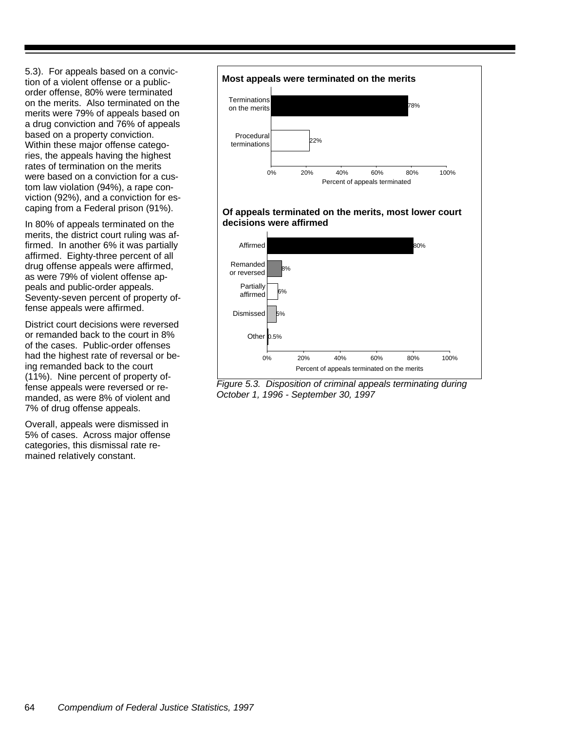5.3). For appeals based on a conviction of a violent offense or a public-order offense, 80% were terminated on the merits. Also terminated on the merits were 79% of appeals based on a drug conviction and 76% of appeals based on a property conviction. Within these major offense categories, the appeals having the highest rates of termination on the merits were based on a conviction for a custom law violation (94%), a rape conviction (92%), and a conviction for escaping from a Federal prison (91%).

In 80% of appeals terminated on the merits, the district court ruling was affirmed. In another 6% it was partially affirmed. Eighty-three percent of all drug offense appeals were affirmed, as were 79% of violent offense appeals and public-order appeals. Seventy-seven percent of property offense appeals were affirmed.

District court decisions were reversed or remanded back to the court in 8% of the cases. Public-order offenses had the highest rate of reversal or being remanded back to the court (11%). Nine percent of property offense appeals were reversed or remanded, as were 8% of violent and 7% of drug offense appeals.

Overall, appeals were dismissed in 5% of cases. Across major offense categories, this dismissal rate remained relatively constant.

**Most appeals were terminated on the merits**

| | Percent of appeals terminated |
|---|---|
| Terminations on the merits | 78% |
| Procedural terminations | 22% |

**Of appeals terminated on the merits, most lower court decisions were affirmed**

| | Percent of appeals terminated on the merits |
|---|---|
| Affirmed | 80% |
| Remanded or reversed | 8% |
| Partially affirmed | 6% |
| Dismissed | 5% |
| Other | 0.5% |

*Figure 5.3. Disposition of criminal appeals terminating during October 1, 1996 - September 30, 1997*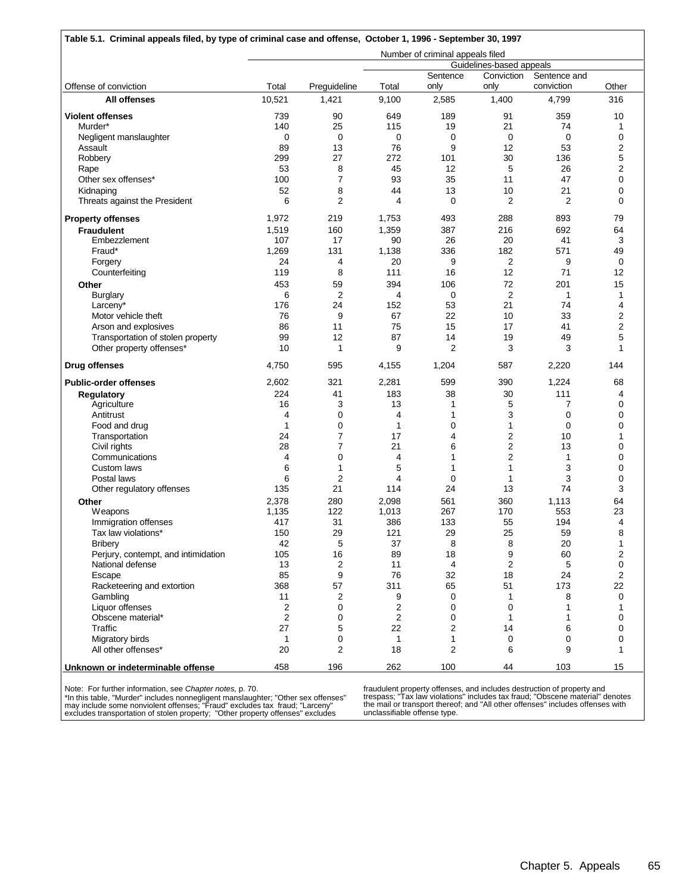**Table 5.1. Criminal appeals filed, by type of criminal case and offense, October 1, 1996 - September 30, 1997**

| | Number of criminal appeals filed | | | | | | |
|---|---|---|---|---|---|---|---|
| | | | Guidelines-based appeals | | | | |
| Offense of conviction | Total | Preguideline | Total | Sentence only | Conviction only | Sentence and conviction | Other |
| **All offenses** | 10,521 | 1,421 | 9,100 | 2,585 | 1,400 | 4,799 | 316 |
| **Violent offenses** | 739 | 90 | 649 | 189 | 91 | 359 | 10 |
| Murder* | 140 | 25 | 115 | 19 | 21 | 74 | 1 |
| Negligent manslaughter | 0 | 0 | 0 | 0 | 0 | 0 | 0 |
| Assault | 89 | 13 | 76 | 9 | 12 | 53 | 2 |
| Robbery | 299 | 27 | 272 | 101 | 30 | 136 | 5 |
| Rape | 53 | 8 | 45 | 12 | 5 | 26 | 2 |
| Other sex offenses* | 100 | 7 | 93 | 35 | 11 | 47 | 0 |
| Kidnaping | 52 | 8 | 44 | 13 | 10 | 21 | 0 |
| Threats against the President | 6 | 2 | 4 | 0 | 2 | 2 | 0 |
| **Property offenses** | 1,972 | 219 | 1,753 | 493 | 288 | 893 | 79 |
| **Fraudulent** | 1,519 | 160 | 1,359 | 387 | 216 | 692 | 64 |
| Embezzlement | 107 | 17 | 90 | 26 | 20 | 41 | 3 |
| Fraud* | 1,269 | 131 | 1,138 | 336 | 182 | 571 | 49 |
| Forgery | 24 | 4 | 20 | 9 | 2 | 9 | 0 |
| Counterfeiting | 119 | 8 | 111 | 16 | 12 | 71 | 12 |
| **Other** | 453 | 59 | 394 | 106 | 72 | 201 | 15 |
| Burglary | 6 | 2 | 4 | 0 | 2 | 1 | 1 |
| Larceny* | 176 | 24 | 152 | 53 | 21 | 74 | 4 |
| Motor vehicle theft | 76 | 9 | 67 | 22 | 10 | 33 | 2 |
| Arson and explosives | 86 | 11 | 75 | 15 | 17 | 41 | 2 |
| Transportation of stolen property | 99 | 12 | 87 | 14 | 19 | 49 | 5 |
| Other property offenses* | 10 | 1 | 9 | 2 | 3 | 3 | 1 |
| **Drug offenses** | 4,750 | 595 | 4,155 | 1,204 | 587 | 2,220 | 144 |
| **Public-order offenses** | 2,602 | 321 | 2,281 | 599 | 390 | 1,224 | 68 |
| **Regulatory** | 224 | 41 | 183 | 38 | 30 | 111 | 4 |
| Agriculture | 16 | 3 | 13 | 1 | 5 | 7 | 0 |
| Antitrust | 4 | 0 | 4 | 1 | 3 | 0 | 0 |
| Food and drug | 1 | 0 | 1 | 0 | 1 | 0 | 0 |
| Transportation | 24 | 7 | 17 | 4 | 2 | 10 | 1 |
| Civil rights | 28 | 7 | 21 | 6 | 2 | 13 | 0 |
| Communications | 4 | 0 | 4 | 1 | 2 | 1 | 0 |
| Custom laws | 6 | 1 | 5 | 1 | 1 | 3 | 0 |
| Postal laws | 6 | 2 | 4 | 0 | 1 | 3 | 0 |
| Other regulatory offenses | 135 | 21 | 114 | 24 | 13 | 74 | 3 |
| **Other** | 2,378 | 280 | 2,098 | 561 | 360 | 1,113 | 64 |
| Weapons | 1,135 | 122 | 1,013 | 267 | 170 | 553 | 23 |
| Immigration offenses | 417 | 31 | 386 | 133 | 55 | 194 | 4 |
| Tax law violations* | 150 | 29 | 121 | 29 | 25 | 59 | 8 |
| Bribery | 42 | 5 | 37 | 8 | 8 | 20 | 1 |
| Perjury, contempt, and intimidation | 105 | 16 | 89 | 18 | 9 | 60 | 2 |
| National defense | 13 | 2 | 11 | 4 | 2 | 5 | 0 |
| Escape | 85 | 9 | 76 | 32 | 18 | 24 | 2 |
| Racketeering and extortion | 368 | 57 | 311 | 65 | 51 | 173 | 22 |
| Gambling | 11 | 2 | 9 | 0 | 1 | 8 | 0 |
| Liquor offenses | 2 | 0 | 2 | 0 | 0 | 1 | 1 |
| Obscene material* | 2 | 0 | 2 | 0 | 1 | 1 | 0 |
| Traffic | 27 | 5 | 22 | 2 | 14 | 6 | 0 |
| Migratory birds | 1 | 0 | 1 | 1 | 0 | 0 | 0 |
| All other offenses* | 20 | 2 | 18 | 2 | 6 | 9 | 1 |
| **Unknown or indeterminable offense** | 458 | 196 | 262 | 100 | 44 | 103 | 15 |

Note: For further information, see *Chapter notes,* p. 70.
*In this table, "Murder" includes nonnegligent manslaughter; "Other sex offenses" may include some nonviolent offenses; "Fraud" excludes tax fraud; "Larceny" excludes transportation of stolen property; "Other property offenses" excludes fraudulent property offenses, and includes destruction of property and trespass; "Tax law violations" includes tax fraud; "Obscene material" denotes the mail or transport thereof; and "All other offenses" includes offenses with unclassifiable offense type.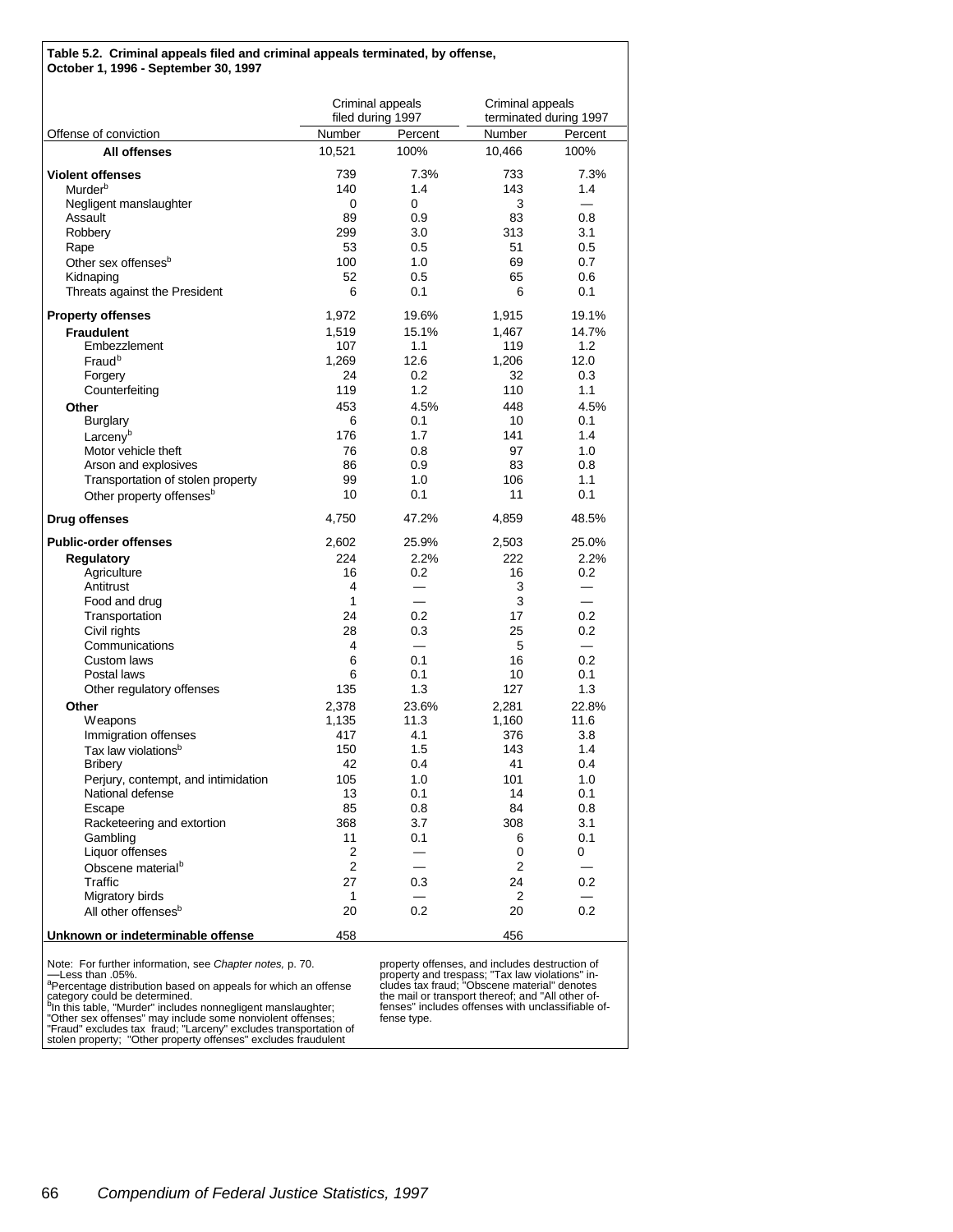**Table 5.2. Criminal appeals filed and criminal appeals terminated, by offense, October 1, 1996 - September 30, 1997**

| Offense of conviction | Criminal appeals filed during 1997 | | Criminal appeals terminated during 1997 | |
|---|---|---|---|---|
| | Number | Percent | Number | Percent |
| **All offenses** | 10,521 | 100% | 10,466 | 100% |
| **Violent offenses** | 739 | 7.3% | 733 | 7.3% |
| Murder[b] | 140 | 1.4 | 143 | 1.4 |
| Negligent manslaughter | 0 | 0 | 3 | — |
| Assault | 89 | 0.9 | 83 | 0.8 |
| Robbery | 299 | 3.0 | 313 | 3.1 |
| Rape | 53 | 0.5 | 51 | 0.5 |
| Other sex offenses[b] | 100 | 1.0 | 69 | 0.7 |
| Kidnaping | 52 | 0.5 | 65 | 0.6 |
| Threats against the President | 6 | 0.1 | 6 | 0.1 |
| **Property offenses** | 1,972 | 19.6% | 1,915 | 19.1% |
| **Fraudulent** | 1,519 | 15.1% | 1,467 | 14.7% |
| Embezzlement | 107 | 1.1 | 119 | 1.2 |
| Fraud[b] | 1,269 | 12.6 | 1,206 | 12.0 |
| Forgery | 24 | 0.2 | 32 | 0.3 |
| Counterfeiting | 119 | 1.2 | 110 | 1.1 |
| **Other** | 453 | 4.5% | 448 | 4.5% |
| Burglary | 6 | 0.1 | 10 | 0.1 |
| Larceny[b] | 176 | 1.7 | 141 | 1.4 |
| Motor vehicle theft | 76 | 0.8 | 97 | 1.0 |
| Arson and explosives | 86 | 0.9 | 83 | 0.8 |
| Transportation of stolen property | 99 | 1.0 | 106 | 1.1 |
| Other property offenses[b] | 10 | 0.1 | 11 | 0.1 |
| **Drug offenses** | 4,750 | 47.2% | 4,859 | 48.5% |
| **Public-order offenses** | 2,602 | 25.9% | 2,503 | 25.0% |
| **Regulatory** | 224 | 2.2% | 222 | 2.2% |
| Agriculture | 16 | 0.2 | 16 | 0.2 |
| Antitrust | 4 | — | 3 | — |
| Food and drug | 1 | — | 3 | — |
| Transportation | 24 | 0.2 | 17 | 0.2 |
| Civil rights | 28 | 0.3 | 25 | 0.2 |
| Communications | 4 | — | 5 | — |
| Custom laws | 6 | 0.1 | 16 | 0.2 |
| Postal laws | 6 | 0.1 | 10 | 0.1 |
| Other regulatory offenses | 135 | 1.3 | 127 | 1.3 |
| **Other** | 2,378 | 23.6% | 2,281 | 22.8% |
| Weapons | 1,135 | 11.3 | 1,160 | 11.6 |
| Immigration offenses | 417 | 4.1 | 376 | 3.8 |
| Tax law violations[b] | 150 | 1.5 | 143 | 1.4 |
| Bribery | 42 | 0.4 | 41 | 0.4 |
| Perjury, contempt, and intimidation | 105 | 1.0 | 101 | 1.0 |
| National defense | 13 | 0.1 | 14 | 0.1 |
| Escape | 85 | 0.8 | 84 | 0.8 |
| Racketeering and extortion | 368 | 3.7 | 308 | 3.1 |
| Gambling | 11 | 0.1 | 6 | 0.1 |
| Liquor offenses | 2 | — | 0 | 0 |
| Obscene material[b] | 2 | — | 2 | — |
| Traffic | 27 | 0.3 | 24 | 0.2 |
| Migratory birds | 1 | — | 2 | — |
| All other offenses[b] | 20 | 0.2 | 20 | 0.2 |
| **Unknown or indeterminable offense** | 458 | | 456 | |

Note: For further information, see *Chapter notes,* p. 70.
—Less than .05%.
[a]Percentage distribution based on appeals for which an offense category could be determined.
[b]In this table, "Murder" includes nonnegligent manslaughter; "Other sex offenses" may include some nonviolent offenses; "Fraud" excludes tax fraud; "Larceny" excludes transportation of stolen property; "Other property offenses" excludes fraudulent property offenses, and includes destruction of property and trespass; "Tax law violations" includes tax fraud; "Obscene material" denotes the mail or transport thereof; and "All other offenses" includes offenses with unclassifiable offense type.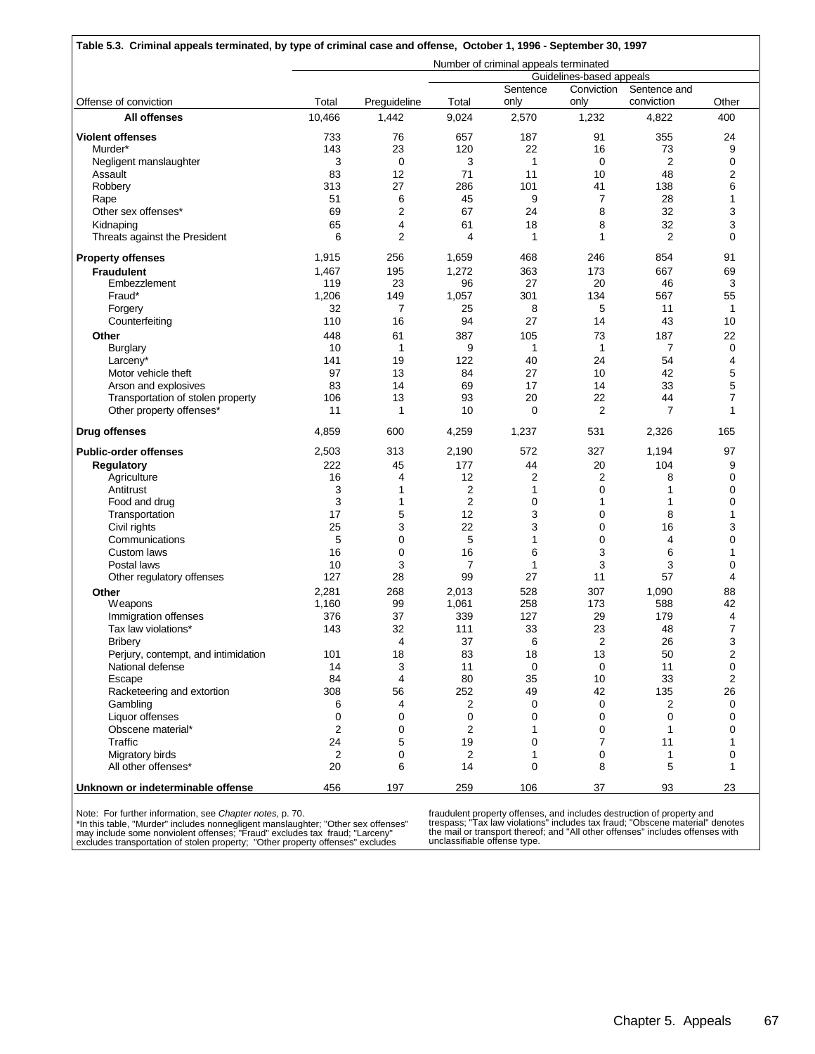**Table 5.3. Criminal appeals terminated, by type of criminal case and offense, October 1, 1996 - September 30, 1997**

| Offense of conviction | Number of criminal appeals terminated | | | | | | |
|---|---|---|---|---|---|---|---|
| | | | Guidelines-based appeals | | | | |
| | Total | Preguideline | Total | Sentence only | Conviction only | Sentence and conviction | Other |
| **All offenses** | 10,466 | 1,442 | 9,024 | 2,570 | 1,232 | 4,822 | 400 |
| **Violent offenses** | 733 | 76 | 657 | 187 | 91 | 355 | 24 |
| Murder* | 143 | 23 | 120 | 22 | 16 | 73 | 9 |
| Negligent manslaughter | 3 | 0 | 3 | 1 | 0 | 2 | 0 |
| Assault | 83 | 12 | 71 | 11 | 10 | 48 | 2 |
| Robbery | 313 | 27 | 286 | 101 | 41 | 138 | 6 |
| Rape | 51 | 6 | 45 | 9 | 7 | 28 | 1 |
| Other sex offenses* | 69 | 2 | 67 | 24 | 8 | 32 | 3 |
| Kidnaping | 65 | 4 | 61 | 18 | 8 | 32 | 3 |
| Threats against the President | 6 | 2 | 4 | 1 | 1 | 2 | 0 |
| **Property offenses** | 1,915 | 256 | 1,659 | 468 | 246 | 854 | 91 |
| **Fraudulent** | 1,467 | 195 | 1,272 | 363 | 173 | 667 | 69 |
| Embezzlement | 119 | 23 | 96 | 27 | 20 | 46 | 3 |
| Fraud* | 1,206 | 149 | 1,057 | 301 | 134 | 567 | 55 |
| Forgery | 32 | 7 | 25 | 8 | 5 | 11 | 1 |
| Counterfeiting | 110 | 16 | 94 | 27 | 14 | 43 | 10 |
| **Other** | 448 | 61 | 387 | 105 | 73 | 187 | 22 |
| Burglary | 10 | 1 | 9 | 1 | 1 | 7 | 0 |
| Larceny* | 141 | 19 | 122 | 40 | 24 | 54 | 4 |
| Motor vehicle theft | 97 | 13 | 84 | 27 | 10 | 42 | 5 |
| Arson and explosives | 83 | 14 | 69 | 17 | 14 | 33 | 5 |
| Transportation of stolen property | 106 | 13 | 93 | 20 | 22 | 44 | 7 |
| Other property offenses* | 11 | 1 | 10 | 0 | 2 | 7 | 1 |
| **Drug offenses** | 4,859 | 600 | 4,259 | 1,237 | 531 | 2,326 | 165 |
| **Public-order offenses** | 2,503 | 313 | 2,190 | 572 | 327 | 1,194 | 97 |
| **Regulatory** | 222 | 45 | 177 | 44 | 20 | 104 | 9 |
| Agriculture | 16 | 4 | 12 | 2 | 2 | 8 | 0 |
| Antitrust | 3 | 1 | 2 | 1 | 0 | 1 | 0 |
| Food and drug | 3 | 1 | 2 | 0 | 1 | 1 | 0 |
| Transportation | 17 | 5 | 12 | 3 | 0 | 8 | 1 |
| Civil rights | 25 | 3 | 22 | 3 | 0 | 16 | 3 |
| Communications | 5 | 0 | 5 | 1 | 0 | 4 | 0 |
| Custom laws | 16 | 0 | 16 | 6 | 3 | 6 | 1 |
| Postal laws | 10 | 3 | 7 | 1 | 3 | 3 | 0 |
| Other regulatory offenses | 127 | 28 | 99 | 27 | 11 | 57 | 4 |
| **Other** | 2,281 | 268 | 2,013 | 528 | 307 | 1,090 | 88 |
| Weapons | 1,160 | 99 | 1,061 | 258 | 173 | 588 | 42 |
| Immigration offenses | 376 | 37 | 339 | 127 | 29 | 179 | 4 |
| Tax law violations* | 143 | 32 | 111 | 33 | 23 | 48 | 7 |
| Bribery | | 4 | 37 | 6 | 2 | 26 | 3 |
| Perjury, contempt, and intimidation | 101 | 18 | 83 | 18 | 13 | 50 | 2 |
| National defense | 14 | 3 | 11 | 0 | 0 | 11 | 0 |
| Escape | 84 | 4 | 80 | 35 | 10 | 33 | 2 |
| Racketeering and extortion | 308 | 56 | 252 | 49 | 42 | 135 | 26 |
| Gambling | 6 | 4 | 2 | 0 | 0 | 2 | 0 |
| Liquor offenses | 0 | 0 | 0 | 0 | 0 | 0 | 0 |
| Obscene material* | 2 | 0 | 2 | 1 | 0 | 1 | 0 |
| Traffic | 24 | 5 | 19 | 0 | 7 | 11 | 1 |
| Migratory birds | 2 | 0 | 2 | 1 | 0 | 1 | 0 |
| All other offenses* | 20 | 6 | 14 | 0 | 8 | 5 | 1 |
| **Unknown or indeterminable offense** | 456 | 197 | 259 | 106 | 37 | 93 | 23 |

Note: For further information, see *Chapter notes,* p. 70.
*In this table, "Murder" includes nonnegligent manslaughter; "Other sex offenses" may include some nonviolent offenses; "Fraud" excludes tax fraud; "Larceny" excludes transportation of stolen property; "Other property offenses" excludes fraudulent property offenses, and includes destruction of property and trespass; "Tax law violations" includes tax fraud; "Obscene material" denotes the mail or transport thereof; and "All other offenses" includes offenses with unclassifiable offense type.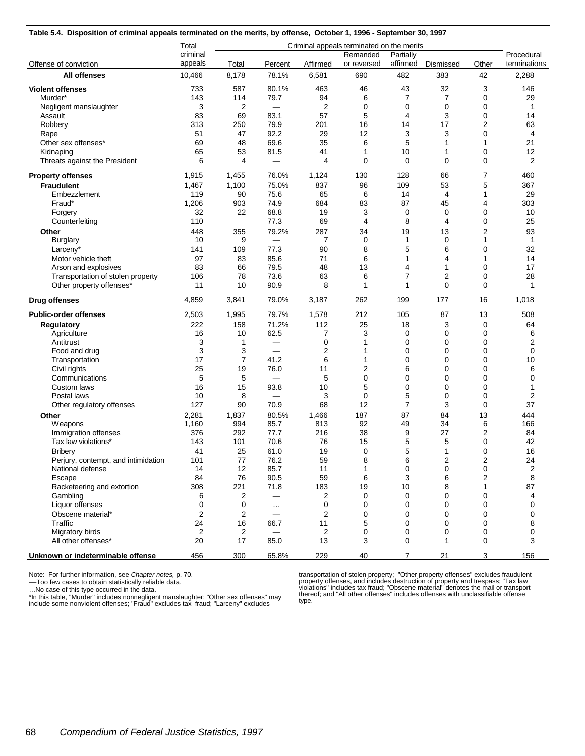**Table 5.4. Disposition of criminal appeals terminated on the merits, by offense, October 1, 1996 - September 30, 1997**

| Offense of conviction | Total criminal appeals | Criminal appeals terminated on the merits | | | | | | | Procedural terminations |
|---|---|---|---|---|---|---|---|---|---|
| | | Total | Percent | Affirmed | Remanded or reversed | Partially affirmed | Dismissed | Other | |
| **All offenses** | 10,466 | 8,178 | 78.1% | 6,581 | 690 | 482 | 383 | 42 | 2,288 |
| **Violent offenses** | 733 | 587 | 80.1% | 463 | 46 | 43 | 32 | 3 | 146 |
| Murder* | 143 | 114 | 79.7 | 94 | 6 | 7 | 7 | 0 | 29 |
| Negligent manslaughter | 3 | 2 | — | 2 | 0 | 0 | 0 | 0 | 1 |
| Assault | 83 | 69 | 83.1 | 57 | 5 | 4 | 3 | 0 | 14 |
| Robbery | 313 | 250 | 79.9 | 201 | 16 | 14 | 17 | 2 | 63 |
| Rape | 51 | 47 | 92.2 | 29 | 12 | 3 | 3 | 0 | 4 |
| Other sex offenses* | 69 | 48 | 69.6 | 35 | 6 | 5 | 1 | 1 | 21 |
| Kidnaping | 65 | 53 | 81.5 | 41 | 1 | 10 | 1 | 0 | 12 |
| Threats against the President | 6 | 4 | — | 4 | 0 | 0 | 0 | 0 | 2 |
| **Property offenses** | 1,915 | 1,455 | 76.0% | 1,124 | 130 | 128 | 66 | 7 | 460 |
| **Fraudulent** | 1,467 | 1,100 | 75.0% | 837 | 96 | 109 | 53 | 5 | 367 |
| Embezzlement | 119 | 90 | 75.6 | 65 | 6 | 14 | 4 | 1 | 29 |
| Fraud* | 1,206 | 903 | 74.9 | 684 | 83 | 87 | 45 | 4 | 303 |
| Forgery | 32 | 22 | 68.8 | 19 | 3 | 0 | 0 | 0 | 10 |
| Counterfeiting | 110 | | 77.3 | 69 | 4 | 8 | 4 | 0 | 25 |
| **Other** | 448 | 355 | 79.2% | 287 | 34 | 19 | 13 | 2 | 93 |
| Burglary | 10 | 9 | — | 7 | 0 | 1 | 0 | 1 | 1 |
| Larceny* | 141 | 109 | 77.3 | 90 | 8 | 5 | 6 | 0 | 32 |
| Motor vehicle theft | 97 | 83 | 85.6 | 71 | 6 | 1 | 4 | 1 | 14 |
| Arson and explosives | 83 | 66 | 79.5 | 48 | 13 | 4 | 1 | 0 | 17 |
| Transportation of stolen property | 106 | 78 | 73.6 | 63 | 6 | 7 | 2 | 0 | 28 |
| Other property offenses* | 11 | 10 | 90.9 | 8 | 1 | 1 | 0 | 0 | 1 |
| **Drug offenses** | 4,859 | 3,841 | 79.0% | 3,187 | 262 | 199 | 177 | 16 | 1,018 |
| **Public-order offenses** | 2,503 | 1,995 | 79.7% | 1,578 | 212 | 105 | 87 | 13 | 508 |
| **Regulatory** | 222 | 158 | 71.2% | 112 | 25 | 18 | 3 | 0 | 64 |
| Agriculture | 16 | 10 | 62.5 | 7 | 3 | 0 | 0 | 0 | 6 |
| Antitrust | 3 | 1 | — | 0 | 1 | 0 | 0 | 0 | 2 |
| Food and drug | 3 | 3 | — | 2 | 1 | 0 | 0 | 0 | 0 |
| Transportation | 17 | 7 | 41.2 | 6 | 1 | 0 | 0 | 0 | 10 |
| Civil rights | 25 | 19 | 76.0 | 11 | 2 | 6 | 0 | 0 | 6 |
| Communications | 5 | 5 | — | 5 | 0 | 0 | 0 | 0 | 0 |
| Custom laws | 16 | 15 | 93.8 | 10 | 5 | 0 | 0 | 0 | 1 |
| Postal laws | 10 | 8 | — | 3 | 0 | 5 | 0 | 0 | 2 |
| Other regulatory offenses | 127 | 90 | 70.9 | 68 | 12 | 7 | 3 | 0 | 37 |
| **Other** | 2,281 | 1,837 | 80.5% | 1,466 | 187 | 87 | 84 | 13 | 444 |
| Weapons | 1,160 | 994 | 85.7 | 813 | 92 | 49 | 34 | 6 | 166 |
| Immigration offenses | 376 | 292 | 77.7 | 216 | 38 | 9 | 27 | 2 | 84 |
| Tax law violations* | 143 | 101 | 70.6 | 76 | 15 | 5 | 5 | 0 | 42 |
| Bribery | 41 | 25 | 61.0 | 19 | 0 | 5 | 1 | 0 | 16 |
| Perjury, contempt, and intimidation | 101 | 77 | 76.2 | 59 | 8 | 6 | 2 | 2 | 24 |
| National defense | 14 | 12 | 85.7 | 11 | 1 | 0 | 0 | 0 | 2 |
| Escape | 84 | 76 | 90.5 | 59 | 6 | 3 | 6 | 2 | 8 |
| Racketeering and extortion | 308 | 221 | 71.8 | 183 | 19 | 10 | 8 | 1 | 87 |
| Gambling | 6 | 2 | — | 2 | 0 | 0 | 0 | 0 | 4 |
| Liquor offenses | 0 | 0 | … | 0 | 0 | 0 | 0 | 0 | 0 |
| Obscene material* | 2 | 2 | — | 2 | 0 | 0 | 0 | 0 | 0 |
| Traffic | 24 | 16 | 66.7 | 11 | 5 | 0 | 0 | 0 | 8 |
| Migratory birds | 2 | 2 | — | 2 | 0 | 0 | 0 | 0 | 0 |
| All other offenses* | 20 | 17 | 85.0 | 13 | 3 | 0 | 1 | 0 | 3 |
| **Unknown or indeterminable offense** | 456 | 300 | 65.8% | 229 | 40 | 7 | 21 | 3 | 156 |

Note: For further information, see *Chapter notes,* p. 70.
—Too few cases to obtain statistically reliable data.
…No case of this type occurred in the data.
*In this table, "Murder" includes nonnegligent manslaughter; "Other sex offenses" may include some nonviolent offenses; "Fraud" excludes tax fraud; "Larceny" excludes transportation of stolen property; "Other property offenses" excludes fraudulent property offenses, and includes destruction of property and trespass; "Tax law violations" includes tax fraud; "Obscene material" denotes the mail or transport thereof; and "All other offenses" includes offenses with unclassifiable offense type.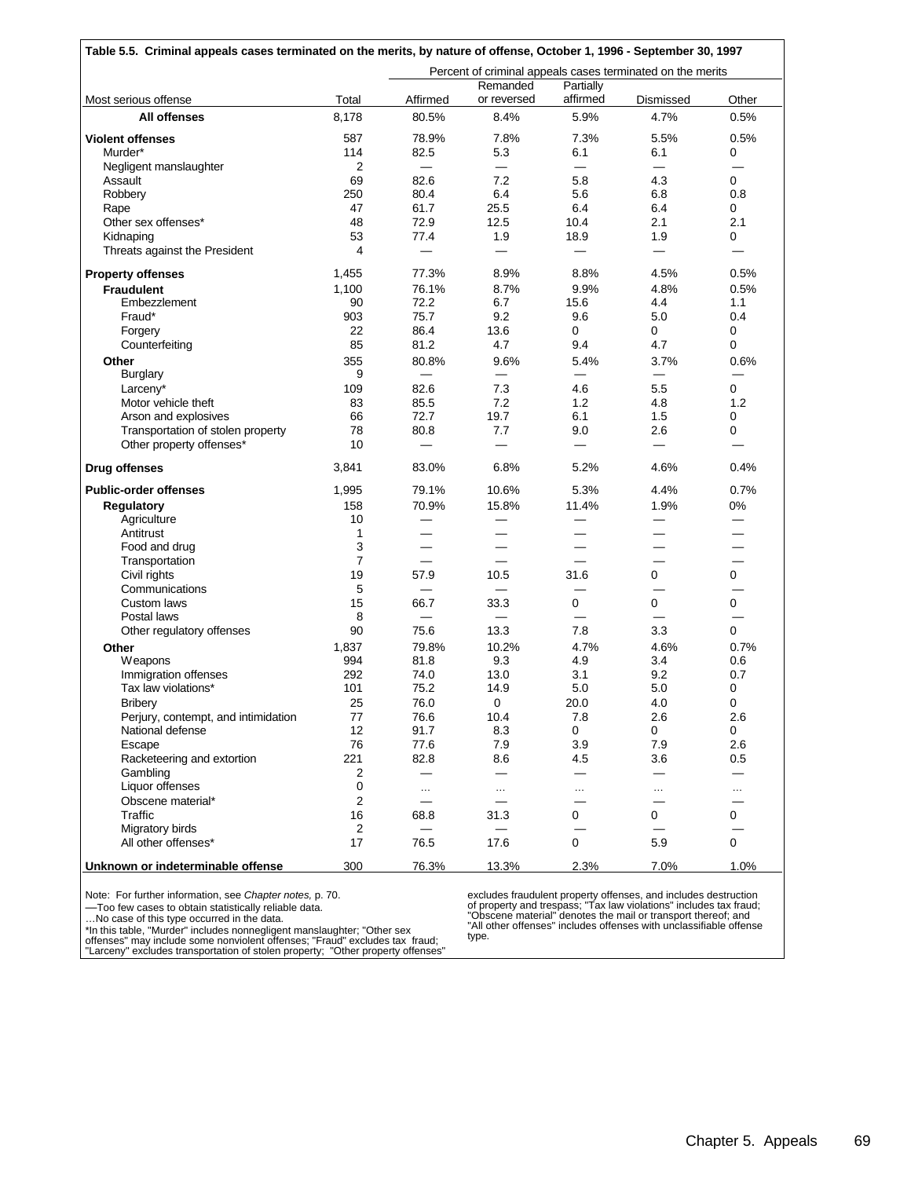**Table 5.5. Criminal appeals cases terminated on the merits, by nature of offense, October 1, 1996 - September 30, 1997**

| | | Percent of criminal appeals cases terminated on the merits | | | | |
|---|---|---|---|---|---|---|
| Most serious offense | Total | Affirmed | Remanded or reversed | Partially affirmed | Dismissed | Other |
| **All offenses** | 8,178 | 80.5% | 8.4% | 5.9% | 4.7% | 0.5% |
| **Violent offenses** | 587 | 78.9% | 7.8% | 7.3% | 5.5% | 0.5% |
| Murder* | 114 | 82.5 | 5.3 | 6.1 | 6.1 | 0 |
| Negligent manslaughter | 2 | — | — | — | — | — |
| Assault | 69 | 82.6 | 7.2 | 5.8 | 4.3 | 0 |
| Robbery | 250 | 80.4 | 6.4 | 5.6 | 6.8 | 0.8 |
| Rape | 47 | 61.7 | 25.5 | 6.4 | 6.4 | 0 |
| Other sex offenses* | 48 | 72.9 | 12.5 | 10.4 | 2.1 | 2.1 |
| Kidnaping | 53 | 77.4 | 1.9 | 18.9 | 1.9 | 0 |
| Threats against the President | 4 | — | — | — | — | — |
| **Property offenses** | 1,455 | 77.3% | 8.9% | 8.8% | 4.5% | 0.5% |
| **Fraudulent** | 1,100 | 76.1% | 8.7% | 9.9% | 4.8% | 0.5% |
| Embezzlement | 90 | 72.2 | 6.7 | 15.6 | 4.4 | 1.1 |
| Fraud* | 903 | 75.7 | 9.2 | 9.6 | 5.0 | 0.4 |
| Forgery | 22 | 86.4 | 13.6 | 0 | 0 | 0 |
| Counterfeiting | 85 | 81.2 | 4.7 | 9.4 | 4.7 | 0 |
| **Other** | 355 | 80.8% | 9.6% | 5.4% | 3.7% | 0.6% |
| Burglary | 9 | — | — | — | — | — |
| Larceny* | 109 | 82.6 | 7.3 | 4.6 | 5.5 | 0 |
| Motor vehicle theft | 83 | 85.5 | 7.2 | 1.2 | 4.8 | 1.2 |
| Arson and explosives | 66 | 72.7 | 19.7 | 6.1 | 1.5 | 0 |
| Transportation of stolen property | 78 | 80.8 | 7.7 | 9.0 | 2.6 | 0 |
| Other property offenses* | 10 | — | — | — | — | — |
| **Drug offenses** | 3,841 | 83.0% | 6.8% | 5.2% | 4.6% | 0.4% |
| **Public-order offenses** | 1,995 | 79.1% | 10.6% | 5.3% | 4.4% | 0.7% |
| **Regulatory** | 158 | 70.9% | 15.8% | 11.4% | 1.9% | 0% |
| Agriculture | 10 | — | — | — | — | — |
| Antitrust | 1 | — | — | — | — | — |
| Food and drug | 3 | — | — | — | — | — |
| Transportation | 7 | — | — | — | — | — |
| Civil rights | 19 | 57.9 | 10.5 | 31.6 | 0 | 0 |
| Communications | 5 | — | — | — | — | — |
| Custom laws | 15 | 66.7 | 33.3 | 0 | 0 | 0 |
| Postal laws | 8 | — | — | — | — | — |
| Other regulatory offenses | 90 | 75.6 | 13.3 | 7.8 | 3.3 | 0 |
| **Other** | 1,837 | 79.8% | 10.2% | 4.7% | 4.6% | 0.7% |
| Weapons | 994 | 81.8 | 9.3 | 4.9 | 3.4 | 0.6 |
| Immigration offenses | 292 | 74.0 | 13.0 | 3.1 | 9.2 | 0.7 |
| Tax law violations* | 101 | 75.2 | 14.9 | 5.0 | 5.0 | 0 |
| Bribery | 25 | 76.0 | 0 | 20.0 | 4.0 | 0 |
| Perjury, contempt, and intimidation | 77 | 76.6 | 10.4 | 7.8 | 2.6 | 2.6 |
| National defense | 12 | 91.7 | 8.3 | 0 | 0 | 0 |
| Escape | 76 | 77.6 | 7.9 | 3.9 | 7.9 | 2.6 |
| Racketeering and extortion | 221 | 82.8 | 8.6 | 4.5 | 3.6 | 0.5 |
| Gambling | 2 | — | — | — | — | — |
| Liquor offenses | 0 | … | … | … | … | … |
| Obscene material* | 2 | — | — | — | — | — |
| Traffic | 16 | 68.8 | 31.3 | 0 | 0 | 0 |
| Migratory birds | 2 | — | — | — | — | — |
| All other offenses* | 17 | 76.5 | 17.6 | 0 | 5.9 | 0 |
| **Unknown or indeterminable offense** | 300 | 76.3% | 13.3% | 2.3% | 7.0% | 1.0% |

Note: For further information, see *Chapter notes,* p. 70.
—Too few cases to obtain statistically reliable data.
…No case of this type occurred in the data.
*In this table, "Murder" includes nonnegligent manslaughter; "Other sex offenses" may include some nonviolent offenses; "Fraud" excludes tax fraud; "Larceny" excludes transportation of stolen property; "Other property offenses" excludes fraudulent property offenses, and includes destruction of property and trespass; "Tax law violations" includes tax fraud; "Obscene material" denotes the mail or transport thereof; and "All other offenses" includes offenses with unclassifiable offense type.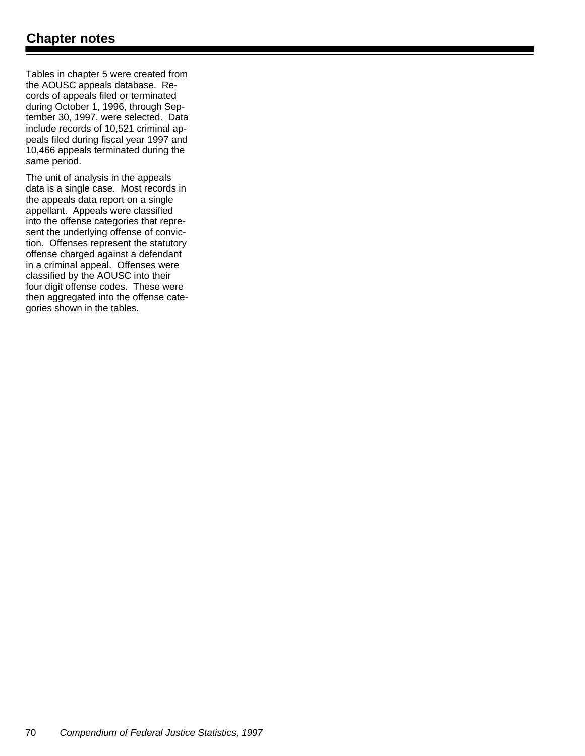## Chapter notes

Tables in chapter 5 were created from the AOUSC appeals database. Records of appeals filed or terminated during October 1, 1996, through September 30, 1997, were selected. Data include records of 10,521 criminal appeals filed during fiscal year 1997 and 10,466 appeals terminated during the same period.

The unit of analysis in the appeals data is a single case. Most records in the appeals data report on a single appellant. Appeals were classified into the offense categories that represent the underlying offense of conviction. Offenses represent the statutory offense charged against a defendant in a criminal appeal. Offenses were classified by the AOUSC into their four digit offense codes. These were then aggregated into the offense categories shown in the tables.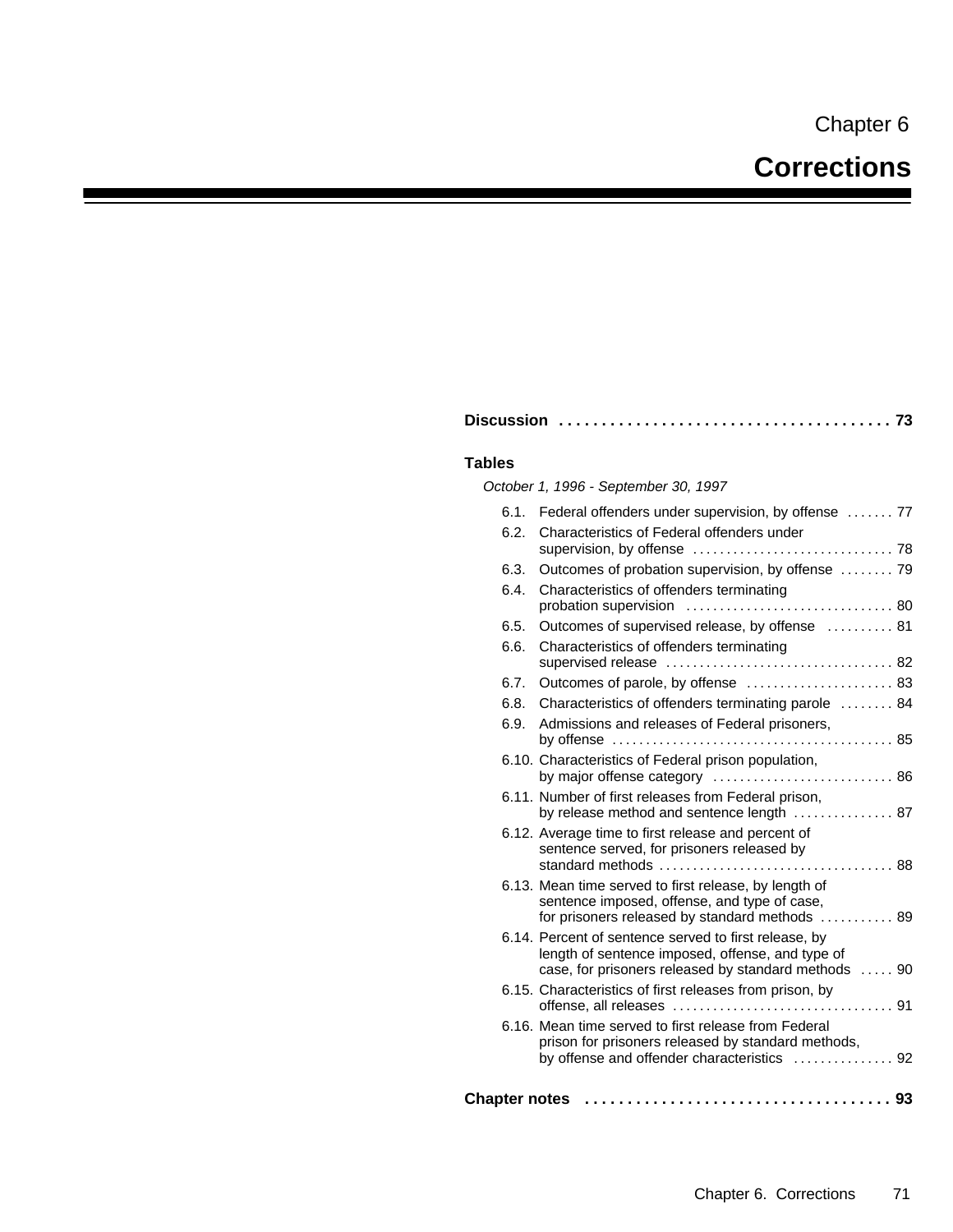# Chapter 6

# Corrections

**Discussion** . . . . . . . . . . . . . . . . . . . . . . . . . . . . . . . . . . . . . . **73**

**Tables**

*October 1, 1996 - September 30, 1997*

| | | |
|---|---|---|
| 6.1. | Federal offenders under supervision, by offense | 77 |
| 6.2. | Characteristics of Federal offenders under supervision, by offense | 78 |
| 6.3. | Outcomes of probation supervision, by offense | 79 |
| 6.4. | Characteristics of offenders terminating probation supervision | 80 |
| 6.5. | Outcomes of supervised release, by offense | 81 |
| 6.6. | Characteristics of offenders terminating supervised release | 82 |
| 6.7. | Outcomes of parole, by offense | 83 |
| 6.8. | Characteristics of offenders terminating parole | 84 |
| 6.9. | Admissions and releases of Federal prisoners, by offense | 85 |
| 6.10. | Characteristics of Federal prison population, by major offense category | 86 |
| 6.11. | Number of first releases from Federal prison, by release method and sentence length | 87 |
| 6.12. | Average time to first release and percent of sentence served, for prisoners released by standard methods | 88 |
| 6.13. | Mean time served to first release, by length of sentence imposed, offense, and type of case, for prisoners released by standard methods | 89 |
| 6.14. | Percent of sentence served to first release, by length of sentence imposed, offense, and type of case, for prisoners released by standard methods | 90 |
| 6.15. | Characteristics of first releases from prison, by offense, all releases | 91 |
| 6.16. | Mean time served to first release from Federal prison for prisoners released by standard methods, by offense and offender characteristics | 92 |

**Chapter notes** . . . . . . . . . . . . . . . . . . . . . . . . . . . . . . . . . . . . **93**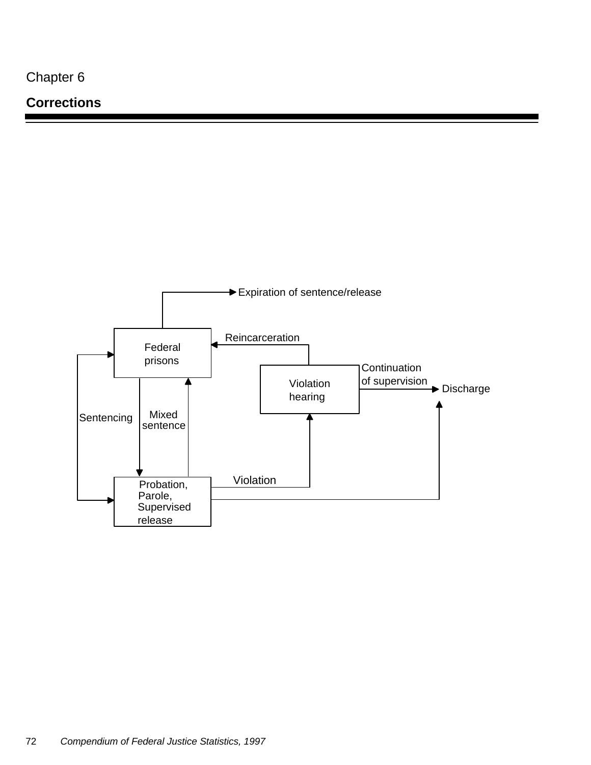Chapter 6

# Corrections

Expiration of sentence/release

Reincarceration

Federal prisons

Continuation of supervision

Violation hearing

Discharge

Sentencing

Mixed sentence

Violation

Probation, Parole, Supervised release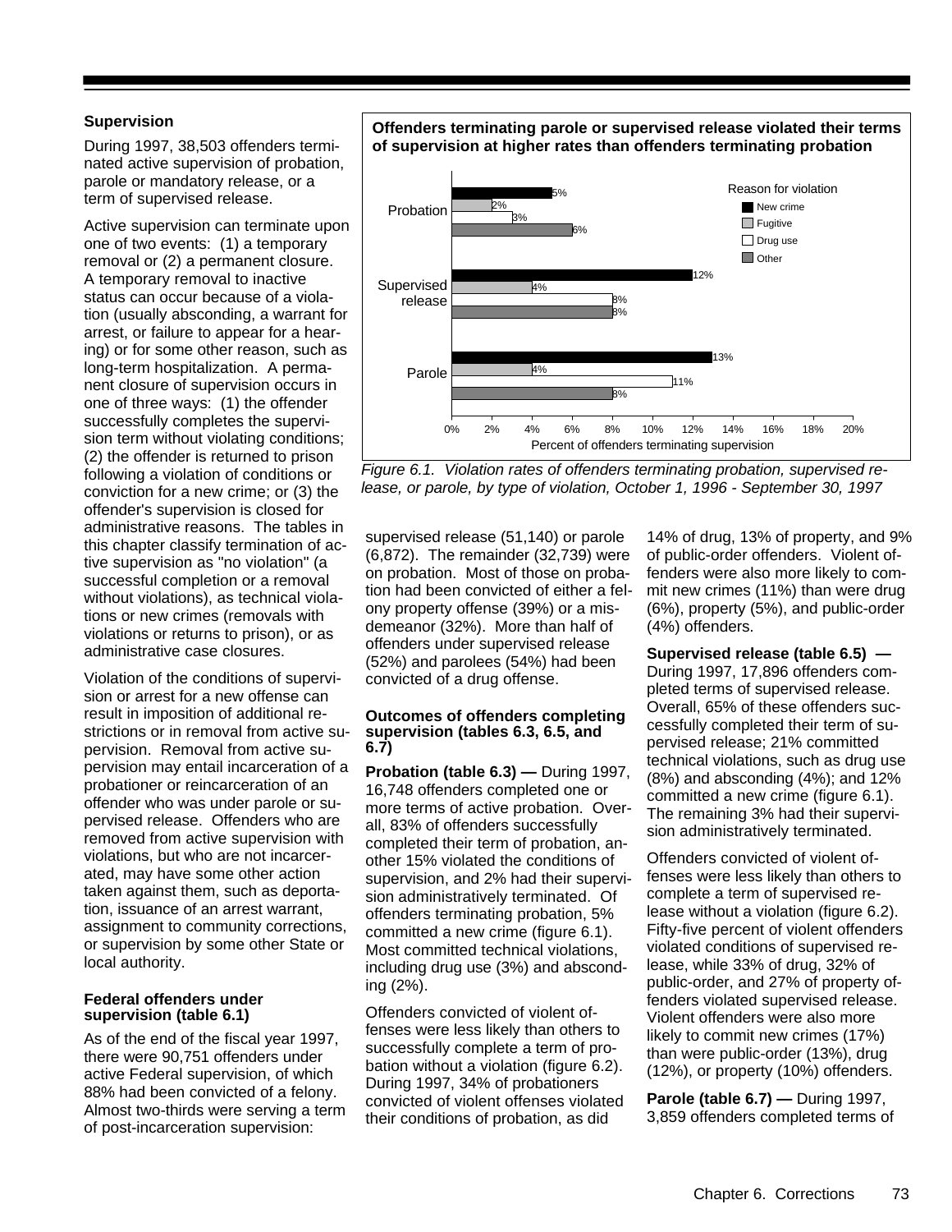## Supervision

During 1997, 38,503 offenders terminated active supervision of probation, parole or mandatory release, or a term of supervised release.

Active supervision can terminate upon one of two events: (1) a temporary removal or (2) a permanent closure. A temporary removal to inactive status can occur because of a violation (usually absconding, a warrant for arrest, or failure to appear for a hearing) or for some other reason, such as long-term hospitalization. A permanent closure of supervision occurs in one of three ways: (1) the offender successfully completes the supervision term without violating conditions; (2) the offender is returned to prison following a violation of conditions or conviction for a new crime; or (3) the offender's supervision is closed for administrative reasons. The tables in this chapter classify termination of active supervision as "no violation" (a successful completion or a removal without violations), as technical violations or new crimes (removals with violations or returns to prison), or as administrative case closures.

Violation of the conditions of supervision or arrest for a new offense can result in imposition of additional restrictions or in removal from active supervision. Removal from active supervision may entail incarceration of a probationer or reincarceration of an offender who was under parole or supervised release. Offenders who are removed from active supervision with violations, but who are not incarcerated, may have some other action taken against them, such as deportation, issuance of an arrest warrant, assignment to community corrections, or supervision by some other State or local authority.

**Offenders terminating parole or supervised release violated their terms of supervision at higher rates than offenders terminating probation**

| Reason for violation | Probation | Supervised release | Parole |
|---|---|---|---|
| New crime | 5% | 12% | 13% |
| Fugitive | 2% | 4% | 4% |
| Drug use | 3% | 8% | 11% |
| Other | 6% | 8% | 8% |

Percent of offenders terminating supervision

*Figure 6.1. Violation rates of offenders terminating probation, supervised release, or parole, by type of violation, October 1, 1996 - September 30, 1997*

### Federal offenders under supervision (table 6.1)

As of the end of the fiscal year 1997, there were 90,751 offenders under active Federal supervision, of which 88% had been convicted of a felony. Almost two-thirds were serving a term of post-incarceration supervision: supervised release (51,140) or parole (6,872). The remainder (32,739) were on probation. Most of those on probation had been convicted of either a felony property offense (39%) or a misdemeanor (32%). More than half of offenders under supervised release (52%) and parolees (54%) had been convicted of a drug offense.

### Outcomes of offenders completing supervision (tables 6.3, 6.5, and 6.7)

**Probation (table 6.3) —** During 1997, 16,748 offenders completed one or more terms of active probation. Overall, 83% of offenders successfully completed their term of probation, another 15% violated the conditions of supervision, and 2% had their supervision administratively terminated. Of offenders terminating probation, 5% committed a new crime (figure 6.1). Most committed technical violations, including drug use (3%) and absconding (2%).

Offenders convicted of violent offenses were less likely than others to successfully complete a term of probation without a violation (figure 6.2). During 1997, 34% of probationers convicted of violent offenses violated their conditions of probation, as did 14% of drug, 13% of property, and 9% of public-order offenders. Violent offenders were also more likely to commit new crimes (11%) than were drug (6%), property (5%), and public-order (4%) offenders.

**Supervised release (table 6.5) —** During 1997, 17,896 offenders completed terms of supervised release. Overall, 65% of these offenders successfully completed their term of supervised release; 21% committed technical violations, such as drug use (8%) and absconding (4%); and 12% committed a new crime (figure 6.1). The remaining 3% had their supervision administratively terminated.

Offenders convicted of violent offenses were less likely than others to complete a term of supervised release without a violation (figure 6.2). Fifty-five percent of violent offenders violated conditions of supervised release, while 33% of drug, 32% of public-order, and 27% of property offenders violated supervised release. Violent offenders were also more likely to commit new crimes (17%) than were public-order (13%), drug (12%), or property (10%) offenders.

**Parole (table 6.7) —** During 1997, 3,859 offenders completed terms of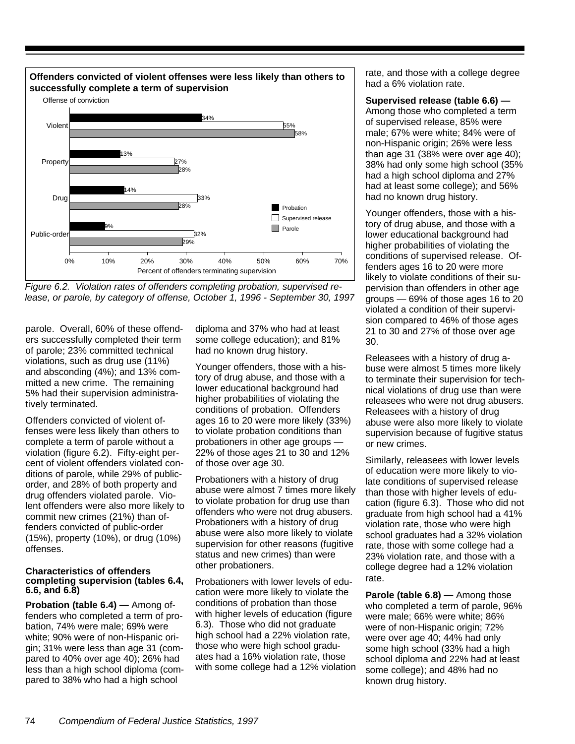**Offenders convicted of violent offenses were less likely than others to successfully complete a term of supervision**

| Offense of conviction | Probation | Supervised release | Parole |
|---|---|---|---|
| Violent | 34% | 55% | 58% |
| Property | 13% | 27% | 28% |
| Drug | 14% | 33% | 28% |
| Public-order | 9% | 32% | 29% |

Percent of offenders terminating supervision

*Figure 6.2. Violation rates of offenders completing probation, supervised release, or parole, by category of offense, October 1, 1996 - September 30, 1997*

parole. Overall, 60% of these offenders successfully completed their term of parole; 23% committed technical violations, such as drug use (11%) and absconding (4%); and 13% committed a new crime. The remaining 5% had their supervision administratively terminated.

Offenders convicted of violent offenses were less likely than others to complete a term of parole without a violation (figure 6.2). Fifty-eight percent of violent offenders violated conditions of parole, while 29% of public-order, and 28% of both property and drug offenders violated parole. Violent offenders were also more likely to commit new crimes (21%) than offenders convicted of public-order (15%), property (10%), or drug (10%) offenses.

### Characteristics of offenders completing supervision (tables 6.4, 6.6, and 6.8)

**Probation (table 6.4) —** Among offenders who completed a term of probation, 74% were male; 69% were white; 90% were of non-Hispanic origin; 31% were less than age 31 (compared to 40% over age 40); 26% had less than a high school diploma (compared to 38% who had a high school diploma and 37% who had at least some college education); and 81% had no known drug history.

Younger offenders, those with a history of drug abuse, and those with a lower educational background had higher probabilities of violating the conditions of probation. Offenders ages 16 to 20 were more likely (33%) to violate probation conditions than probationers in other age groups — 22% of those ages 21 to 30 and 12% of those over age 30.

Probationers with a history of drug abuse were almost 7 times more likely to violate probation for drug use than offenders who were not drug abusers. Probationers with a history of drug abuse were also more likely to violate supervision for other reasons (fugitive status and new crimes) than were other probationers.

Probationers with lower levels of education were more likely to violate the conditions of probation than those with higher levels of education (figure 6.3). Those who did not graduate high school had a 22% violation rate, those who were high school graduates had a 16% violation rate, those with some college had a 12% violation rate, and those with a college degree had a 6% violation rate.

**Supervised release (table 6.6) —** Among those who completed a term of supervised release, 85% were male; 67% were white; 84% were of non-Hispanic origin; 26% were less than age 31 (38% were over age 40); 38% had only some high school (35% had a high school diploma and 27% had at least some college); and 56% had no known drug history.

Younger offenders, those with a history of drug abuse, and those with a lower educational background had higher probabilities of violating the conditions of supervised release. Offenders ages 16 to 20 were more likely to violate conditions of their supervision than offenders in other age groups — 69% of those ages 16 to 20 violated a condition of their supervision compared to 46% of those ages 21 to 30 and 27% of those over age 30.

Releasees with a history of drug abuse were almost 5 times more likely to terminate their supervision for technical violations of drug use than were releasees who were not drug abusers. Releasees with a history of drug abuse were also more likely to violate supervision because of fugitive status or new crimes.

Similarly, releasees with lower levels of education were more likely to violate conditions of supervised release than those with higher levels of education (figure 6.3). Those who did not graduate from high school had a 41% violation rate, those who were high school graduates had a 32% violation rate, those with some college had a 23% violation rate, and those with a college degree had a 12% violation rate.

**Parole (table 6.8) —** Among those who completed a term of parole, 96% were male; 66% were white; 86% were of non-Hispanic origin; 72% were over age 40; 44% had only some high school (33% had a high school diploma and 22% had at least some college); and 48% had no known drug history.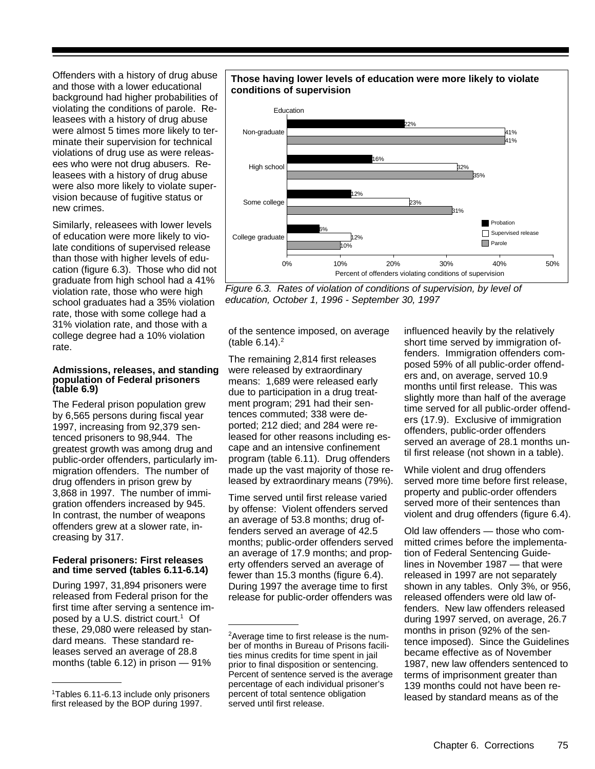Offenders with a history of drug abuse and those with a lower educational background had higher probabilities of violating the conditions of parole. Releasees with a history of drug abuse were almost 5 times more likely to terminate their supervision for technical violations of drug use as were releasees who were not drug abusers. Releasees with a history of drug abuse were also more likely to violate supervision because of fugitive status or new crimes.

Similarly, releasees with lower levels of education were more likely to violate conditions of supervised release than those with higher levels of education (figure 6.3). Those who did not graduate from high school had a 41% violation rate, those who were high school graduates had a 35% violation rate, those with some college had a 31% violation rate, and those with a college degree had a 10% violation rate.

**Those having lower levels of education were more likely to violate conditions of supervision**

Percent of offenders violating conditions of supervision

| Education | Probation | Supervised release | Parole |
|---|---|---|---|
| Non-graduate | 22% | 41% | 41% |
| High school | 16% | 32% | 35% |
| Some college | 12% | 23% | 31% |
| College graduate | 6% | 12% | 10% |

*Figure 6.3. Rates of violation of conditions of supervision, by level of education, October 1, 1996 - September 30, 1997*

### Admissions, releases, and standing population of Federal prisoners (table 6.9)

The Federal prison population grew by 6,565 persons during fiscal year 1997, increasing from 92,379 sentenced prisoners to 98,944. The greatest growth was among drug and public-order offenders, particularly immigration offenders. The number of drug offenders in prison grew by 3,868 in 1997. The number of immigration offenders increased by 945. In contrast, the number of weapons offenders grew at a slower rate, increasing by 317.

### Federal prisoners: First releases and time served (tables 6.11-6.14)

During 1997, 31,894 prisoners were released from Federal prison for the first time after serving a sentence imposed by a U.S. district court.[1] Of these, 29,080 were released by standard means. These standard releases served an average of 28.8 months (table 6.12) in prison — 91% of the sentence imposed, on average (table 6.14).[2]

The remaining 2,814 first releases were released by extraordinary means: 1,689 were released early due to participation in a drug treatment program; 291 had their sentences commuted; 338 were deported; 212 died; and 284 were released for other reasons including escape and an intensive confinement program (table 6.11). Drug offenders made up the vast majority of those released by extraordinary means (79%).

Time served until first release varied by offense: Violent offenders served an average of 53.8 months; drug offenders served an average of 42.5 months; public-order offenders served an average of 17.9 months; and property offenders served an average of fewer than 15.3 months (figure 6.4). During 1997 the average time to first release for public-order offenders was influenced heavily by the relatively short time served by immigration offenders. Immigration offenders composed 59% of all public-order offenders and, on average, served 10.9 months until first release. This was slightly more than half of the average time served for all public-order offenders (17.9). Exclusive of immigration offenders, public-order offenders served an average of 28.1 months until first release (not shown in a table).

While violent and drug offenders served more time before first release, property and public-order offenders served more of their sentences than violent and drug offenders (figure 6.4).

Old law offenders — those who committed crimes before the implementation of Federal Sentencing Guidelines in November 1987 — that were released in 1997 are not separately shown in any tables. Only 3%, or 956, released offenders were old law offenders. New law offenders released during 1997 served, on average, 26.7 months in prison (92% of the sentence imposed). Since the Guidelines became effective as of November 1987, new law offenders sentenced to terms of imprisonment greater than 139 months could not have been released by standard means as of the

---

[1] Tables 6.11-6.13 include only prisoners first released by the BOP during 1997.

[2] Average time to first release is the number of months in Bureau of Prisons facilities minus credits for time spent in jail prior to final disposition or sentencing. Percent of sentence served is the average percentage of each individual prisoner's percent of total sentence obligation served until first release.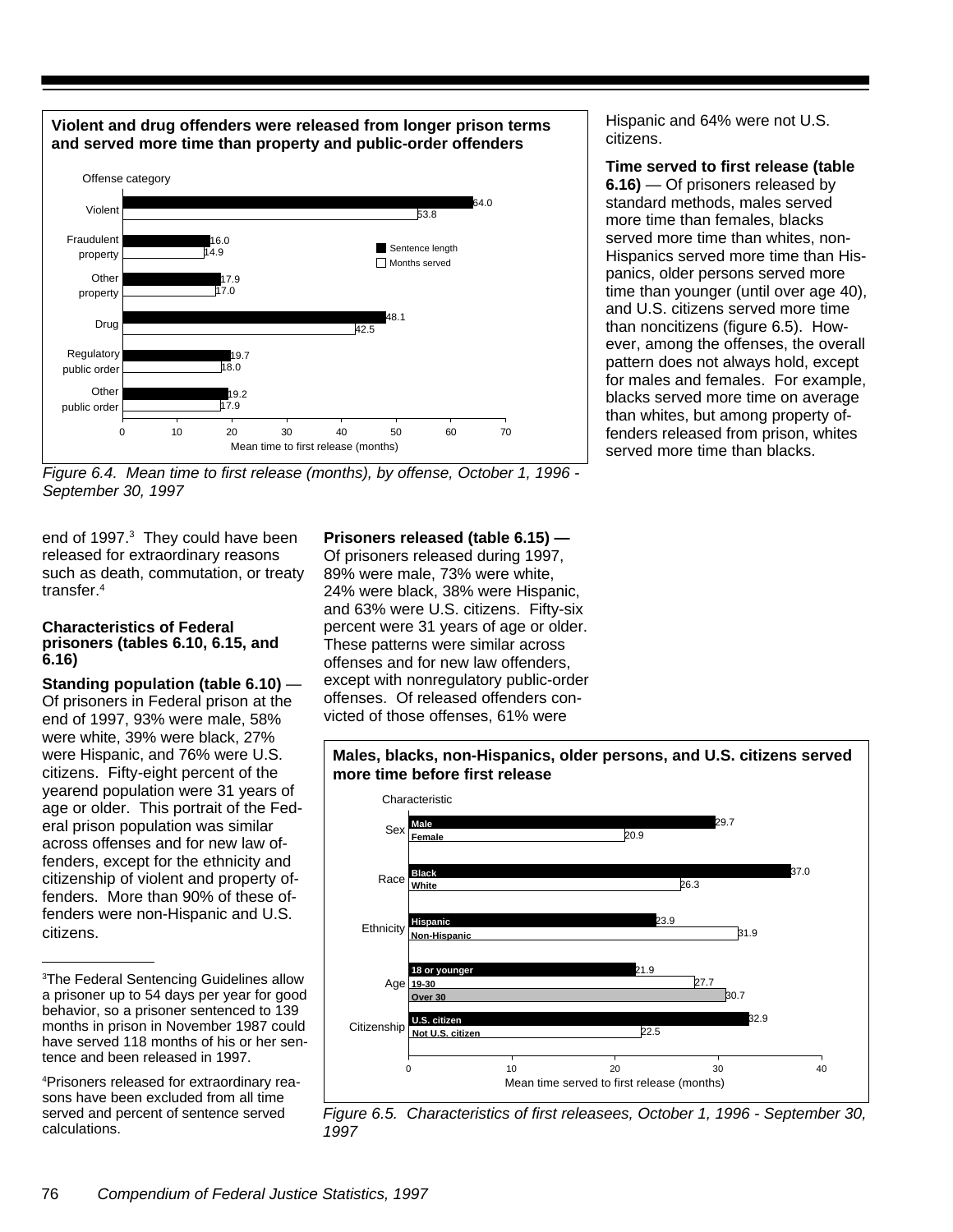**Violent and drug offenders were released from longer prison terms and served more time than property and public-order offenders**

| Offense category | Sentence length | Months served |
|---|---|---|
| Violent | 64.0 | 53.8 |
| Fraudulent property | 16.0 | 14.9 |
| Other property | 17.9 | 17.0 |
| Drug | 48.1 | 42.5 |
| Regulatory public order | 19.7 | 18.0 |
| Other public order | 19.2 | 17.9 |

Mean time to first release (months)

*Figure 6.4. Mean time to first release (months), by offense, October 1, 1996 - September 30, 1997*

end of 1997.[3] They could have been released for extraordinary reasons such as death, commutation, or treaty transfer.[4]

### Characteristics of Federal prisoners (tables 6.10, 6.15, and 6.16)

**Standing population (table 6.10)** — Of prisoners in Federal prison at the end of 1997, 93% were male, 58% were white, 39% were black, 27% were Hispanic, and 76% were U.S. citizens. Fifty-eight percent of the yearend population were 31 years of age or older. This portrait of the Federal prison population was similar across offenses and for new law offenders, except for the ethnicity and citizenship of violent and property offenders. More than 90% of these offenders were non-Hispanic and U.S. citizens.

**Prisoners released (table 6.15) —** Of prisoners released during 1997, 89% were male, 73% were white, 24% were black, 38% were Hispanic, and 63% were U.S. citizens. Fifty-six percent were 31 years of age or older. These patterns were similar across offenses and for new law offenders, except with nonregulatory public-order offenses. Of released offenders convicted of those offenses, 61% were Hispanic and 64% were not U.S. citizens.

**Time served to first release (table 6.16)** — Of prisoners released by standard methods, males served more time than females, blacks served more time than whites, non-Hispanics served more time than Hispanics, older persons served more time than younger (until over age 40), and U.S. citizens served more time than noncitizens (figure 6.5). However, among the offenses, the overall pattern does not always hold, except for males and females. For example, blacks served more time on average than whites, but among property offenders released from prison, whites served more time than blacks.

**Males, blacks, non-Hispanics, older persons, and U.S. citizens served more time before first release**

| Characteristic | | Mean time served to first release (months) |
|---|---|---|
| Sex | Male | 29.7 |
| | Female | 20.9 |
| Race | Black | 37.0 |
| | White | 26.3 |
| Ethnicity | Hispanic | 23.9 |
| | Non-Hispanic | 31.9 |
| Age | 18 or younger | 21.9 |
| | 19-30 | 27.7 |
| | Over 30 | 30.7 |
| Citizenship | U.S. citizen | 32.9 |
| | Not U.S. citizen | 22.5 |

*Figure 6.5. Characteristics of first releasees, October 1, 1996 - September 30, 1997*

---

[3]The Federal Sentencing Guidelines allow a prisoner up to 54 days per year for good behavior, so a prisoner sentenced to 139 months in prison in November 1987 could have served 118 months of his or her sentence and been released in 1997.

[4]Prisoners released for extraordinary reasons have been excluded from all time served and percent of sentence served calculations.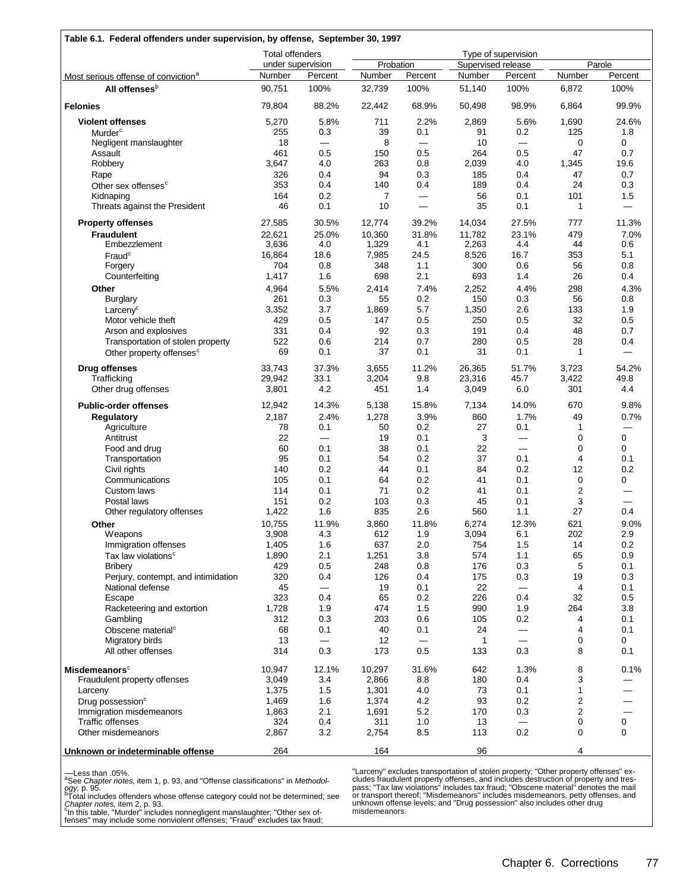**Table 6.1. Federal offenders under supervision, by offense, September 30, 1997**

| Most serious offense of conviction[a] | Total offenders under supervision | | Type of supervision: Probation | | Supervised release | | Parole | |
|---|---|---|---|---|---|---|---|---|
| | Number | Percent | Number | Percent | Number | Percent | Number | Percent |
| **All offenses**[b] | 90,751 | 100% | 32,739 | 100% | 51,140 | 100% | 6,872 | 100% |
| **Felonies** | 79,804 | 88.2% | 22,442 | 68.9% | 50,498 | 98.9% | 6,864 | 99.9% |
| **Violent offenses** | 5,270 | 5.8% | 711 | 2.2% | 2,869 | 5.6% | 1,690 | 24.6% |
| Murder[c] | 255 | 0.3 | 39 | 0.1 | 91 | 0.2 | 125 | 1.8 |
| Negligent manslaughter | 18 | — | 8 | — | 10 | — | 0 | 0 |
| Assault | 461 | 0.5 | 150 | 0.5 | 264 | 0.5 | 47 | 0.7 |
| Robbery | 3,647 | 4.0 | 263 | 0.8 | 2,039 | 4.0 | 1,345 | 19.6 |
| Rape | 326 | 0.4 | 94 | 0.3 | 185 | 0.4 | 47 | 0.7 |
| Other sex offenses[c] | 353 | 0.4 | 140 | 0.4 | 189 | 0.4 | 24 | 0.3 |
| Kidnaping | 164 | 0.2 | 7 | — | 56 | 0.1 | 101 | 1.5 |
| Threats against the President | 46 | 0.1 | 10 | — | 35 | 0.1 | 1 | — |
| **Property offenses** | 27,585 | 30.5% | 12,774 | 39.2% | 14,034 | 27.5% | 777 | 11.3% |
| **Fraudulent** | 22,621 | 25.0% | 10,360 | 31.8% | 11,782 | 23.1% | 479 | 7.0% |
| Embezzlement | 3,636 | 4.0 | 1,329 | 4.1 | 2,263 | 4.4 | 44 | 0.6 |
| Fraud[c] | 16,864 | 18.6 | 7,985 | 24.5 | 8,526 | 16.7 | 353 | 5.1 |
| Forgery | 704 | 0.8 | 348 | 1.1 | 300 | 0.6 | 56 | 0.8 |
| Counterfeiting | 1,417 | 1.6 | 698 | 2.1 | 693 | 1.4 | 26 | 0.4 |
| **Other** | 4,964 | 5.5% | 2,414 | 7.4% | 2,252 | 4.4% | 298 | 4.3% |
| Burglary | 261 | 0.3 | 55 | 0.2 | 150 | 0.3 | 56 | 0.8 |
| Larceny[c] | 3,352 | 3.7 | 1,869 | 5.7 | 1,350 | 2.6 | 133 | 1.9 |
| Motor vehicle theft | 429 | 0.5 | 147 | 0.5 | 250 | 0.5 | 32 | 0.5 |
| Arson and explosives | 331 | 0.4 | 92 | 0.3 | 191 | 0.4 | 48 | 0.7 |
| Transportation of stolen property | 522 | 0.6 | 214 | 0.7 | 280 | 0.5 | 28 | 0.4 |
| Other property offenses[c] | 69 | 0.1 | 37 | 0.1 | 31 | 0.1 | 1 | — |
| **Drug offenses** | 33,743 | 37.3% | 3,655 | 11.2% | 26,365 | 51.7% | 3,723 | 54.2% |
| Trafficking | 29,942 | 33.1 | 3,204 | 9.8 | 23,316 | 45.7 | 3,422 | 49.8 |
| Other drug offenses | 3,801 | 4.2 | 451 | 1.4 | 3,049 | 6.0 | 301 | 4.4 |
| **Public-order offenses** | 12,942 | 14.3% | 5,138 | 15.8% | 7,134 | 14.0% | 670 | 9.8% |
| **Regulatory** | 2,187 | 2.4% | 1,278 | 3.9% | 860 | 1.7% | 49 | 0.7% |
| Agriculture | 78 | 0.1 | 50 | 0.2 | 27 | 0.1 | 1 | — |
| Antitrust | 22 | — | 19 | 0.1 | 3 | — | 0 | 0 |
| Food and drug | 60 | 0.1 | 38 | 0.1 | 22 | — | 0 | 0 |
| Transportation | 95 | 0.1 | 54 | 0.2 | 37 | 0.1 | 4 | 0.1 |
| Civil rights | 140 | 0.2 | 44 | 0.1 | 84 | 0.2 | 12 | 0.2 |
| Communications | 105 | 0.1 | 64 | 0.2 | 41 | 0.1 | 0 | 0 |
| Custom laws | 114 | 0.1 | 71 | 0.2 | 41 | 0.1 | 2 | — |
| Postal laws | 151 | 0.2 | 103 | 0.3 | 45 | 0.1 | 3 | — |
| Other regulatory offenses | 1,422 | 1.6 | 835 | 2.6 | 560 | 1.1 | 27 | 0.4 |
| **Other** | 10,755 | 11.9% | 3,860 | 11.8% | 6,274 | 12.3% | 621 | 9.0% |
| Weapons | 3,908 | 4.3 | 612 | 1.9 | 3,094 | 6.1 | 202 | 2.9 |
| Immigration offenses | 1,405 | 1.6 | 637 | 2.0 | 754 | 1.5 | 14 | 0.2 |
| Tax law violations[c] | 1,890 | 2.1 | 1,251 | 3.8 | 574 | 1.1 | 65 | 0.9 |
| Bribery | 429 | 0.5 | 248 | 0.8 | 176 | 0.3 | 5 | 0.1 |
| Perjury, contempt, and intimidation | 320 | 0.4 | 126 | 0.4 | 175 | 0.3 | 19 | 0.3 |
| National defense | 45 | — | 19 | 0.1 | 22 | — | 4 | 0.1 |
| Escape | 323 | 0.4 | 65 | 0.2 | 226 | 0.4 | 32 | 0.5 |
| Racketeering and extortion | 1,728 | 1.9 | 474 | 1.5 | 990 | 1.9 | 264 | 3.8 |
| Gambling | 312 | 0.3 | 203 | 0.6 | 105 | 0.2 | 4 | 0.1 |
| Obscene material[c] | 68 | 0.1 | 40 | 0.1 | 24 | — | 4 | 0.1 |
| Migratory birds | 13 | — | 12 | — | 1 | — | 0 | 0 |
| All other offenses | 314 | 0.3 | 173 | 0.5 | 133 | 0.3 | 8 | 0.1 |
| **Misdemeanors**[c] | 10,947 | 12.1% | 10,297 | 31.6% | 642 | 1.3% | 8 | 0.1% |
| Fraudulent property offenses | 3,049 | 3.4 | 2,866 | 8.8 | 180 | 0.4 | 3 | — |
| Larceny | 1,375 | 1.5 | 1,301 | 4.0 | 73 | 0.1 | 1 | — |
| Drug possession[c] | 1,469 | 1.6 | 1,374 | 4.2 | 93 | 0.2 | 2 | — |
| Immigration misdemeanors | 1,863 | 2.1 | 1,691 | 5.2 | 170 | 0.3 | 2 | — |
| Traffic offenses | 324 | 0.4 | 311 | 1.0 | 13 | — | 0 | 0 |
| Other misdemeanors | 2,867 | 3.2 | 2,754 | 8.5 | 113 | 0.2 | 0 | 0 |
| **Unknown or indeterminable offense** | 264 | | 164 | | 96 | | 4 | |

—Less than .05%.
[a]See *Chapter notes,* item 1, p. 93, and "Offense classifications" in *Methodology,* p. 95.
[b]Total includes offenders whose offense category could not be determined; see *Chapter notes,* item 2, p. 93.
[c]In this table, "Murder" includes nonnegligent manslaughter; "Other sex offenses" may include some nonviolent offenses; "Fraud" excludes tax fraud; "Larceny" excludes transportation of stolen property; "Other property offenses" excludes fraudulent property offenses, and includes destruction of property and trespass; "Tax law violations" includes tax fraud; "Obscene material" denotes the mail or transport thereof; "Misdemeanors" includes misdemeanors, petty offenses, and unknown offense levels; and "Drug possession" also includes other drug misdemeanors.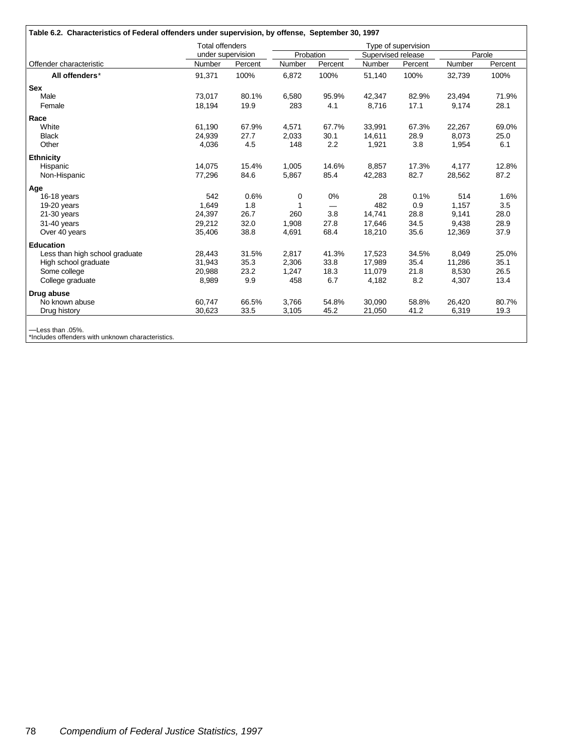**Table 6.2. Characteristics of Federal offenders under supervision, by offense, September 30, 1997**

| Offender characteristic | Total offenders under supervision | | Type of supervision: Probation | | Supervised release | | Parole | |
|---|---|---|---|---|---|---|---|---|
| | Number | Percent | Number | Percent | Number | Percent | Number | Percent |
| **All offenders*** | 91,371 | 100% | 6,872 | 100% | 51,140 | 100% | 32,739 | 100% |
| **Sex** | | | | | | | | |
| Male | 73,017 | 80.1% | 6,580 | 95.9% | 42,347 | 82.9% | 23,494 | 71.9% |
| Female | 18,194 | 19.9 | 283 | 4.1 | 8,716 | 17.1 | 9,174 | 28.1 |
| **Race** | | | | | | | | |
| White | 61,190 | 67.9% | 4,571 | 67.7% | 33,991 | 67.3% | 22,267 | 69.0% |
| Black | 24,939 | 27.7 | 2,033 | 30.1 | 14,611 | 28.9 | 8,073 | 25.0 |
| Other | 4,036 | 4.5 | 148 | 2.2 | 1,921 | 3.8 | 1,954 | 6.1 |
| **Ethnicity** | | | | | | | | |
| Hispanic | 14,075 | 15.4% | 1,005 | 14.6% | 8,857 | 17.3% | 4,177 | 12.8% |
| Non-Hispanic | 77,296 | 84.6 | 5,867 | 85.4 | 42,283 | 82.7 | 28,562 | 87.2 |
| **Age** | | | | | | | | |
| 16-18 years | 542 | 0.6% | 0 | 0% | 28 | 0.1% | 514 | 1.6% |
| 19-20 years | 1,649 | 1.8 | 1 | — | 482 | 0.9 | 1,157 | 3.5 |
| 21-30 years | 24,397 | 26.7 | 260 | 3.8 | 14,741 | 28.8 | 9,141 | 28.0 |
| 31-40 years | 29,212 | 32.0 | 1,908 | 27.8 | 17,646 | 34.5 | 9,438 | 28.9 |
| Over 40 years | 35,406 | 38.8 | 4,691 | 68.4 | 18,210 | 35.6 | 12,369 | 37.9 |
| **Education** | | | | | | | | |
| Less than high school graduate | 28,443 | 31.5% | 2,817 | 41.3% | 17,523 | 34.5% | 8,049 | 25.0% |
| High school graduate | 31,943 | 35.3 | 2,306 | 33.8 | 17,989 | 35.4 | 11,286 | 35.1 |
| Some college | 20,988 | 23.2 | 1,247 | 18.3 | 11,079 | 21.8 | 8,530 | 26.5 |
| College graduate | 8,989 | 9.9 | 458 | 6.7 | 4,182 | 8.2 | 4,307 | 13.4 |
| **Drug abuse** | | | | | | | | |
| No known abuse | 60,747 | 66.5% | 3,766 | 54.8% | 30,090 | 58.8% | 26,420 | 80.7% |
| Drug history | 30,623 | 33.5 | 3,105 | 45.2 | 21,050 | 41.2 | 6,319 | 19.3 |

—Less than .05%.
*Includes offenders with unknown characteristics.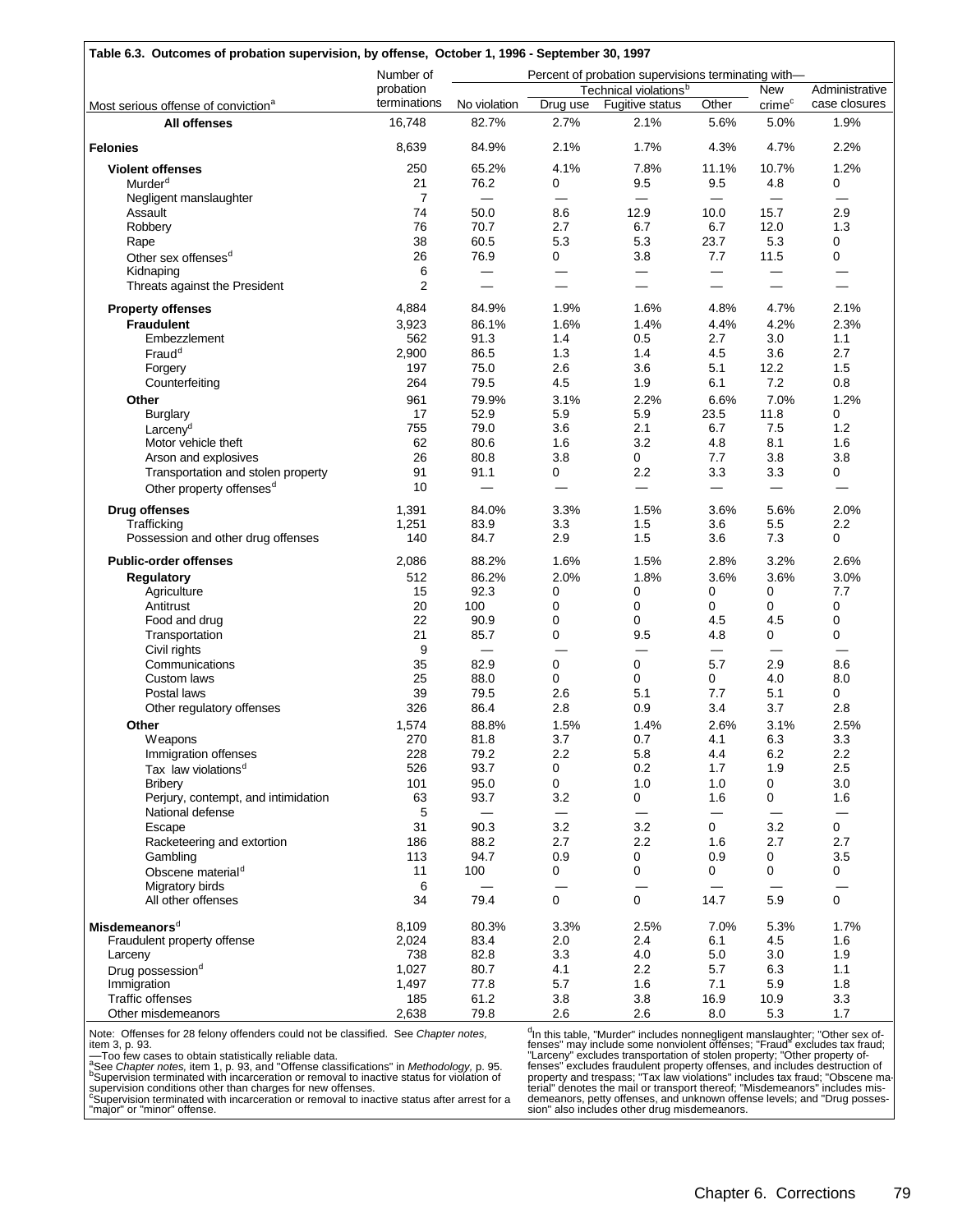**Table 6.3. Outcomes of probation supervision, by offense, October 1, 1996 - September 30, 1997**

| Most serious offense of conviction[a] | Number of probation terminations | Percent of probation supervisions terminating with— | | | | | |
|---|---|---|---|---|---|---|---|
| | | No violation | Technical violations[b] | | | New crime[c] | Administrative case closures |
| | | | Drug use | Fugitive status | Other | | |
| **All offenses** | 16,748 | 82.7% | 2.7% | 2.1% | 5.6% | 5.0% | 1.9% |
| **Felonies** | 8,639 | 84.9% | 2.1% | 1.7% | 4.3% | 4.7% | 2.2% |
| **Violent offenses** | 250 | 65.2% | 4.1% | 7.8% | 11.1% | 10.7% | 1.2% |
| Murder[d] | 21 | 76.2 | 0 | 9.5 | 9.5 | 4.8 | 0 |
| Negligent manslaughter | 7 | — | — | — | — | — | — |
| Assault | 74 | 50.0 | 8.6 | 12.9 | 10.0 | 15.7 | 2.9 |
| Robbery | 76 | 70.7 | 2.7 | 6.7 | 6.7 | 12.0 | 1.3 |
| Rape | 38 | 60.5 | 5.3 | 5.3 | 23.7 | 5.3 | 0 |
| Other sex offenses[d] | 26 | 76.9 | 0 | 3.8 | 7.7 | 11.5 | 0 |
| Kidnaping | 6 | — | — | — | — | — | — |
| Threats against the President | 2 | — | — | — | — | — | — |
| **Property offenses** | 4,884 | 84.9% | 1.9% | 1.6% | 4.8% | 4.7% | 2.1% |
| **Fraudulent** | 3,923 | 86.1% | 1.6% | 1.4% | 4.4% | 4.2% | 2.3% |
| Embezzlement | 562 | 91.3 | 1.4 | 0.5 | 2.7 | 3.0 | 1.1 |
| Fraud[d] | 2,900 | 86.5 | 1.3 | 1.4 | 4.5 | 3.6 | 2.7 |
| Forgery | 197 | 75.0 | 2.6 | 3.6 | 5.1 | 12.2 | 1.5 |
| Counterfeiting | 264 | 79.5 | 4.5 | 1.9 | 6.1 | 7.2 | 0.8 |
| **Other** | 961 | 79.9% | 3.1% | 2.2% | 6.6% | 7.0% | 1.2% |
| Burglary | 17 | 52.9 | 5.9 | 5.9 | 23.5 | 11.8 | 0 |
| Larceny[d] | 755 | 79.0 | 3.6 | 2.1 | 6.7 | 7.5 | 1.2 |
| Motor vehicle theft | 62 | 80.6 | 1.6 | 3.2 | 4.8 | 8.1 | 1.6 |
| Arson and explosives | 26 | 80.8 | 3.8 | 0 | 7.7 | 3.8 | 3.8 |
| Transportation and stolen property | 91 | 91.1 | 0 | 2.2 | 3.3 | 3.3 | 0 |
| Other property offenses[d] | 10 | — | — | — | — | — | — |
| **Drug offenses** | 1,391 | 84.0% | 3.3% | 1.5% | 3.6% | 5.6% | 2.0% |
| Trafficking | 1,251 | 83.9 | 3.3 | 1.5 | 3.6 | 5.5 | 2.2 |
| Possession and other drug offenses | 140 | 84.7 | 2.9 | 1.5 | 3.6 | 7.3 | 0 |
| **Public-order offenses** | 2,086 | 88.2% | 1.6% | 1.5% | 2.8% | 3.2% | 2.6% |
| **Regulatory** | 512 | 86.2% | 2.0% | 1.8% | 3.6% | 3.6% | 3.0% |
| Agriculture | 15 | 92.3 | 0 | 0 | 0 | 0 | 7.7 |
| Antitrust | 20 | 100 | 0 | 0 | 0 | 0 | 0 |
| Food and drug | 22 | 90.9 | 0 | 0 | 4.5 | 4.5 | 0 |
| Transportation | 21 | 85.7 | 0 | 9.5 | 4.8 | 0 | 0 |
| Civil rights | 9 | — | — | — | — | — | — |
| Communications | 35 | 82.9 | 0 | 0 | 5.7 | 2.9 | 8.6 |
| Custom laws | 25 | 88.0 | 0 | 0 | 0 | 4.0 | 8.0 |
| Postal laws | 39 | 79.5 | 2.6 | 5.1 | 7.7 | 5.1 | 0 |
| Other regulatory offenses | 326 | 86.4 | 2.8 | 0.9 | 3.4 | 3.7 | 2.8 |
| **Other** | 1,574 | 88.8% | 1.5% | 1.4% | 2.6% | 3.1% | 2.5% |
| Weapons | 270 | 81.8 | 3.7 | 0.7 | 4.1 | 6.3 | 3.3 |
| Immigration offenses | 228 | 79.2 | 2.2 | 5.8 | 4.4 | 6.2 | 2.2 |
| Tax law violations[d] | 526 | 93.7 | 0 | 0.2 | 1.7 | 1.9 | 2.5 |
| Bribery | 101 | 95.0 | 0 | 1.0 | 1.0 | 0 | 3.0 |
| Perjury, contempt, and intimidation | 63 | 93.7 | 3.2 | 0 | 1.6 | 0 | 1.6 |
| National defense | 5 | — | — | — | — | — | — |
| Escape | 31 | 90.3 | 3.2 | 3.2 | 0 | 3.2 | 0 |
| Racketeering and extortion | 186 | 88.2 | 2.7 | 2.2 | 1.6 | 2.7 | 2.7 |
| Gambling | 113 | 94.7 | 0.9 | 0 | 0.9 | 0 | 3.5 |
| Obscene material[d] | 11 | 100 | 0 | 0 | 0 | 0 | 0 |
| Migratory birds | 6 | — | — | — | — | — | — |
| All other offenses | 34 | 79.4 | 0 | 0 | 14.7 | 5.9 | 0 |
| **Misdemeanors**[d] | 8,109 | 80.3% | 3.3% | 2.5% | 7.0% | 5.3% | 1.7% |
| Fraudulent property offense | 2,024 | 83.4 | 2.0 | 2.4 | 6.1 | 4.5 | 1.6 |
| Larceny | 738 | 82.8 | 3.3 | 4.0 | 5.0 | 3.0 | 1.9 |
| Drug possession[d] | 1,027 | 80.7 | 4.1 | 2.2 | 5.7 | 6.3 | 1.1 |
| Immigration | 1,497 | 77.8 | 5.7 | 1.6 | 7.1 | 5.9 | 1.8 |
| Traffic offenses | 185 | 61.2 | 3.8 | 3.8 | 16.9 | 10.9 | 3.3 |
| Other misdemeanors | 2,638 | 79.8 | 2.6 | 2.6 | 8.0 | 5.3 | 1.7 |

Note: Offenses for 28 felony offenders could not be classified. See *Chapter notes,* item 3, p. 93.
—Too few cases to obtain statistically reliable data.
[a]See *Chapter notes,* item 1, p. 93, and "Offense classifications" in *Methodology,* p. 95.
[b]Supervision terminated with incarceration or removal to inactive status for violation of supervision conditions other than charges for new offenses.
[c]Supervision terminated with incarceration or removal to inactive status after arrest for a "major" or "minor" offense.

[d]In this table, "Murder" includes nonnegligent manslaughter; "Other sex offenses" may include some nonviolent offenses; "Fraud" excludes tax fraud; "Larceny" excludes transportation of stolen property; "Other property offenses" excludes fraudulent property offenses, and includes destruction of property and trespass; "Tax law violations" includes tax fraud; "Obscene material" denotes the mail or transport thereof; "Misdemeanors" includes misdemeanors, petty offenses, and unknown offense levels; and "Drug possession" also includes other drug misdemeanors.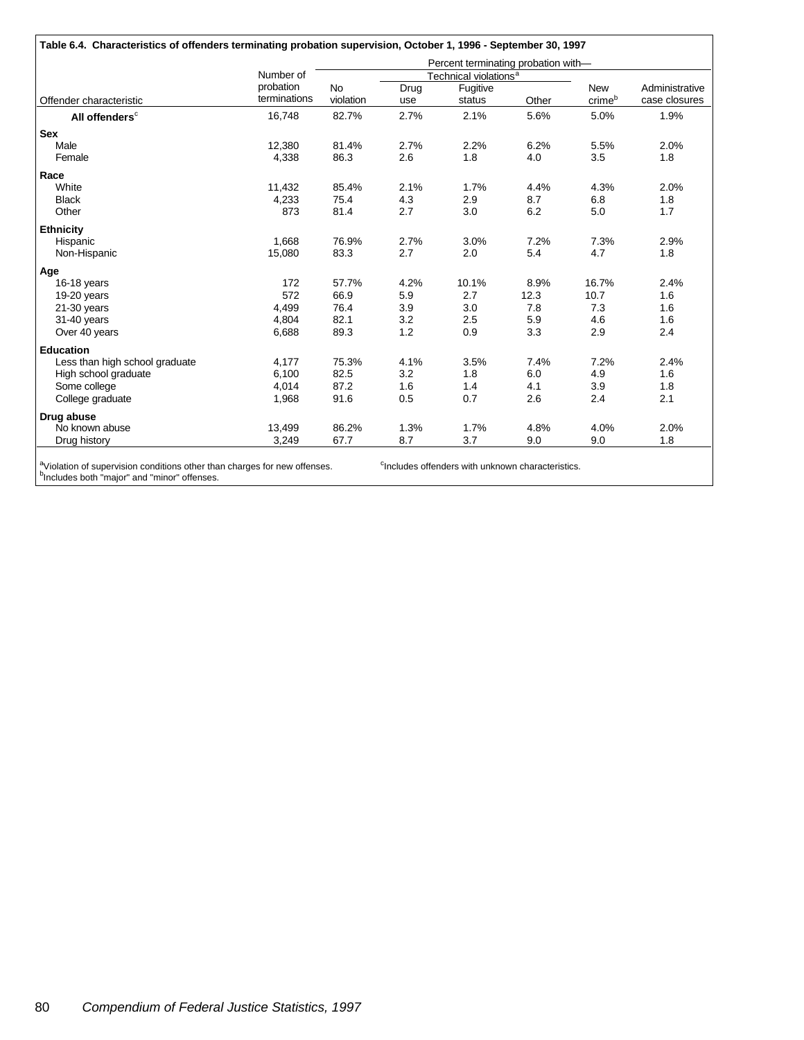**Table 6.4. Characteristics of offenders terminating probation supervision, October 1, 1996 - September 30, 1997**

| Offender characteristic | Number of probation terminations | Percent terminating probation with— | | | | | |
|---|---|---|---|---|---|---|---|
| | | No violation | Technical violations[a] | | | New crime[b] | Administrative case closures |
| | | | Drug use | Fugitive status | Other | | |
| **All offenders**[c] | 16,748 | 82.7% | 2.7% | 2.1% | 5.6% | 5.0% | 1.9% |
| **Sex** | | | | | | | |
| Male | 12,380 | 81.4% | 2.7% | 2.2% | 6.2% | 5.5% | 2.0% |
| Female | 4,338 | 86.3 | 2.6 | 1.8 | 4.0 | 3.5 | 1.8 |
| **Race** | | | | | | | |
| White | 11,432 | 85.4% | 2.1% | 1.7% | 4.4% | 4.3% | 2.0% |
| Black | 4,233 | 75.4 | 4.3 | 2.9 | 8.7 | 6.8 | 1.8 |
| Other | 873 | 81.4 | 2.7 | 3.0 | 6.2 | 5.0 | 1.7 |
| **Ethnicity** | | | | | | | |
| Hispanic | 1,668 | 76.9% | 2.7% | 3.0% | 7.2% | 7.3% | 2.9% |
| Non-Hispanic | 15,080 | 83.3 | 2.7 | 2.0 | 5.4 | 4.7 | 1.8 |
| **Age** | | | | | | | |
| 16-18 years | 172 | 57.7% | 4.2% | 10.1% | 8.9% | 16.7% | 2.4% |
| 19-20 years | 572 | 66.9 | 5.9 | 2.7 | 12.3 | 10.7 | 1.6 |
| 21-30 years | 4,499 | 76.4 | 3.9 | 3.0 | 7.8 | 7.3 | 1.6 |
| 31-40 years | 4,804 | 82.1 | 3.2 | 2.5 | 5.9 | 4.6 | 1.6 |
| Over 40 years | 6,688 | 89.3 | 1.2 | 0.9 | 3.3 | 2.9 | 2.4 |
| **Education** | | | | | | | |
| Less than high school graduate | 4,177 | 75.3% | 4.1% | 3.5% | 7.4% | 7.2% | 2.4% |
| High school graduate | 6,100 | 82.5 | 3.2 | 1.8 | 6.0 | 4.9 | 1.6 |
| Some college | 4,014 | 87.2 | 1.6 | 1.4 | 4.1 | 3.9 | 1.8 |
| College graduate | 1,968 | 91.6 | 0.5 | 0.7 | 2.6 | 2.4 | 2.1 |
| **Drug abuse** | | | | | | | |
| No known abuse | 13,499 | 86.2% | 1.3% | 1.7% | 4.8% | 4.0% | 2.0% |
| Drug history | 3,249 | 67.7 | 8.7 | 3.7 | 9.0 | 9.0 | 1.8 |

[a]Violation of supervision conditions other than charges for new offenses.
[b]Includes both "major" and "minor" offenses.
[c]Includes offenders with unknown characteristics.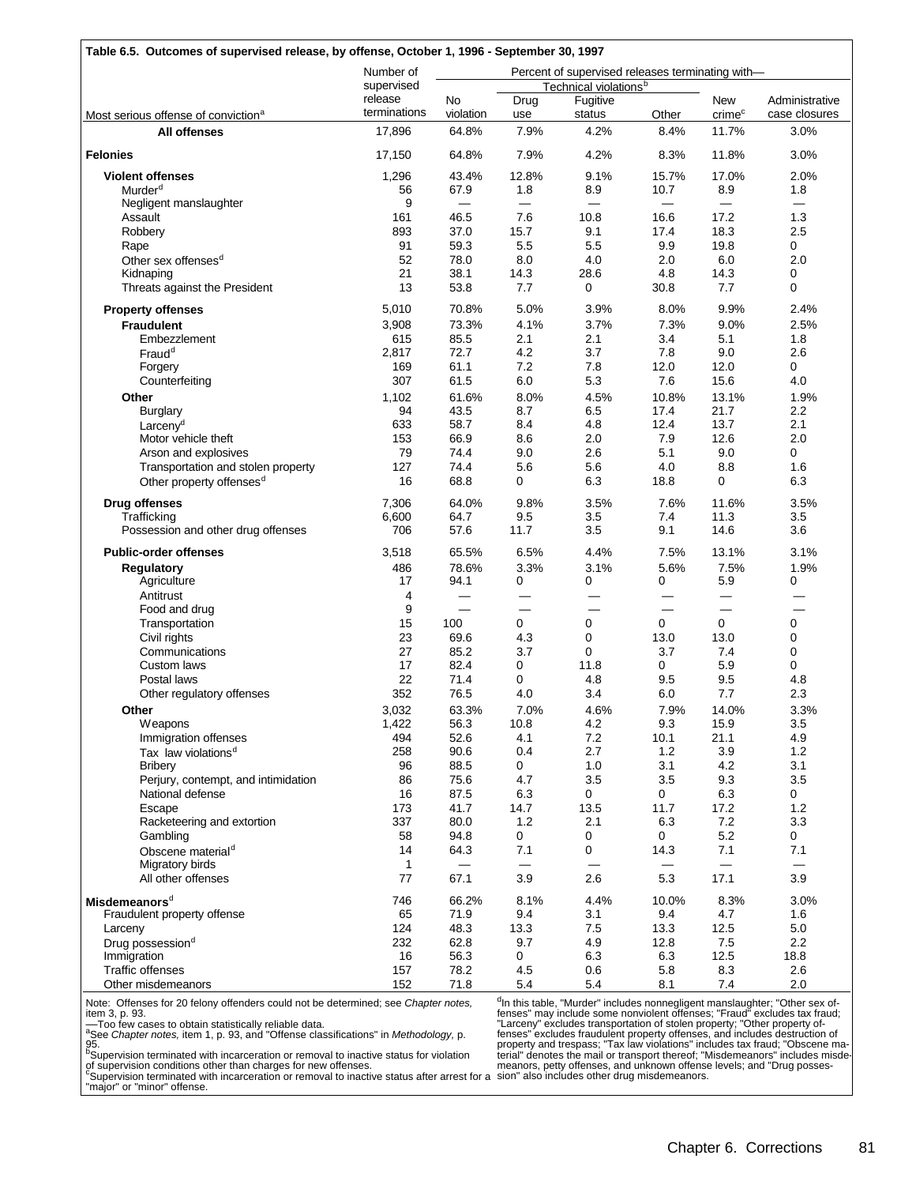**Table 6.5. Outcomes of supervised release, by offense, October 1, 1996 - September 30, 1997**

| Most serious offense of conviction[a] | Number of supervised release terminations | Percent of supervised releases terminating with— | | | | | |
|---|---|---|---|---|---|---|---|
| | | | Technical violations[b] | | | | |
| | | No violation | Drug use | Fugitive status | Other | New crime[c] | Administrative case closures |
| **All offenses** | 17,896 | 64.8% | 7.9% | 4.2% | 8.4% | 11.7% | 3.0% |
| **Felonies** | 17,150 | 64.8% | 7.9% | 4.2% | 8.3% | 11.8% | 3.0% |
| **Violent offenses** | 1,296 | 43.4% | 12.8% | 9.1% | 15.7% | 17.0% | 2.0% |
| Murder[d] | 56 | 67.9 | 1.8 | 8.9 | 10.7 | 8.9 | 1.8 |
| Negligent manslaughter | 9 | — | — | — | — | — | — |
| Assault | 161 | 46.5 | 7.6 | 10.8 | 16.6 | 17.2 | 1.3 |
| Robbery | 893 | 37.0 | 15.7 | 9.1 | 17.4 | 18.3 | 2.5 |
| Rape | 91 | 59.3 | 5.5 | 5.5 | 9.9 | 19.8 | 0 |
| Other sex offenses[d] | 52 | 78.0 | 8.0 | 4.0 | 2.0 | 6.0 | 2.0 |
| Kidnaping | 21 | 38.1 | 14.3 | 28.6 | 4.8 | 14.3 | 0 |
| Threats against the President | 13 | 53.8 | 7.7 | 0 | 30.8 | 7.7 | 0 |
| **Property offenses** | 5,010 | 70.8% | 5.0% | 3.9% | 8.0% | 9.9% | 2.4% |
| **Fraudulent** | 3,908 | 73.3% | 4.1% | 3.7% | 7.3% | 9.0% | 2.5% |
| Embezzlement | 615 | 85.5 | 2.1 | 2.1 | 3.4 | 5.1 | 1.8 |
| Fraud[d] | 2,817 | 72.7 | 4.2 | 3.7 | 7.8 | 9.0 | 2.6 |
| Forgery | 169 | 61.1 | 7.2 | 7.8 | 12.0 | 12.0 | 0 |
| Counterfeiting | 307 | 61.5 | 6.0 | 5.3 | 7.6 | 15.6 | 4.0 |
| **Other** | 1,102 | 61.6% | 8.0% | 4.5% | 10.8% | 13.1% | 1.9% |
| Burglary | 94 | 43.5 | 8.7 | 6.5 | 17.4 | 21.7 | 2.2 |
| Larceny[d] | 633 | 58.7 | 8.4 | 4.8 | 12.4 | 13.7 | 2.1 |
| Motor vehicle theft | 153 | 66.9 | 8.6 | 2.0 | 7.9 | 12.6 | 2.0 |
| Arson and explosives | 79 | 74.4 | 9.0 | 2.6 | 5.1 | 9.0 | 0 |
| Transportation and stolen property | 127 | 74.4 | 5.6 | 5.6 | 4.0 | 8.8 | 1.6 |
| Other property offenses[d] | 16 | 68.8 | 0 | 6.3 | 18.8 | 0 | 6.3 |
| **Drug offenses** | 7,306 | 64.0% | 9.8% | 3.5% | 7.6% | 11.6% | 3.5% |
| Trafficking | 6,600 | 64.7 | 9.5 | 3.5 | 7.4 | 11.3 | 3.5 |
| Possession and other drug offenses | 706 | 57.6 | 11.7 | 3.5 | 9.1 | 14.6 | 3.6 |
| **Public-order offenses** | 3,518 | 65.5% | 6.5% | 4.4% | 7.5% | 13.1% | 3.1% |
| **Regulatory** | 486 | 78.6% | 3.3% | 3.1% | 5.6% | 7.5% | 1.9% |
| Agriculture | 17 | 94.1 | 0 | 0 | 0 | 5.9 | 0 |
| Antitrust | 4 | — | — | — | — | — | — |
| Food and drug | 9 | — | — | — | — | — | — |
| Transportation | 15 | 100 | 0 | 0 | 0 | 0 | 0 |
| Civil rights | 23 | 69.6 | 4.3 | 0 | 13.0 | 13.0 | 0 |
| Communications | 27 | 85.2 | 3.7 | 0 | 3.7 | 7.4 | 0 |
| Custom laws | 17 | 82.4 | 0 | 11.8 | 0 | 5.9 | 0 |
| Postal laws | 22 | 71.4 | 0 | 4.8 | 9.5 | 9.5 | 4.8 |
| Other regulatory offenses | 352 | 76.5 | 4.0 | 3.4 | 6.0 | 7.7 | 2.3 |
| **Other** | 3,032 | 63.3% | 7.0% | 4.6% | 7.9% | 14.0% | 3.3% |
| Weapons | 1,422 | 56.3 | 10.8 | 4.2 | 9.3 | 15.9 | 3.5 |
| Immigration offenses | 494 | 52.6 | 4.1 | 7.2 | 10.1 | 21.1 | 4.9 |
| Tax law violations[d] | 258 | 90.6 | 0.4 | 2.7 | 1.2 | 3.9 | 1.2 |
| Bribery | 96 | 88.5 | 0 | 1.0 | 3.1 | 4.2 | 3.1 |
| Perjury, contempt, and intimidation | 86 | 75.6 | 4.7 | 3.5 | 3.5 | 9.3 | 3.5 |
| National defense | 16 | 87.5 | 6.3 | 0 | 0 | 6.3 | 0 |
| Escape | 173 | 41.7 | 14.7 | 13.5 | 11.7 | 17.2 | 1.2 |
| Racketeering and extortion | 337 | 80.0 | 1.2 | 2.1 | 6.3 | 7.2 | 3.3 |
| Gambling | 58 | 94.8 | 0 | 0 | 0 | 5.2 | 0 |
| Obscene material[d] | 14 | 64.3 | 7.1 | 0 | 14.3 | 7.1 | 7.1 |
| Migratory birds | 1 | — | — | — | — | — | — |
| All other offenses | 77 | 67.1 | 3.9 | 2.6 | 5.3 | 17.1 | 3.9 |
| **Misdemeanors**[d] | 746 | 66.2% | 8.1% | 4.4% | 10.0% | 8.3% | 3.0% |
| Fraudulent property offense | 65 | 71.9 | 9.4 | 3.1 | 9.4 | 4.7 | 1.6 |
| Larceny | 124 | 48.3 | 13.3 | 7.5 | 13.3 | 12.5 | 5.0 |
| Drug possession[d] | 232 | 62.8 | 9.7 | 4.9 | 12.8 | 7.5 | 2.2 |
| Immigration | 16 | 56.3 | 0 | 6.3 | 6.3 | 12.5 | 18.8 |
| Traffic offenses | 157 | 78.2 | 4.5 | 0.6 | 5.8 | 8.3 | 2.6 |
| Other misdemeanors | 152 | 71.8 | 5.4 | 5.4 | 8.1 | 7.4 | 2.0 |

Note: Offenses for 20 felony offenders could not be determined; see *Chapter notes,* item 3, p. 93.
—Too few cases to obtain statistically reliable data.
[a]See *Chapter notes,* item 1, p. 93, and "Offense classifications" in *Methodology,* p. 95.
[b]Supervision terminated with incarceration or removal to inactive status for violation of supervision conditions other than charges for new offenses.
[c]Supervision terminated with incarceration or removal to inactive status after arrest for a "major" or "minor" offense.
[d]In this table, "Murder" includes nonnegligent manslaughter; "Other sex offenses" may include some nonviolent offenses; "Fraud" excludes tax fraud; "Larceny" excludes transportation of stolen property; "Other property offenses" excludes fraudulent property offenses, and includes destruction of property and trespass; "Tax law violations" includes tax fraud; "Obscene material" denotes the mail or transport thereof; "Misdemeanors" includes misdemeanors, petty offenses, and unknown offense levels; and "Drug possession" also includes other drug misdemeanors.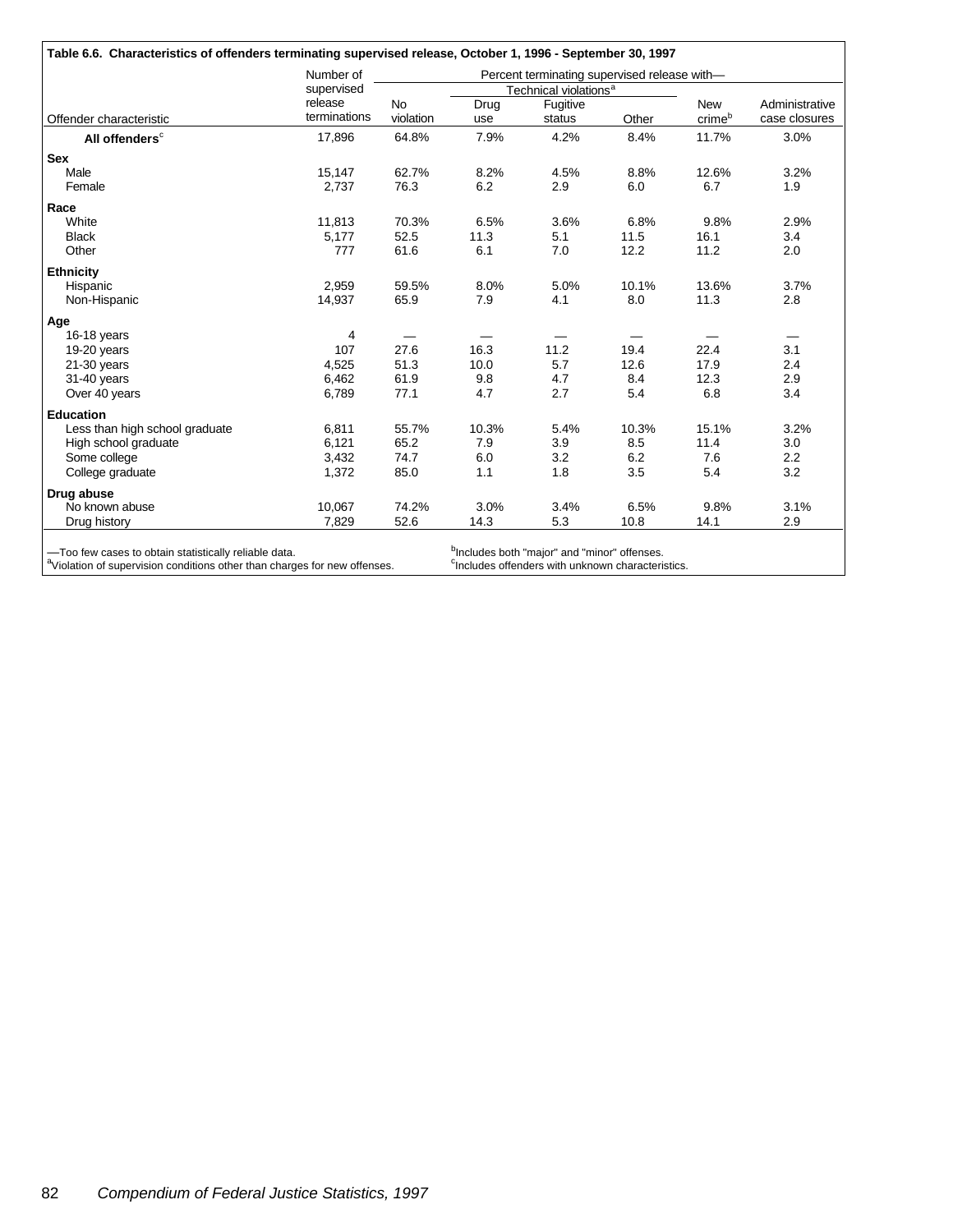**Table 6.6. Characteristics of offenders terminating supervised release, October 1, 1996 - September 30, 1997**

| Offender characteristic | Number of supervised release terminations | Percent terminating supervised release with— | | | | | |
|---|---|---|---|---|---|---|---|
| | | No violation | Technical violations[a] | | | New crime[b] | Administrative case closures |
| | | | Drug use | Fugitive status | Other | | |
| **All offenders**[c] | 17,896 | 64.8% | 7.9% | 4.2% | 8.4% | 11.7% | 3.0% |
| **Sex** | | | | | | | |
| Male | 15,147 | 62.7% | 8.2% | 4.5% | 8.8% | 12.6% | 3.2% |
| Female | 2,737 | 76.3 | 6.2 | 2.9 | 6.0 | 6.7 | 1.9 |
| **Race** | | | | | | | |
| White | 11,813 | 70.3% | 6.5% | 3.6% | 6.8% | 9.8% | 2.9% |
| Black | 5,177 | 52.5 | 11.3 | 5.1 | 11.5 | 16.1 | 3.4 |
| Other | 777 | 61.6 | 6.1 | 7.0 | 12.2 | 11.2 | 2.0 |
| **Ethnicity** | | | | | | | |
| Hispanic | 2,959 | 59.5% | 8.0% | 5.0% | 10.1% | 13.6% | 3.7% |
| Non-Hispanic | 14,937 | 65.9 | 7.9 | 4.1 | 8.0 | 11.3 | 2.8 |
| **Age** | | | | | | | |
| 16-18 years | 4 | — | — | — | — | — | — |
| 19-20 years | 107 | 27.6 | 16.3 | 11.2 | 19.4 | 22.4 | 3.1 |
| 21-30 years | 4,525 | 51.3 | 10.0 | 5.7 | 12.6 | 17.9 | 2.4 |
| 31-40 years | 6,462 | 61.9 | 9.8 | 4.7 | 8.4 | 12.3 | 2.9 |
| Over 40 years | 6,789 | 77.1 | 4.7 | 2.7 | 5.4 | 6.8 | 3.4 |
| **Education** | | | | | | | |
| Less than high school graduate | 6,811 | 55.7% | 10.3% | 5.4% | 10.3% | 15.1% | 3.2% |
| High school graduate | 6,121 | 65.2 | 7.9 | 3.9 | 8.5 | 11.4 | 3.0 |
| Some college | 3,432 | 74.7 | 6.0 | 3.2 | 6.2 | 7.6 | 2.2 |
| College graduate | 1,372 | 85.0 | 1.1 | 1.8 | 3.5 | 5.4 | 3.2 |
| **Drug abuse** | | | | | | | |
| No known abuse | 10,067 | 74.2% | 3.0% | 3.4% | 6.5% | 9.8% | 3.1% |
| Drug history | 7,829 | 52.6 | 14.3 | 5.3 | 10.8 | 14.1 | 2.9 |

—Too few cases to obtain statistically reliable data.
[a]Violation of supervision conditions other than charges for new offenses.
[b]Includes both "major" and "minor" offenses.
[c]Includes offenders with unknown characteristics.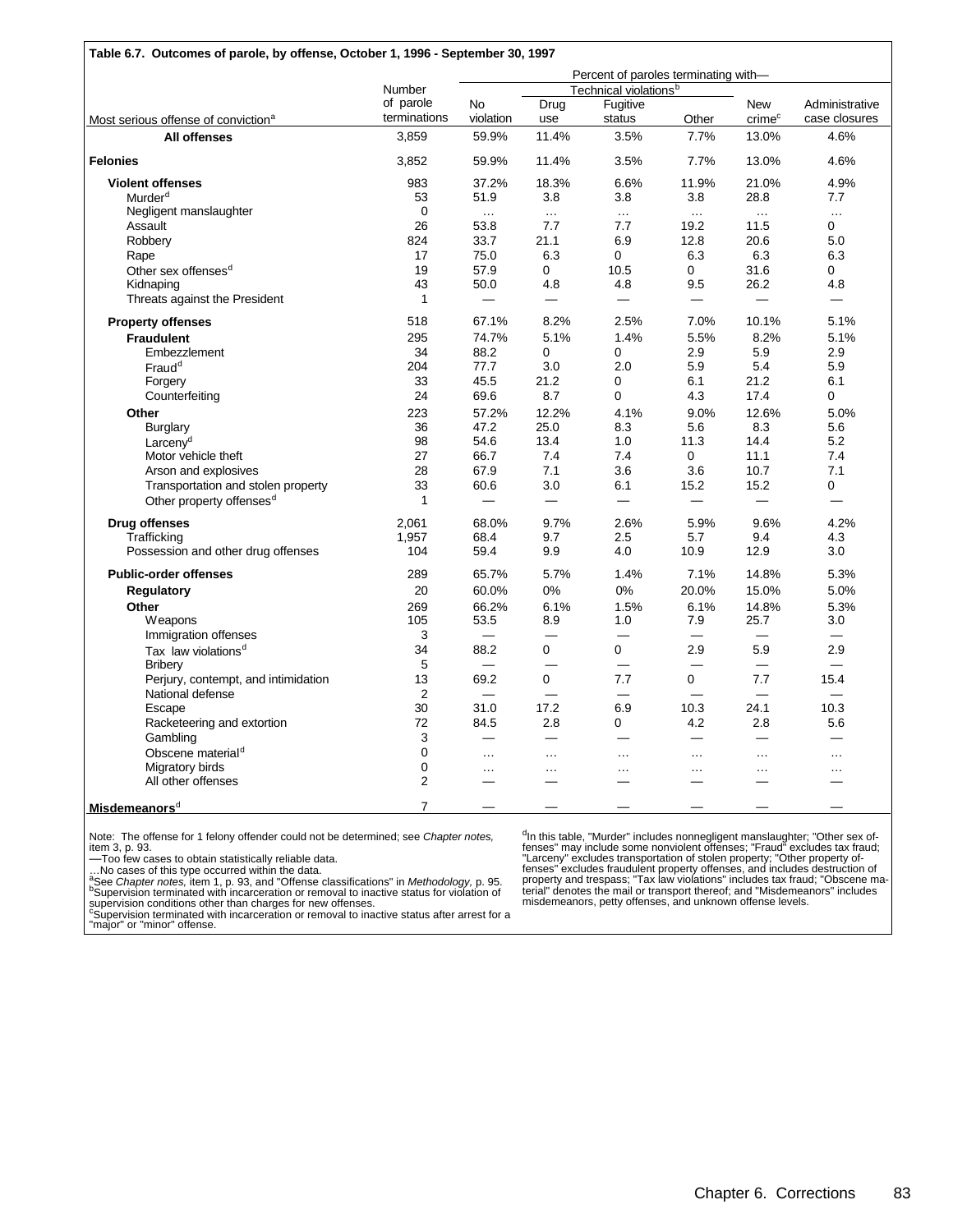**Table 6.7. Outcomes of parole, by offense, October 1, 1996 - September 30, 1997**

| Most serious offense of conviction[a] | Number of parole terminations | Percent of paroles terminating with— | | | | | |
|---|---|---|---|---|---|---|---|
| | | No violation | Technical violations[b] | | | New crime[c] | Administrative case closures |
| | | | Drug use | Fugitive status | Other | | |
| **All offenses** | 3,859 | 59.9% | 11.4% | 3.5% | 7.7% | 13.0% | 4.6% |
| **Felonies** | 3,852 | 59.9% | 11.4% | 3.5% | 7.7% | 13.0% | 4.6% |
| **Violent offenses** | 983 | 37.2% | 18.3% | 6.6% | 11.9% | 21.0% | 4.9% |
| Murder[d] | 53 | 51.9 | 3.8 | 3.8 | 3.8 | 28.8 | 7.7 |
| Negligent manslaughter | 0 | … | … | … | … | … | … |
| Assault | 26 | 53.8 | 7.7 | 7.7 | 19.2 | 11.5 | 0 |
| Robbery | 824 | 33.7 | 21.1 | 6.9 | 12.8 | 20.6 | 5.0 |
| Rape | 17 | 75.0 | 6.3 | 0 | 6.3 | 6.3 | 6.3 |
| Other sex offenses[d] | 19 | 57.9 | 0 | 10.5 | 0 | 31.6 | 0 |
| Kidnaping | 43 | 50.0 | 4.8 | 4.8 | 9.5 | 26.2 | 4.8 |
| Threats against the President | 1 | — | — | — | — | — | — |
| **Property offenses** | 518 | 67.1% | 8.2% | 2.5% | 7.0% | 10.1% | 5.1% |
| **Fraudulent** | 295 | 74.7% | 5.1% | 1.4% | 5.5% | 8.2% | 5.1% |
| Embezzlement | 34 | 88.2 | 0 | 0 | 2.9 | 5.9 | 2.9 |
| Fraud[d] | 204 | 77.7 | 3.0 | 2.0 | 5.9 | 5.4 | 5.9 |
| Forgery | 33 | 45.5 | 21.2 | 0 | 6.1 | 21.2 | 6.1 |
| Counterfeiting | 24 | 69.6 | 8.7 | 0 | 4.3 | 17.4 | 0 |
| **Other** | 223 | 57.2% | 12.2% | 4.1% | 9.0% | 12.6% | 5.0% |
| Burglary | 36 | 47.2 | 25.0 | 8.3 | 5.6 | 8.3 | 5.6 |
| Larceny[d] | 98 | 54.6 | 13.4 | 1.0 | 11.3 | 14.4 | 5.2 |
| Motor vehicle theft | 27 | 66.7 | 7.4 | 7.4 | 0 | 11.1 | 7.4 |
| Arson and explosives | 28 | 67.9 | 7.1 | 3.6 | 3.6 | 10.7 | 7.1 |
| Transportation and stolen property | 33 | 60.6 | 3.0 | 6.1 | 15.2 | 15.2 | 0 |
| Other property offenses[d] | 1 | — | — | — | — | — | — |
| **Drug offenses** | 2,061 | 68.0% | 9.7% | 2.6% | 5.9% | 9.6% | 4.2% |
| Trafficking | 1,957 | 68.4 | 9.7 | 2.5 | 5.7 | 9.4 | 4.3 |
| Possession and other drug offenses | 104 | 59.4 | 9.9 | 4.0 | 10.9 | 12.9 | 3.0 |
| **Public-order offenses** | 289 | 65.7% | 5.7% | 1.4% | 7.1% | 14.8% | 5.3% |
| **Regulatory** | 20 | 60.0% | 0% | 0% | 20.0% | 15.0% | 5.0% |
| **Other** | 269 | 66.2% | 6.1% | 1.5% | 6.1% | 14.8% | 5.3% |
| Weapons | 105 | 53.5 | 8.9 | 1.0 | 7.9 | 25.7 | 3.0 |
| Immigration offenses | 3 | — | — | — | — | — | — |
| Tax law violations[d] | 34 | 88.2 | 0 | 0 | 2.9 | 5.9 | 2.9 |
| Bribery | 5 | — | — | — | — | — | — |
| Perjury, contempt, and intimidation | 13 | 69.2 | 0 | 7.7 | 0 | 7.7 | 15.4 |
| National defense | 2 | — | — | — | — | — | — |
| Escape | 30 | 31.0 | 17.2 | 6.9 | 10.3 | 24.1 | 10.3 |
| Racketeering and extortion | 72 | 84.5 | 2.8 | 0 | 4.2 | 2.8 | 5.6 |
| Gambling | 3 | — | — | — | — | — | — |
| Obscene material[d] | 0 | … | … | … | … | … | … |
| Migratory birds | 0 | … | … | … | … | … | … |
| All other offenses | 2 | — | — | — | — | — | — |
| **Misdemeanors**[d] | 7 | — | — | — | — | — | — |

Note: The offense for 1 felony offender could not be determined; see *Chapter notes,* item 3, p. 93.
—Too few cases to obtain statistically reliable data.
…No cases of this type occurred within the data.
[a]See *Chapter notes,* item 1, p. 93, and "Offense classifications" in *Methodology,* p. 95.
[b]Supervision terminated with incarceration or removal to inactive status for violation of supervision conditions other than charges for new offenses.
[c]Supervision terminated with incarceration or removal to inactive status after arrest for a "major" or "minor" offense.
[d]In this table, "Murder" includes nonnegligent manslaughter; "Other sex offenses" may include some nonviolent offenses; "Fraud" excludes tax fraud; "Larceny" excludes transportation of stolen property; "Other property offenses" excludes fraudulent property offenses, and includes destruction of property and trespass; "Tax law violations" includes tax fraud; "Obscene material" denotes the mail or transport thereof; and "Misdemeanors" includes misdemeanors, petty offenses, and unknown offense levels.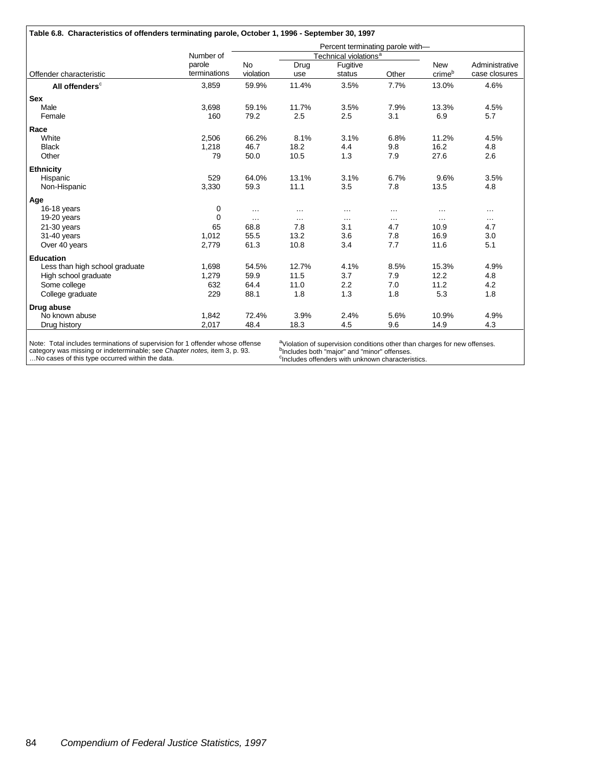**Table 6.8. Characteristics of offenders terminating parole, October 1, 1996 - September 30, 1997**

| | | Percent terminating parole with— | | | | | |
|---|---|---|---|---|---|---|---|
| | | | Technical violations[a] | | | | |
| Offender characteristic | Number of parole terminations | No violation | Drug use | Fugitive status | Other | New crime[b] | Administrative case closures |
| **All offenders**[c] | 3,859 | 59.9% | 11.4% | 3.5% | 7.7% | 13.0% | 4.6% |
| **Sex** | | | | | | | |
| Male | 3,698 | 59.1% | 11.7% | 3.5% | 7.9% | 13.3% | 4.5% |
| Female | 160 | 79.2 | 2.5 | 2.5 | 3.1 | 6.9 | 5.7 |
| **Race** | | | | | | | |
| White | 2,506 | 66.2% | 8.1% | 3.1% | 6.8% | 11.2% | 4.5% |
| Black | 1,218 | 46.7 | 18.2 | 4.4 | 9.8 | 16.2 | 4.8 |
| Other | 79 | 50.0 | 10.5 | 1.3 | 7.9 | 27.6 | 2.6 |
| **Ethnicity** | | | | | | | |
| Hispanic | 529 | 64.0% | 13.1% | 3.1% | 6.7% | 9.6% | 3.5% |
| Non-Hispanic | 3,330 | 59.3 | 11.1 | 3.5 | 7.8 | 13.5 | 4.8 |
| **Age** | | | | | | | |
| 16-18 years | 0 | … | … | … | … | … | … |
| 19-20 years | 0 | … | … | … | … | … | … |
| 21-30 years | 65 | 68.8 | 7.8 | 3.1 | 4.7 | 10.9 | 4.7 |
| 31-40 years | 1,012 | 55.5 | 13.2 | 3.6 | 7.8 | 16.9 | 3.0 |
| Over 40 years | 2,779 | 61.3 | 10.8 | 3.4 | 7.7 | 11.6 | 5.1 |
| **Education** | | | | | | | |
| Less than high school graduate | 1,698 | 54.5% | 12.7% | 4.1% | 8.5% | 15.3% | 4.9% |
| High school graduate | 1,279 | 59.9 | 11.5 | 3.7 | 7.9 | 12.2 | 4.8 |
| Some college | 632 | 64.4 | 11.0 | 2.2 | 7.0 | 11.2 | 4.2 |
| College graduate | 229 | 88.1 | 1.8 | 1.3 | 1.8 | 5.3 | 1.8 |
| **Drug abuse** | | | | | | | |
| No known abuse | 1,842 | 72.4% | 3.9% | 2.4% | 5.6% | 10.9% | 4.9% |
| Drug history | 2,017 | 48.4 | 18.3 | 4.5 | 9.6 | 14.9 | 4.3 |

Note: Total includes terminations of supervision for 1 offender whose offense category was missing or indeterminable; see *Chapter notes,* item 3, p. 93.
…No cases of this type occurred within the data.

[a]Violation of supervision conditions other than charges for new offenses.
[b]Includes both "major" and "minor" offenses.
[c]Includes offenders with unknown characteristics.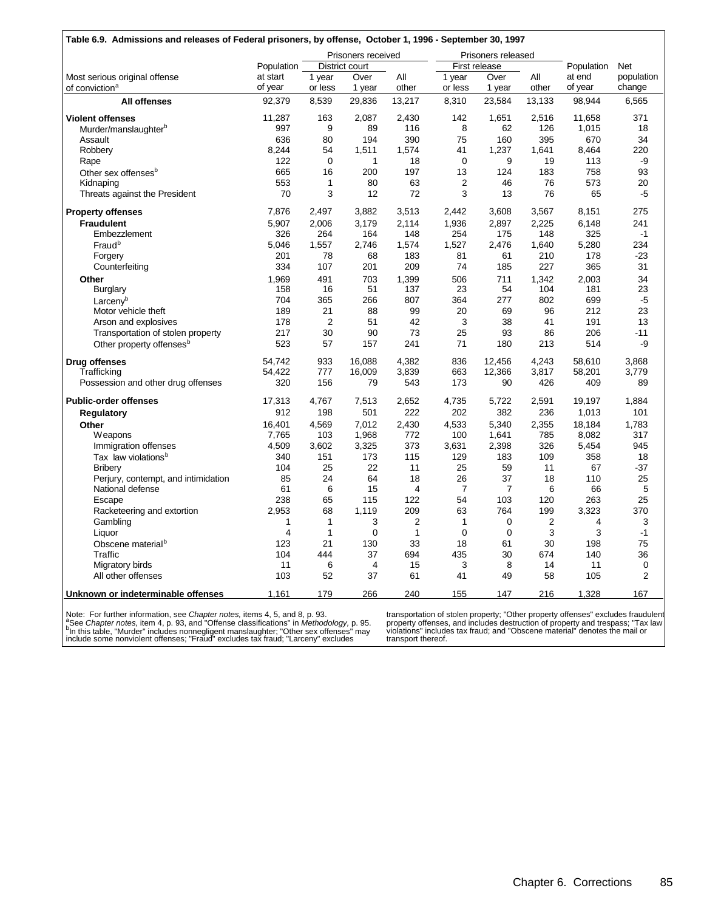**Table 6.9. Admissions and releases of Federal prisoners, by offense, October 1, 1996 - September 30, 1997**

| Most serious original offense of conviction[a] | Population at start of year | Prisoners received: District court 1 year or less | Prisoners received: District court Over 1 year | Prisoners received: All other | Prisoners released: First release 1 year or less | Prisoners released: First release Over 1 year | Prisoners released: All other | Population at end of year | Net population change |
|---|---|---|---|---|---|---|---|---|---|
| **All offenses** | 92,379 | 8,539 | 29,836 | 13,217 | 8,310 | 23,584 | 13,133 | 98,944 | 6,565 |
| **Violent offenses** | 11,287 | 163 | 2,087 | 2,430 | 142 | 1,651 | 2,516 | 11,658 | 371 |
| Murder/manslaughter[b] | 997 | 9 | 89 | 116 | 8 | 62 | 126 | 1,015 | 18 |
| Assault | 636 | 80 | 194 | 390 | 75 | 160 | 395 | 670 | 34 |
| Robbery | 8,244 | 54 | 1,511 | 1,574 | 41 | 1,237 | 1,641 | 8,464 | 220 |
| Rape | 122 | 0 | 1 | 18 | 0 | 9 | 19 | 113 | -9 |
| Other sex offenses[b] | 665 | 16 | 200 | 197 | 13 | 124 | 183 | 758 | 93 |
| Kidnaping | 553 | 1 | 80 | 63 | 2 | 46 | 76 | 573 | 20 |
| Threats against the President | 70 | 3 | 12 | 72 | 3 | 13 | 76 | 65 | -5 |
| **Property offenses** | 7,876 | 2,497 | 3,882 | 3,513 | 2,442 | 3,608 | 3,567 | 8,151 | 275 |
| **Fraudulent** | 5,907 | 2,006 | 3,179 | 2,114 | 1,936 | 2,897 | 2,225 | 6,148 | 241 |
| Embezzlement | 326 | 264 | 164 | 148 | 254 | 175 | 148 | 325 | -1 |
| Fraud[b] | 5,046 | 1,557 | 2,746 | 1,574 | 1,527 | 2,476 | 1,640 | 5,280 | 234 |
| Forgery | 201 | 78 | 68 | 183 | 81 | 61 | 210 | 178 | -23 |
| Counterfeiting | 334 | 107 | 201 | 209 | 74 | 185 | 227 | 365 | 31 |
| **Other** | 1,969 | 491 | 703 | 1,399 | 506 | 711 | 1,342 | 2,003 | 34 |
| Burglary | 158 | 16 | 51 | 137 | 23 | 54 | 104 | 181 | 23 |
| Larceny[b] | 704 | 365 | 266 | 807 | 364 | 277 | 802 | 699 | -5 |
| Motor vehicle theft | 189 | 21 | 88 | 99 | 20 | 69 | 96 | 212 | 23 |
| Arson and explosives | 178 | 2 | 51 | 42 | 3 | 38 | 41 | 191 | 13 |
| Transportation of stolen property | 217 | 30 | 90 | 73 | 25 | 93 | 86 | 206 | -11 |
| Other property offenses[b] | 523 | 57 | 157 | 241 | 71 | 180 | 213 | 514 | -9 |
| **Drug offenses** | 54,742 | 933 | 16,088 | 4,382 | 836 | 12,456 | 4,243 | 58,610 | 3,868 |
| Trafficking | 54,422 | 777 | 16,009 | 3,839 | 663 | 12,366 | 3,817 | 58,201 | 3,779 |
| Possession and other drug offenses | 320 | 156 | 79 | 543 | 173 | 90 | 426 | 409 | 89 |
| **Public-order offenses** | 17,313 | 4,767 | 7,513 | 2,652 | 4,735 | 5,722 | 2,591 | 19,197 | 1,884 |
| **Regulatory** | 912 | 198 | 501 | 222 | 202 | 382 | 236 | 1,013 | 101 |
| **Other** | 16,401 | 4,569 | 7,012 | 2,430 | 4,533 | 5,340 | 2,355 | 18,184 | 1,783 |
| Weapons | 7,765 | 103 | 1,968 | 772 | 100 | 1,641 | 785 | 8,082 | 317 |
| Immigration offenses | 4,509 | 3,602 | 3,325 | 373 | 3,631 | 2,398 | 326 | 5,454 | 945 |
| Tax law violations[b] | 340 | 151 | 173 | 115 | 129 | 183 | 109 | 358 | 18 |
| Bribery | 104 | 25 | 22 | 11 | 25 | 59 | 11 | 67 | -37 |
| Perjury, contempt, and intimidation | 85 | 24 | 64 | 18 | 26 | 37 | 18 | 110 | 25 |
| National defense | 61 | 6 | 15 | 4 | 7 | 7 | 6 | 66 | 5 |
| Escape | 238 | 65 | 115 | 122 | 54 | 103 | 120 | 263 | 25 |
| Racketeering and extortion | 2,953 | 68 | 1,119 | 209 | 63 | 764 | 199 | 3,323 | 370 |
| Gambling | 1 | 1 | 3 | 2 | 1 | 0 | 2 | 4 | 3 |
| Liquor | 4 | 1 | 0 | 1 | 0 | 0 | 3 | 3 | -1 |
| Obscene material[b] | 123 | 21 | 130 | 33 | 18 | 61 | 30 | 198 | 75 |
| Traffic | 104 | 444 | 37 | 694 | 435 | 30 | 674 | 140 | 36 |
| Migratory birds | 11 | 6 | 4 | 15 | 3 | 8 | 14 | 11 | 0 |
| All other offenses | 103 | 52 | 37 | 61 | 41 | 49 | 58 | 105 | 2 |
| **Unknown or indeterminable offenses** | 1,161 | 179 | 266 | 240 | 155 | 147 | 216 | 1,328 | 167 |

Note: For further information, see *Chapter notes,* items 4, 5, and 8, p. 93.
[a]See *Chapter notes,* item 4, p. 93, and "Offense classifications" in *Methodology,* p. 95.
[b]In this table, "Murder" includes nonnegligent manslaughter; "Other sex offenses" may include some nonviolent offenses; "Fraud" excludes tax fraud; "Larceny" excludes transportation of stolen property; "Other property offenses" excludes fraudulent property offenses, and includes destruction of property and trespass; "Tax law violations" includes tax fraud; and "Obscene material" denotes the mail or transport thereof.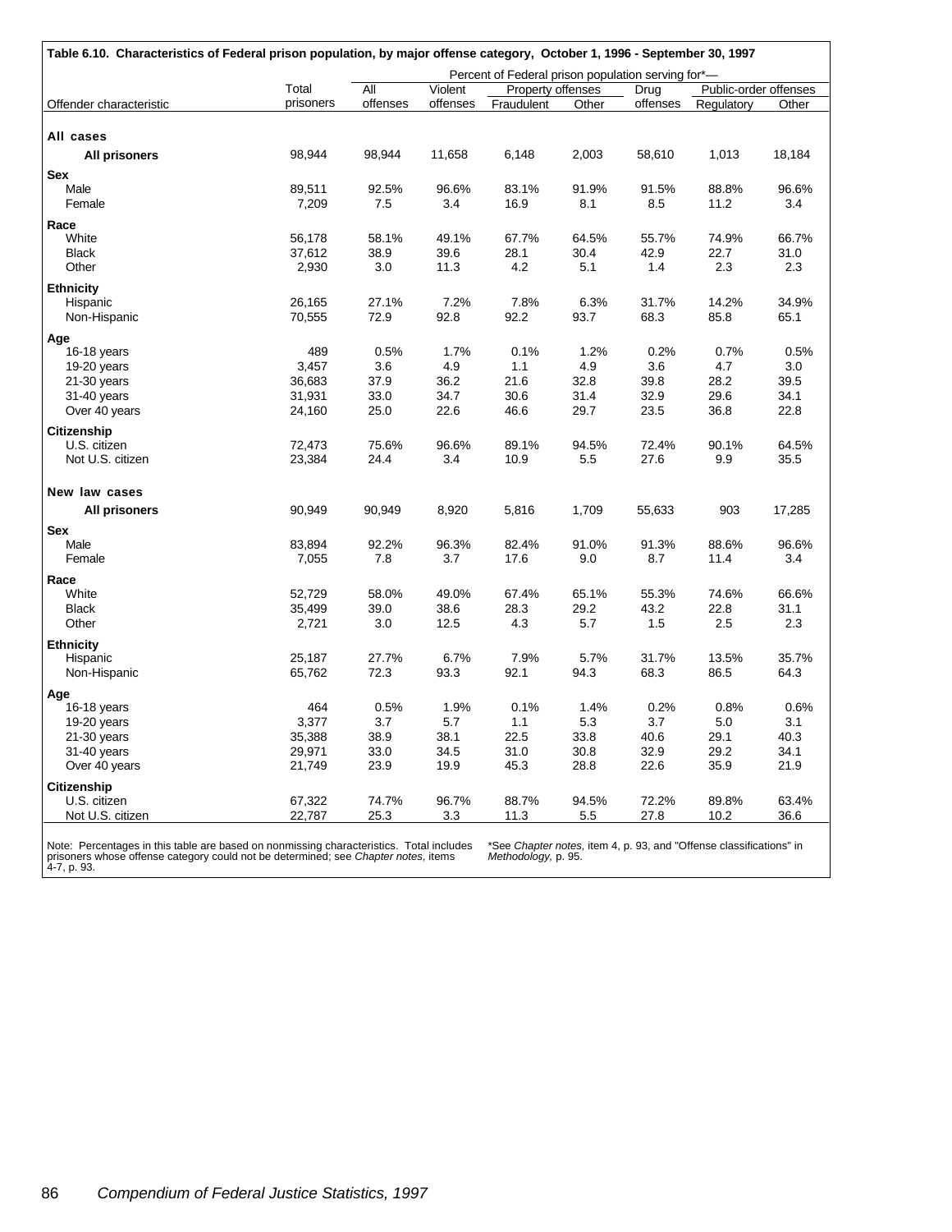**Table 6.10. Characteristics of Federal prison population, by major offense category, October 1, 1996 - September 30, 1997**

| Offender characteristic | Total prisoners | Percent of Federal prison population serving for*— | | | | | | |
|---|---|---|---|---|---|---|---|---|
| | | All offenses | Violent offenses | Property offenses | | Drug offenses | Public-order offenses | |
| | | | | Fraudulent | Other | | Regulatory | Other |
| **All cases** | | | | | | | | |
| **All prisoners** | 98,944 | 98,944 | 11,658 | 6,148 | 2,003 | 58,610 | 1,013 | 18,184 |
| **Sex** | | | | | | | | |
| Male | 89,511 | 92.5% | 96.6% | 83.1% | 91.9% | 91.5% | 88.8% | 96.6% |
| Female | 7,209 | 7.5 | 3.4 | 16.9 | 8.1 | 8.5 | 11.2 | 3.4 |
| **Race** | | | | | | | | |
| White | 56,178 | 58.1% | 49.1% | 67.7% | 64.5% | 55.7% | 74.9% | 66.7% |
| Black | 37,612 | 38.9 | 39.6 | 28.1 | 30.4 | 42.9 | 22.7 | 31.0 |
| Other | 2,930 | 3.0 | 11.3 | 4.2 | 5.1 | 1.4 | 2.3 | 2.3 |
| **Ethnicity** | | | | | | | | |
| Hispanic | 26,165 | 27.1% | 7.2% | 7.8% | 6.3% | 31.7% | 14.2% | 34.9% |
| Non-Hispanic | 70,555 | 72.9 | 92.8 | 92.2 | 93.7 | 68.3 | 85.8 | 65.1 |
| **Age** | | | | | | | | |
| 16-18 years | 489 | 0.5% | 1.7% | 0.1% | 1.2% | 0.2% | 0.7% | 0.5% |
| 19-20 years | 3,457 | 3.6 | 4.9 | 1.1 | 4.9 | 3.6 | 4.7 | 3.0 |
| 21-30 years | 36,683 | 37.9 | 36.2 | 21.6 | 32.8 | 39.8 | 28.2 | 39.5 |
| 31-40 years | 31,931 | 33.0 | 34.7 | 30.6 | 31.4 | 32.9 | 29.6 | 34.1 |
| Over 40 years | 24,160 | 25.0 | 22.6 | 46.6 | 29.7 | 23.5 | 36.8 | 22.8 |
| **Citizenship** | | | | | | | | |
| U.S. citizen | 72,473 | 75.6% | 96.6% | 89.1% | 94.5% | 72.4% | 90.1% | 64.5% |
| Not U.S. citizen | 23,384 | 24.4 | 3.4 | 10.9 | 5.5 | 27.6 | 9.9 | 35.5 |
| **New law cases** | | | | | | | | |
| **All prisoners** | 90,949 | 90,949 | 8,920 | 5,816 | 1,709 | 55,633 | 903 | 17,285 |
| **Sex** | | | | | | | | |
| Male | 83,894 | 92.2% | 96.3% | 82.4% | 91.0% | 91.3% | 88.6% | 96.6% |
| Female | 7,055 | 7.8 | 3.7 | 17.6 | 9.0 | 8.7 | 11.4 | 3.4 |
| **Race** | | | | | | | | |
| White | 52,729 | 58.0% | 49.0% | 67.4% | 65.1% | 55.3% | 74.6% | 66.6% |
| Black | 35,499 | 39.0 | 38.6 | 28.3 | 29.2 | 43.2 | 22.8 | 31.1 |
| Other | 2,721 | 3.0 | 12.5 | 4.3 | 5.7 | 1.5 | 2.5 | 2.3 |
| **Ethnicity** | | | | | | | | |
| Hispanic | 25,187 | 27.7% | 6.7% | 7.9% | 5.7% | 31.7% | 13.5% | 35.7% |
| Non-Hispanic | 65,762 | 72.3 | 93.3 | 92.1 | 94.3 | 68.3 | 86.5 | 64.3 |
| **Age** | | | | | | | | |
| 16-18 years | 464 | 0.5% | 1.9% | 0.1% | 1.4% | 0.2% | 0.8% | 0.6% |
| 19-20 years | 3,377 | 3.7 | 5.7 | 1.1 | 5.3 | 3.7 | 5.0 | 3.1 |
| 21-30 years | 35,388 | 38.9 | 38.1 | 22.5 | 33.8 | 40.6 | 29.1 | 40.3 |
| 31-40 years | 29,971 | 33.0 | 34.5 | 31.0 | 30.8 | 32.9 | 29.2 | 34.1 |
| Over 40 years | 21,749 | 23.9 | 19.9 | 45.3 | 28.8 | 22.6 | 35.9 | 21.9 |
| **Citizenship** | | | | | | | | |
| U.S. citizen | 67,322 | 74.7% | 96.7% | 88.7% | 94.5% | 72.2% | 89.8% | 63.4% |
| Not U.S. citizen | 22,787 | 25.3 | 3.3 | 11.3 | 5.5 | 27.8 | 10.2 | 36.6 |

Note: Percentages in this table are based on nonmissing characteristics. Total includes prisoners whose offense category could not be determined; see *Chapter notes*, items 4-7, p. 93.

*See *Chapter notes,* item 4, p. 93, and "Offense classifications" in *Methodology,* p. 95.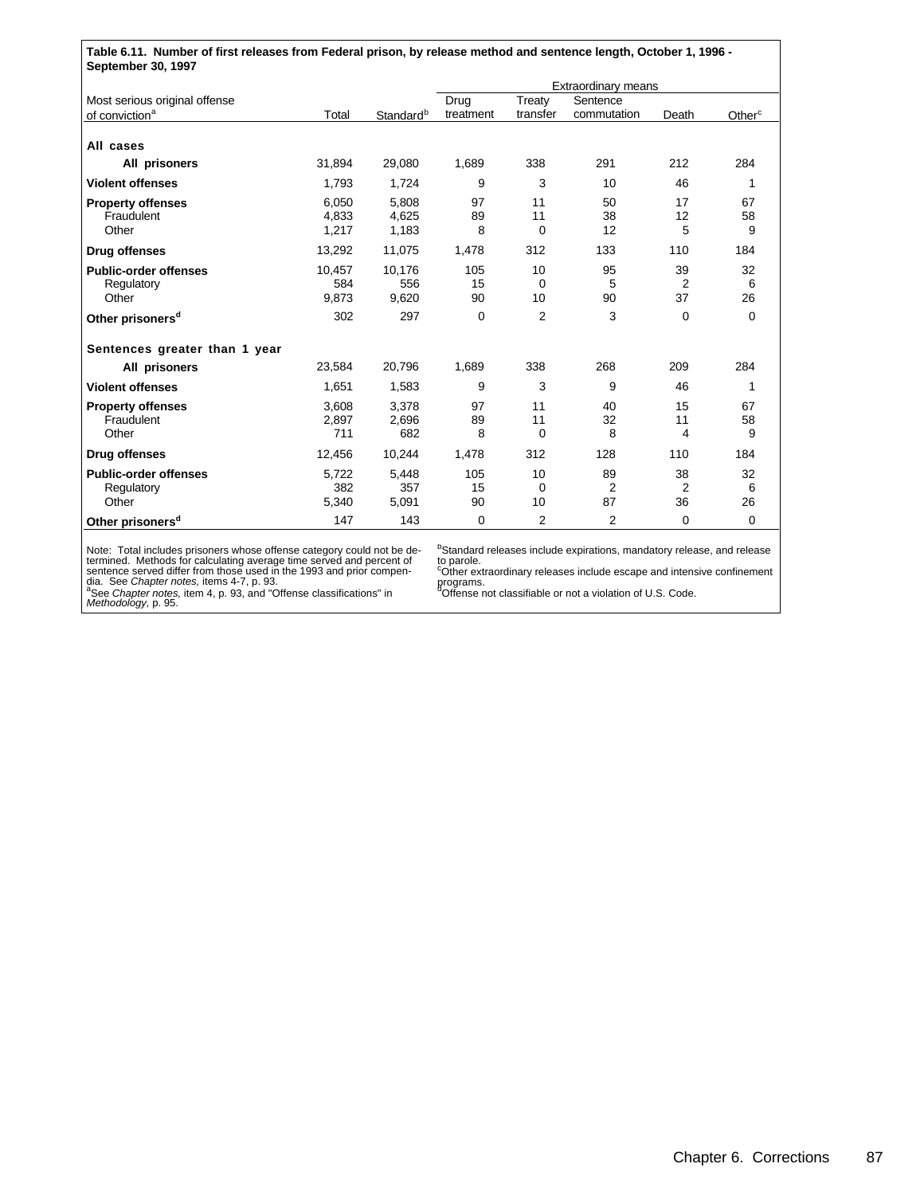**Table 6.11. Number of first releases from Federal prison, by release method and sentence length, October 1, 1996 - September 30, 1997**

| Most serious original offense of conviction[a] | Total | Standard[b] | Extraordinary means | | | | |
|---|---|---|---|---|---|---|---|
| | | | Drug treatment | Treaty transfer | Sentence commutation | Death | Other[c] |
| **All cases** | | | | | | | |
| **All prisoners** | 31,894 | 29,080 | 1,689 | 338 | 291 | 212 | 284 |
| **Violent offenses** | 1,793 | 1,724 | 9 | 3 | 10 | 46 | 1 |
| **Property offenses** | 6,050 | 5,808 | 97 | 11 | 50 | 17 | 67 |
| Fraudulent | 4,833 | 4,625 | 89 | 11 | 38 | 12 | 58 |
| Other | 1,217 | 1,183 | 8 | 0 | 12 | 5 | 9 |
| **Drug offenses** | 13,292 | 11,075 | 1,478 | 312 | 133 | 110 | 184 |
| **Public-order offenses** | 10,457 | 10,176 | 105 | 10 | 95 | 39 | 32 |
| Regulatory | 584 | 556 | 15 | 0 | 5 | 2 | 6 |
| Other | 9,873 | 9,620 | 90 | 10 | 90 | 37 | 26 |
| **Other prisoners[d]** | 302 | 297 | 0 | 2 | 3 | 0 | 0 |
| **Sentences greater than 1 year** | | | | | | | |
| **All prisoners** | 23,584 | 20,796 | 1,689 | 338 | 268 | 209 | 284 |
| **Violent offenses** | 1,651 | 1,583 | 9 | 3 | 9 | 46 | 1 |
| **Property offenses** | 3,608 | 3,378 | 97 | 11 | 40 | 15 | 67 |
| Fraudulent | 2,897 | 2,696 | 89 | 11 | 32 | 11 | 58 |
| Other | 711 | 682 | 8 | 0 | 8 | 4 | 9 |
| **Drug offenses** | 12,456 | 10,244 | 1,478 | 312 | 128 | 110 | 184 |
| **Public-order offenses** | 5,722 | 5,448 | 105 | 10 | 89 | 38 | 32 |
| Regulatory | 382 | 357 | 15 | 0 | 2 | 2 | 6 |
| Other | 5,340 | 5,091 | 90 | 10 | 87 | 36 | 26 |
| **Other prisoners[d]** | 147 | 143 | 0 | 2 | 2 | 0 | 0 |

Note: Total includes prisoners whose offense category could not be determined. Methods for calculating average time served and percent of sentence served differ from those used in the 1993 and prior compendia. See *Chapter notes,* items 4-7, p. 93.
[a]See *Chapter notes,* item 4, p. 93, and "Offense classifications" in *Methodology,* p. 95.
[b]Standard releases include expirations, mandatory release, and release to parole.
[c]Other extraordinary releases include escape and intensive confinement programs.
[d]Offense not classifiable or not a violation of U.S. Code.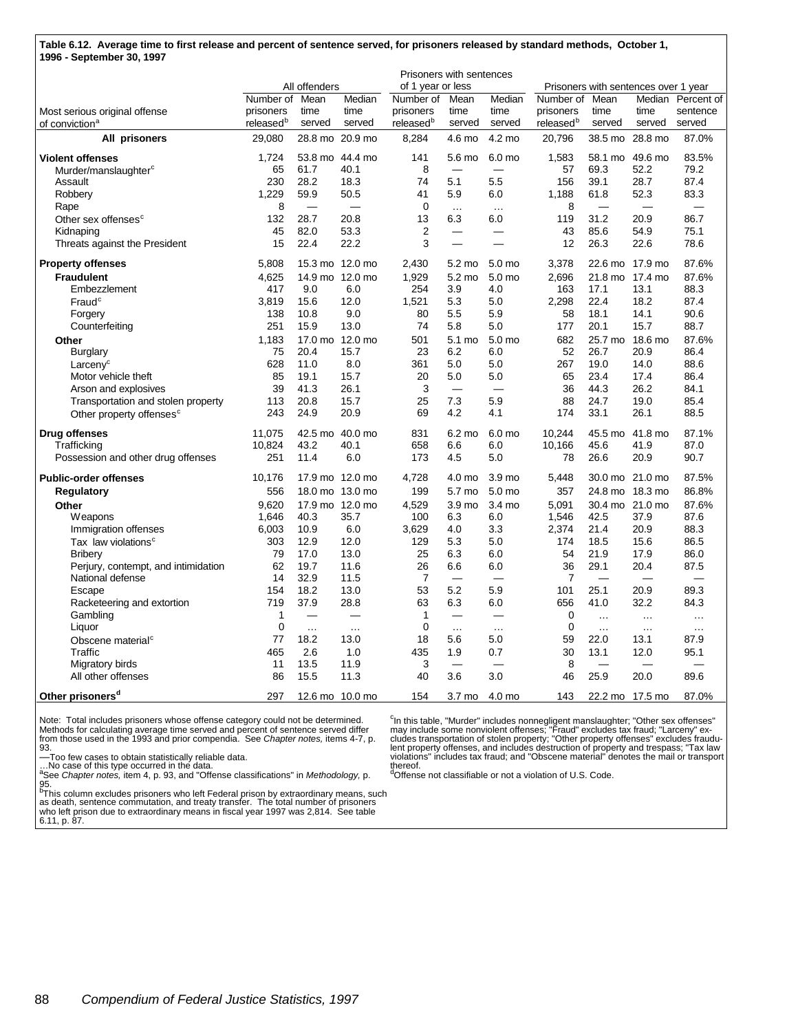**Table 6.12. Average time to first release and percent of sentence served, for prisoners released by standard methods, October 1, 1996 - September 30, 1997**

| Most serious original offense of conviction[a] | All offenders | | | Prisoners with sentences of 1 year or less | | | Prisoners with sentences over 1 year | | | |
|---|---|---|---|---|---|---|---|---|---|---|
| | Number of prisoners released[b] | Mean time served | Median time served | Number of prisoners released[b] | Mean time served | Median time served | Number of prisoners released[b] | Mean time served | Median time served | Percent of sentence served |
| **All prisoners** | 29,080 | 28.8 mo | 20.9 mo | 8,284 | 4.6 mo | 4.2 mo | 20,796 | 38.5 mo | 28.8 mo | 87.0% |
| **Violent offenses** | 1,724 | 53.8 mo | 44.4 mo | 141 | 5.6 mo | 6.0 mo | 1,583 | 58.1 mo | 49.6 mo | 83.5% |
| Murder/manslaughter[c] | 65 | 61.7 | 40.1 | 8 | — | — | 57 | 69.3 | 52.2 | 79.2 |
| Assault | 230 | 28.2 | 18.3 | 74 | 5.1 | 5.5 | 156 | 39.1 | 28.7 | 87.4 |
| Robbery | 1,229 | 59.9 | 50.5 | 41 | 5.9 | 6.0 | 1,188 | 61.8 | 52.3 | 83.3 |
| Rape | 8 | — | — | 0 | … | … | 8 | — | — | — |
| Other sex offenses[c] | 132 | 28.7 | 20.8 | 13 | 6.3 | 6.0 | 119 | 31.2 | 20.9 | 86.7 |
| Kidnaping | 45 | 82.0 | 53.3 | 2 | — | — | 43 | 85.6 | 54.9 | 75.1 |
| Threats against the President | 15 | 22.4 | 22.2 | 3 | — | — | 12 | 26.3 | 22.6 | 78.6 |
| **Property offenses** | 5,808 | 15.3 mo | 12.0 mo | 2,430 | 5.2 mo | 5.0 mo | 3,378 | 22.6 mo | 17.9 mo | 87.6% |
| **Fraudulent** | 4,625 | 14.9 mo | 12.0 mo | 1,929 | 5.2 mo | 5.0 mo | 2,696 | 21.8 mo | 17.4 mo | 87.6% |
| Embezzlement | 417 | 9.0 | 6.0 | 254 | 3.9 | 4.0 | 163 | 17.1 | 13.1 | 88.3 |
| Fraud[c] | 3,819 | 15.6 | 12.0 | 1,521 | 5.3 | 5.0 | 2,298 | 22.4 | 18.2 | 87.4 |
| Forgery | 138 | 10.8 | 9.0 | 80 | 5.5 | 5.9 | 58 | 18.1 | 14.1 | 90.6 |
| Counterfeiting | 251 | 15.9 | 13.0 | 74 | 5.8 | 5.0 | 177 | 20.1 | 15.7 | 88.7 |
| **Other** | 1,183 | 17.0 mo | 12.0 mo | 501 | 5.1 mo | 5.0 mo | 682 | 25.7 mo | 18.6 mo | 87.6% |
| Burglary | 75 | 20.4 | 15.7 | 23 | 6.2 | 6.0 | 52 | 26.7 | 20.9 | 86.4 |
| Larceny[c] | 628 | 11.0 | 8.0 | 361 | 5.0 | 5.0 | 267 | 19.0 | 14.0 | 88.6 |
| Motor vehicle theft | 85 | 19.1 | 15.7 | 20 | 5.0 | 5.0 | 65 | 23.4 | 17.4 | 86.4 |
| Arson and explosives | 39 | 41.3 | 26.1 | 3 | — | — | 36 | 44.3 | 26.2 | 84.1 |
| Transportation and stolen property | 113 | 20.8 | 15.7 | 25 | 7.3 | 5.9 | 88 | 24.7 | 19.0 | 85.4 |
| Other property offenses[c] | 243 | 24.9 | 20.9 | 69 | 4.2 | 4.1 | 174 | 33.1 | 26.1 | 88.5 |
| **Drug offenses** | 11,075 | 42.5 mo | 40.0 mo | 831 | 6.2 mo | 6.0 mo | 10,244 | 45.5 mo | 41.8 mo | 87.1% |
| Trafficking | 10,824 | 43.2 | 40.1 | 658 | 6.6 | 6.0 | 10,166 | 45.6 | 41.9 | 87.0 |
| Possession and other drug offenses | 251 | 11.4 | 6.0 | 173 | 4.5 | 5.0 | 78 | 26.6 | 20.9 | 90.7 |
| **Public-order offenses** | 10,176 | 17.9 mo | 12.0 mo | 4,728 | 4.0 mo | 3.9 mo | 5,448 | 30.0 mo | 21.0 mo | 87.5% |
| **Regulatory** | 556 | 18.0 mo | 13.0 mo | 199 | 5.7 mo | 5.0 mo | 357 | 24.8 mo | 18.3 mo | 86.8% |
| **Other** | 9,620 | 17.9 mo | 12.0 mo | 4,529 | 3.9 mo | 3.4 mo | 5,091 | 30.4 mo | 21.0 mo | 87.6% |
| Weapons | 1,646 | 40.3 | 35.7 | 100 | 6.3 | 6.0 | 1,546 | 42.5 | 37.9 | 87.6 |
| Immigration offenses | 6,003 | 10.9 | 6.0 | 3,629 | 4.0 | 3.3 | 2,374 | 21.4 | 20.9 | 88.3 |
| Tax law violations[c] | 303 | 12.9 | 12.0 | 129 | 5.3 | 5.0 | 174 | 18.5 | 15.6 | 86.5 |
| Bribery | 79 | 17.0 | 13.0 | 25 | 6.3 | 6.0 | 54 | 21.9 | 17.9 | 86.0 |
| Perjury, contempt, and intimidation | 62 | 19.7 | 11.6 | 26 | 6.6 | 6.0 | 36 | 29.1 | 20.4 | 87.5 |
| National defense | 14 | 32.9 | 11.5 | 7 | — | — | 7 | — | — | — |
| Escape | 154 | 18.2 | 13.0 | 53 | 5.2 | 5.9 | 101 | 25.1 | 20.9 | 89.3 |
| Racketeering and extortion | 719 | 37.9 | 28.8 | 63 | 6.3 | 6.0 | 656 | 41.0 | 32.2 | 84.3 |
| Gambling | 1 | — | — | 1 | — | — | 0 | … | … | … |
| Liquor | 0 | … | … | 0 | … | … | 0 | … | … | … |
| Obscene material[c] | 77 | 18.2 | 13.0 | 18 | 5.6 | 5.0 | 59 | 22.0 | 13.1 | 87.9 |
| Traffic | 465 | 2.6 | 1.0 | 435 | 1.9 | 0.7 | 30 | 13.1 | 12.0 | 95.1 |
| Migratory birds | 11 | 13.5 | 11.9 | 3 | — | — | 8 | — | — | — |
| All other offenses | 86 | 15.5 | 11.3 | 40 | 3.6 | 3.0 | 46 | 25.9 | 20.0 | 89.6 |
| **Other prisoners[d]** | 297 | 12.6 mo | 10.0 mo | 154 | 3.7 mo | 4.0 mo | 143 | 22.2 mo | 17.5 mo | 87.0% |

Note: Total includes prisoners whose offense category could not be determined. Methods for calculating average time served and percent of sentence served differ from those used in the 1993 and prior compendia. See *Chapter notes,* items 4-7, p. 93.
—Too few cases to obtain statistically reliable data.
…No case of this type occurred in the data.
[a]See *Chapter notes,* item 4, p. 93, and "Offense classifications" in *Methodology,* p. 95.
[b]This column excludes prisoners who left Federal prison by extraordinary means, such as death, sentence commutation, and treaty transfer. The total number of prisoners who left prison due to extraordinary means in fiscal year 1997 was 2,814. See table 6.11, p. 87.
[c]In this table, "Murder" includes nonnegligent manslaughter; "Other sex offenses" may include some nonviolent offenses; "Fraud" excludes tax fraud; "Larceny" excludes transportation of stolen property; "Other property offenses" excludes fraudulent property offenses, and includes destruction of property and trespass; "Tax law violations" includes tax fraud; and "Obscene material" denotes the mail or transport thereof.
[d]Offense not classifiable or not a violation of U.S. Code.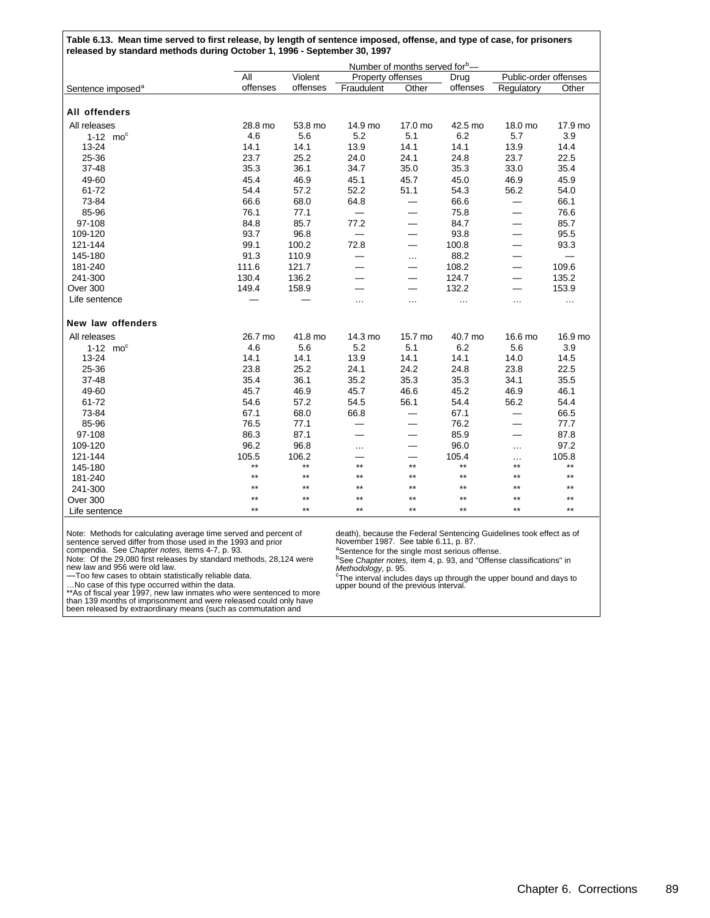**Table 6.13. Mean time served to first release, by length of sentence imposed, offense, and type of case, for prisoners released by standard methods during October 1, 1996 - September 30, 1997**

| | Number of months served for[b]— | | | | | | |
|---|---|---|---|---|---|---|---|
| | All | Violent | Property offenses | | Drug | Public-order offenses | |
| Sentence imposed[a] | offenses | offenses | Fraudulent | Other | offenses | Regulatory | Other |
| **All offenders** | | | | | | | |
| All releases | 28.8 mo | 53.8 mo | 14.9 mo | 17.0 mo | 42.5 mo | 18.0 mo | 17.9 mo |
| 1-12 mo[c] | 4.6 | 5.6 | 5.2 | 5.1 | 6.2 | 5.7 | 3.9 |
| 13-24 | 14.1 | 14.1 | 13.9 | 14.1 | 14.1 | 13.9 | 14.4 |
| 25-36 | 23.7 | 25.2 | 24.0 | 24.1 | 24.8 | 23.7 | 22.5 |
| 37-48 | 35.3 | 36.1 | 34.7 | 35.0 | 35.3 | 33.0 | 35.4 |
| 49-60 | 45.4 | 46.9 | 45.1 | 45.7 | 45.0 | 46.9 | 45.9 |
| 61-72 | 54.4 | 57.2 | 52.2 | 51.1 | 54.3 | 56.2 | 54.0 |
| 73-84 | 66.6 | 68.0 | 64.8 | — | 66.6 | — | 66.1 |
| 85-96 | 76.1 | 77.1 | — | — | 75.8 | — | 76.6 |
| 97-108 | 84.8 | 85.7 | 77.2 | — | 84.7 | — | 85.7 |
| 109-120 | 93.7 | 96.8 | — | — | 93.8 | — | 95.5 |
| 121-144 | 99.1 | 100.2 | 72.8 | — | 100.8 | — | 93.3 |
| 145-180 | 91.3 | 110.9 | — | … | 88.2 | — | — |
| 181-240 | 111.6 | 121.7 | — | — | 108.2 | — | 109.6 |
| 241-300 | 130.4 | 136.2 | — | — | 124.7 | — | 135.2 |
| Over 300 | 149.4 | 158.9 | — | — | 132.2 | — | 153.9 |
| Life sentence | — | — | … | … | … | … | … |
| **New law offenders** | | | | | | | |
| All releases | 26.7 mo | 41.8 mo | 14.3 mo | 15.7 mo | 40.7 mo | 16.6 mo | 16.9 mo |
| 1-12 mo[c] | 4.6 | 5.6 | 5.2 | 5.1 | 6.2 | 5.6 | 3.9 |
| 13-24 | 14.1 | 14.1 | 13.9 | 14.1 | 14.1 | 14.0 | 14.5 |
| 25-36 | 23.8 | 25.2 | 24.1 | 24.2 | 24.8 | 23.8 | 22.5 |
| 37-48 | 35.4 | 36.1 | 35.2 | 35.3 | 35.3 | 34.1 | 35.5 |
| 49-60 | 45.7 | 46.9 | 45.7 | 46.6 | 45.2 | 46.9 | 46.1 |
| 61-72 | 54.6 | 57.2 | 54.5 | 56.1 | 54.4 | 56.2 | 54.4 |
| 73-84 | 67.1 | 68.0 | 66.8 | — | 67.1 | — | 66.5 |
| 85-96 | 76.5 | 77.1 | — | — | 76.2 | — | 77.7 |
| 97-108 | 86.3 | 87.1 | — | — | 85.9 | — | 87.8 |
| 109-120 | 96.2 | 96.8 | … | — | 96.0 | … | 97.2 |
| 121-144 | 105.5 | 106.2 | — | — | 105.4 | … | 105.8 |
| 145-180 | ** | ** | ** | ** | ** | ** | ** |
| 181-240 | ** | ** | ** | ** | ** | ** | ** |
| 241-300 | ** | ** | ** | ** | ** | ** | ** |
| Over 300 | ** | ** | ** | ** | ** | ** | ** |
| Life sentence | ** | ** | ** | ** | ** | ** | ** |

Note: Methods for calculating average time served and percent of sentence served differ from those used in the 1993 and prior compendia. See *Chapter notes,* items 4-7, p. 93.
Note: Of the 29,080 first releases by standard methods, 28,124 were new law and 956 were old law.
—Too few cases to obtain statistically reliable data.
…No case of this type occurred within the data.
**As of fiscal year 1997, new law inmates who were sentenced to more than 139 months of imprisonment and were released could only have been released by extraordinary means (such as commutation and death), because the Federal Sentencing Guidelines took effect as of November 1987. See table 6.11, p. 87.

[a]Sentence for the single most serious offense.
[b]See *Chapter notes,* item 4, p. 93, and "Offense classifications" in *Methodology,* p. 95.
[c]The interval includes days up through the upper bound and days to upper bound of the previous interval.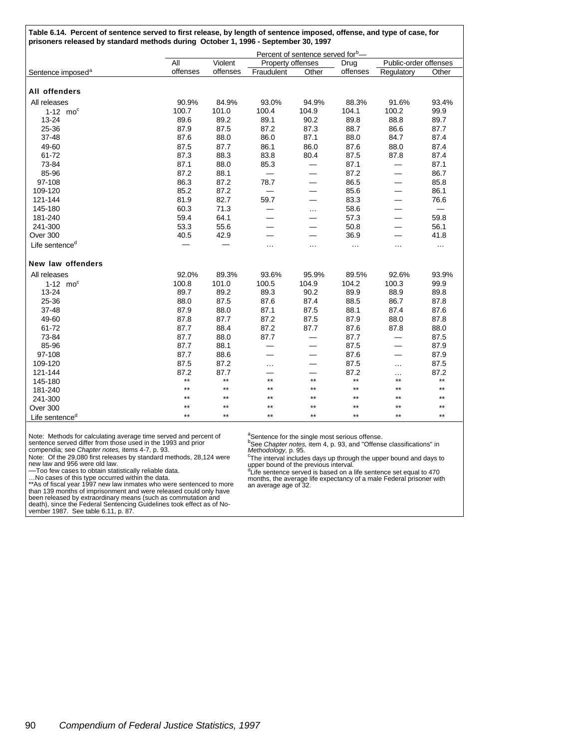**Table 6.14. Percent of sentence served to first release, by length of sentence imposed, offense, and type of case, for prisoners released by standard methods during October 1, 1996 - September 30, 1997**

| Sentence imposed[a] | Percent of sentence served for[b]— | | | | | | |
|---|---|---|---|---|---|---|---|
| | All offenses | Violent offenses | Property offenses | | Drug offenses | Public-order offenses | |
| | | | Fraudulent | Other | | Regulatory | Other |
| **All offenders** | | | | | | | |
| All releases | 90.9% | 84.9% | 93.0% | 94.9% | 88.3% | 91.6% | 93.4% |
| 1-12 mo[c] | 100.7 | 101.0 | 100.4 | 104.9 | 104.1 | 100.2 | 99.9 |
| 13-24 | 89.6 | 89.2 | 89.1 | 90.2 | 89.8 | 88.8 | 89.7 |
| 25-36 | 87.9 | 87.5 | 87.2 | 87.3 | 88.7 | 86.6 | 87.7 |
| 37-48 | 87.6 | 88.0 | 86.0 | 87.1 | 88.0 | 84.7 | 87.4 |
| 49-60 | 87.5 | 87.7 | 86.1 | 86.0 | 87.6 | 88.0 | 87.4 |
| 61-72 | 87.3 | 88.3 | 83.8 | 80.4 | 87.5 | 87.8 | 87.4 |
| 73-84 | 87.1 | 88.0 | 85.3 | — | 87.1 | — | 87.1 |
| 85-96 | 87.2 | 88.1 | — | — | 87.2 | — | 86.7 |
| 97-108 | 86.3 | 87.2 | 78.7 | — | 86.5 | — | 85.8 |
| 109-120 | 85.2 | 87.2 | — | — | 85.6 | — | 86.1 |
| 121-144 | 81.9 | 82.7 | 59.7 | — | 83.3 | — | 76.6 |
| 145-180 | 60.3 | 71.3 | — | … | 58.6 | — | — |
| 181-240 | 59.4 | 64.1 | — | — | 57.3 | — | 59.8 |
| 241-300 | 53.3 | 55.6 | — | — | 50.8 | — | 56.1 |
| Over 300 | 40.5 | 42.9 | — | — | 36.9 | — | 41.8 |
| Life sentence[d] | — | — | … | … | … | … | … |
| **New law offenders** | | | | | | | |
| All releases | 92.0% | 89.3% | 93.6% | 95.9% | 89.5% | 92.6% | 93.9% |
| 1-12 mo[c] | 100.8 | 101.0 | 100.5 | 104.9 | 104.2 | 100.3 | 99.9 |
| 13-24 | 89.7 | 89.2 | 89.3 | 90.2 | 89.9 | 88.9 | 89.8 |
| 25-36 | 88.0 | 87.5 | 87.6 | 87.4 | 88.5 | 86.7 | 87.8 |
| 37-48 | 87.9 | 88.0 | 87.1 | 87.5 | 88.1 | 87.4 | 87.6 |
| 49-60 | 87.8 | 87.7 | 87.2 | 87.5 | 87.9 | 88.0 | 87.8 |
| 61-72 | 87.7 | 88.4 | 87.2 | 87.7 | 87.6 | 87.8 | 88.0 |
| 73-84 | 87.7 | 88.0 | 87.7 | — | 87.7 | — | 87.5 |
| 85-96 | 87.7 | 88.1 | — | — | 87.5 | — | 87.9 |
| 97-108 | 87.7 | 88.6 | — | — | 87.6 | — | 87.9 |
| 109-120 | 87.5 | 87.2 | … | — | 87.5 | … | 87.5 |
| 121-144 | 87.2 | 87.7 | — | — | 87.2 | … | 87.2 |
| 145-180 | ** | ** | ** | ** | ** | ** | ** |
| 181-240 | ** | ** | ** | ** | ** | ** | ** |
| 241-300 | ** | ** | ** | ** | ** | ** | ** |
| Over 300 | ** | ** | ** | ** | ** | ** | ** |
| Life sentence[d] | ** | ** | ** | ** | ** | ** | ** |

Note: Methods for calculating average time served and percent of sentence served differ from those used in the 1993 and prior compendia; see *Chapter notes,* items 4-7, p. 93.
Note: Of the 29,080 first releases by standard methods, 28,124 were new law and 956 were old law.
—Too few cases to obtain statistically reliable data.
…No cases of this type occurred within the data.
**As of fiscal year 1997 new law inmates who were sentenced to more than 139 months of imprisonment and were released could only have been released by extraordinary means (such as commutation and death), since the Federal Sentencing Guidelines took effect as of November 1987. See table 6.11, p. 87.

[a]Sentence for the single most serious offense.
[b]See *Chapter notes,* item 4, p. 93, and "Offense classifications" in *Methodology,* p. 95.
[c]The interval includes days up through the upper bound and days to upper bound of the previous interval.
[d]Life sentence served is based on a life sentence set equal to 470 months, the average life expectancy of a male Federal prisoner with an average age of 32.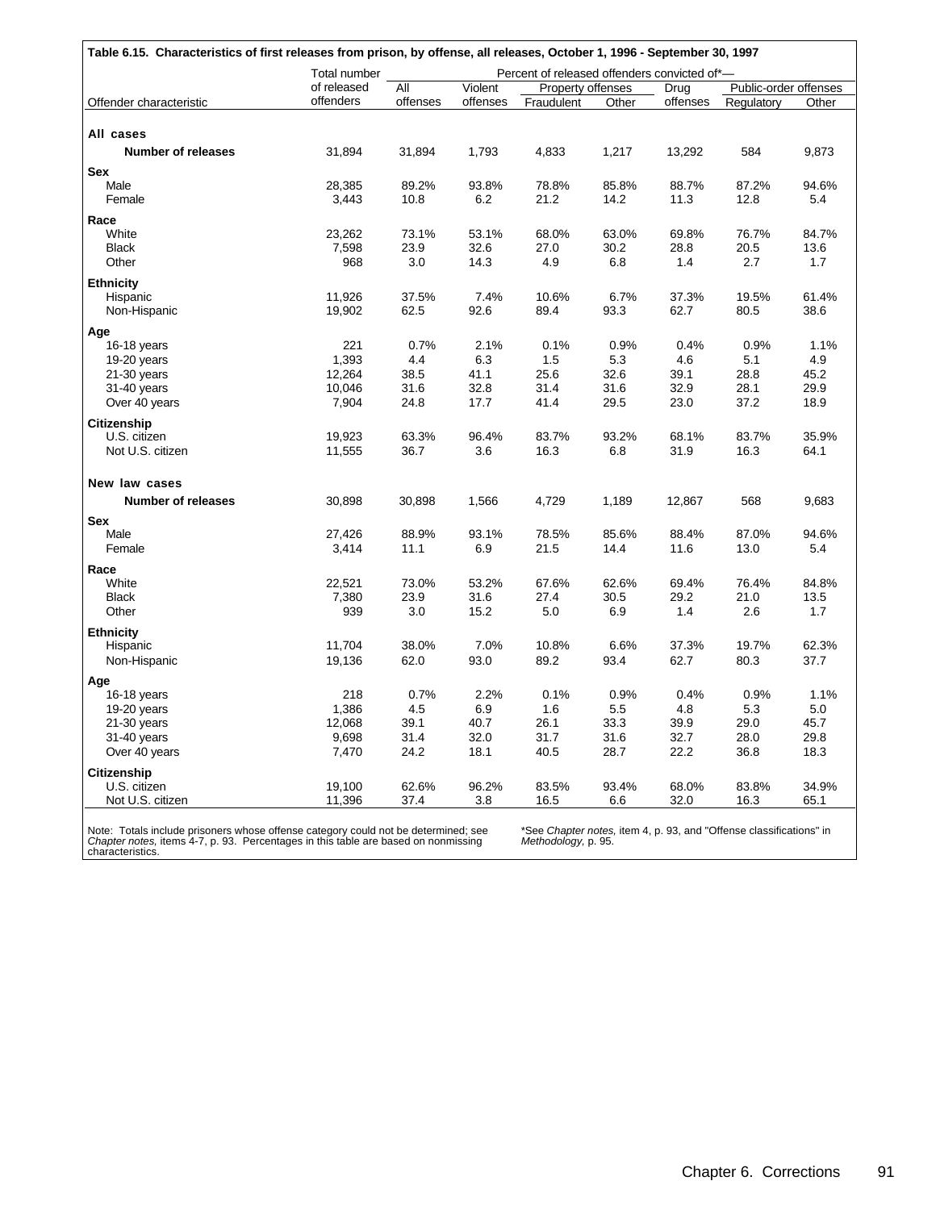**Table 6.15. Characteristics of first releases from prison, by offense, all releases, October 1, 1996 - September 30, 1997**

| Offender characteristic | Total number of released offenders | Percent of released offenders convicted of*— | | | | | | |
|---|---|---|---|---|---|---|---|---|
| | | All offenses | Violent offenses | Property offenses | | Drug offenses | Public-order offenses | |
| | | | | Fraudulent | Other | | Regulatory | Other |
| **All cases** | | | | | | | | |
| **Number of releases** | 31,894 | 31,894 | 1,793 | 4,833 | 1,217 | 13,292 | 584 | 9,873 |
| **Sex** | | | | | | | | |
| Male | 28,385 | 89.2% | 93.8% | 78.8% | 85.8% | 88.7% | 87.2% | 94.6% |
| Female | 3,443 | 10.8 | 6.2 | 21.2 | 14.2 | 11.3 | 12.8 | 5.4 |
| **Race** | | | | | | | | |
| White | 23,262 | 73.1% | 53.1% | 68.0% | 63.0% | 69.8% | 76.7% | 84.7% |
| Black | 7,598 | 23.9 | 32.6 | 27.0 | 30.2 | 28.8 | 20.5 | 13.6 |
| Other | 968 | 3.0 | 14.3 | 4.9 | 6.8 | 1.4 | 2.7 | 1.7 |
| **Ethnicity** | | | | | | | | |
| Hispanic | 11,926 | 37.5% | 7.4% | 10.6% | 6.7% | 37.3% | 19.5% | 61.4% |
| Non-Hispanic | 19,902 | 62.5 | 92.6 | 89.4 | 93.3 | 62.7 | 80.5 | 38.6 |
| **Age** | | | | | | | | |
| 16-18 years | 221 | 0.7% | 2.1% | 0.1% | 0.9% | 0.4% | 0.9% | 1.1% |
| 19-20 years | 1,393 | 4.4 | 6.3 | 1.5 | 5.3 | 4.6 | 5.1 | 4.9 |
| 21-30 years | 12,264 | 38.5 | 41.1 | 25.6 | 32.6 | 39.1 | 28.8 | 45.2 |
| 31-40 years | 10,046 | 31.6 | 32.8 | 31.4 | 31.6 | 32.9 | 28.1 | 29.9 |
| Over 40 years | 7,904 | 24.8 | 17.7 | 41.4 | 29.5 | 23.0 | 37.2 | 18.9 |
| **Citizenship** | | | | | | | | |
| U.S. citizen | 19,923 | 63.3% | 96.4% | 83.7% | 93.2% | 68.1% | 83.7% | 35.9% |
| Not U.S. citizen | 11,555 | 36.7 | 3.6 | 16.3 | 6.8 | 31.9 | 16.3 | 64.1 |
| **New law cases** | | | | | | | | |
| **Number of releases** | 30,898 | 30,898 | 1,566 | 4,729 | 1,189 | 12,867 | 568 | 9,683 |
| **Sex** | | | | | | | | |
| Male | 27,426 | 88.9% | 93.1% | 78.5% | 85.6% | 88.4% | 87.0% | 94.6% |
| Female | 3,414 | 11.1 | 6.9 | 21.5 | 14.4 | 11.6 | 13.0 | 5.4 |
| **Race** | | | | | | | | |
| White | 22,521 | 73.0% | 53.2% | 67.6% | 62.6% | 69.4% | 76.4% | 84.8% |
| Black | 7,380 | 23.9 | 31.6 | 27.4 | 30.5 | 29.2 | 21.0 | 13.5 |
| Other | 939 | 3.0 | 15.2 | 5.0 | 6.9 | 1.4 | 2.6 | 1.7 |
| **Ethnicity** | | | | | | | | |
| Hispanic | 11,704 | 38.0% | 7.0% | 10.8% | 6.6% | 37.3% | 19.7% | 62.3% |
| Non-Hispanic | 19,136 | 62.0 | 93.0 | 89.2 | 93.4 | 62.7 | 80.3 | 37.7 |
| **Age** | | | | | | | | |
| 16-18 years | 218 | 0.7% | 2.2% | 0.1% | 0.9% | 0.4% | 0.9% | 1.1% |
| 19-20 years | 1,386 | 4.5 | 6.9 | 1.6 | 5.5 | 4.8 | 5.3 | 5.0 |
| 21-30 years | 12,068 | 39.1 | 40.7 | 26.1 | 33.3 | 39.9 | 29.0 | 45.7 |
| 31-40 years | 9,698 | 31.4 | 32.0 | 31.7 | 31.6 | 32.7 | 28.0 | 29.8 |
| Over 40 years | 7,470 | 24.2 | 18.1 | 40.5 | 28.7 | 22.2 | 36.8 | 18.3 |
| **Citizenship** | | | | | | | | |
| U.S. citizen | 19,100 | 62.6% | 96.2% | 83.5% | 93.4% | 68.0% | 83.8% | 34.9% |
| Not U.S. citizen | 11,396 | 37.4 | 3.8 | 16.5 | 6.6 | 32.0 | 16.3 | 65.1 |

Note: Totals include prisoners whose offense category could not be determined; see *Chapter notes,* items 4-7, p. 93. Percentages in this table are based on nonmissing characteristics.

*See *Chapter notes,* item 4, p. 93, and "Offense classifications" in *Methodology,* p. 95.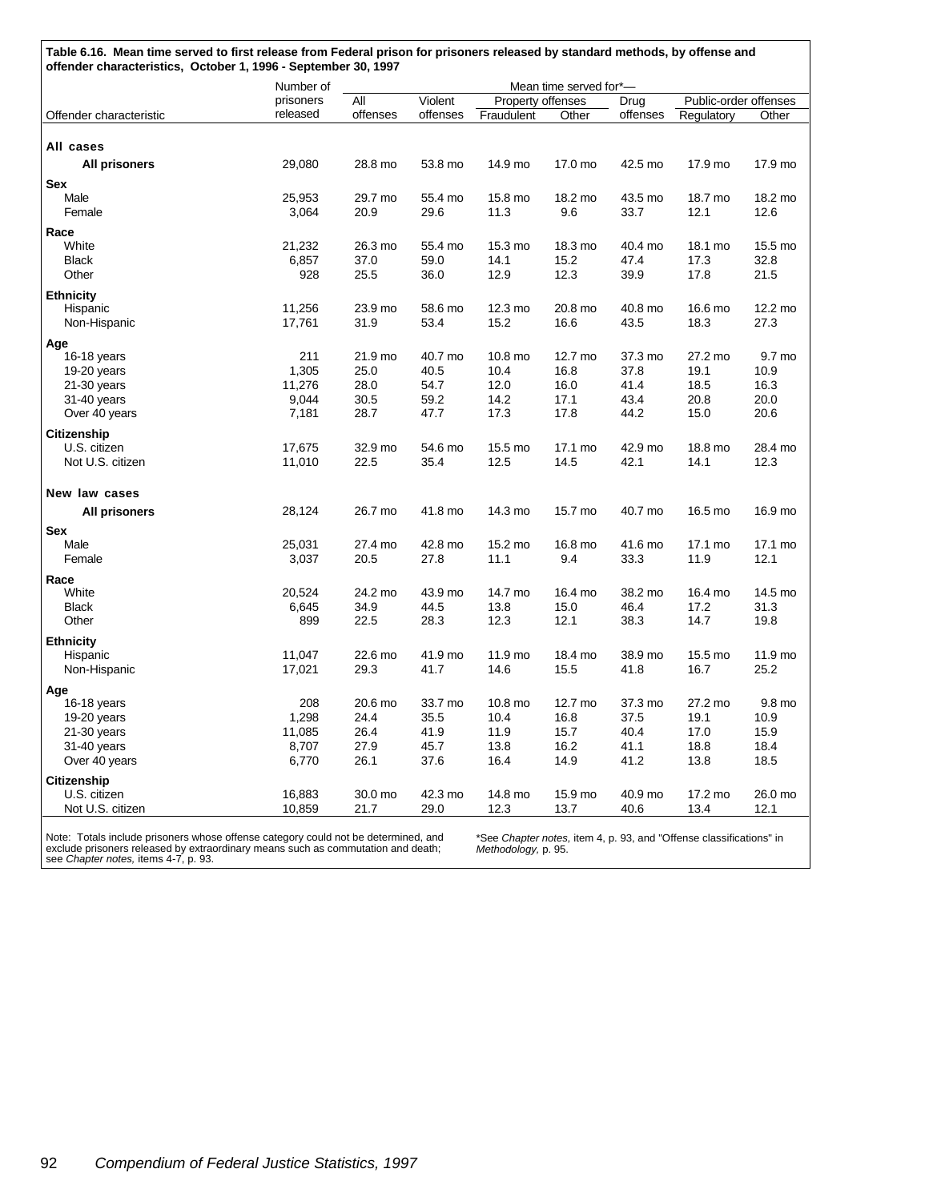**Table 6.16. Mean time served to first release from Federal prison for prisoners released by standard methods, by offense and offender characteristics, October 1, 1996 - September 30, 1997**

| Offender characteristic | Number of prisoners released | Mean time served for*— | | | | | | |
|---|---|---|---|---|---|---|---|---|
| | | All offenses | Violent offenses | Property offenses | | Drug offenses | Public-order offenses | |
| | | | | Fraudulent | Other | | Regulatory | Other |
| **All cases** | | | | | | | | |
| **All prisoners** | 29,080 | 28.8 mo | 53.8 mo | 14.9 mo | 17.0 mo | 42.5 mo | 17.9 mo | 17.9 mo |
| **Sex** | | | | | | | | |
| Male | 25,953 | 29.7 mo | 55.4 mo | 15.8 mo | 18.2 mo | 43.5 mo | 18.7 mo | 18.2 mo |
| Female | 3,064 | 20.9 | 29.6 | 11.3 | 9.6 | 33.7 | 12.1 | 12.6 |
| **Race** | | | | | | | | |
| White | 21,232 | 26.3 mo | 55.4 mo | 15.3 mo | 18.3 mo | 40.4 mo | 18.1 mo | 15.5 mo |
| Black | 6,857 | 37.0 | 59.0 | 14.1 | 15.2 | 47.4 | 17.3 | 32.8 |
| Other | 928 | 25.5 | 36.0 | 12.9 | 12.3 | 39.9 | 17.8 | 21.5 |
| **Ethnicity** | | | | | | | | |
| Hispanic | 11,256 | 23.9 mo | 58.6 mo | 12.3 mo | 20.8 mo | 40.8 mo | 16.6 mo | 12.2 mo |
| Non-Hispanic | 17,761 | 31.9 | 53.4 | 15.2 | 16.6 | 43.5 | 18.3 | 27.3 |
| **Age** | | | | | | | | |
| 16-18 years | 211 | 21.9 mo | 40.7 mo | 10.8 mo | 12.7 mo | 37.3 mo | 27.2 mo | 9.7 mo |
| 19-20 years | 1,305 | 25.0 | 40.5 | 10.4 | 16.8 | 37.8 | 19.1 | 10.9 |
| 21-30 years | 11,276 | 28.0 | 54.7 | 12.0 | 16.0 | 41.4 | 18.5 | 16.3 |
| 31-40 years | 9,044 | 30.5 | 59.2 | 14.2 | 17.1 | 43.4 | 20.8 | 20.0 |
| Over 40 years | 7,181 | 28.7 | 47.7 | 17.3 | 17.8 | 44.2 | 15.0 | 20.6 |
| **Citizenship** | | | | | | | | |
| U.S. citizen | 17,675 | 32.9 mo | 54.6 mo | 15.5 mo | 17.1 mo | 42.9 mo | 18.8 mo | 28.4 mo |
| Not U.S. citizen | 11,010 | 22.5 | 35.4 | 12.5 | 14.5 | 42.1 | 14.1 | 12.3 |
| **New law cases** | | | | | | | | |
| **All prisoners** | 28,124 | 26.7 mo | 41.8 mo | 14.3 mo | 15.7 mo | 40.7 mo | 16.5 mo | 16.9 mo |
| **Sex** | | | | | | | | |
| Male | 25,031 | 27.4 mo | 42.8 mo | 15.2 mo | 16.8 mo | 41.6 mo | 17.1 mo | 17.1 mo |
| Female | 3,037 | 20.5 | 27.8 | 11.1 | 9.4 | 33.3 | 11.9 | 12.1 |
| **Race** | | | | | | | | |
| White | 20,524 | 24.2 mo | 43.9 mo | 14.7 mo | 16.4 mo | 38.2 mo | 16.4 mo | 14.5 mo |
| Black | 6,645 | 34.9 | 44.5 | 13.8 | 15.0 | 46.4 | 17.2 | 31.3 |
| Other | 899 | 22.5 | 28.3 | 12.3 | 12.1 | 38.3 | 14.7 | 19.8 |
| **Ethnicity** | | | | | | | | |
| Hispanic | 11,047 | 22.6 mo | 41.9 mo | 11.9 mo | 18.4 mo | 38.9 mo | 15.5 mo | 11.9 mo |
| Non-Hispanic | 17,021 | 29.3 | 41.7 | 14.6 | 15.5 | 41.8 | 16.7 | 25.2 |
| **Age** | | | | | | | | |
| 16-18 years | 208 | 20.6 mo | 33.7 mo | 10.8 mo | 12.7 mo | 37.3 mo | 27.2 mo | 9.8 mo |
| 19-20 years | 1,298 | 24.4 | 35.5 | 10.4 | 16.8 | 37.5 | 19.1 | 10.9 |
| 21-30 years | 11,085 | 26.4 | 41.9 | 11.9 | 15.7 | 40.4 | 17.0 | 15.9 |
| 31-40 years | 8,707 | 27.9 | 45.7 | 13.8 | 16.2 | 41.1 | 18.8 | 18.4 |
| Over 40 years | 6,770 | 26.1 | 37.6 | 16.4 | 14.9 | 41.2 | 13.8 | 18.5 |
| **Citizenship** | | | | | | | | |
| U.S. citizen | 16,883 | 30.0 mo | 42.3 mo | 14.8 mo | 15.9 mo | 40.9 mo | 17.2 mo | 26.0 mo |
| Not U.S. citizen | 10,859 | 21.7 | 29.0 | 12.3 | 13.7 | 40.6 | 13.4 | 12.1 |

Note: Totals include prisoners whose offense category could not be determined, and exclude prisoners released by extraordinary means such as commutation and death; see *Chapter notes,* items 4-7, p. 93.

*See *Chapter notes,* item 4, p. 93, and "Offense classifications" in *Methodology,* p. 95.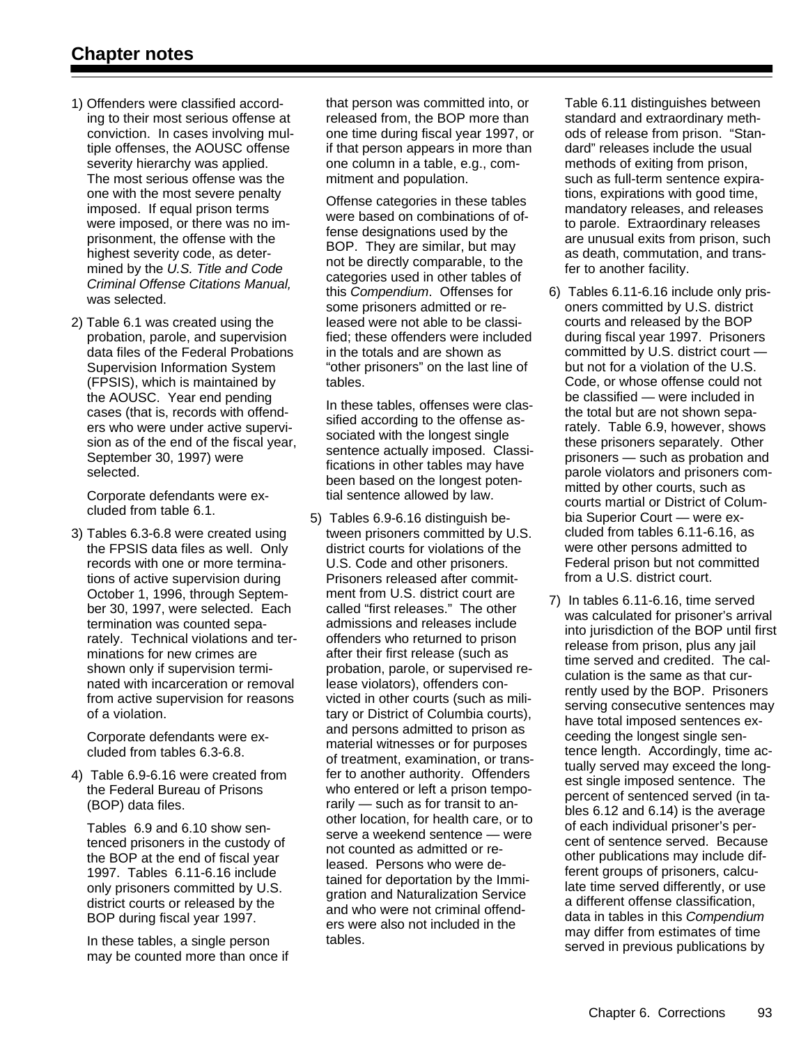## Chapter notes

1) Offenders were classified according to their most serious offense at conviction. In cases involving multiple offenses, the AOUSC offense severity hierarchy was applied. The most serious offense was the one with the most severe penalty imposed. If equal prison terms were imposed, or there was no imprisonment, the offense with the highest severity code, as determined by the *U.S. Title and Code Criminal Offense Citations Manual,* was selected.

2) Table 6.1 was created using the probation, parole, and supervision data files of the Federal Probations Supervision Information System (FPSIS), which is maintained by the AOUSC. Year end pending cases (that is, records with offenders who were under active supervision as of the end of the fiscal year, September 30, 1997) were selected.

   Corporate defendants were excluded from table 6.1.

3) Tables 6.3-6.8 were created using the FPSIS data files as well. Only records with one or more terminations of active supervision during October 1, 1996, through September 30, 1997, were selected. Each termination was counted separately. Technical violations and terminations for new crimes are shown only if supervision terminated with incarceration or removal from active supervision for reasons of a violation.

   Corporate defendants were excluded from tables 6.3-6.8.

4) Table 6.9-6.16 were created from the Federal Bureau of Prisons (BOP) data files.

   Tables 6.9 and 6.10 show sentenced prisoners in the custody of the BOP at the end of fiscal year 1997. Tables 6.11-6.16 include only prisoners committed by U.S. district courts or released by the BOP during fiscal year 1997.

   In these tables, a single person may be counted more than once if that person was committed into, or released from, the BOP more than one time during fiscal year 1997, or if that person appears in more than one column in a table, e.g., commitment and population.

   Offense categories in these tables were based on combinations of offense designations used by the BOP. They are similar, but may not be directly comparable, to the categories used in other tables of this *Compendium*. Offenses for some prisoners admitted or released were not able to be classified; these offenders were included in the totals and are shown as "other prisoners" on the last line of tables.

   In these tables, offenses were classified according to the offense associated with the longest single sentence actually imposed. Classifications in other tables may have been based on the longest potential sentence allowed by law.

5) Tables 6.9-6.16 distinguish between prisoners committed by U.S. district courts for violations of the U.S. Code and other prisoners. Prisoners released after commitment from U.S. district court are called "first releases." The other admissions and releases include offenders who returned to prison after their first release (such as probation, parole, or supervised release violators), offenders convicted in other courts (such as military or District of Columbia courts), and persons admitted to prison as material witnesses or for purposes of treatment, examination, or transfer to another authority. Offenders who entered or left a prison temporarily — such as for transit to another location, for health care, or to serve a weekend sentence — were not counted as admitted or released. Persons who were detained for deportation by the Immigration and Naturalization Service and who were not criminal offenders were also not included in the tables.

   Table 6.11 distinguishes between standard and extraordinary methods of release from prison. "Standard" releases include the usual methods of exiting from prison, such as full-term sentence expirations, expirations with good time, mandatory releases, and releases to parole. Extraordinary releases are unusual exits from prison, such as death, commutation, and transfer to another facility.

6) Tables 6.11-6.16 include only prisoners committed by U.S. district courts and released by the BOP during fiscal year 1997. Prisoners committed by U.S. district court — but not for a violation of the U.S. Code, or whose offense could not be classified — were included in the total but are not shown separately. Table 6.9, however, shows these prisoners separately. Other prisoners — such as probation and parole violators and prisoners committed by other courts, such as courts martial or District of Columbia Superior Court — were excluded from tables 6.11-6.16, as were other persons admitted to Federal prison but not committed from a U.S. district court.

7) In tables 6.11-6.16, time served was calculated for prisoner's arrival into jurisdiction of the BOP until first release from prison, plus any jail time served and credited. The calculation is the same as that currently used by the BOP. Prisoners serving consecutive sentences may have total imposed sentences exceeding the longest single sentence length. Accordingly, time actually served may exceed the longest single imposed sentence. The percent of sentenced served (in tables 6.12 and 6.14) is the average of each individual prisoner's percent of sentence served. Because other publications may include different groups of prisoners, calculate time served differently, or use a different offense classification, data in tables in this *Compendium* may differ from estimates of time served in previous publications by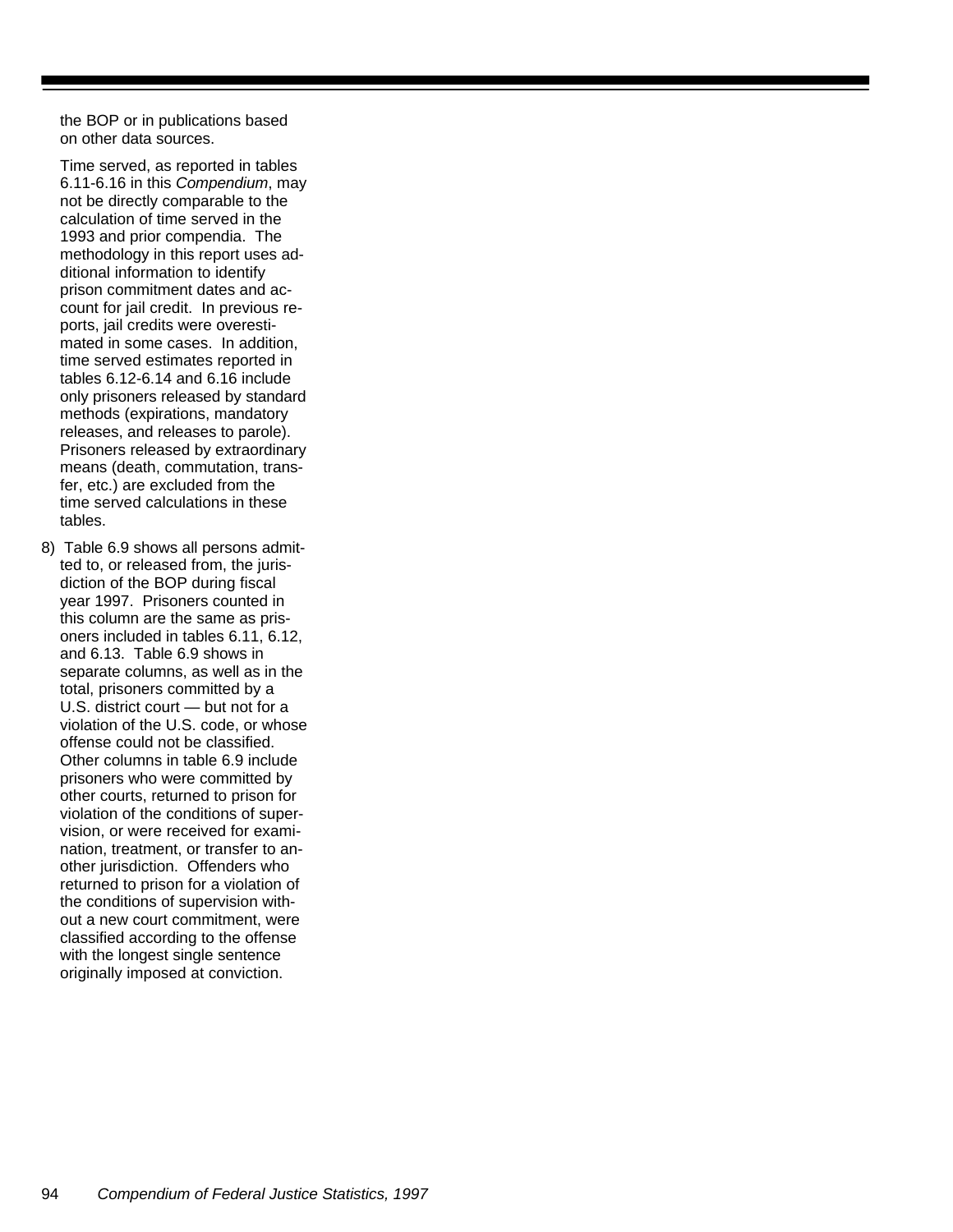the BOP or in publications based on other data sources.

Time served, as reported in tables 6.11-6.16 in this *Compendium*, may not be directly comparable to the calculation of time served in the 1993 and prior compendia. The methodology in this report uses additional information to identify prison commitment dates and account for jail credit. In previous reports, jail credits were overestimated in some cases. In addition, time served estimates reported in tables 6.12-6.14 and 6.16 include only prisoners released by standard methods (expirations, mandatory releases, and releases to parole). Prisoners released by extraordinary means (death, commutation, transfer, etc.) are excluded from the time served calculations in these tables.

8) Table 6.9 shows all persons admitted to, or released from, the jurisdiction of the BOP during fiscal year 1997. Prisoners counted in this column are the same as prisoners included in tables 6.11, 6.12, and 6.13. Table 6.9 shows in separate columns, as well as in the total, prisoners committed by a U.S. district court — but not for a violation of the U.S. code, or whose offense could not be classified. Other columns in table 6.9 include prisoners who were committed by other courts, returned to prison for violation of the conditions of supervision, or were received for examination, treatment, or transfer to another jurisdiction. Offenders who returned to prison for a violation of the conditions of supervision without a new court commitment, were classified according to the offense with the longest single sentence originally imposed at conviction.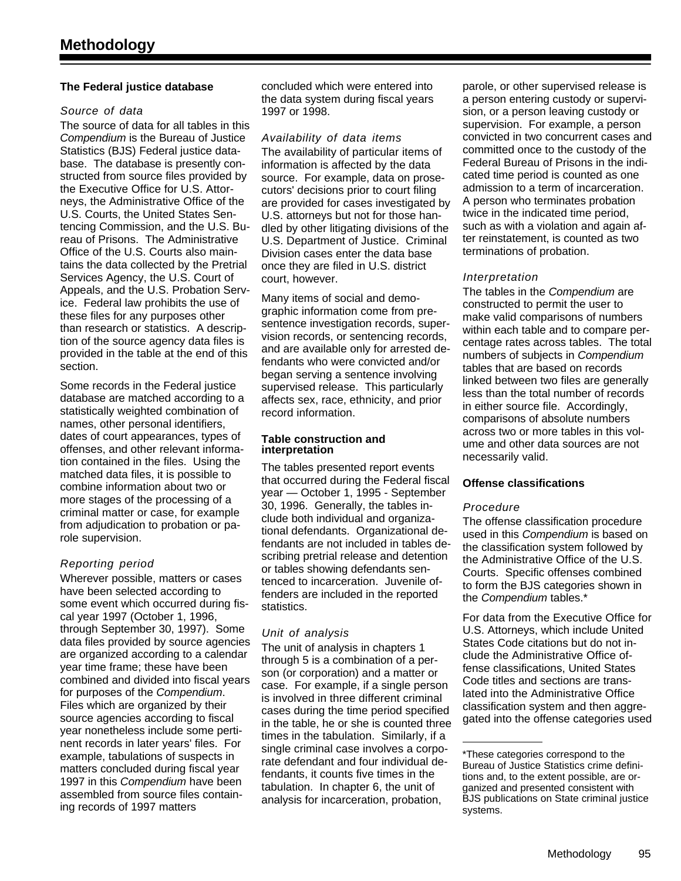# Methodology

## The Federal justice database

### *Source of data*

The source of data for all tables in this *Compendium* is the Bureau of Justice Statistics (BJS) Federal justice database. The database is presently constructed from source files provided by the Executive Office for U.S. Attorneys, the Administrative Office of the U.S. Courts, the United States Sentencing Commission, and the U.S. Bureau of Prisons. The Administrative Office of the U.S. Courts also maintains the data collected by the Pretrial Services Agency, the U.S. Court of Appeals, and the U.S. Probation Service. Federal law prohibits the use of these files for any purposes other than research or statistics. A description of the source agency data files is provided in the table at the end of this section.

Some records in the Federal justice database are matched according to a statistically weighted combination of names, other personal identifiers, dates of court appearances, types of offenses, and other relevant information contained in the files. Using the matched data files, it is possible to combine information about two or more stages of the processing of a criminal matter or case, for example from adjudication to probation or parole supervision.

### *Reporting period*

Wherever possible, matters or cases have been selected according to some event which occurred during fiscal year 1997 (October 1, 1996, through September 30, 1997). Some data files provided by source agencies are organized according to a calendar year time frame; these have been combined and divided into fiscal years for purposes of the *Compendium*. Files which are organized by their source agencies according to fiscal year nonetheless include some pertinent records in later years' files. For example, tabulations of suspects in matters concluded during fiscal year 1997 in this *Compendium* have been assembled from source files containing records of 1997 matters concluded which were entered into the data system during fiscal years 1997 or 1998.

### *Availability of data items*

The availability of particular items of information is affected by the data source. For example, data on prosecutors' decisions prior to court filing are provided for cases investigated by U.S. attorneys but not for those handled by other litigating divisions of the U.S. Department of Justice. Criminal Division cases enter the data base once they are filed in U.S. district court, however.

Many items of social and demographic information come from presentence investigation records, supervision records, or sentencing records, and are available only for arrested defendants who were convicted and/or began serving a sentence involving supervised release. This particularly affects sex, race, ethnicity, and prior record information.

## Table construction and interpretation

The tables presented report events that occurred during the Federal fiscal year — October 1, 1995 - September 30, 1996. Generally, the tables include both individual and organizational defendants. Organizational defendants are not included in tables describing pretrial release and detention or tables showing defendants sentenced to incarceration. Juvenile offenders are included in the reported statistics.

### *Unit of analysis*

The unit of analysis in chapters 1 through 5 is a combination of a person (or corporation) and a matter or case. For example, if a single person is involved in three different criminal cases during the time period specified in the table, he or she is counted three times in the tabulation. Similarly, if a single criminal case involves a corporate defendant and four individual defendants, it counts five times in the tabulation. In chapter 6, the unit of analysis for incarceration, probation, parole, or other supervised release is a person entering custody or supervision, or a person leaving custody or supervision. For example, a person convicted in two concurrent cases and committed once to the custody of the Federal Bureau of Prisons in the indicated time period is counted as one admission to a term of incarceration. A person who terminates probation twice in the indicated time period, such as with a violation and again after reinstatement, is counted as two terminations of probation.

### *Interpretation*

The tables in the *Compendium* are constructed to permit the user to make valid comparisons of numbers within each table and to compare percentage rates across tables. The total numbers of subjects in *Compendium* tables that are based on records linked between two files are generally less than the total number of records in either source file. Accordingly, comparisons of absolute numbers across two or more tables in this volume and other data sources are not necessarily valid.

## Offense classifications

### *Procedure*

The offense classification procedure used in this *Compendium* is based on the classification system followed by the Administrative Office of the U.S. Courts. Specific offenses combined to form the BJS categories shown in the *Compendium* tables.*

For data from the Executive Office for U.S. Attorneys, which include United States Code citations but do not include the Administrative Office offense classifications, United States Code titles and sections are translated into the Administrative Office classification system and then aggregated into the offense categories used

---

*These categories correspond to the Bureau of Justice Statistics crime definitions and, to the extent possible, are organized and presented consistent with BJS publications on State criminal justice systems.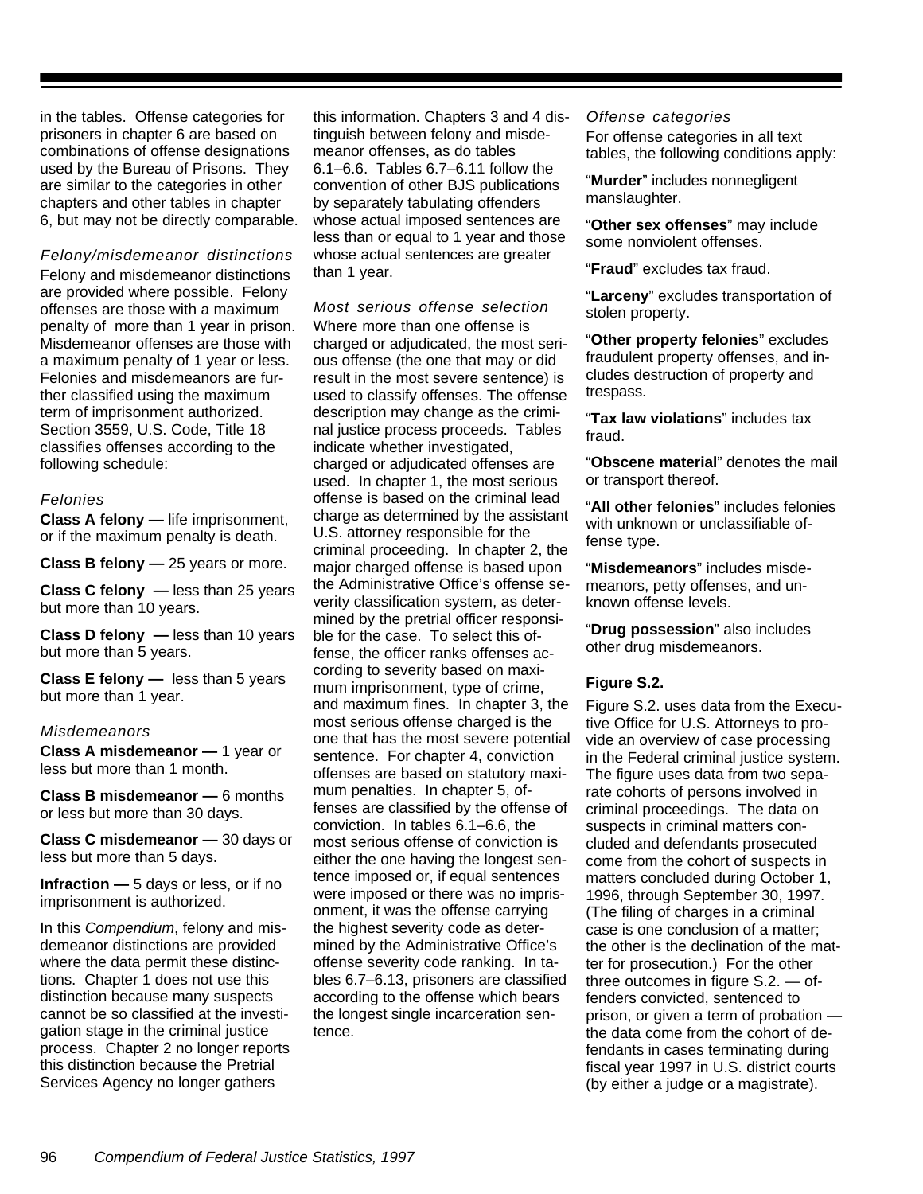in the tables. Offense categories for prisoners in chapter 6 are based on combinations of offense designations used by the Bureau of Prisons. They are similar to the categories in other chapters and other tables in chapter 6, but may not be directly comparable.

*Felony/misdemeanor distinctions*

Felony and misdemeanor distinctions are provided where possible. Felony offenses are those with a maximum penalty of more than 1 year in prison. Misdemeanor offenses are those with a maximum penalty of 1 year or less. Felonies and misdemeanors are further classified using the maximum term of imprisonment authorized. Section 3559, U.S. Code, Title 18 classifies offenses according to the following schedule:

*Felonies*

**Class A felony —** life imprisonment, or if the maximum penalty is death.

**Class B felony —** 25 years or more.

**Class C felony —** less than 25 years but more than 10 years.

**Class D felony —** less than 10 years but more than 5 years.

**Class E felony —** less than 5 years but more than 1 year.

*Misdemeanors*

**Class A misdemeanor —** 1 year or less but more than 1 month.

**Class B misdemeanor —** 6 months or less but more than 30 days.

**Class C misdemeanor —** 30 days or less but more than 5 days.

**Infraction —** 5 days or less, or if no imprisonment is authorized.

In this *Compendium*, felony and misdemeanor distinctions are provided where the data permit these distinctions. Chapter 1 does not use this distinction because many suspects cannot be so classified at the investigation stage in the criminal justice process. Chapter 2 no longer reports this distinction because the Pretrial Services Agency no longer gathers this information. Chapters 3 and 4 distinguish between felony and misdemeanor offenses, as do tables 6.1–6.6. Tables 6.7–6.11 follow the convention of other BJS publications by separately tabulating offenders whose actual imposed sentences are less than or equal to 1 year and those whose actual sentences are greater than 1 year.

*Most serious offense selection*

Where more than one offense is charged or adjudicated, the most serious offense (the one that may or did result in the most severe sentence) is used to classify offenses. The offense description may change as the criminal justice process proceeds. Tables indicate whether investigated, charged or adjudicated offenses are used. In chapter 1, the most serious offense is based on the criminal lead charge as determined by the assistant U.S. attorney responsible for the criminal proceeding. In chapter 2, the major charged offense is based upon the Administrative Office's offense severity classification system, as determined by the pretrial officer responsible for the case. To select this offense, the officer ranks offenses according to severity based on maximum imprisonment, type of crime, and maximum fines. In chapter 3, the most serious offense charged is the one that has the most severe potential sentence. For chapter 4, conviction offenses are based on statutory maximum penalties. In chapter 5, offenses are classified by the offense of conviction. In tables 6.1–6.6, the most serious offense of conviction is either the one having the longest sentence imposed or, if equal sentences were imposed or there was no imprisonment, it was the offense carrying the highest severity code as determined by the Administrative Office's offense severity code ranking. In tables 6.7–6.13, prisoners are classified according to the offense which bears the longest single incarceration sentence.

*Offense categories*

For offense categories in all text tables, the following conditions apply:

"**Murder**" includes nonnegligent manslaughter.

"**Other sex offenses**" may include some nonviolent offenses.

"**Fraud**" excludes tax fraud.

"**Larceny**" excludes transportation of stolen property.

"**Other property felonies**" excludes fraudulent property offenses, and includes destruction of property and trespass.

"**Tax law violations**" includes tax fraud.

"**Obscene material**" denotes the mail or transport thereof.

"**All other felonies**" includes felonies with unknown or unclassifiable offense type.

"**Misdemeanors**" includes misdemeanors, petty offenses, and unknown offense levels.

"**Drug possession**" also includes other drug misdemeanors.

**Figure S.2.**

Figure S.2. uses data from the Executive Office for U.S. Attorneys to provide an overview of case processing in the Federal criminal justice system. The figure uses data from two separate cohorts of persons involved in criminal proceedings. The data on suspects in criminal matters concluded and defendants prosecuted come from the cohort of suspects in matters concluded during October 1, 1996, through September 30, 1997. (The filing of charges in a criminal case is one conclusion of a matter; the other is the declination of the matter for prosecution.) For the other three outcomes in figure S.2. — offenders convicted, sentenced to prison, or given a term of probation — the data come from the cohort of defendants in cases terminating during fiscal year 1997 in U.S. district courts (by either a judge or a magistrate).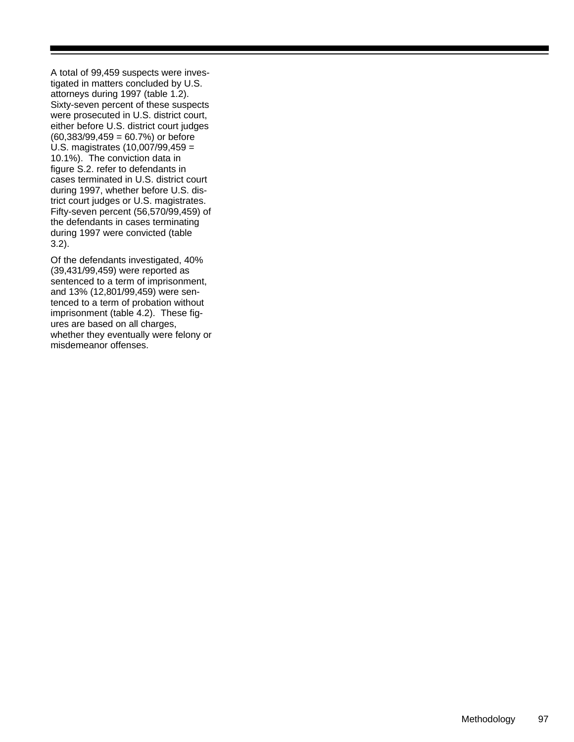A total of 99,459 suspects were investigated in matters concluded by U.S. attorneys during 1997 (table 1.2). Sixty-seven percent of these suspects were prosecuted in U.S. district court, either before U.S. district court judges (60,383/99,459 = 60.7%) or before U.S. magistrates (10,007/99,459 = 10.1%). The conviction data in figure S.2. refer to defendants in cases terminated in U.S. district court during 1997, whether before U.S. district court judges or U.S. magistrates. Fifty-seven percent (56,570/99,459) of the defendants in cases terminating during 1997 were convicted (table 3.2).

Of the defendants investigated, 40% (39,431/99,459) were reported as sentenced to a term of imprisonment, and 13% (12,801/99,459) were sentenced to a term of probation without imprisonment (table 4.2). These figures are based on all charges, whether they eventually were felony or misdemeanor offenses.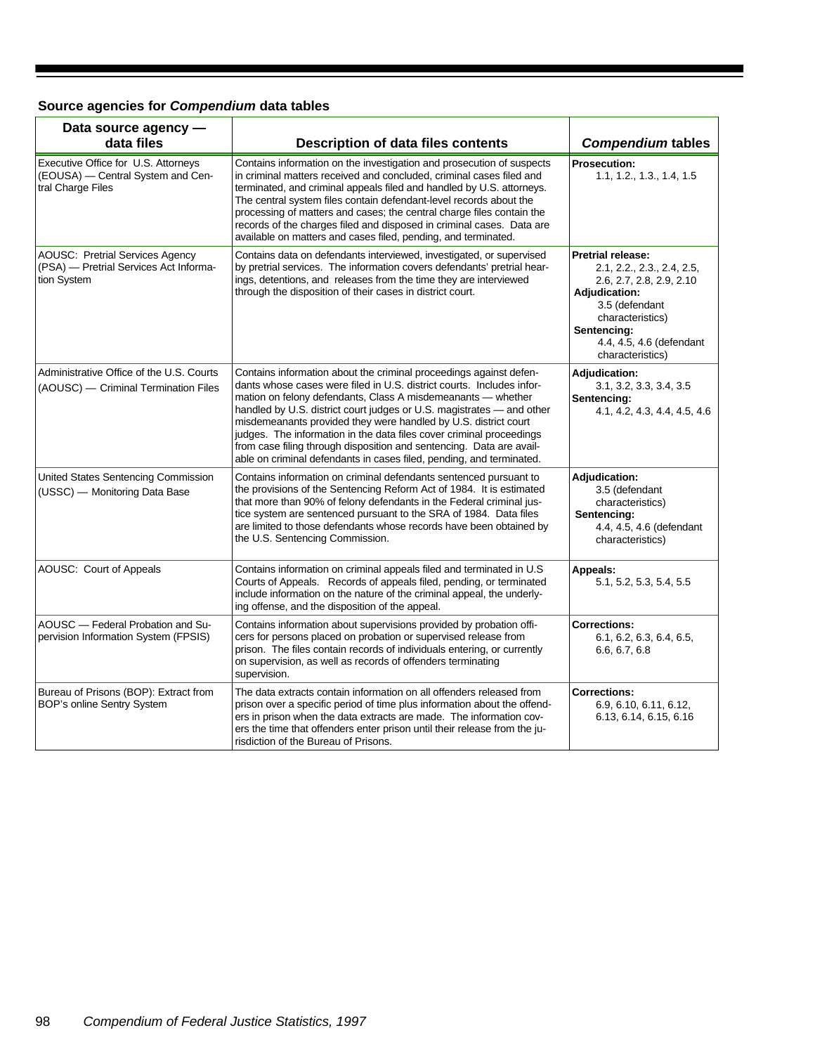### Source agencies for *Compendium* data tables

| Data source agency — data files | Description of data files contents | *Compendium* tables |
|---|---|---|
| Executive Office for U.S. Attorneys (EOUSA) — Central System and Central Charge Files | Contains information on the investigation and prosecution of suspects in criminal matters received and concluded, criminal cases filed and terminated, and criminal appeals filed and handled by U.S. attorneys. The central system files contain defendant-level records about the processing of matters and cases; the central charge files contain the records of the charges filed and disposed in criminal cases. Data are available on matters and cases filed, pending, and terminated. | **Prosecution:** 1.1, 1.2., 1.3., 1.4, 1.5 |
| AOUSC: Pretrial Services Agency (PSA) — Pretrial Services Act Information System | Contains data on defendants interviewed, investigated, or supervised by pretrial services. The information covers defendants' pretrial hearings, detentions, and releases from the time they are interviewed through the disposition of their cases in district court. | **Pretrial release:** 2.1, 2.2., 2.3., 2.4, 2.5, 2.6, 2.7, 2.8, 2.9, 2.10 **Adjudication:** 3.5 (defendant characteristics) **Sentencing:** 4.4, 4.5, 4.6 (defendant characteristics) |
| Administrative Office of the U.S. Courts (AOUSC) — Criminal Termination Files | Contains information about the criminal proceedings against defendants whose cases were filed in U.S. district courts. Includes information on felony defendants, Class A misdemeanants — whether handled by U.S. district court judges or U.S. magistrates — and other misdemeanants provided they were handled by U.S. district court judges. The information in the data files cover criminal proceedings from case filing through disposition and sentencing. Data are available on criminal defendants in cases filed, pending, and terminated. | **Adjudication:** 3.1, 3.2, 3.3, 3.4, 3.5 **Sentencing:** 4.1, 4.2, 4.3, 4.4, 4.5, 4.6 |
| United States Sentencing Commission (USSC) — Monitoring Data Base | Contains information on criminal defendants sentenced pursuant to the provisions of the Sentencing Reform Act of 1984. It is estimated that more than 90% of felony defendants in the Federal criminal justice system are sentenced pursuant to the SRA of 1984. Data files are limited to those defendants whose records have been obtained by the U.S. Sentencing Commission. | **Adjudication:** 3.5 (defendant characteristics) **Sentencing:** 4.4, 4.5, 4.6 (defendant characteristics) |
| AOUSC: Court of Appeals | Contains information on criminal appeals filed and terminated in U.S Courts of Appeals. Records of appeals filed, pending, or terminated include information on the nature of the criminal appeal, the underlying offense, and the disposition of the appeal. | **Appeals:** 5.1, 5.2, 5.3, 5.4, 5.5 |
| AOUSC — Federal Probation and Supervision Information System (FPSIS) | Contains information about supervisions provided by probation officers for persons placed on probation or supervised release from prison. The files contain records of individuals entering, or currently on supervision, as well as records of offenders terminating supervision. | **Corrections:** 6.1, 6.2, 6.3, 6.4, 6.5, 6.6, 6.7, 6.8 |
| Bureau of Prisons (BOP): Extract from BOP's online Sentry System | The data extracts contain information on all offenders released from prison over a specific period of time plus information about the offenders in prison when the data extracts are made. The information covers the time that offenders enter prison until their release from the jurisdiction of the Bureau of Prisons. | **Corrections:** 6.9, 6.10, 6.11, 6.12, 6.13, 6.14, 6.15, 6.16 |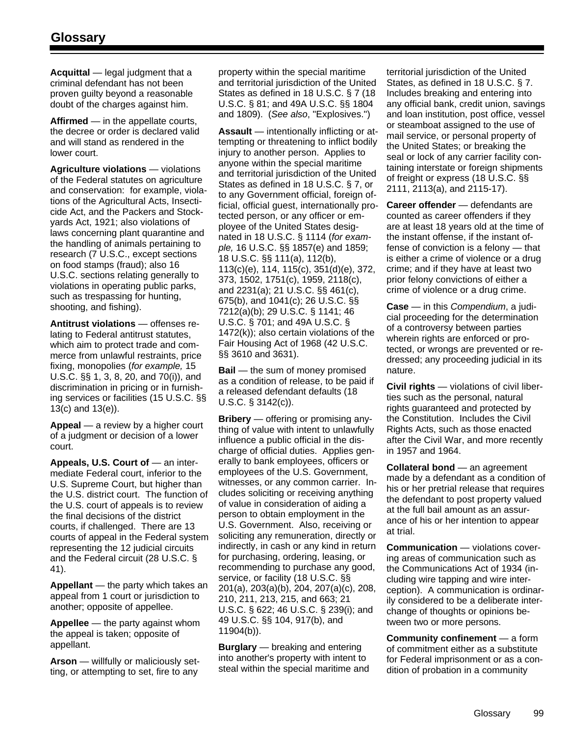# Glossary

**Acquittal** — legal judgment that a criminal defendant has not been proven guilty beyond a reasonable doubt of the charges against him.

**Affirmed** — in the appellate courts, the decree or order is declared valid and will stand as rendered in the lower court.

**Agriculture violations** — violations of the Federal statutes on agriculture and conservation: for example, violations of the Agricultural Acts, Insecticide Act, and the Packers and Stockyards Act, 1921; also violations of laws concerning plant quarantine and the handling of animals pertaining to research (7 U.S.C., except sections on food stamps (fraud); also 16 U.S.C. sections relating generally to violations in operating public parks, such as trespassing for hunting, shooting, and fishing).

**Antitrust violations** — offenses relating to Federal antitrust statutes, which aim to protect trade and commerce from unlawful restraints, price fixing, monopolies (*for example,* 15 U.S.C. §§ 1, 3, 8, 20, and 70(i)), and discrimination in pricing or in furnishing services or facilities (15 U.S.C. §§ 13(c) and 13(e)).

**Appeal** — a review by a higher court of a judgment or decision of a lower court.

**Appeals, U.S. Court of** — an intermediate Federal court, inferior to the U.S. Supreme Court, but higher than the U.S. district court. The function of the U.S. court of appeals is to review the final decisions of the district courts, if challenged. There are 13 courts of appeal in the Federal system representing the 12 judicial circuits and the Federal circuit (28 U.S.C. § 41).

**Appellant** — the party which takes an appeal from 1 court or jurisdiction to another; opposite of appellee.

**Appellee** — the party against whom the appeal is taken; opposite of appellant.

**Arson** — willfully or maliciously setting, or attempting to set, fire to any property within the special maritime and territorial jurisdiction of the United States as defined in 18 U.S.C. § 7 (18 U.S.C. § 81; and 49A U.S.C. §§ 1804 and 1809). (*See also*, "Explosives.")

**Assault** — intentionally inflicting or attempting or threatening to inflict bodily injury to another person. Applies to anyone within the special maritime and territorial jurisdiction of the United States as defined in 18 U.S.C. § 7, or to any Government official, foreign official, official guest, internationally protected person, or any officer or employee of the United States designated in 18 U.S.C. § 1114 (*for example,* 16 U.S.C. §§ 1857(e) and 1859; 18 U.S.C. §§ 111(a), 112(b), 113(c)(e), 114, 115(c), 351(d)(e), 372, 373, 1502, 1751(c), 1959, 2118(c), and 2231(a); 21 U.S.C. §§ 461(c), 675(b), and 1041(c); 26 U.S.C. §§ 7212(a)(b); 29 U.S.C. § 1141; 46 U.S.C. § 701; and 49A U.S.C. § 1472(k)); also certain violations of the Fair Housing Act of 1968 (42 U.S.C. §§ 3610 and 3631).

**Bail** — the sum of money promised as a condition of release, to be paid if a released defendant defaults (18 U.S.C. § 3142(c)).

**Bribery** — offering or promising anything of value with intent to unlawfully influence a public official in the discharge of official duties. Applies generally to bank employees, officers or employees of the U.S. Government, witnesses, or any common carrier. Includes soliciting or receiving anything of value in consideration of aiding a person to obtain employment in the U.S. Government. Also, receiving or soliciting any remuneration, directly or indirectly, in cash or any kind in return for purchasing, ordering, leasing, or recommending to purchase any good, service, or facility (18 U.S.C. §§ 201(a), 203(a)(b), 204, 207(a)(c), 208, 210, 211, 213, 215, and 663; 21 U.S.C. § 622; 46 U.S.C. § 239(i); and 49 U.S.C. §§ 104, 917(b), and 11904(b)).

**Burglary** — breaking and entering into another's property with intent to steal within the special maritime and territorial jurisdiction of the United States, as defined in 18 U.S.C. § 7. Includes breaking and entering into any official bank, credit union, savings and loan institution, post office, vessel or steamboat assigned to the use of mail service, or personal property of the United States; or breaking the seal or lock of any carrier facility containing interstate or foreign shipments of freight or express (18 U.S.C. §§ 2111, 2113(a), and 2115-17).

**Career offender** — defendants are counted as career offenders if they are at least 18 years old at the time of the instant offense, if the instant offense of conviction is a felony — that is either a crime of violence or a drug crime; and if they have at least two prior felony convictions of either a crime of violence or a drug crime.

**Case** — in this *Compendium*, a judicial proceeding for the determination of a controversy between parties wherein rights are enforced or protected, or wrongs are prevented or redressed; any proceeding judicial in its nature.

**Civil rights** — violations of civil liberties such as the personal, natural rights guaranteed and protected by the Constitution. Includes the Civil Rights Acts, such as those enacted after the Civil War, and more recently in 1957 and 1964.

**Collateral bond** — an agreement made by a defendant as a condition of his or her pretrial release that requires the defendant to post property valued at the full bail amount as an assurance of his or her intention to appear at trial.

**Communication** — violations covering areas of communication such as the Communications Act of 1934 (including wire tapping and wire interception). A communication is ordinarily considered to be a deliberate interchange of thoughts or opinions between two or more persons.

**Community confinement** — a form of commitment either as a substitute for Federal imprisonment or as a condition of probation in a community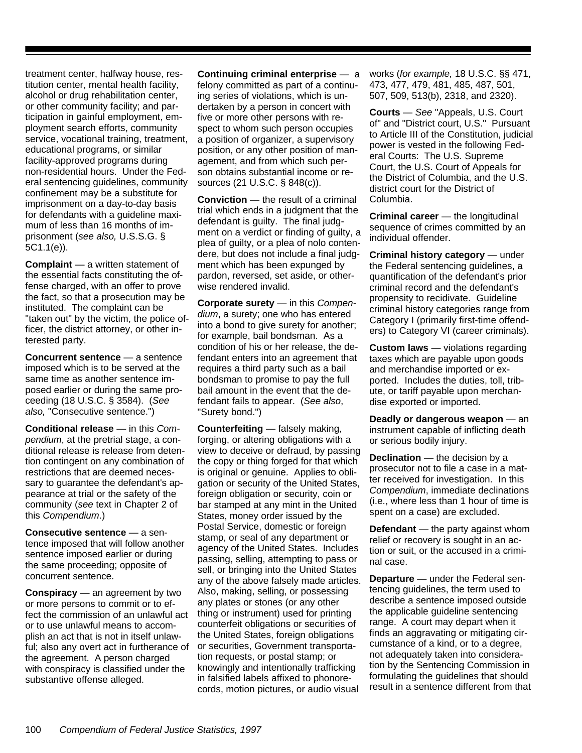treatment center, halfway house, restitution center, mental health facility, alcohol or drug rehabilitation center, or other community facility; and participation in gainful employment, employment search efforts, community service, vocational training, treatment, educational programs, or similar facility-approved programs during non-residential hours. Under the Federal sentencing guidelines, community confinement may be a substitute for imprisonment on a day-to-day basis for defendants with a guideline maximum of less than 16 months of imprisonment (*see also,* U.S.S.G. § 5C1.1(e)).

**Complaint** — a written statement of the essential facts constituting the offense charged, with an offer to prove the fact, so that a prosecution may be instituted. The complaint can be "taken out" by the victim, the police officer, the district attorney, or other interested party.

**Concurrent sentence** — a sentence imposed which is to be served at the same time as another sentence imposed earlier or during the same proceeding (18 U.S.C. § 3584). (*See also,* "Consecutive sentence.")

**Conditional release** — in this *Compendium*, at the pretrial stage, a conditional release is release from detention contingent on any combination of restrictions that are deemed necessary to guarantee the defendant's appearance at trial or the safety of the community (*see* text in Chapter 2 of this *Compendium*.)

**Consecutive sentence** — a sentence imposed that will follow another sentence imposed earlier or during the same proceeding; opposite of concurrent sentence.

**Conspiracy** — an agreement by two or more persons to commit or to effect the commission of an unlawful act or to use unlawful means to accomplish an act that is not in itself unlawful; also any overt act in furtherance of the agreement. A person charged with conspiracy is classified under the substantive offense alleged.

**Continuing criminal enterprise** — a felony committed as part of a continuing series of violations, which is undertaken by a person in concert with five or more other persons with respect to whom such person occupies a position of organizer, a supervisory position, or any other position of management, and from which such person obtains substantial income or resources (21 U.S.C. § 848(c)).

**Conviction** — the result of a criminal trial which ends in a judgment that the defendant is guilty. The final judgment on a verdict or finding of guilty, a plea of guilty, or a plea of nolo contendere, but does not include a final judgment which has been expunged by pardon, reversed, set aside, or otherwise rendered invalid.

**Corporate surety** — in this *Compendium*, a surety; one who has entered into a bond to give surety for another; for example, bail bondsman. As a condition of his or her release, the defendant enters into an agreement that requires a third party such as a bail bondsman to promise to pay the full bail amount in the event that the defendant fails to appear. (*See also*, "Surety bond.")

**Counterfeiting** — falsely making, forging, or altering obligations with a view to deceive or defraud, by passing the copy or thing forged for that which is original or genuine. Applies to obligation or security of the United States, foreign obligation or security, coin or bar stamped at any mint in the United States, money order issued by the Postal Service, domestic or foreign stamp, or seal of any department or agency of the United States. Includes passing, selling, attempting to pass or sell, or bringing into the United States any of the above falsely made articles. Also, making, selling, or possessing any plates or stones (or any other thing or instrument) used for printing counterfeit obligations or securities of the United States, foreign obligations or securities, Government transportation requests, or postal stamp; or knowingly and intentionally trafficking in falsified labels affixed to phonorecords, motion pictures, or audio visual works (*for example,* 18 U.S.C. §§ 471, 473, 477, 479, 481, 485, 487, 501, 507, 509, 513(b), 2318, and 2320).

**Courts** — *See* "Appeals, U.S. Court of" and "District court, U.S." Pursuant to Article III of the Constitution, judicial power is vested in the following Federal Courts: The U.S. Supreme Court, the U.S. Court of Appeals for the District of Columbia, and the U.S. district court for the District of Columbia.

**Criminal career** — the longitudinal sequence of crimes committed by an individual offender.

**Criminal history category** — under the Federal sentencing guidelines, a quantification of the defendant's prior criminal record and the defendant's propensity to recidivate. Guideline criminal history categories range from Category I (primarily first-time offenders) to Category VI (career criminals).

**Custom laws** — violations regarding taxes which are payable upon goods and merchandise imported or exported. Includes the duties, toll, tribute, or tariff payable upon merchandise exported or imported.

**Deadly or dangerous weapon** — an instrument capable of inflicting death or serious bodily injury.

**Declination** — the decision by a prosecutor not to file a case in a matter received for investigation. In this *Compendium*, immediate declinations (i.e., where less than 1 hour of time is spent on a case) are excluded.

**Defendant** — the party against whom relief or recovery is sought in an action or suit, or the accused in a criminal case.

**Departure** — under the Federal sentencing guidelines, the term used to describe a sentence imposed outside the applicable guideline sentencing range. A court may depart when it finds an aggravating or mitigating circumstance of a kind, or to a degree, not adequately taken into consideration by the Sentencing Commission in formulating the guidelines that should result in a sentence different from that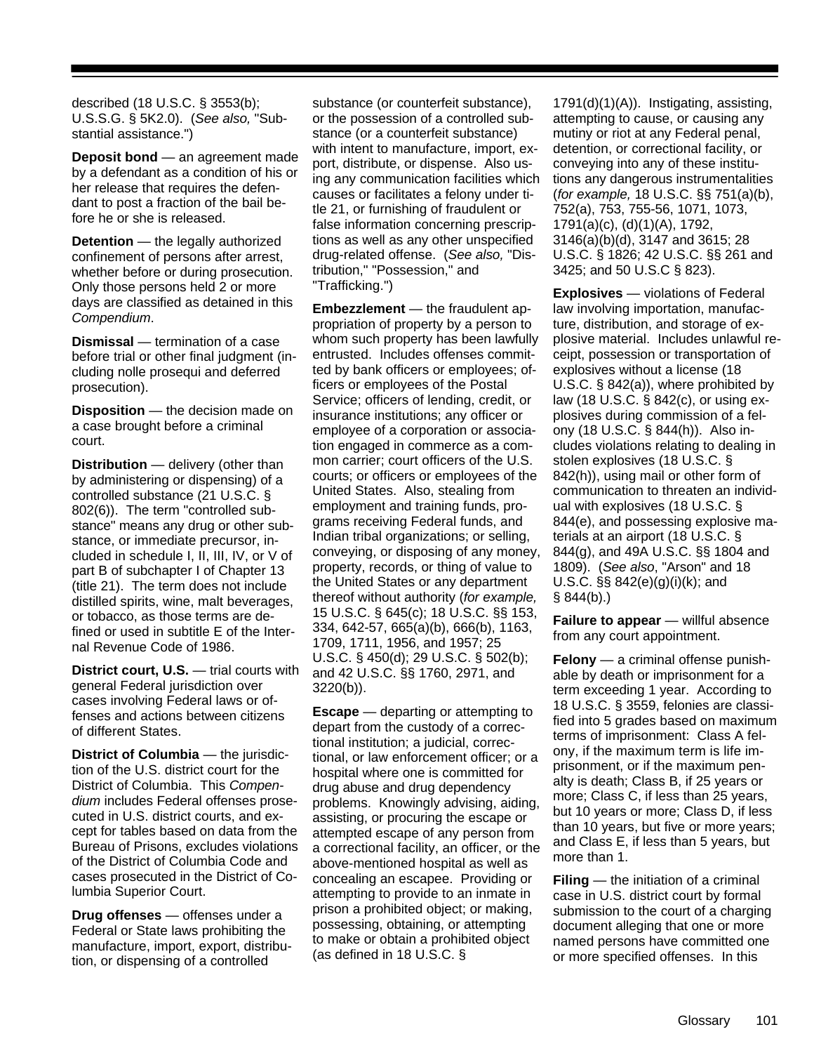described (18 U.S.C. § 3553(b); U.S.S.G. § 5K2.0). (*See also,* "Substantial assistance.")

**Deposit bond** — an agreement made by a defendant as a condition of his or her release that requires the defendant to post a fraction of the bail before he or she is released.

**Detention** — the legally authorized confinement of persons after arrest, whether before or during prosecution. Only those persons held 2 or more days are classified as detained in this *Compendium*.

**Dismissal** — termination of a case before trial or other final judgment (including nolle prosequi and deferred prosecution).

**Disposition** — the decision made on a case brought before a criminal court.

**Distribution** — delivery (other than by administering or dispensing) of a controlled substance (21 U.S.C. § 802(6)). The term "controlled substance" means any drug or other substance, or immediate precursor, included in schedule I, II, III, IV, or V of part B of subchapter I of Chapter 13 (title 21). The term does not include distilled spirits, wine, malt beverages, or tobacco, as those terms are defined or used in subtitle E of the Internal Revenue Code of 1986.

**District court, U.S.** — trial courts with general Federal jurisdiction over cases involving Federal laws or offenses and actions between citizens of different States.

**District of Columbia** — the jurisdiction of the U.S. district court for the District of Columbia. This *Compendium* includes Federal offenses prosecuted in U.S. district courts, and except for tables based on data from the Bureau of Prisons, excludes violations of the District of Columbia Code and cases prosecuted in the District of Columbia Superior Court.

**Drug offenses** — offenses under a Federal or State laws prohibiting the manufacture, import, export, distribution, or dispensing of a controlled substance (or counterfeit substance), or the possession of a controlled substance (or a counterfeit substance) with intent to manufacture, import, export, distribute, or dispense. Also using any communication facilities which causes or facilitates a felony under title 21, or furnishing of fraudulent or false information concerning prescriptions as well as any other unspecified drug-related offense. (*See also,* "Distribution," "Possession," and "Trafficking.")

**Embezzlement** — the fraudulent appropriation of property by a person to whom such property has been lawfully entrusted. Includes offenses committed by bank officers or employees; officers or employees of the Postal Service; officers of lending, credit, or insurance institutions; any officer or employee of a corporation or association engaged in commerce as a common carrier; court officers of the U.S. courts; or officers or employees of the United States. Also, stealing from employment and training funds, programs receiving Federal funds, and Indian tribal organizations; or selling, conveying, or disposing of any money, property, records, or thing of value to the United States or any department thereof without authority (*for example,* 15 U.S.C. § 645(c); 18 U.S.C. §§ 153, 334, 642-57, 665(a)(b), 666(b), 1163, 1709, 1711, 1956, and 1957; 25 U.S.C. § 450(d); 29 U.S.C. § 502(b); and 42 U.S.C. §§ 1760, 2971, and 3220(b)).

**Escape** — departing or attempting to depart from the custody of a correctional institution; a judicial, correctional, or law enforcement officer; or a hospital where one is committed for drug abuse and drug dependency problems. Knowingly advising, aiding, assisting, or procuring the escape or attempted escape of any person from a correctional facility, an officer, or the above-mentioned hospital as well as concealing an escapee. Providing or attempting to provide to an inmate in prison a prohibited object; or making, possessing, obtaining, or attempting to make or obtain a prohibited object (as defined in 18 U.S.C. § 1791(d)(1)(A)). Instigating, assisting, attempting to cause, or causing any mutiny or riot at any Federal penal, detention, or correctional facility, or conveying into any of these institutions any dangerous instrumentalities (*for example,* 18 U.S.C. §§ 751(a)(b), 752(a), 753, 755-56, 1071, 1073, 1791(a)(c), (d)(1)(A), 1792, 3146(a)(b)(d), 3147 and 3615; 28 U.S.C. § 1826; 42 U.S.C. §§ 261 and 3425; and 50 U.S.C § 823).

**Explosives** — violations of Federal law involving importation, manufacture, distribution, and storage of explosive material. Includes unlawful receipt, possession or transportation of explosives without a license (18 U.S.C. § 842(a)), where prohibited by law (18 U.S.C. § 842(c), or using explosives during commission of a felony (18 U.S.C. § 844(h)). Also includes violations relating to dealing in stolen explosives (18 U.S.C. § 842(h)), using mail or other form of communication to threaten an individual with explosives (18 U.S.C. § 844(e), and possessing explosive materials at an airport (18 U.S.C. § 844(g), and 49A U.S.C. §§ 1804 and 1809). (*See also*, "Arson" and 18 U.S.C. §§ 842(e)(g)(i)(k); and § 844(b).)

**Failure to appear** — willful absence from any court appointment.

**Felony** — a criminal offense punishable by death or imprisonment for a term exceeding 1 year. According to 18 U.S.C. § 3559, felonies are classified into 5 grades based on maximum terms of imprisonment: Class A felony, if the maximum term is life imprisonment, or if the maximum penalty is death; Class B, if 25 years or more; Class C, if less than 25 years, but 10 years or more; Class D, if less than 10 years, but five or more years; and Class E, if less than 5 years, but more than 1.

**Filing** — the initiation of a criminal case in U.S. district court by formal submission to the court of a charging document alleging that one or more named persons have committed one or more specified offenses. In this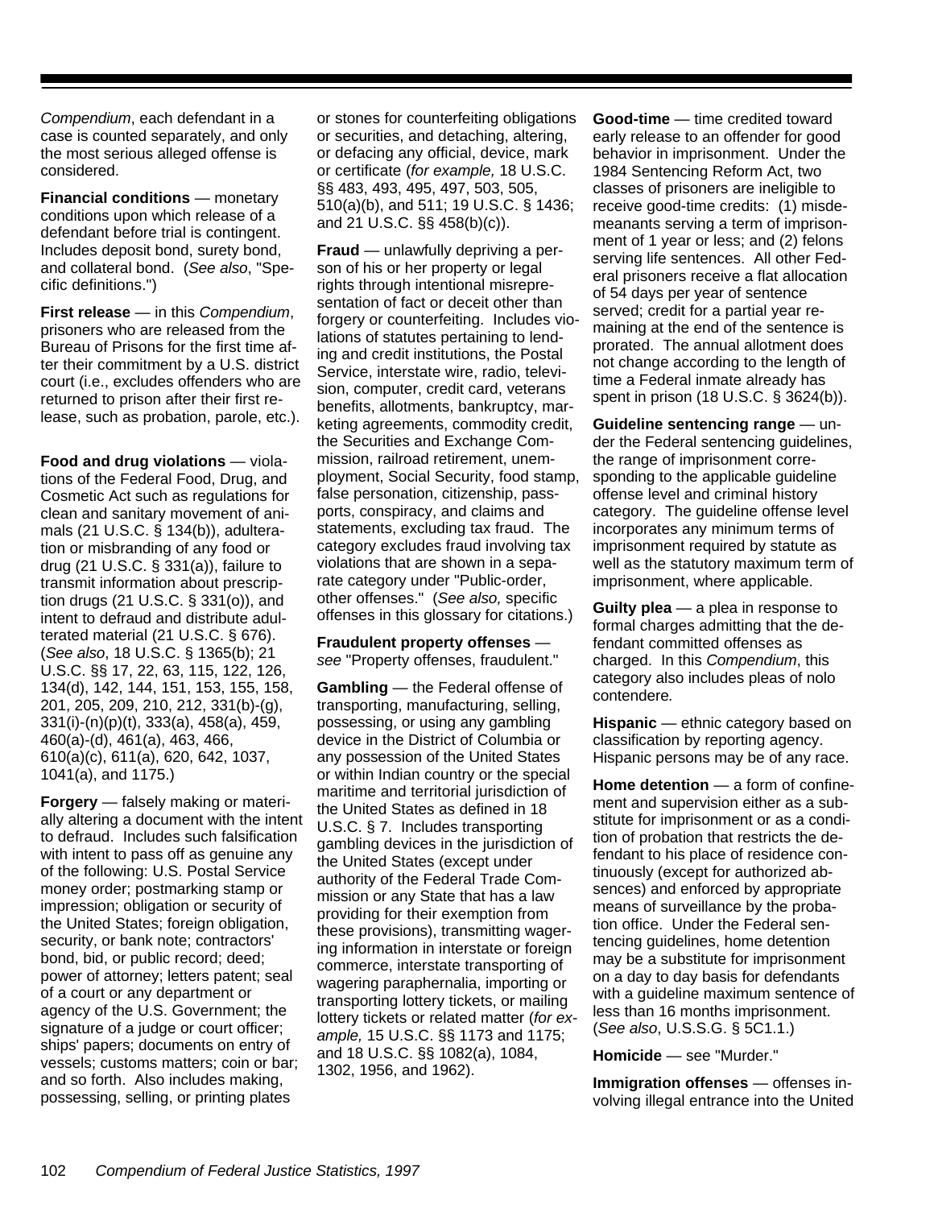*Compendium*, each defendant in a case is counted separately, and only the most serious alleged offense is considered.

**Financial conditions** — monetary conditions upon which release of a defendant before trial is contingent. Includes deposit bond, surety bond, and collateral bond. (*See also*, "Specific definitions.")

**First release** — in this *Compendium*, prisoners who are released from the Bureau of Prisons for the first time after their commitment by a U.S. district court (i.e., excludes offenders who are returned to prison after their first release, such as probation, parole, etc.).

**Food and drug violations** — violations of the Federal Food, Drug, and Cosmetic Act such as regulations for clean and sanitary movement of animals (21 U.S.C. § 134(b)), adulteration or misbranding of any food or drug (21 U.S.C. § 331(a)), failure to transmit information about prescription drugs (21 U.S.C. § 331(o)), and intent to defraud and distribute adulterated material (21 U.S.C. § 676). (*See also*, 18 U.S.C. § 1365(b); 21 U.S.C. §§ 17, 22, 63, 115, 122, 126, 134(d), 142, 144, 151, 153, 155, 158, 201, 205, 209, 210, 212, 331(b)-(g), 331(i)-(n)(p)(t), 333(a), 458(a), 459, 460(a)-(d), 461(a), 463, 466, 610(a)(c), 611(a), 620, 642, 1037, 1041(a), and 1175.)

**Forgery** — falsely making or materially altering a document with the intent to defraud. Includes such falsification with intent to pass off as genuine any of the following: U.S. Postal Service money order; postmarking stamp or impression; obligation or security of the United States; foreign obligation, security, or bank note; contractors' bond, bid, or public record; deed; power of attorney; letters patent; seal of a court or any department or agency of the U.S. Government; the signature of a judge or court officer; ships' papers; documents on entry of vessels; customs matters; coin or bar; and so forth. Also includes making, possessing, selling, or printing plates or stones for counterfeiting obligations or securities, and detaching, altering, or defacing any official, device, mark or certificate (*for example,* 18 U.S.C. §§ 483, 493, 495, 497, 503, 505, 510(a)(b), and 511; 19 U.S.C. § 1436; and 21 U.S.C. §§ 458(b)(c)).

**Fraud** — unlawfully depriving a person of his or her property or legal rights through intentional misrepresentation of fact or deceit other than forgery or counterfeiting. Includes violations of statutes pertaining to lending and credit institutions, the Postal Service, interstate wire, radio, television, computer, credit card, veterans benefits, allotments, bankruptcy, marketing agreements, commodity credit, the Securities and Exchange Commission, railroad retirement, unemployment, Social Security, food stamp, false personation, citizenship, passports, conspiracy, and claims and statements, excluding tax fraud. The category excludes fraud involving tax violations that are shown in a separate category under "Public-order, other offenses." (*See also,* specific offenses in this glossary for citations.)

**Fraudulent property offenses** — *see* "Property offenses, fraudulent."

**Gambling** — the Federal offense of transporting, manufacturing, selling, possessing, or using any gambling device in the District of Columbia or any possession of the United States or within Indian country or the special maritime and territorial jurisdiction of the United States as defined in 18 U.S.C. § 7. Includes transporting gambling devices in the jurisdiction of the United States (except under authority of the Federal Trade Commission or any State that has a law providing for their exemption from these provisions), transmitting wagering information in interstate or foreign commerce, interstate transporting of wagering paraphernalia, importing or transporting lottery tickets, or mailing lottery tickets or related matter (*for example,* 15 U.S.C. §§ 1173 and 1175; and 18 U.S.C. §§ 1082(a), 1084, 1302, 1956, and 1962).

**Good-time** — time credited toward early release to an offender for good behavior in imprisonment. Under the 1984 Sentencing Reform Act, two classes of prisoners are ineligible to receive good-time credits: (1) misdemeanants serving a term of imprisonment of 1 year or less; and (2) felons serving life sentences. All other Federal prisoners receive a flat allocation of 54 days per year of sentence served; credit for a partial year remaining at the end of the sentence is prorated. The annual allotment does not change according to the length of time a Federal inmate already has spent in prison (18 U.S.C. § 3624(b)).

**Guideline sentencing range** — under the Federal sentencing guidelines, the range of imprisonment corresponding to the applicable guideline offense level and criminal history category. The guideline offense level incorporates any minimum terms of imprisonment required by statute as well as the statutory maximum term of imprisonment, where applicable.

**Guilty plea** — a plea in response to formal charges admitting that the defendant committed offenses as charged. In this *Compendium*, this category also includes pleas of nolo contendere*.*

**Hispanic** — ethnic category based on classification by reporting agency. Hispanic persons may be of any race.

**Home detention** — a form of confinement and supervision either as a substitute for imprisonment or as a condition of probation that restricts the defendant to his place of residence continuously (except for authorized absences) and enforced by appropriate means of surveillance by the probation office. Under the Federal sentencing guidelines, home detention may be a substitute for imprisonment on a day to day basis for defendants with a guideline maximum sentence of less than 16 months imprisonment. (*See also*, U.S.S.G. § 5C1.1.)

**Homicide** — see "Murder."

**Immigration offenses** — offenses involving illegal entrance into the United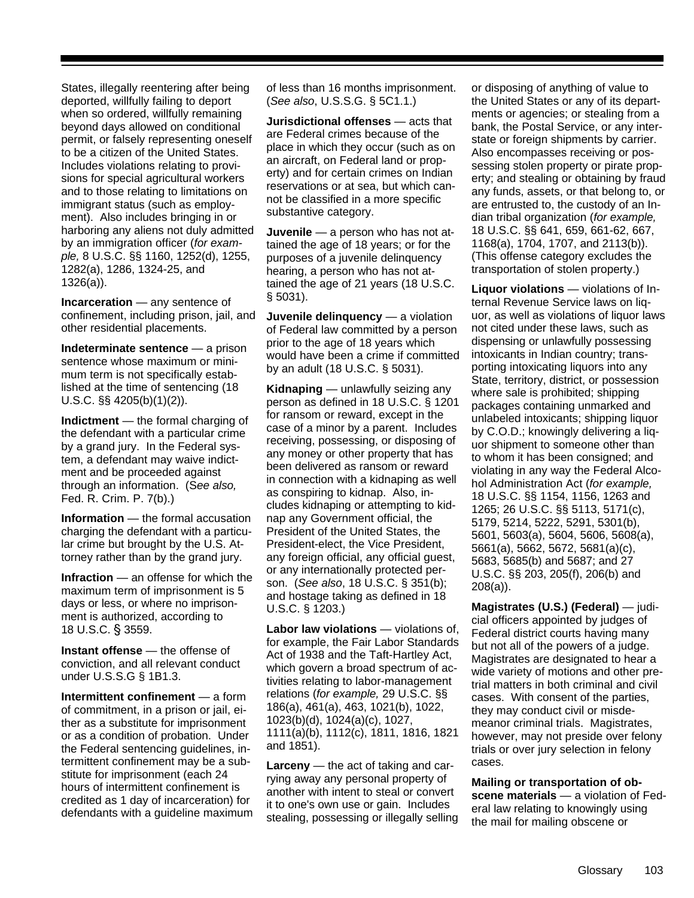States, illegally reentering after being deported, willfully failing to deport when so ordered, willfully remaining beyond days allowed on conditional permit, or falsely representing oneself to be a citizen of the United States. Includes violations relating to provisions for special agricultural workers and to those relating to limitations on immigrant status (such as employment). Also includes bringing in or harboring any aliens not duly admitted by an immigration officer (*for example,* 8 U.S.C. §§ 1160, 1252(d), 1255, 1282(a), 1286, 1324-25, and 1326(a)).

**Incarceration** — any sentence of confinement, including prison, jail, and other residential placements.

**Indeterminate sentence** — a prison sentence whose maximum or minimum term is not specifically established at the time of sentencing (18 U.S.C. §§ 4205(b)(1)(2)).

**Indictment** — the formal charging of the defendant with a particular crime by a grand jury. In the Federal system, a defendant may waive indictment and be proceeded against through an information. (S*ee also,* Fed. R. Crim. P. 7(b).)

**Information** — the formal accusation charging the defendant with a particular crime but brought by the U.S. Attorney rather than by the grand jury.

**Infraction** — an offense for which the maximum term of imprisonment is 5 days or less, or where no imprisonment is authorized, according to 18 U.S.C. § 3559.

**Instant offense** — the offense of conviction, and all relevant conduct under U.S.S.G § 1B1.3.

**Intermittent confinement** — a form of commitment, in a prison or jail, either as a substitute for imprisonment or as a condition of probation. Under the Federal sentencing guidelines, intermittent confinement may be a substitute for imprisonment (each 24 hours of intermittent confinement is credited as 1 day of incarceration) for defendants with a guideline maximum of less than 16 months imprisonment. (*See also*, U.S.S.G. § 5C1.1.)

**Jurisdictional offenses** — acts that are Federal crimes because of the place in which they occur (such as on an aircraft, on Federal land or property) and for certain crimes on Indian reservations or at sea, but which cannot be classified in a more specific substantive category.

**Juvenile** — a person who has not attained the age of 18 years; or for the purposes of a juvenile delinquency hearing, a person who has not attained the age of 21 years (18 U.S.C. § 5031).

**Juvenile delinquency** — a violation of Federal law committed by a person prior to the age of 18 years which would have been a crime if committed by an adult (18 U.S.C. § 5031).

**Kidnaping** — unlawfully seizing any person as defined in 18 U.S.C. § 1201 for ransom or reward, except in the case of a minor by a parent. Includes receiving, possessing, or disposing of any money or other property that has been delivered as ransom or reward in connection with a kidnaping as well as conspiring to kidnap. Also, includes kidnaping or attempting to kidnap any Government official, the President of the United States, the President-elect, the Vice President, any foreign official, any official guest, or any internationally protected person. (*See also*, 18 U.S.C. § 351(b); and hostage taking as defined in 18 U.S.C. § 1203.)

**Labor law violations** — violations of, for example, the Fair Labor Standards Act of 1938 and the Taft-Hartley Act, which govern a broad spectrum of activities relating to labor-management relations (*for example,* 29 U.S.C. §§ 186(a), 461(a), 463, 1021(b), 1022, 1023(b)(d), 1024(a)(c), 1027, 1111(a)(b), 1112(c), 1811, 1816, 1821 and 1851).

**Larceny** — the act of taking and carrying away any personal property of another with intent to steal or convert it to one's own use or gain. Includes stealing, possessing or illegally selling or disposing of anything of value to the United States or any of its departments or agencies; or stealing from a bank, the Postal Service, or any interstate or foreign shipments by carrier. Also encompasses receiving or possessing stolen property or pirate property; and stealing or obtaining by fraud any funds, assets, or that belong to, or are entrusted to, the custody of an Indian tribal organization (*for example,* 18 U.S.C. §§ 641, 659, 661-62, 667, 1168(a), 1704, 1707, and 2113(b)). (This offense category excludes the transportation of stolen property.)

**Liquor violations** — violations of Internal Revenue Service laws on liquor, as well as violations of liquor laws not cited under these laws, such as dispensing or unlawfully possessing intoxicants in Indian country; transporting intoxicating liquors into any State, territory, district, or possession where sale is prohibited; shipping packages containing unmarked and unlabeled intoxicants; shipping liquor by C.O.D.; knowingly delivering a liquor shipment to someone other than to whom it has been consigned; and violating in any way the Federal Alcohol Administration Act (*for example,* 18 U.S.C. §§ 1154, 1156, 1263 and 1265; 26 U.S.C. §§ 5113, 5171(c), 5179, 5214, 5222, 5291, 5301(b), 5601, 5603(a), 5604, 5606, 5608(a), 5661(a), 5662, 5672, 5681(a)(c), 5683, 5685(b) and 5687; and 27 U.S.C. §§ 203, 205(f), 206(b) and 208(a)).

**Magistrates (U.S.) (Federal)** — judicial officers appointed by judges of Federal district courts having many but not all of the powers of a judge. Magistrates are designated to hear a wide variety of motions and other pretrial matters in both criminal and civil cases. With consent of the parties, they may conduct civil or misdemeanor criminal trials. Magistrates, however, may not preside over felony trials or over jury selection in felony cases.

**Mailing or transportation of obscene materials** — a violation of Federal law relating to knowingly using the mail for mailing obscene or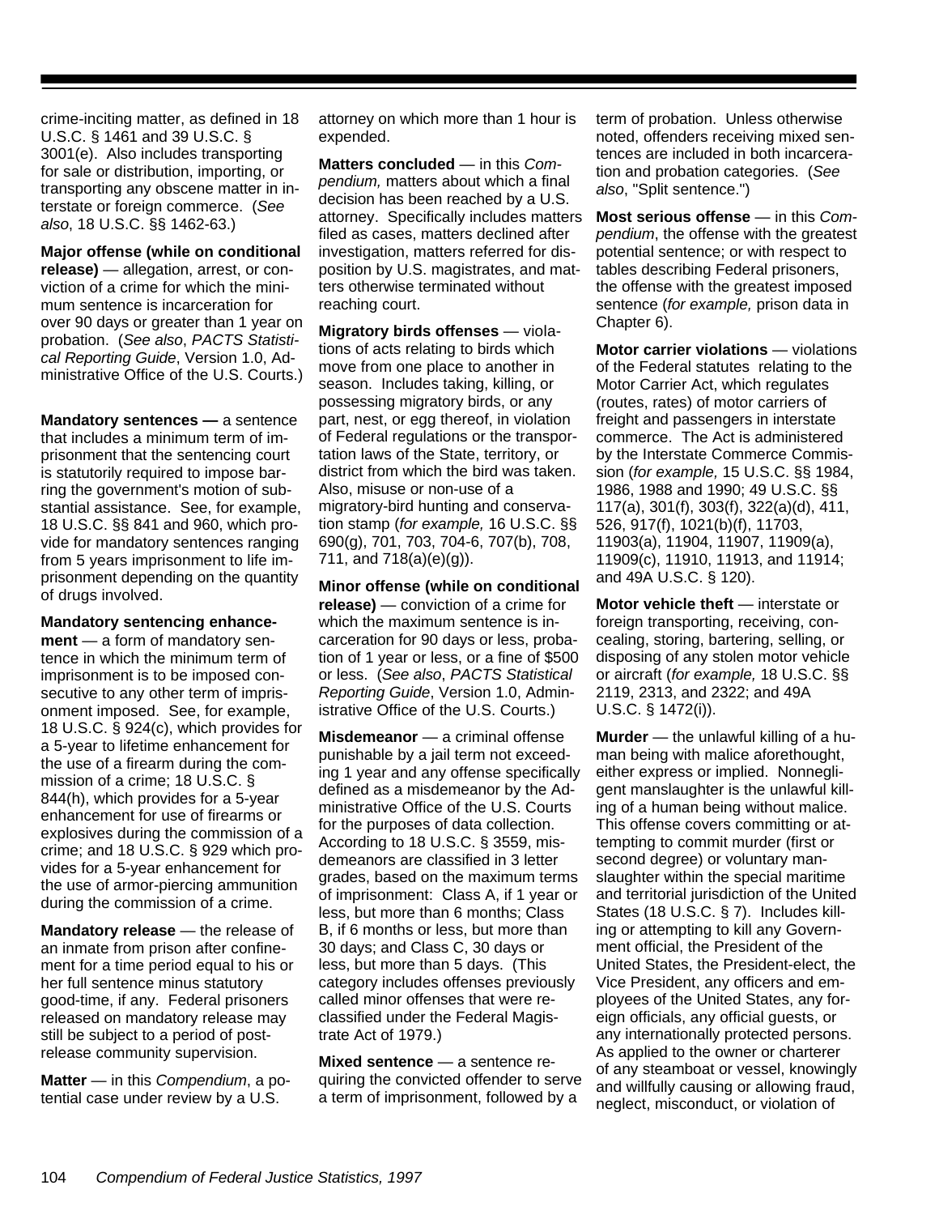crime-inciting matter, as defined in 18 U.S.C. § 1461 and 39 U.S.C. § 3001(e). Also includes transporting for sale or distribution, importing, or transporting any obscene matter in interstate or foreign commerce. (*See also*, 18 U.S.C. §§ 1462-63.)

**Major offense (while on conditional release)** — allegation, arrest, or conviction of a crime for which the minimum sentence is incarceration for over 90 days or greater than 1 year on probation. (*See also*, *PACTS Statistical Reporting Guide*, Version 1.0, Administrative Office of the U.S. Courts.)

**Mandatory sentences —** a sentence that includes a minimum term of imprisonment that the sentencing court is statutorily required to impose barring the government's motion of substantial assistance. See, for example, 18 U.S.C. §§ 841 and 960, which provide for mandatory sentences ranging from 5 years imprisonment to life imprisonment depending on the quantity of drugs involved.

**Mandatory sentencing enhancement** — a form of mandatory sentence in which the minimum term of imprisonment is to be imposed consecutive to any other term of imprisonment imposed. See, for example, 18 U.S.C. § 924(c), which provides for a 5-year to lifetime enhancement for the use of a firearm during the commission of a crime; 18 U.S.C. § 844(h), which provides for a 5-year enhancement for use of firearms or explosives during the commission of a crime; and 18 U.S.C. § 929 which provides for a 5-year enhancement for the use of armor-piercing ammunition during the commission of a crime.

**Mandatory release** — the release of an inmate from prison after confinement for a time period equal to his or her full sentence minus statutory good-time, if any. Federal prisoners released on mandatory release may still be subject to a period of post-release community supervision.

**Matter** — in this *Compendium*, a potential case under review by a U.S. attorney on which more than 1 hour is expended.

**Matters concluded** — in this *Compendium,* matters about which a final decision has been reached by a U.S. attorney. Specifically includes matters filed as cases, matters declined after investigation, matters referred for disposition by U.S. magistrates, and matters otherwise terminated without reaching court.

**Migratory birds offenses** — violations of acts relating to birds which move from one place to another in season. Includes taking, killing, or possessing migratory birds, or any part, nest, or egg thereof, in violation of Federal regulations or the transportation laws of the State, territory, or district from which the bird was taken. Also, misuse or non-use of a migratory-bird hunting and conservation stamp (*for example,* 16 U.S.C. §§ 690(g), 701, 703, 704-6, 707(b), 708, 711, and 718(a)(e)(g)).

**Minor offense (while on conditional release)** — conviction of a crime for which the maximum sentence is incarceration for 90 days or less, probation of 1 year or less, or a fine of $500 or less. (*See also*, *PACTS Statistical Reporting Guide*, Version 1.0, Administrative Office of the U.S. Courts.)

**Misdemeanor** — a criminal offense punishable by a jail term not exceeding 1 year and any offense specifically defined as a misdemeanor by the Administrative Office of the U.S. Courts for the purposes of data collection. According to 18 U.S.C. § 3559, misdemeanors are classified in 3 letter grades, based on the maximum terms of imprisonment: Class A, if 1 year or less, but more than 6 months; Class B, if 6 months or less, but more than 30 days; and Class C, 30 days or less, but more than 5 days. (This category includes offenses previously called minor offenses that were reclassified under the Federal Magistrate Act of 1979.)

**Mixed sentence** — a sentence requiring the convicted offender to serve a term of imprisonment, followed by a term of probation. Unless otherwise noted, offenders receiving mixed sentences are included in both incarceration and probation categories. (*See also*, "Split sentence.")

**Most serious offense** — in this *Compendium*, the offense with the greatest potential sentence; or with respect to tables describing Federal prisoners, the offense with the greatest imposed sentence (*for example,* prison data in Chapter 6).

**Motor carrier violations** — violations of the Federal statutes relating to the Motor Carrier Act, which regulates (routes, rates) of motor carriers of freight and passengers in interstate commerce. The Act is administered by the Interstate Commerce Commission (*for example,* 15 U.S.C. §§ 1984, 1986, 1988 and 1990; 49 U.S.C. §§ 117(a), 301(f), 303(f), 322(a)(d), 411, 526, 917(f), 1021(b)(f), 11703, 11903(a), 11904, 11907, 11909(a), 11909(c), 11910, 11913, and 11914; and 49A U.S.C. § 120).

**Motor vehicle theft** — interstate or foreign transporting, receiving, concealing, storing, bartering, selling, or disposing of any stolen motor vehicle or aircraft (*for example,* 18 U.S.C. §§ 2119, 2313, and 2322; and 49A U.S.C. § 1472(i)).

**Murder** — the unlawful killing of a human being with malice aforethought, either express or implied. Nonnegligent manslaughter is the unlawful killing of a human being without malice. This offense covers committing or attempting to commit murder (first or second degree) or voluntary manslaughter within the special maritime and territorial jurisdiction of the United States (18 U.S.C. § 7). Includes killing or attempting to kill any Government official, the President of the United States, the President-elect, the Vice President, any officers and employees of the United States, any foreign officials, any official guests, or any internationally protected persons. As applied to the owner or charterer of any steamboat or vessel, knowingly and willfully causing or allowing fraud, neglect, misconduct, or violation of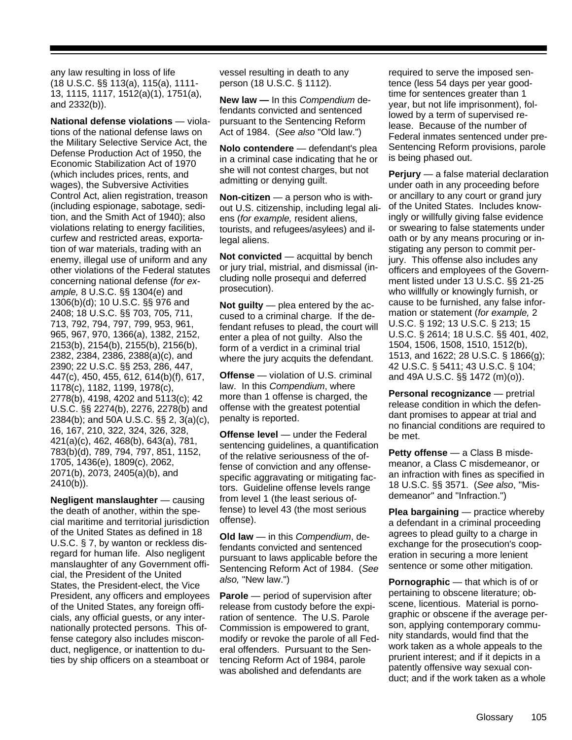any law resulting in loss of life (18 U.S.C. §§ 113(a), 115(a), 1111-13, 1115, 1117, 1512(a)(1), 1751(a), and 2332(b)).

**National defense violations** — violations of the national defense laws on the Military Selective Service Act, the Defense Production Act of 1950, the Economic Stabilization Act of 1970 (which includes prices, rents, and wages), the Subversive Activities Control Act, alien registration, treason (including espionage, sabotage, sedition, and the Smith Act of 1940); also violations relating to energy facilities, curfew and restricted areas, exportation of war materials, trading with an enemy, illegal use of uniform and any other violations of the Federal statutes concerning national defense (*for example,* 8 U.S.C. §§ 1304(e) and 1306(b)(d); 10 U.S.C. §§ 976 and 2408; 18 U.S.C. §§ 703, 705, 711, 713, 792, 794, 797, 799, 953, 961, 965, 967, 970, 1366(a), 1382, 2152, 2153(b), 2154(b), 2155(b), 2156(b), 2382, 2384, 2386, 2388(a)(c), and 2390; 22 U.S.C. §§ 253, 286, 447, 447(c), 450, 455, 612, 614(b)(f), 617, 1178(c), 1182, 1199, 1978(c), 2778(b), 4198, 4202 and 5113(c); 42 U.S.C. §§ 2274(b), 2276, 2278(b) and 2384(b); and 50A U.S.C. §§ 2, 3(a)(c), 16, 167, 210, 322, 324, 326, 328, 421(a)(c), 462, 468(b), 643(a), 781, 783(b)(d), 789, 794, 797, 851, 1152, 1705, 1436(e), 1809(c), 2062, 2071(b), 2073, 2405(a)(b), and 2410(b)).

**Negligent manslaughter** — causing the death of another, within the special maritime and territorial jurisdiction of the United States as defined in 18 U.S.C. § 7, by wanton or reckless disregard for human life. Also negligent manslaughter of any Government official, the President of the United States, the President-elect, the Vice President, any officers and employees of the United States, any foreign officials, any official guests, or any internationally protected persons. This offense category also includes misconduct, negligence, or inattention to duties by ship officers on a steamboat or vessel resulting in death to any person (18 U.S.C. § 1112).

**New law —** In this *Compendium* defendants convicted and sentenced pursuant to the Sentencing Reform Act of 1984. (*See also* "Old law.")

**Nolo contendere** — defendant's plea in a criminal case indicating that he or she will not contest charges, but not admitting or denying guilt.

**Non-citizen** — a person who is without U.S. citizenship, including legal aliens (*for example,* resident aliens, tourists, and refugees/asylees) and illegal aliens.

**Not convicted** — acquittal by bench or jury trial, mistrial, and dismissal (including nolle prosequi and deferred prosecution).

**Not guilty** — plea entered by the accused to a criminal charge. If the defendant refuses to plead, the court will enter a plea of not guilty. Also the form of a verdict in a criminal trial where the jury acquits the defendant.

**Offense** — violation of U.S. criminal law. In this *Compendium*, where more than 1 offense is charged, the offense with the greatest potential penalty is reported.

**Offense level** — under the Federal sentencing guidelines, a quantification of the relative seriousness of the offense of conviction and any offense-specific aggravating or mitigating factors. Guideline offense levels range from level 1 (the least serious offense) to level 43 (the most serious offense).

**Old law** — in this *Compendium*, defendants convicted and sentenced pursuant to laws applicable before the Sentencing Reform Act of 1984. (*See also,* "New law.")

**Parole** — period of supervision after release from custody before the expiration of sentence. The U.S. Parole Commission is empowered to grant, modify or revoke the parole of all Federal offenders. Pursuant to the Sentencing Reform Act of 1984, parole was abolished and defendants are required to serve the imposed sentence (less 54 days per year good-time for sentences greater than 1 year, but not life imprisonment), followed by a term of supervised release. Because of the number of Federal inmates sentenced under pre-Sentencing Reform provisions, parole is being phased out.

**Perjury** — a false material declaration under oath in any proceeding before or ancillary to any court or grand jury of the United States. Includes knowingly or willfully giving false evidence or swearing to false statements under oath or by any means procuring or instigating any person to commit perjury. This offense also includes any officers and employees of the Government listed under 13 U.S.C. §§ 21-25 who willfully or knowingly furnish, or cause to be furnished, any false information or statement (*for example,* 2 U.S.C. § 192; 13 U.S.C. § 213; 15 U.S.C. § 2614; 18 U.S.C. §§ 401, 402, 1504, 1506, 1508, 1510, 1512(b), 1513, and 1622; 28 U.S.C. § 1866(g); 42 U.S.C. § 5411; 43 U.S.C. § 104; and 49A U.S.C. §§ 1472 (m)(o)).

**Personal recognizance** — pretrial release condition in which the defendant promises to appear at trial and no financial conditions are required to be met.

**Petty offense** — a Class B misdemeanor, a Class C misdemeanor, or an infraction with fines as specified in 18 U.S.C. §§ 3571. (*See also*, "Misdemeanor" and "Infraction.")

**Plea bargaining** — practice whereby a defendant in a criminal proceeding agrees to plead guilty to a charge in exchange for the prosecution's cooperation in securing a more lenient sentence or some other mitigation.

**Pornographic** — that which is of or pertaining to obscene literature; obscene, licentious. Material is pornographic or obscene if the average person, applying contemporary community standards, would find that the work taken as a whole appeals to the prurient interest; and if it depicts in a patently offensive way sexual conduct; and if the work taken as a whole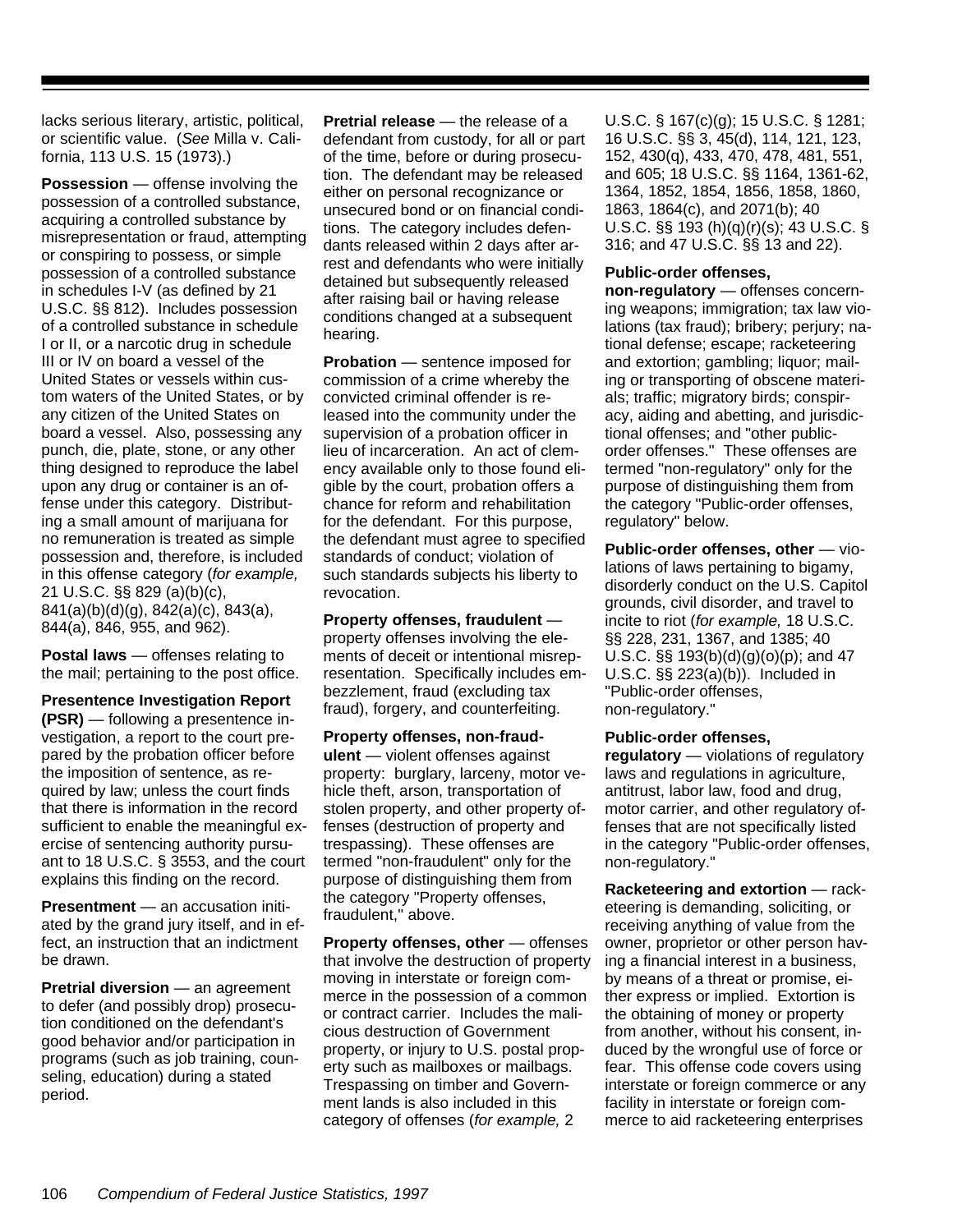lacks serious literary, artistic, political, or scientific value. (*See* Milla v. California, 113 U.S. 15 (1973).)

**Possession** — offense involving the possession of a controlled substance, acquiring a controlled substance by misrepresentation or fraud, attempting or conspiring to possess, or simple possession of a controlled substance in schedules I-V (as defined by 21 U.S.C. §§ 812). Includes possession of a controlled substance in schedule I or II, or a narcotic drug in schedule III or IV on board a vessel of the United States or vessels within custom waters of the United States, or by any citizen of the United States on board a vessel. Also, possessing any punch, die, plate, stone, or any other thing designed to reproduce the label upon any drug or container is an offense under this category. Distributing a small amount of marijuana for no remuneration is treated as simple possession and, therefore, is included in this offense category (*for example,* 21 U.S.C. §§ 829 (a)(b)(c), 841(a)(b)(d)(g), 842(a)(c), 843(a), 844(a), 846, 955, and 962).

**Postal laws** — offenses relating to the mail; pertaining to the post office.

**Presentence Investigation Report (PSR)** — following a presentence investigation, a report to the court prepared by the probation officer before the imposition of sentence, as required by law; unless the court finds that there is information in the record sufficient to enable the meaningful exercise of sentencing authority pursuant to 18 U.S.C. § 3553, and the court explains this finding on the record.

**Presentment** — an accusation initiated by the grand jury itself, and in effect, an instruction that an indictment be drawn.

**Pretrial diversion** — an agreement to defer (and possibly drop) prosecution conditioned on the defendant's good behavior and/or participation in programs (such as job training, counseling, education) during a stated period.

**Pretrial release** — the release of a defendant from custody, for all or part of the time, before or during prosecution. The defendant may be released either on personal recognizance or unsecured bond or on financial conditions. The category includes defendants released within 2 days after arrest and defendants who were initially detained but subsequently released after raising bail or having release conditions changed at a subsequent hearing.

**Probation** — sentence imposed for commission of a crime whereby the convicted criminal offender is released into the community under the supervision of a probation officer in lieu of incarceration. An act of clemency available only to those found eligible by the court, probation offers a chance for reform and rehabilitation for the defendant. For this purpose, the defendant must agree to specified standards of conduct; violation of such standards subjects his liberty to revocation.

**Property offenses, fraudulent** — property offenses involving the elements of deceit or intentional misrepresentation. Specifically includes embezzlement, fraud (excluding tax fraud), forgery, and counterfeiting.

**Property offenses, non-fraudulent** — violent offenses against property: burglary, larceny, motor vehicle theft, arson, transportation of stolen property, and other property offenses (destruction of property and trespassing). These offenses are termed "non-fraudulent" only for the purpose of distinguishing them from the category "Property offenses, fraudulent," above.

**Property offenses, other** — offenses that involve the destruction of property moving in interstate or foreign commerce in the possession of a common or contract carrier. Includes the malicious destruction of Government property, or injury to U.S. postal property such as mailboxes or mailbags. Trespassing on timber and Government lands is also included in this category of offenses (*for example,* 2 U.S.C. § 167(c)(g); 15 U.S.C. § 1281; 16 U.S.C. §§ 3, 45(d), 114, 121, 123, 152, 430(q), 433, 470, 478, 481, 551, and 605; 18 U.S.C. §§ 1164, 1361-62, 1364, 1852, 1854, 1856, 1858, 1860, 1863, 1864(c), and 2071(b); 40 U.S.C. §§ 193 (h)(q)(r)(s); 43 U.S.C. § 316; and 47 U.S.C. §§ 13 and 22).

**Public-order offenses, non-regulatory** — offenses concerning weapons; immigration; tax law violations (tax fraud); bribery; perjury; national defense; escape; racketeering and extortion; gambling; liquor; mailing or transporting of obscene materials; traffic; migratory birds; conspiracy, aiding and abetting, and jurisdictional offenses; and "other public-order offenses." These offenses are termed "non-regulatory" only for the purpose of distinguishing them from the category "Public-order offenses, regulatory" below.

**Public-order offenses, other** — violations of laws pertaining to bigamy, disorderly conduct on the U.S. Capitol grounds, civil disorder, and travel to incite to riot (*for example,* 18 U.S.C. §§ 228, 231, 1367, and 1385; 40 U.S.C. §§ 193(b)(d)(g)(o)(p); and 47 U.S.C. §§ 223(a)(b)). Included in "Public-order offenses, non-regulatory."

**Public-order offenses, regulatory** — violations of regulatory laws and regulations in agriculture, antitrust, labor law, food and drug, motor carrier, and other regulatory offenses that are not specifically listed in the category "Public-order offenses, non-regulatory."

**Racketeering and extortion** — racketeering is demanding, soliciting, or receiving anything of value from the owner, proprietor or other person having a financial interest in a business, by means of a threat or promise, either express or implied. Extortion is the obtaining of money or property from another, without his consent, induced by the wrongful use of force or fear. This offense code covers using interstate or foreign commerce or any facility in interstate or foreign commerce to aid racketeering enterprises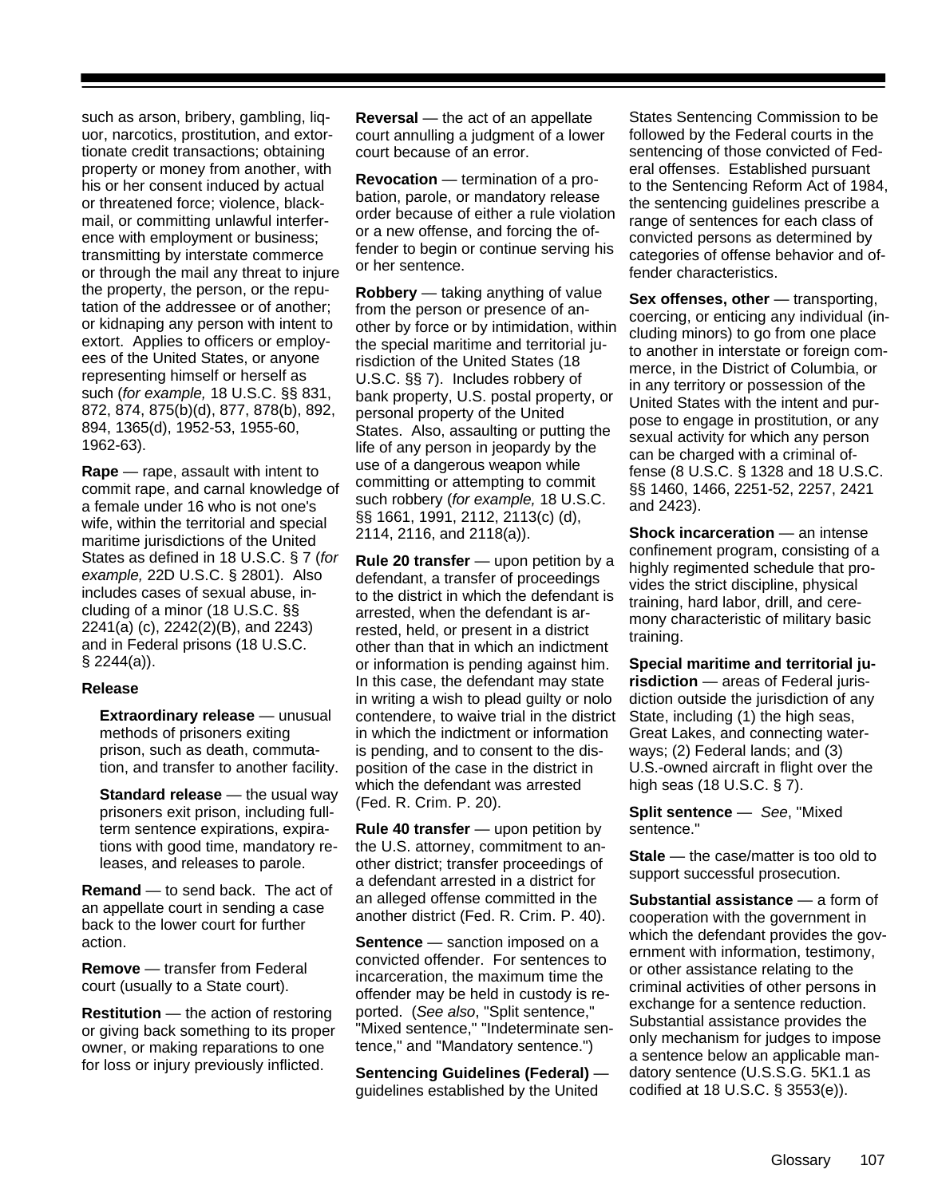such as arson, bribery, gambling, liquor, narcotics, prostitution, and extortionate credit transactions; obtaining property or money from another, with his or her consent induced by actual or threatened force; violence, blackmail, or committing unlawful interference with employment or business; transmitting by interstate commerce or through the mail any threat to injure the property, the person, or the reputation of the addressee or of another; or kidnaping any person with intent to extort. Applies to officers or employees of the United States, or anyone representing himself or herself as such (*for example,* 18 U.S.C. §§ 831, 872, 874, 875(b)(d), 877, 878(b), 892, 894, 1365(d), 1952-53, 1955-60, 1962-63).

**Rape** — rape, assault with intent to commit rape, and carnal knowledge of a female under 16 who is not one's wife, within the territorial and special maritime jurisdictions of the United States as defined in 18 U.S.C. § 7 (*for example,* 22D U.S.C. § 2801). Also includes cases of sexual abuse, including of a minor (18 U.S.C. §§ 2241(a) (c), 2242(2)(B), and 2243) and in Federal prisons (18 U.S.C. § 2244(a)).

**Release**

- **Extraordinary release** — unusual methods of prisoners exiting prison, such as death, commutation, and transfer to another facility.
- **Standard release** — the usual way prisoners exit prison, including full-term sentence expirations, expirations with good time, mandatory releases, and releases to parole.

**Remand** — to send back. The act of an appellate court in sending a case back to the lower court for further action.

**Remove** — transfer from Federal court (usually to a State court).

**Restitution** — the action of restoring or giving back something to its proper owner, or making reparations to one for loss or injury previously inflicted.

**Reversal** — the act of an appellate court annulling a judgment of a lower court because of an error.

**Revocation** — termination of a probation, parole, or mandatory release order because of either a rule violation or a new offense, and forcing the offender to begin or continue serving his or her sentence.

**Robbery** — taking anything of value from the person or presence of another by force or by intimidation, within the special maritime and territorial jurisdiction of the United States (18 U.S.C. §§ 7). Includes robbery of bank property, U.S. postal property, or personal property of the United States. Also, assaulting or putting the life of any person in jeopardy by the use of a dangerous weapon while committing or attempting to commit such robbery (*for example,* 18 U.S.C. §§ 1661, 1991, 2112, 2113(c) (d), 2114, 2116, and 2118(a)).

**Rule 20 transfer** — upon petition by a defendant, a transfer of proceedings to the district in which the defendant is arrested, when the defendant is arrested, held, or present in a district other than that in which an indictment or information is pending against him. In this case, the defendant may state in writing a wish to plead guilty or nolo contendere, to waive trial in the district in which the indictment or information is pending, and to consent to the disposition of the case in the district in which the defendant was arrested (Fed. R. Crim. P. 20).

**Rule 40 transfer** — upon petition by the U.S. attorney, commitment to another district; transfer proceedings of a defendant arrested in a district for an alleged offense committed in the another district (Fed. R. Crim. P. 40).

**Sentence** — sanction imposed on a convicted offender. For sentences to incarceration, the maximum time the offender may be held in custody is reported. (*See also*, "Split sentence," "Mixed sentence," "Indeterminate sentence," and "Mandatory sentence.")

**Sentencing Guidelines (Federal)** — guidelines established by the United States Sentencing Commission to be followed by the Federal courts in the sentencing of those convicted of Federal offenses. Established pursuant to the Sentencing Reform Act of 1984, the sentencing guidelines prescribe a range of sentences for each class of convicted persons as determined by categories of offense behavior and offender characteristics.

**Sex offenses, other** — transporting, coercing, or enticing any individual (including minors) to go from one place to another in interstate or foreign commerce, in the District of Columbia, or in any territory or possession of the United States with the intent and purpose to engage in prostitution, or any sexual activity for which any person can be charged with a criminal offense (8 U.S.C. § 1328 and 18 U.S.C. §§ 1460, 1466, 2251-52, 2257, 2421 and 2423).

**Shock incarceration** — an intense confinement program, consisting of a highly regimented schedule that provides the strict discipline, physical training, hard labor, drill, and ceremony characteristic of military basic training.

**Special maritime and territorial jurisdiction** — areas of Federal jurisdiction outside the jurisdiction of any State, including (1) the high seas, Great Lakes, and connecting waterways; (2) Federal lands; and (3) U.S.-owned aircraft in flight over the high seas (18 U.S.C. § 7).

**Split sentence** — *See*, "Mixed sentence."

**Stale** — the case/matter is too old to support successful prosecution.

**Substantial assistance** — a form of cooperation with the government in which the defendant provides the government with information, testimony, or other assistance relating to the criminal activities of other persons in exchange for a sentence reduction. Substantial assistance provides the only mechanism for judges to impose a sentence below an applicable mandatory sentence (U.S.S.G. 5K1.1 as codified at 18 U.S.C. § 3553(e)).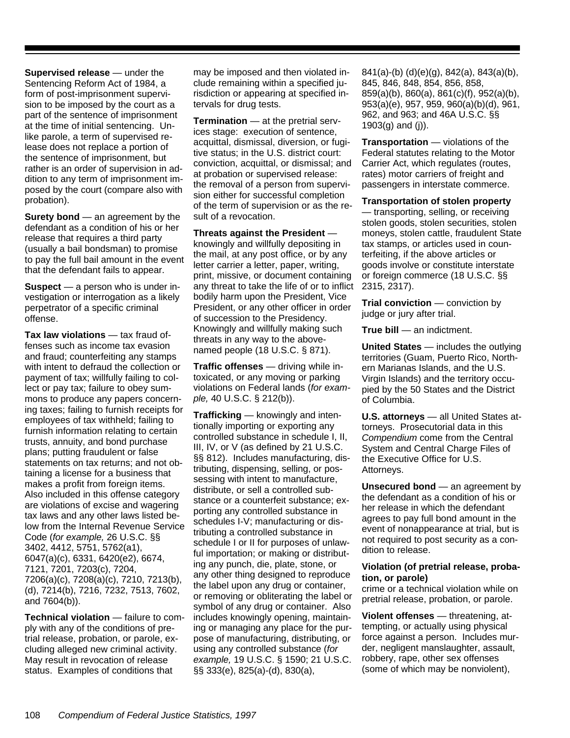**Supervised release** — under the Sentencing Reform Act of 1984, a form of post-imprisonment supervision to be imposed by the court as a part of the sentence of imprisonment at the time of initial sentencing. Unlike parole, a term of supervised release does not replace a portion of the sentence of imprisonment, but rather is an order of supervision in addition to any term of imprisonment imposed by the court (compare also with probation).

**Surety bond** — an agreement by the defendant as a condition of his or her release that requires a third party (usually a bail bondsman) to promise to pay the full bail amount in the event that the defendant fails to appear.

**Suspect** — a person who is under investigation or interrogation as a likely perpetrator of a specific criminal offense.

**Tax law violations** — tax fraud offenses such as income tax evasion and fraud; counterfeiting any stamps with intent to defraud the collection or payment of tax; willfully failing to collect or pay tax; failure to obey summons to produce any papers concerning taxes; failing to furnish receipts for employees of tax withheld; failing to furnish information relating to certain trusts, annuity, and bond purchase plans; putting fraudulent or false statements on tax returns; and not obtaining a license for a business that makes a profit from foreign items. Also included in this offense category are violations of excise and wagering tax laws and any other laws listed below from the Internal Revenue Service Code (*for example,* 26 U.S.C. §§ 3402, 4412, 5751, 5762(a1), 6047(a)(c), 6331, 6420(e2), 6674, 7121, 7201, 7203(c), 7204, 7206(a)(c), 7208(a)(c), 7210, 7213(b), (d), 7214(b), 7216, 7232, 7513, 7602, and 7604(b)).

**Technical violation** — failure to comply with any of the conditions of pretrial release, probation, or parole, excluding alleged new criminal activity. May result in revocation of release status. Examples of conditions that may be imposed and then violated include remaining within a specified jurisdiction or appearing at specified intervals for drug tests.

**Termination** — at the pretrial services stage: execution of sentence, acquittal, dismissal, diversion, or fugitive status; in the U.S. district court: conviction, acquittal, or dismissal; and at probation or supervised release: the removal of a person from supervision either for successful completion of the term of supervision or as the result of a revocation.

**Threats against the President** — knowingly and willfully depositing in the mail, at any post office, or by any letter carrier a letter, paper, writing, print, missive, or document containing any threat to take the life of or to inflict bodily harm upon the President, Vice President, or any other officer in order of succession to the Presidency. Knowingly and willfully making such threats in any way to the above-named people (18 U.S.C. § 871).

**Traffic offenses** — driving while intoxicated, or any moving or parking violations on Federal lands (*for example,* 40 U.S.C. § 212(b)).

**Trafficking** — knowingly and intentionally importing or exporting any controlled substance in schedule I, II, III, IV, or V (as defined by 21 U.S.C. §§ 812). Includes manufacturing, distributing, dispensing, selling, or possessing with intent to manufacture, distribute, or sell a controlled substance or a counterfeit substance; exporting any controlled substance in schedules I-V; manufacturing or distributing a controlled substance in schedule I or II for purposes of unlawful importation; or making or distributing any punch, die, plate, stone, or any other thing designed to reproduce the label upon any drug or container, or removing or obliterating the label or symbol of any drug or container. Also includes knowingly opening, maintaining or managing any place for the purpose of manufacturing, distributing, or using any controlled substance (*for example,* 19 U.S.C. § 1590; 21 U.S.C. §§ 333(e), 825(a)-(d), 830(a), 841(a)-(b) (d)(e)(g), 842(a), 843(a)(b), 845, 846, 848, 854, 856, 858, 859(a)(b), 860(a), 861(c)(f), 952(a)(b), 953(a)(e), 957, 959, 960(a)(b)(d), 961, 962, and 963; and 46A U.S.C. §§ 1903(g) and (j)).

**Transportation** — violations of the Federal statutes relating to the Motor Carrier Act, which regulates (routes, rates) motor carriers of freight and passengers in interstate commerce.

**Transportation of stolen property** — transporting, selling, or receiving stolen goods, stolen securities, stolen moneys, stolen cattle, fraudulent State tax stamps, or articles used in counterfeiting, if the above articles or goods involve or constitute interstate or foreign commerce (18 U.S.C. §§ 2315, 2317).

**Trial conviction** — conviction by judge or jury after trial.

**True bill** — an indictment.

**United States** — includes the outlying territories (Guam, Puerto Rico, Northern Marianas Islands, and the U.S. Virgin Islands) and the territory occupied by the 50 States and the District of Columbia.

**U.S. attorneys** — all United States attorneys. Prosecutorial data in this *Compendium* come from the Central System and Central Charge Files of the Executive Office for U.S. Attorneys.

**Unsecured bond** — an agreement by the defendant as a condition of his or her release in which the defendant agrees to pay full bond amount in the event of nonappearance at trial, but is not required to post security as a condition to release.

**Violation (of pretrial release, probation, or parole)**
crime or a technical violation while on pretrial release, probation, or parole.

**Violent offenses** — threatening, attempting, or actually using physical force against a person. Includes murder, negligent manslaughter, assault, robbery, rape, other sex offenses (some of which may be nonviolent),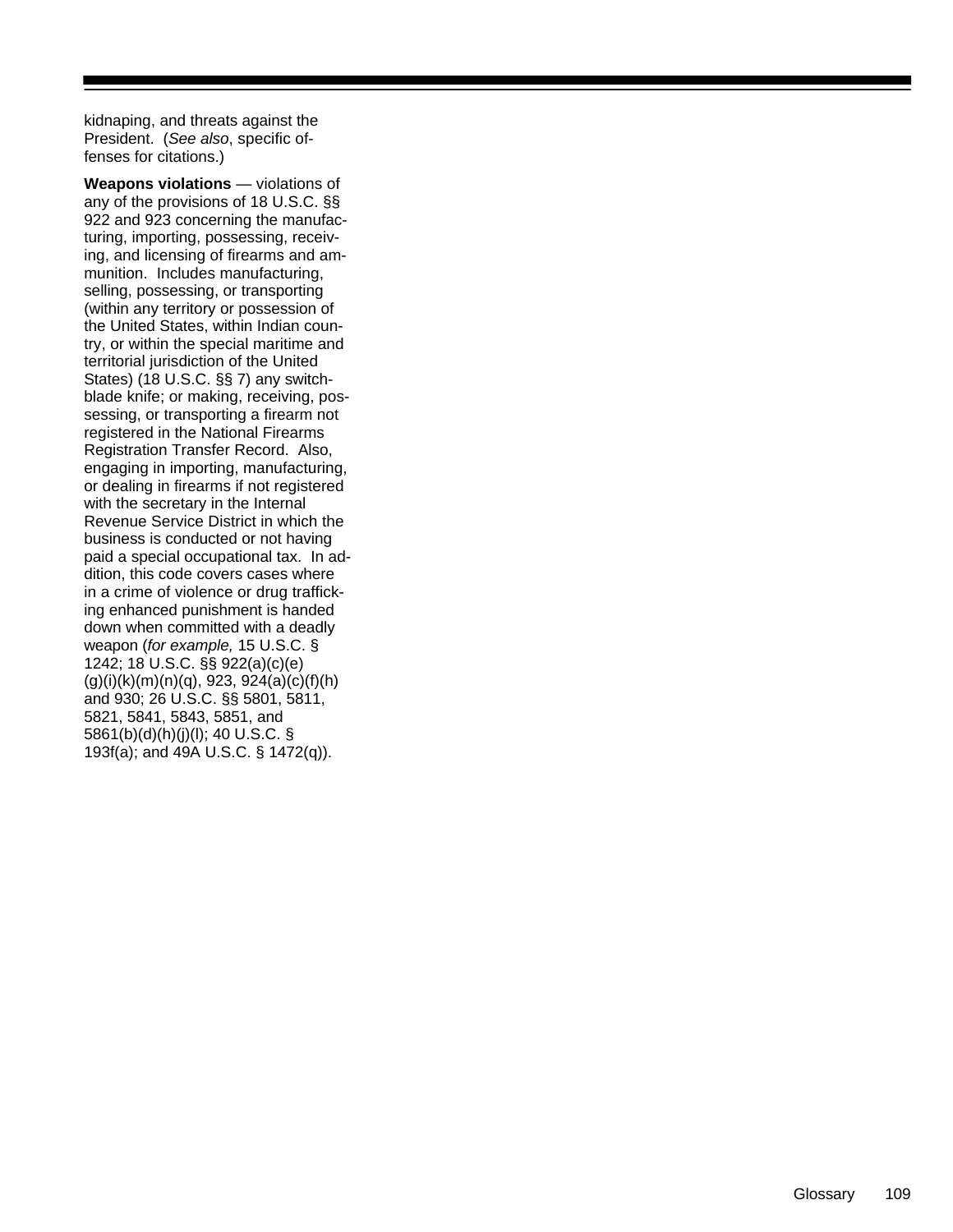kidnaping, and threats against the President. (*See also*, specific offenses for citations.)

**Weapons violations** — violations of any of the provisions of 18 U.S.C. §§ 922 and 923 concerning the manufacturing, importing, possessing, receiving, and licensing of firearms and ammunition. Includes manufacturing, selling, possessing, or transporting (within any territory or possession of the United States, within Indian country, or within the special maritime and territorial jurisdiction of the United States) (18 U.S.C. §§ 7) any switchblade knife; or making, receiving, possessing, or transporting a firearm not registered in the National Firearms Registration Transfer Record. Also, engaging in importing, manufacturing, or dealing in firearms if not registered with the secretary in the Internal Revenue Service District in which the business is conducted or not having paid a special occupational tax. In addition, this code covers cases where in a crime of violence or drug trafficking enhanced punishment is handed down when committed with a deadly weapon (*for example,* 15 U.S.C. § 1242; 18 U.S.C. §§ 922(a)(c)(e)(g)(i)(k)(m)(n)(q), 923, 924(a)(c)(f)(h) and 930; 26 U.S.C. §§ 5801, 5811, 5821, 5841, 5843, 5851, and 5861(b)(d)(h)(j)(l); 40 U.S.C. § 193f(a); and 49A U.S.C. § 1472(q)).